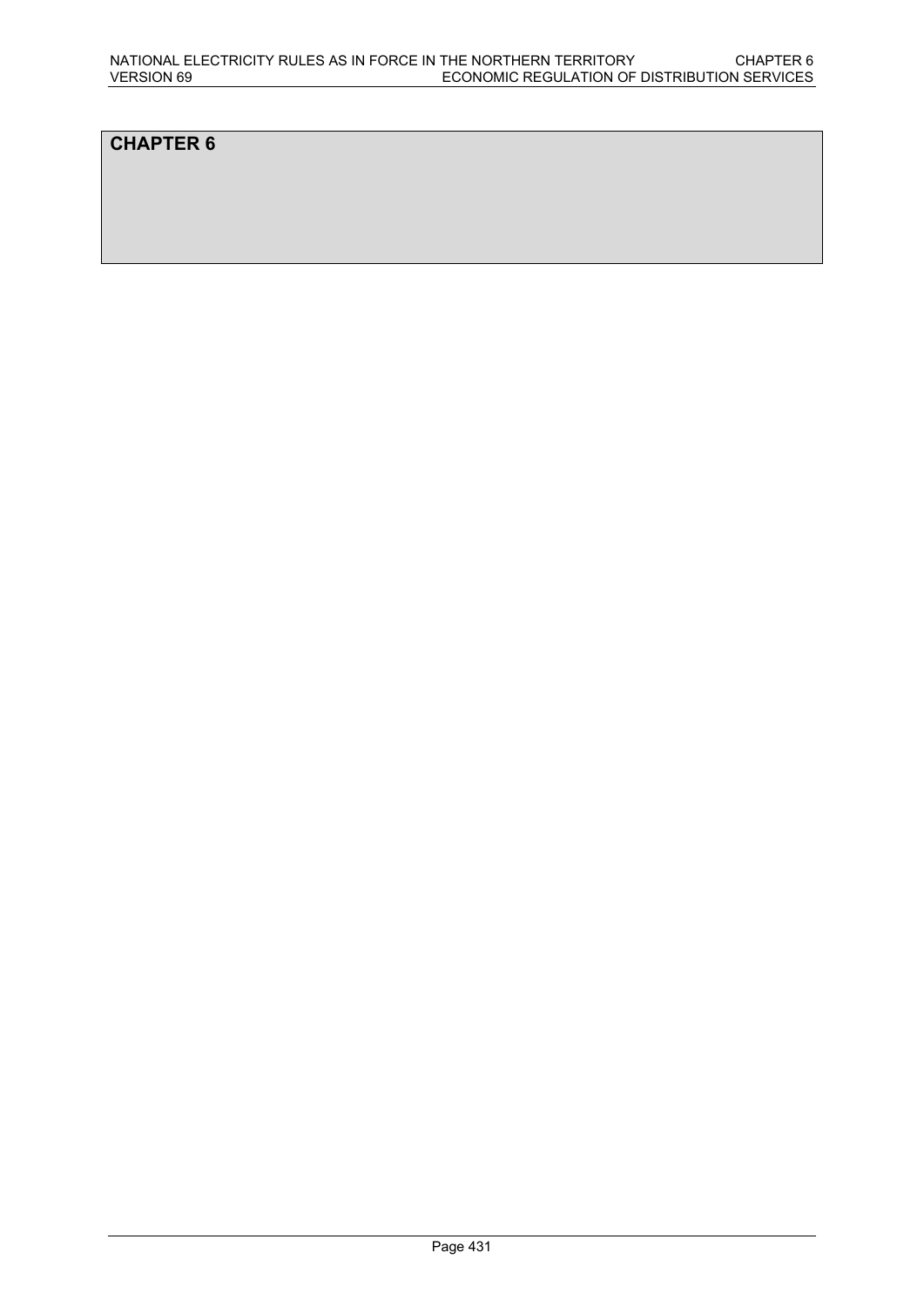# CHAPTER 6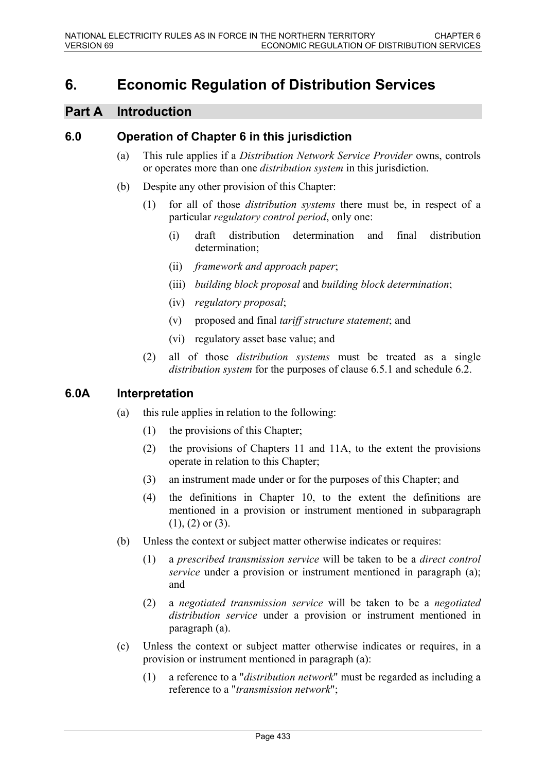# 6. Economic Regulation of Distribution Services

## Part A Introduction

### 6.0 Operation of Chapter 6 in this jurisdiction

(a) This rule applies if a *Distribution Network Service Provider* owns, controls or operates more than one *distribution system* in this jurisdiction.

(b) Despite any other provision of this Chapter:

(1) for all of those *distribution systems* there must be, in respect of a particular *regulatory control period*, only one:

(i) draft distribution determination and final distribution determination;

(ii) *framework and approach paper*;

(iii) *building block proposal* and *building block determination*;

(iv) *regulatory proposal*;

(v) proposed and final *tariff structure statement*; and

(vi) regulatory asset base value; and

(2) all of those *distribution systems* must be treated as a single *distribution system* for the purposes of clause 6.5.1 and schedule 6.2.

### 6.0A Interpretation

(a) this rule applies in relation to the following:

(1) the provisions of this Chapter;

(2) the provisions of Chapters 11 and 11A, to the extent the provisions operate in relation to this Chapter;

(3) an instrument made under or for the purposes of this Chapter; and

(4) the definitions in Chapter 10, to the extent the definitions are mentioned in a provision or instrument mentioned in subparagraph (1), (2) or (3).

(b) Unless the context or subject matter otherwise indicates or requires:

(1) a *prescribed transmission service* will be taken to be a *direct control service* under a provision or instrument mentioned in paragraph (a); and

(2) a *negotiated transmission service* will be taken to be a *negotiated distribution service* under a provision or instrument mentioned in paragraph (a).

(c) Unless the context or subject matter otherwise indicates or requires, in a provision or instrument mentioned in paragraph (a):

(1) a reference to a "*distribution network*" must be regarded as including a reference to a "*transmission network*";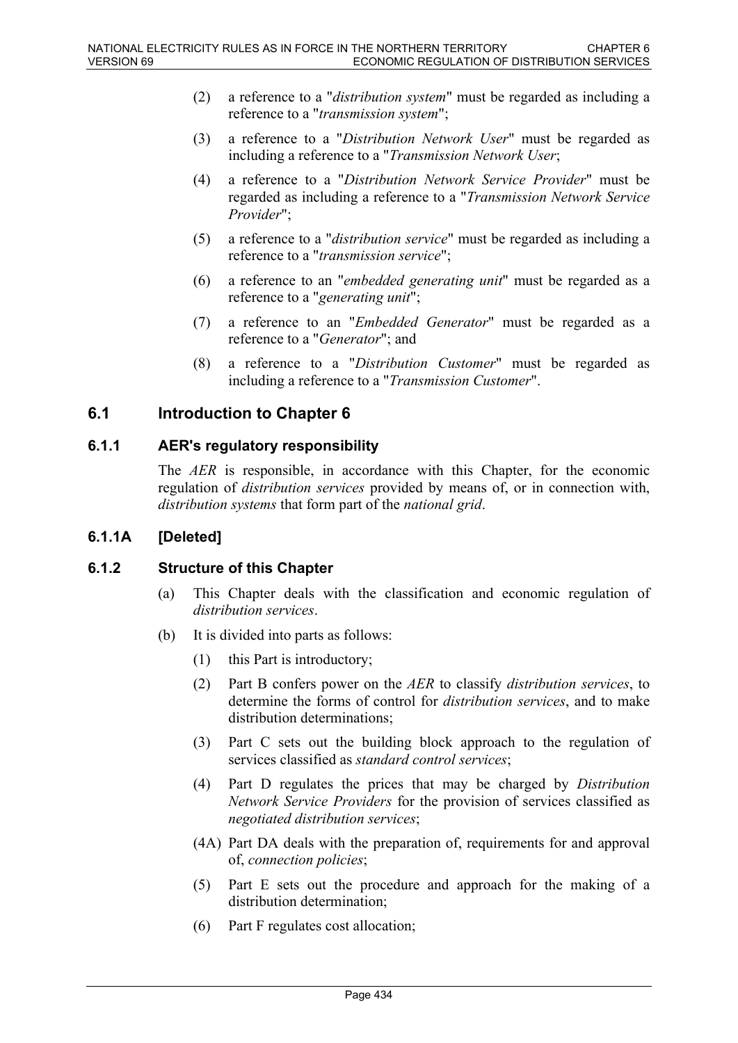(2) a reference to a "*distribution system*" must be regarded as including a reference to a "*transmission system*";

(3) a reference to a "*Distribution Network User*" must be regarded as including a reference to a "*Transmission Network User*;

(4) a reference to a "*Distribution Network Service Provider*" must be regarded as including a reference to a "*Transmission Network Service Provider*";

(5) a reference to a "*distribution service*" must be regarded as including a reference to a "*transmission service*";

(6) a reference to an "*embedded generating unit*" must be regarded as a reference to a "*generating unit*";

(7) a reference to an "*Embedded Generator*" must be regarded as a reference to a "*Generator*"; and

(8) a reference to a "*Distribution Customer*" must be regarded as including a reference to a "*Transmission Customer*".

## 6.1 Introduction to Chapter 6

### 6.1.1 AER's regulatory responsibility

The *AER* is responsible, in accordance with this Chapter, for the economic regulation of *distribution services* provided by means of, or in connection with, *distribution systems* that form part of the *national grid*.

### 6.1.1A [Deleted]

### 6.1.2 Structure of this Chapter

(a) This Chapter deals with the classification and economic regulation of *distribution services*.

(b) It is divided into parts as follows:

(1) this Part is introductory;

(2) Part B confers power on the *AER* to classify *distribution services*, to determine the forms of control for *distribution services*, and to make distribution determinations;

(3) Part C sets out the building block approach to the regulation of services classified as *standard control services*;

(4) Part D regulates the prices that may be charged by *Distribution Network Service Providers* for the provision of services classified as *negotiated distribution services*;

(4A) Part DA deals with the preparation of, requirements for and approval of, *connection policies*;

(5) Part E sets out the procedure and approach for the making of a distribution determination;

(6) Part F regulates cost allocation;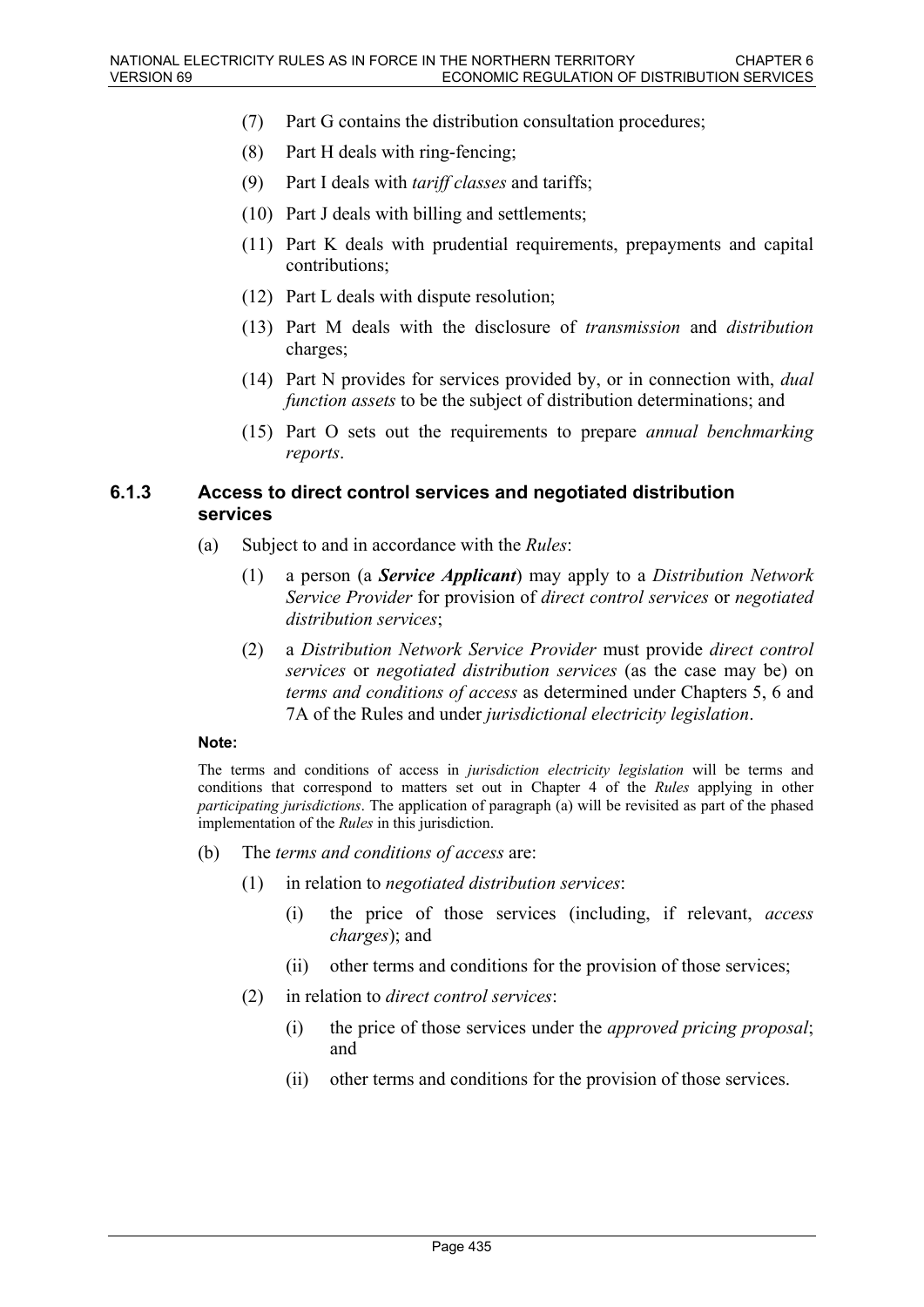(7) Part G contains the distribution consultation procedures;

(8) Part H deals with ring-fencing;

(9) Part I deals with *tariff classes* and tariffs;

(10) Part J deals with billing and settlements;

(11) Part K deals with prudential requirements, prepayments and capital contributions;

(12) Part L deals with dispute resolution;

(13) Part M deals with the disclosure of *transmission* and *distribution* charges;

(14) Part N provides for services provided by, or in connection with, *dual function assets* to be the subject of distribution determinations; and

(15) Part O sets out the requirements to prepare *annual benchmarking reports*.

### 6.1.3 Access to direct control services and negotiated distribution services

(a) Subject to and in accordance with the *Rules*:

(1) a person (a ***Service Applicant***) may apply to a *Distribution Network Service Provider* for provision of *direct control services* or *negotiated distribution services*;

(2) a *Distribution Network Service Provider* must provide *direct control services* or *negotiated distribution services* (as the case may be) on *terms and conditions of access* as determined under Chapters 5, 6 and 7A of the Rules and under *jurisdictional electricity legislation*.

**Note:**

The terms and conditions of access in *jurisdiction electricity legislation* will be terms and conditions that correspond to matters set out in Chapter 4 of the *Rules* applying in other *participating jurisdictions*. The application of paragraph (a) will be revisited as part of the phased implementation of the *Rules* in this jurisdiction.

(b) The *terms and conditions of access* are:

(1) in relation to *negotiated distribution services*:

(i) the price of those services (including, if relevant, *access charges*); and

(ii) other terms and conditions for the provision of those services;

(2) in relation to *direct control services*:

(i) the price of those services under the *approved pricing proposal*; and

(ii) other terms and conditions for the provision of those services.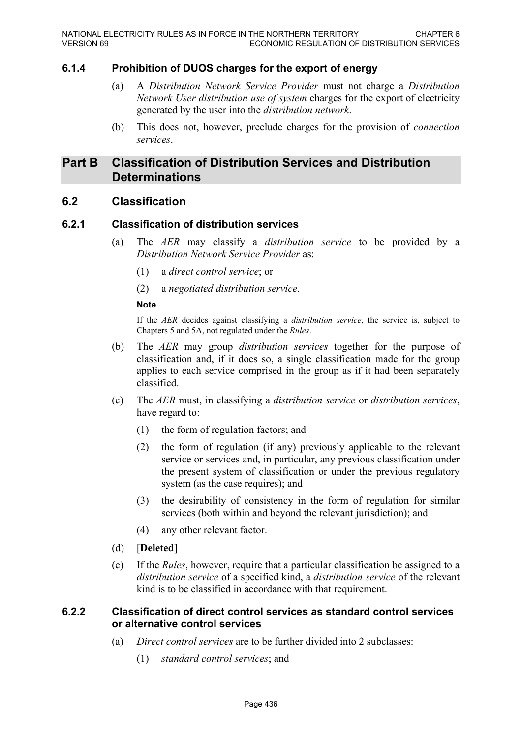### 6.1.4 Prohibition of DUOS charges for the export of energy

(a) A *Distribution Network Service Provider* must not charge a *Distribution Network User distribution use of system* charges for the export of electricity generated by the user into the *distribution network*.

(b) This does not, however, preclude charges for the provision of *connection services*.

# Part B Classification of Distribution Services and Distribution Determinations

## 6.2 Classification

### 6.2.1 Classification of distribution services

(a) The *AER* may classify a *distribution service* to be provided by a *Distribution Network Service Provider* as:

(1) a *direct control service*; or

(2) a *negotiated distribution service*.

**Note**

If the *AER* decides against classifying a *distribution service*, the service is, subject to Chapters 5 and 5A, not regulated under the *Rules*.

(b) The *AER* may group *distribution services* together for the purpose of classification and, if it does so, a single classification made for the group applies to each service comprised in the group as if it had been separately classified.

(c) The *AER* must, in classifying a *distribution service* or *distribution services*, have regard to:

(1) the form of regulation factors; and

(2) the form of regulation (if any) previously applicable to the relevant service or services and, in particular, any previous classification under the present system of classification or under the previous regulatory system (as the case requires); and

(3) the desirability of consistency in the form of regulation for similar services (both within and beyond the relevant jurisdiction); and

(4) any other relevant factor.

(d) [**Deleted**]

(e) If the *Rules*, however, require that a particular classification be assigned to a *distribution service* of a specified kind, a *distribution service* of the relevant kind is to be classified in accordance with that requirement.

### 6.2.2 Classification of direct control services as standard control services or alternative control services

(a) *Direct control services* are to be further divided into 2 subclasses:

(1) *standard control services*; and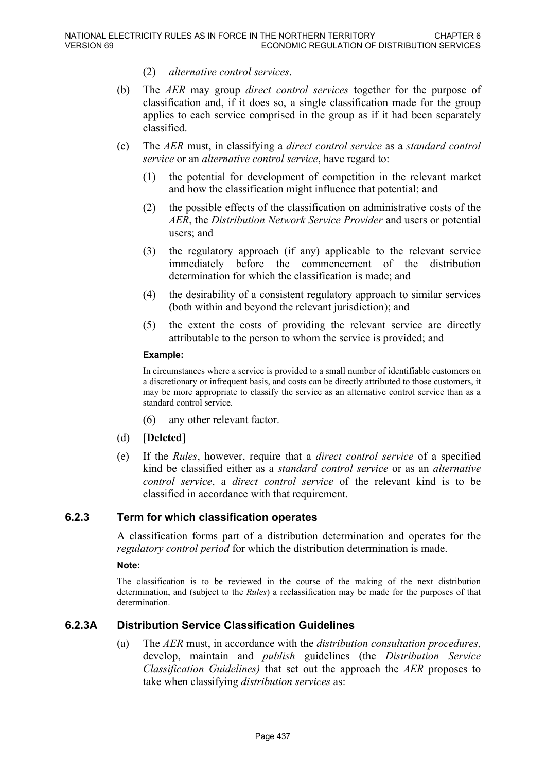(2) *alternative control services*.

(b) The *AER* may group *direct control services* together for the purpose of classification and, if it does so, a single classification made for the group applies to each service comprised in the group as if it had been separately classified.

(c) The *AER* must, in classifying a *direct control service* as a *standard control service* or an *alternative control service*, have regard to:

(1) the potential for development of competition in the relevant market and how the classification might influence that potential; and

(2) the possible effects of the classification on administrative costs of the *AER*, the *Distribution Network Service Provider* and users or potential users; and

(3) the regulatory approach (if any) applicable to the relevant service immediately before the commencement of the distribution determination for which the classification is made; and

(4) the desirability of a consistent regulatory approach to similar services (both within and beyond the relevant jurisdiction); and

(5) the extent the costs of providing the relevant service are directly attributable to the person to whom the service is provided; and

**Example:**

In circumstances where a service is provided to a small number of identifiable customers on a discretionary or infrequent basis, and costs can be directly attributed to those customers, it may be more appropriate to classify the service as an alternative control service than as a standard control service.

(6) any other relevant factor.

(d) [**Deleted**]

(e) If the *Rules*, however, require that a *direct control service* of a specified kind be classified either as a *standard control service* or as an *alternative control service*, a *direct control service* of the relevant kind is to be classified in accordance with that requirement.

### 6.2.3 Term for which classification operates

A classification forms part of a distribution determination and operates for the *regulatory control period* for which the distribution determination is made.

**Note:**

The classification is to be reviewed in the course of the making of the next distribution determination, and (subject to the *Rules*) a reclassification may be made for the purposes of that determination.

### 6.2.3A Distribution Service Classification Guidelines

(a) The *AER* must, in accordance with the *distribution consultation procedures*, develop, maintain and *publish* guidelines (the *Distribution Service Classification Guidelines)* that set out the approach the *AER* proposes to take when classifying *distribution services* as: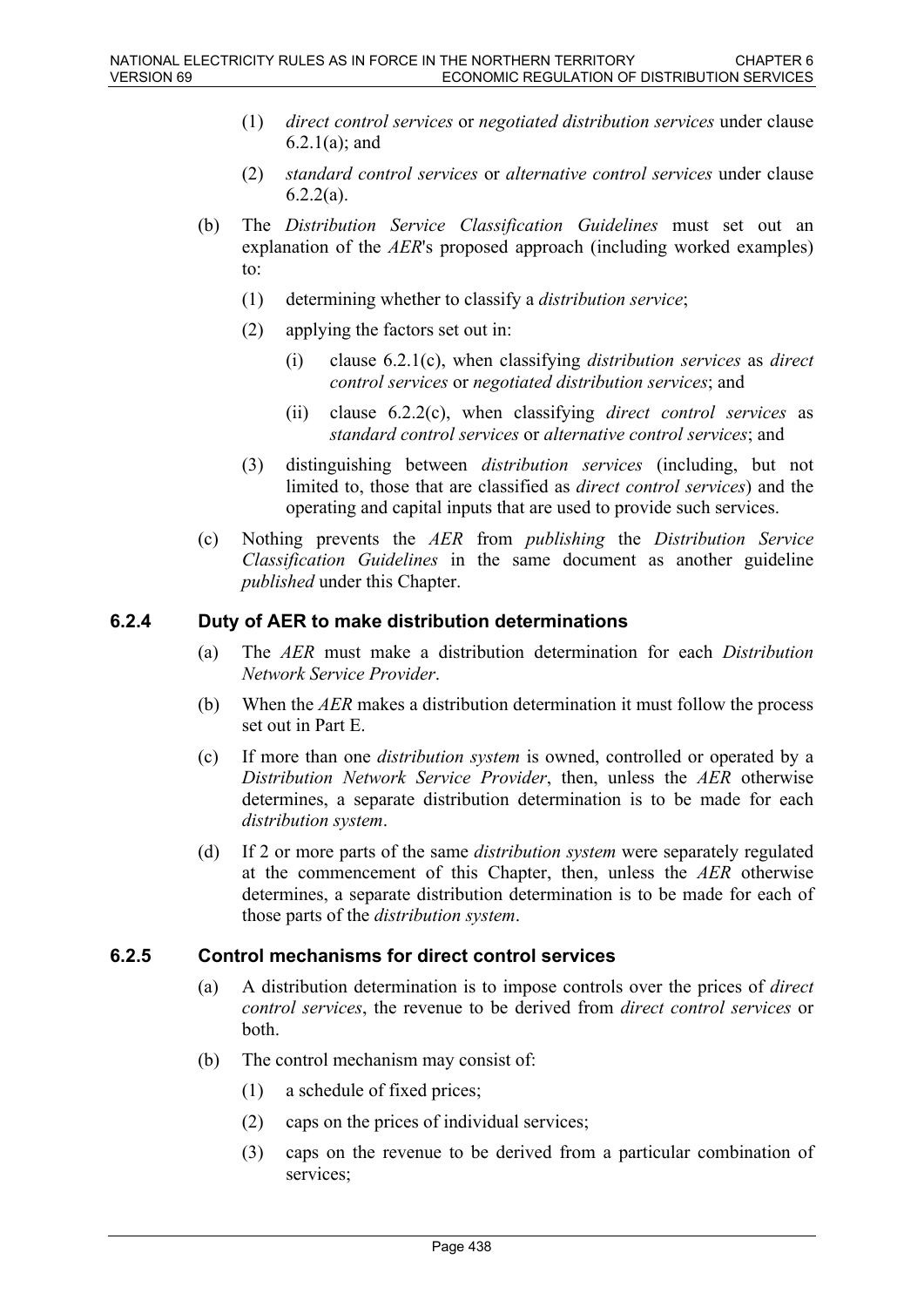(1) *direct control services* or *negotiated distribution services* under clause 6.2.1(a); and

(2) *standard control services* or *alternative control services* under clause 6.2.2(a).

(b) The *Distribution Service Classification Guidelines* must set out an explanation of the *AER*'s proposed approach (including worked examples) to:

(1) determining whether to classify a *distribution service*;

(2) applying the factors set out in:

(i) clause 6.2.1(c), when classifying *distribution services* as *direct control services* or *negotiated distribution services*; and

(ii) clause 6.2.2(c), when classifying *direct control services* as *standard control services* or *alternative control services*; and

(3) distinguishing between *distribution services* (including, but not limited to, those that are classified as *direct control services*) and the operating and capital inputs that are used to provide such services.

(c) Nothing prevents the *AER* from *publishing* the *Distribution Service Classification Guidelines* in the same document as another guideline *published* under this Chapter.

### 6.2.4 Duty of AER to make distribution determinations

(a) The *AER* must make a distribution determination for each *Distribution Network Service Provider*.

(b) When the *AER* makes a distribution determination it must follow the process set out in Part E.

(c) If more than one *distribution system* is owned, controlled or operated by a *Distribution Network Service Provider*, then, unless the *AER* otherwise determines, a separate distribution determination is to be made for each *distribution system*.

(d) If 2 or more parts of the same *distribution system* were separately regulated at the commencement of this Chapter, then, unless the *AER* otherwise determines, a separate distribution determination is to be made for each of those parts of the *distribution system*.

### 6.2.5 Control mechanisms for direct control services

(a) A distribution determination is to impose controls over the prices of *direct control services*, the revenue to be derived from *direct control services* or both.

(b) The control mechanism may consist of:

(1) a schedule of fixed prices;

(2) caps on the prices of individual services;

(3) caps on the revenue to be derived from a particular combination of services;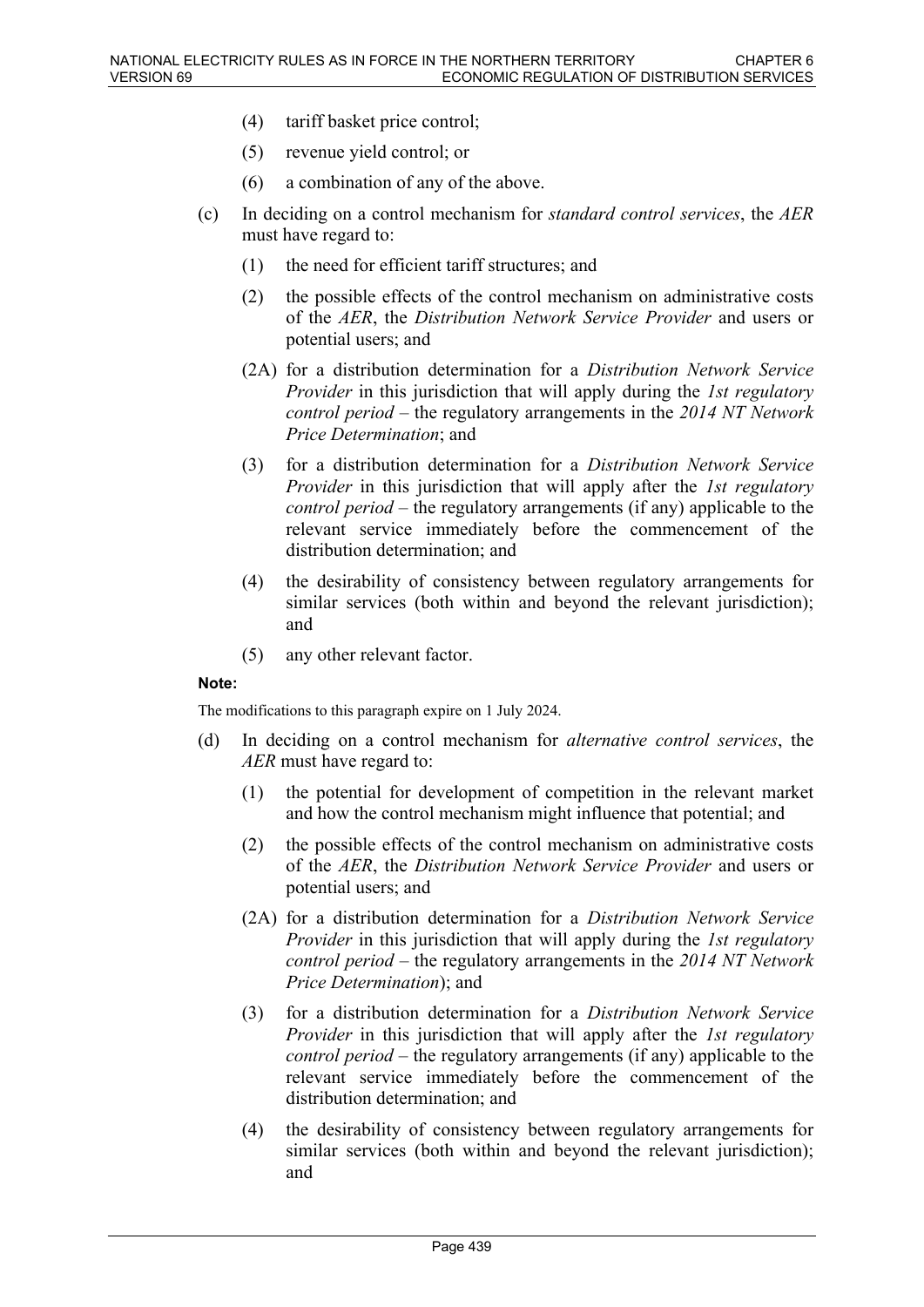(4) tariff basket price control;

(5) revenue yield control; or

(6) a combination of any of the above.

(c) In deciding on a control mechanism for *standard control services*, the *AER* must have regard to:

(1) the need for efficient tariff structures; and

(2) the possible effects of the control mechanism on administrative costs of the *AER*, the *Distribution Network Service Provider* and users or potential users; and

(2A) for a distribution determination for a *Distribution Network Service Provider* in this jurisdiction that will apply during the *1st regulatory control period* – the regulatory arrangements in the *2014 NT Network Price Determination*; and

(3) for a distribution determination for a *Distribution Network Service Provider* in this jurisdiction that will apply after the *1st regulatory control period* – the regulatory arrangements (if any) applicable to the relevant service immediately before the commencement of the distribution determination; and

(4) the desirability of consistency between regulatory arrangements for similar services (both within and beyond the relevant jurisdiction); and

(5) any other relevant factor.

**Note:**

The modifications to this paragraph expire on 1 July 2024.

(d) In deciding on a control mechanism for *alternative control services*, the *AER* must have regard to:

(1) the potential for development of competition in the relevant market and how the control mechanism might influence that potential; and

(2) the possible effects of the control mechanism on administrative costs of the *AER*, the *Distribution Network Service Provider* and users or potential users; and

(2A) for a distribution determination for a *Distribution Network Service Provider* in this jurisdiction that will apply during the *1st regulatory control period* – the regulatory arrangements in the *2014 NT Network Price Determination*); and

(3) for a distribution determination for a *Distribution Network Service Provider* in this jurisdiction that will apply after the *1st regulatory control period* – the regulatory arrangements (if any) applicable to the relevant service immediately before the commencement of the distribution determination; and

(4) the desirability of consistency between regulatory arrangements for similar services (both within and beyond the relevant jurisdiction); and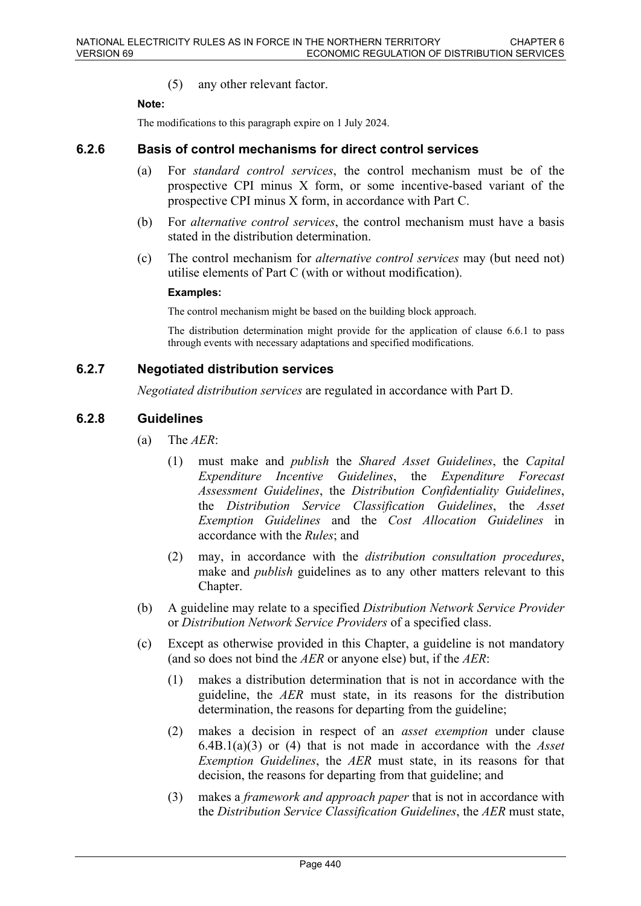(5) any other relevant factor.

**Note:**

The modifications to this paragraph expire on 1 July 2024.

### 6.2.6 Basis of control mechanisms for direct control services

(a) For *standard control services*, the control mechanism must be of the prospective CPI minus X form, or some incentive-based variant of the prospective CPI minus X form, in accordance with Part C.

(b) For *alternative control services*, the control mechanism must have a basis stated in the distribution determination.

(c) The control mechanism for *alternative control services* may (but need not) utilise elements of Part C (with or without modification).

**Examples:**

The control mechanism might be based on the building block approach.

The distribution determination might provide for the application of clause 6.6.1 to pass through events with necessary adaptations and specified modifications.

### 6.2.7 Negotiated distribution services

*Negotiated distribution services* are regulated in accordance with Part D.

### 6.2.8 Guidelines

(a) The *AER*:

(1) must make and *publish* the *Shared Asset Guidelines*, the *Capital Expenditure Incentive Guidelines*, the *Expenditure Forecast Assessment Guidelines*, the *Distribution Confidentiality Guidelines*, the *Distribution Service Classification Guidelines*, the *Asset Exemption Guidelines* and the *Cost Allocation Guidelines* in accordance with the *Rules*; and

(2) may, in accordance with the *distribution consultation procedures*, make and *publish* guidelines as to any other matters relevant to this Chapter.

(b) A guideline may relate to a specified *Distribution Network Service Provider* or *Distribution Network Service Providers* of a specified class.

(c) Except as otherwise provided in this Chapter, a guideline is not mandatory (and so does not bind the *AER* or anyone else) but, if the *AER*:

(1) makes a distribution determination that is not in accordance with the guideline, the *AER* must state, in its reasons for the distribution determination, the reasons for departing from the guideline;

(2) makes a decision in respect of an *asset exemption* under clause 6.4B.1(a)(3) or (4) that is not made in accordance with the *Asset Exemption Guidelines*, the *AER* must state, in its reasons for that decision, the reasons for departing from that guideline; and

(3) makes a *framework and approach paper* that is not in accordance with the *Distribution Service Classification Guidelines*, the *AER* must state,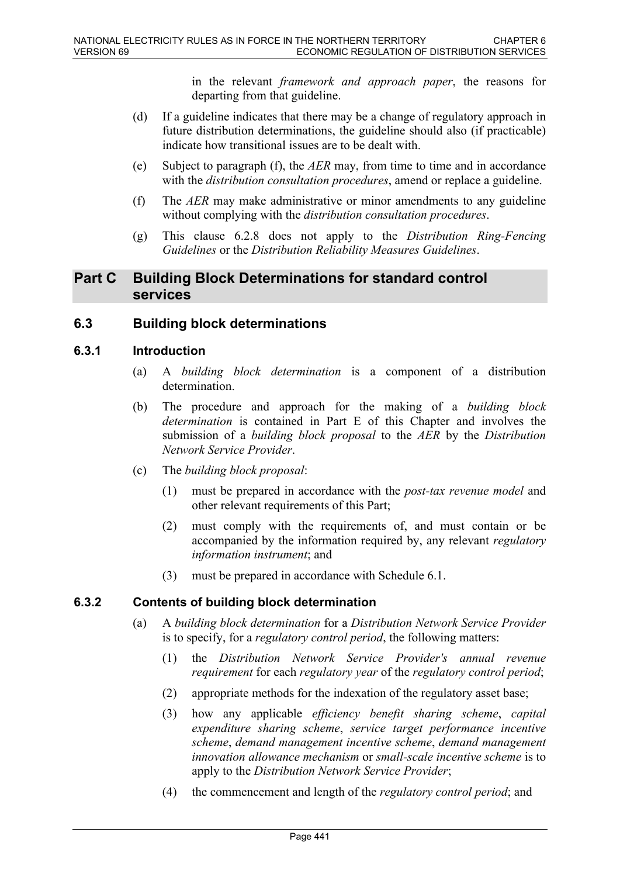in the relevant *framework and approach paper*, the reasons for departing from that guideline.

(d) If a guideline indicates that there may be a change of regulatory approach in future distribution determinations, the guideline should also (if practicable) indicate how transitional issues are to be dealt with.

(e) Subject to paragraph (f), the *AER* may, from time to time and in accordance with the *distribution consultation procedures*, amend or replace a guideline.

(f) The *AER* may make administrative or minor amendments to any guideline without complying with the *distribution consultation procedures*.

(g) This clause 6.2.8 does not apply to the *Distribution Ring-Fencing Guidelines* or the *Distribution Reliability Measures Guidelines*.

# Part C Building Block Determinations for standard control services

## 6.3 Building block determinations

### 6.3.1 Introduction

(a) A *building block determination* is a component of a distribution determination.

(b) The procedure and approach for the making of a *building block determination* is contained in Part E of this Chapter and involves the submission of a *building block proposal* to the *AER* by the *Distribution Network Service Provider*.

(c) The *building block proposal*:

(1) must be prepared in accordance with the *post-tax revenue model* and other relevant requirements of this Part;

(2) must comply with the requirements of, and must contain or be accompanied by the information required by, any relevant *regulatory information instrument*; and

(3) must be prepared in accordance with Schedule 6.1.

### 6.3.2 Contents of building block determination

(a) A *building block determination* for a *Distribution Network Service Provider* is to specify, for a *regulatory control period*, the following matters:

(1) the *Distribution Network Service Provider's annual revenue requirement* for each *regulatory year* of the *regulatory control period*;

(2) appropriate methods for the indexation of the regulatory asset base;

(3) how any applicable *efficiency benefit sharing scheme*, *capital expenditure sharing scheme*, *service target performance incentive scheme*, *demand management incentive scheme*, *demand management innovation allowance mechanism* or *small-scale incentive scheme* is to apply to the *Distribution Network Service Provider*;

(4) the commencement and length of the *regulatory control period*; and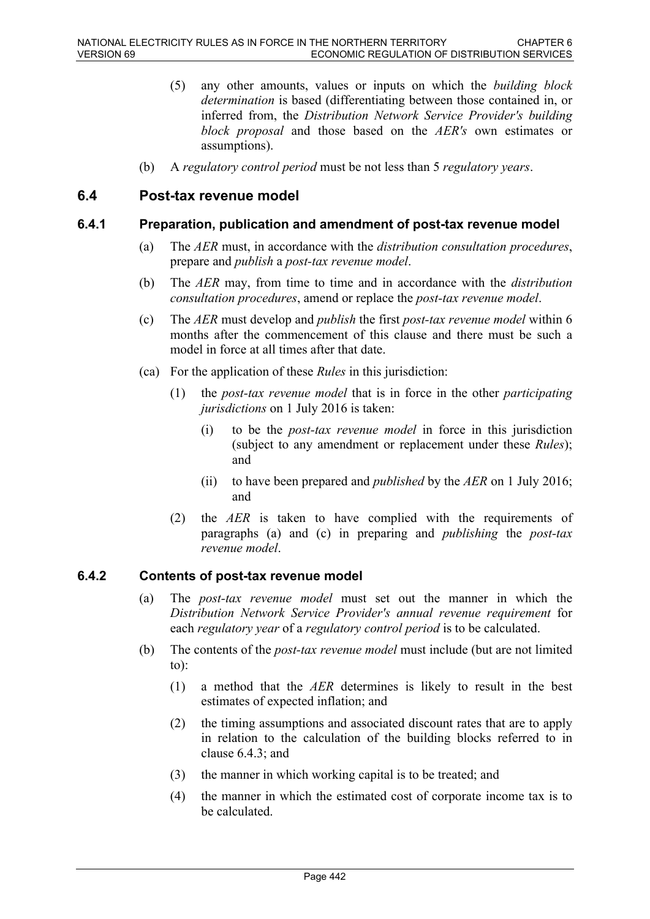(5) any other amounts, values or inputs on which the *building block determination* is based (differentiating between those contained in, or inferred from, the *Distribution Network Service Provider's building block proposal* and those based on the *AER's* own estimates or assumptions).

(b) A *regulatory control period* must be not less than 5 *regulatory years*.

## 6.4 Post-tax revenue model

### 6.4.1 Preparation, publication and amendment of post-tax revenue model

(a) The *AER* must, in accordance with the *distribution consultation procedures*, prepare and *publish* a *post-tax revenue model*.

(b) The *AER* may, from time to time and in accordance with the *distribution consultation procedures*, amend or replace the *post-tax revenue model*.

(c) The *AER* must develop and *publish* the first *post-tax revenue model* within 6 months after the commencement of this clause and there must be such a model in force at all times after that date.

(ca) For the application of these *Rules* in this jurisdiction:

(1) the *post-tax revenue model* that is in force in the other *participating jurisdictions* on 1 July 2016 is taken:

(i) to be the *post-tax revenue model* in force in this jurisdiction (subject to any amendment or replacement under these *Rules*); and

(ii) to have been prepared and *published* by the *AER* on 1 July 2016; and

(2) the *AER* is taken to have complied with the requirements of paragraphs (a) and (c) in preparing and *publishing* the *post-tax revenue model*.

### 6.4.2 Contents of post-tax revenue model

(a) The *post-tax revenue model* must set out the manner in which the *Distribution Network Service Provider's annual revenue requirement* for each *regulatory year* of a *regulatory control period* is to be calculated.

(b) The contents of the *post-tax revenue model* must include (but are not limited to):

(1) a method that the *AER* determines is likely to result in the best estimates of expected inflation; and

(2) the timing assumptions and associated discount rates that are to apply in relation to the calculation of the building blocks referred to in clause 6.4.3; and

(3) the manner in which working capital is to be treated; and

(4) the manner in which the estimated cost of corporate income tax is to be calculated.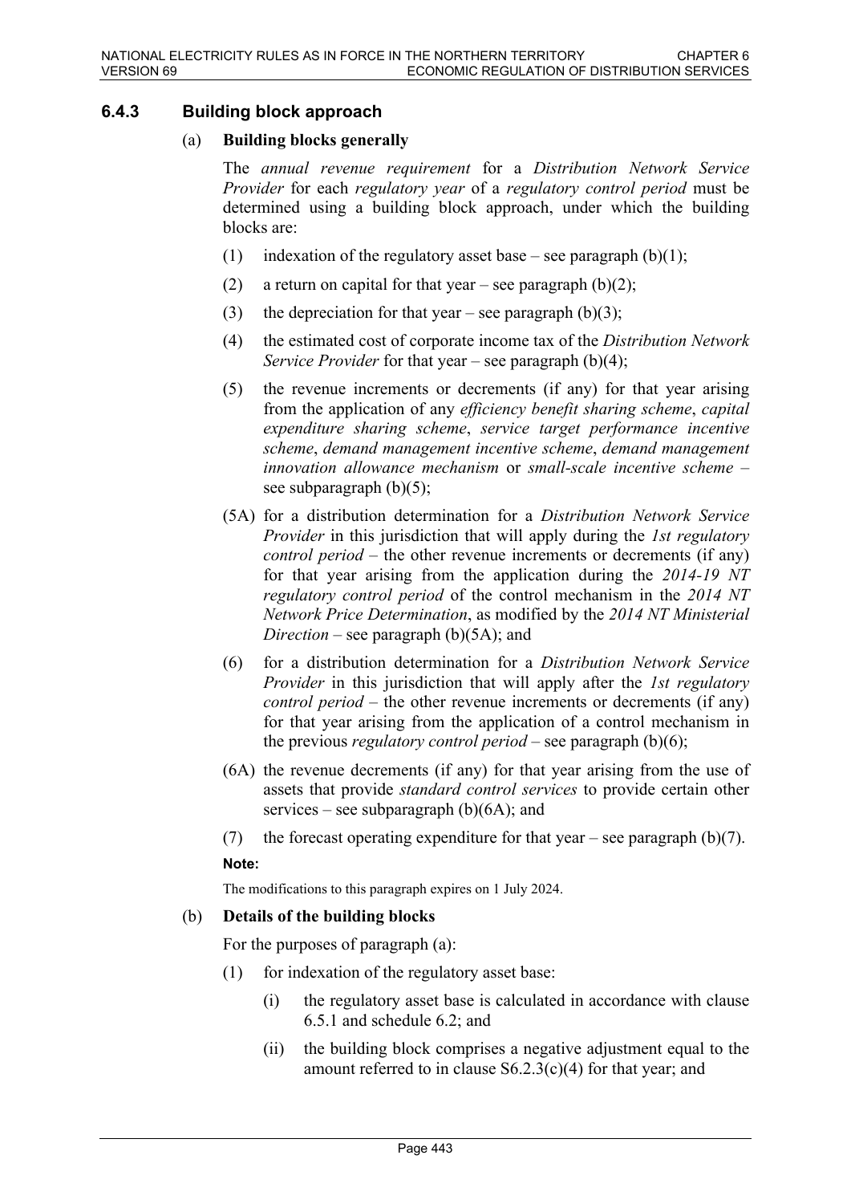### 6.4.3 Building block approach

(a) **Building blocks generally**

The *annual revenue requirement* for a *Distribution Network Service Provider* for each *regulatory year* of a *regulatory control period* must be determined using a building block approach, under which the building blocks are:

(1) indexation of the regulatory asset base – see paragraph (b)(1);

(2) a return on capital for that year – see paragraph (b)(2);

(3) the depreciation for that year – see paragraph (b)(3);

(4) the estimated cost of corporate income tax of the *Distribution Network Service Provider* for that year – see paragraph (b)(4);

(5) the revenue increments or decrements (if any) for that year arising from the application of any *efficiency benefit sharing scheme*, *capital expenditure sharing scheme*, *service target performance incentive scheme*, *demand management incentive scheme*, *demand management innovation allowance mechanism* or *small-scale incentive scheme* – see subparagraph (b)(5);

(5A) for a distribution determination for a *Distribution Network Service Provider* in this jurisdiction that will apply during the *1st regulatory control period* – the other revenue increments or decrements (if any) for that year arising from the application during the *2014-19 NT regulatory control period* of the control mechanism in the *2014 NT Network Price Determination*, as modified by the *2014 NT Ministerial Direction* – see paragraph (b)(5A); and

(6) for a distribution determination for a *Distribution Network Service Provider* in this jurisdiction that will apply after the *1st regulatory control period* – the other revenue increments or decrements (if any) for that year arising from the application of a control mechanism in the previous *regulatory control period* – see paragraph (b)(6);

(6A) the revenue decrements (if any) for that year arising from the use of assets that provide *standard control services* to provide certain other services – see subparagraph (b)(6A); and

(7) the forecast operating expenditure for that year – see paragraph (b)(7).

**Note:**

The modifications to this paragraph expires on 1 July 2024.

(b) **Details of the building blocks**

For the purposes of paragraph (a):

(1) for indexation of the regulatory asset base:

(i) the regulatory asset base is calculated in accordance with clause 6.5.1 and schedule 6.2; and

(ii) the building block comprises a negative adjustment equal to the amount referred to in clause S6.2.3(c)(4) for that year; and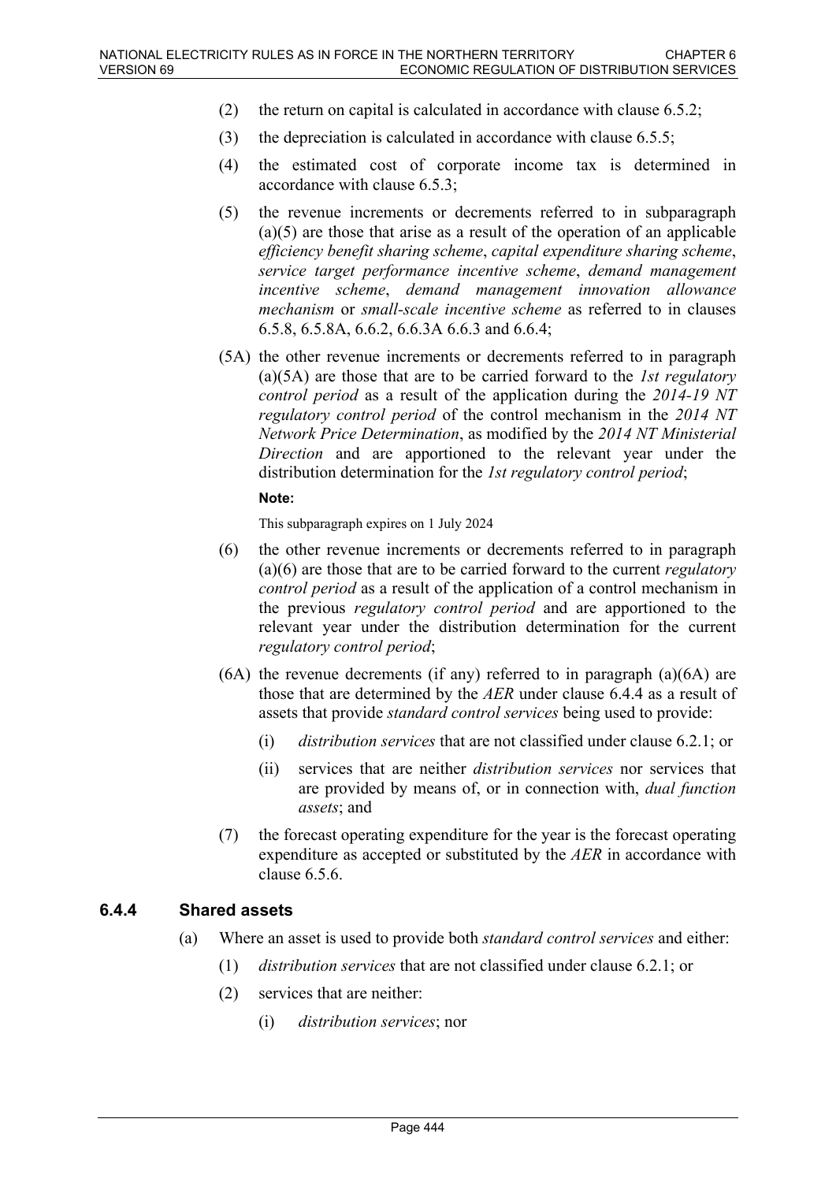(2) the return on capital is calculated in accordance with clause 6.5.2;

(3) the depreciation is calculated in accordance with clause 6.5.5;

(4) the estimated cost of corporate income tax is determined in accordance with clause 6.5.3;

(5) the revenue increments or decrements referred to in subparagraph (a)(5) are those that arise as a result of the operation of an applicable *efficiency benefit sharing scheme*, *capital expenditure sharing scheme*, *service target performance incentive scheme*, *demand management incentive scheme*, *demand management innovation allowance mechanism* or *small-scale incentive scheme* as referred to in clauses 6.5.8, 6.5.8A, 6.6.2, 6.6.3A 6.6.3 and 6.6.4;

(5A) the other revenue increments or decrements referred to in paragraph (a)(5A) are those that are to be carried forward to the *1st regulatory control period* as a result of the application during the *2014-19 NT regulatory control period* of the control mechanism in the *2014 NT Network Price Determination*, as modified by the *2014 NT Ministerial Direction* and are apportioned to the relevant year under the distribution determination for the *1st regulatory control period*;

**Note:**

This subparagraph expires on 1 July 2024

(6) the other revenue increments or decrements referred to in paragraph (a)(6) are those that are to be carried forward to the current *regulatory control period* as a result of the application of a control mechanism in the previous *regulatory control period* and are apportioned to the relevant year under the distribution determination for the current *regulatory control period*;

(6A) the revenue decrements (if any) referred to in paragraph (a)(6A) are those that are determined by the *AER* under clause 6.4.4 as a result of assets that provide *standard control services* being used to provide:

(i) *distribution services* that are not classified under clause 6.2.1; or

(ii) services that are neither *distribution services* nor services that are provided by means of, or in connection with, *dual function assets*; and

(7) the forecast operating expenditure for the year is the forecast operating expenditure as accepted or substituted by the *AER* in accordance with clause 6.5.6.

### 6.4.4 Shared assets

(a) Where an asset is used to provide both *standard control services* and either:

(1) *distribution services* that are not classified under clause 6.2.1; or

(2) services that are neither:

(i) *distribution services*; nor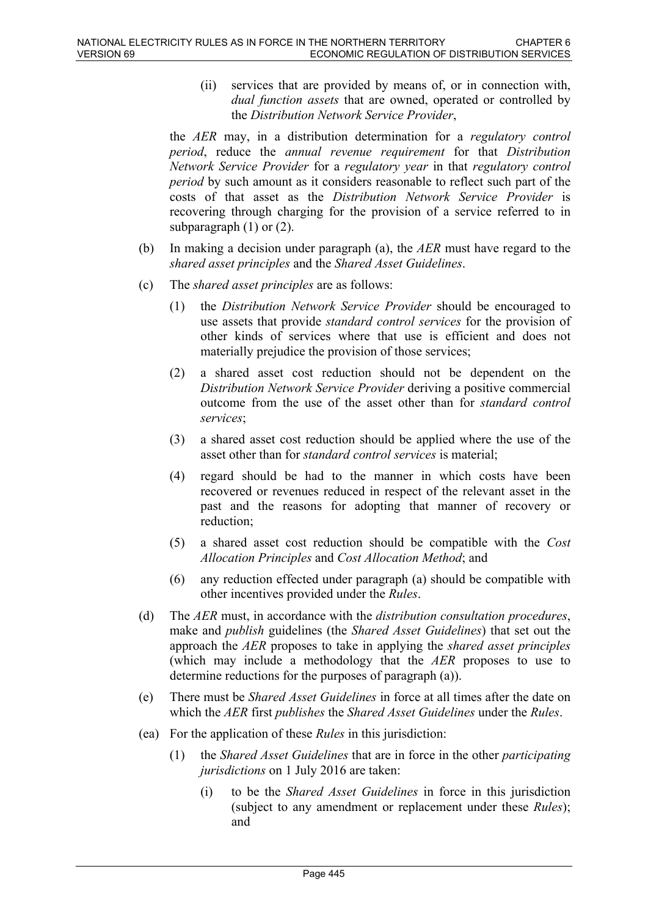(ii) services that are provided by means of, or in connection with, *dual function assets* that are owned, operated or controlled by the *Distribution Network Service Provider*,

the *AER* may, in a distribution determination for a *regulatory control period*, reduce the *annual revenue requirement* for that *Distribution Network Service Provider* for a *regulatory year* in that *regulatory control period* by such amount as it considers reasonable to reflect such part of the costs of that asset as the *Distribution Network Service Provider* is recovering through charging for the provision of a service referred to in subparagraph (1) or (2).

(b) In making a decision under paragraph (a), the *AER* must have regard to the *shared asset principles* and the *Shared Asset Guidelines*.

(c) The *shared asset principles* are as follows:

(1) the *Distribution Network Service Provider* should be encouraged to use assets that provide *standard control services* for the provision of other kinds of services where that use is efficient and does not materially prejudice the provision of those services;

(2) a shared asset cost reduction should not be dependent on the *Distribution Network Service Provider* deriving a positive commercial outcome from the use of the asset other than for *standard control services*;

(3) a shared asset cost reduction should be applied where the use of the asset other than for *standard control services* is material;

(4) regard should be had to the manner in which costs have been recovered or revenues reduced in respect of the relevant asset in the past and the reasons for adopting that manner of recovery or reduction;

(5) a shared asset cost reduction should be compatible with the *Cost Allocation Principles* and *Cost Allocation Method*; and

(6) any reduction effected under paragraph (a) should be compatible with other incentives provided under the *Rules*.

(d) The *AER* must, in accordance with the *distribution consultation procedures*, make and *publish* guidelines (the *Shared Asset Guidelines*) that set out the approach the *AER* proposes to take in applying the *shared asset principles* (which may include a methodology that the *AER* proposes to use to determine reductions for the purposes of paragraph (a)).

(e) There must be *Shared Asset Guidelines* in force at all times after the date on which the *AER* first *publishes* the *Shared Asset Guidelines* under the *Rules*.

(ea) For the application of these *Rules* in this jurisdiction:

(1) the *Shared Asset Guidelines* that are in force in the other *participating jurisdictions* on 1 July 2016 are taken:

(i) to be the *Shared Asset Guidelines* in force in this jurisdiction (subject to any amendment or replacement under these *Rules*); and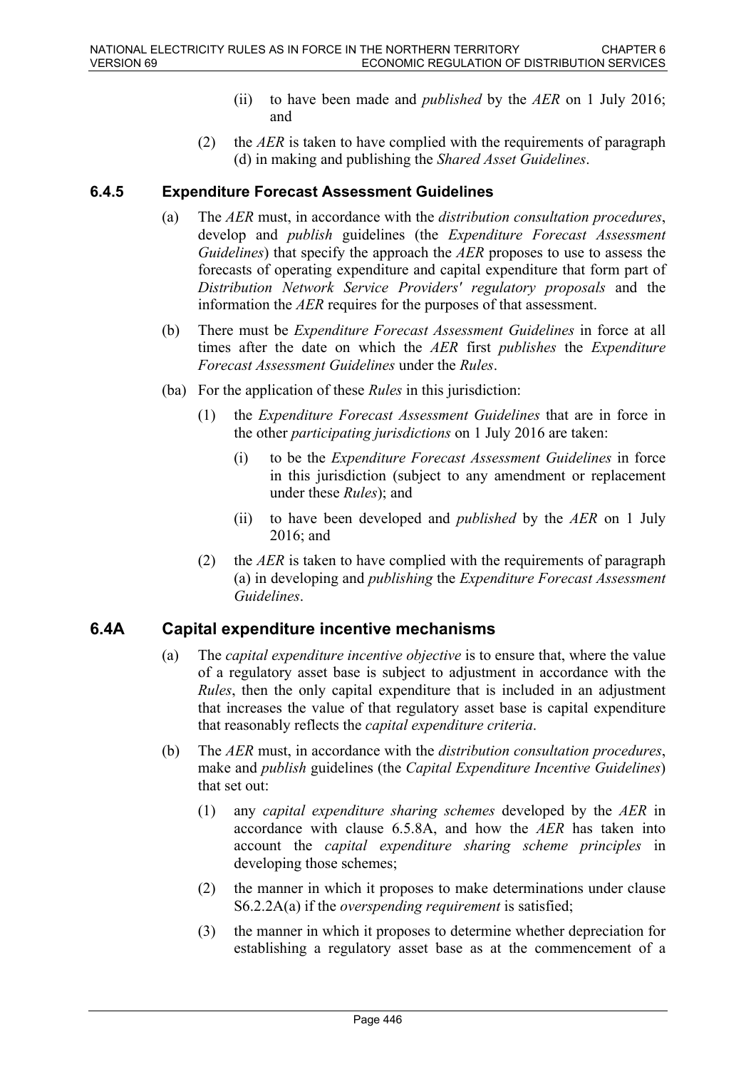(ii) to have been made and *published* by the *AER* on 1 July 2016; and

(2) the *AER* is taken to have complied with the requirements of paragraph (d) in making and publishing the *Shared Asset Guidelines*.

### 6.4.5 Expenditure Forecast Assessment Guidelines

(a) The *AER* must, in accordance with the *distribution consultation procedures*, develop and *publish* guidelines (the *Expenditure Forecast Assessment Guidelines*) that specify the approach the *AER* proposes to use to assess the forecasts of operating expenditure and capital expenditure that form part of *Distribution Network Service Providers' regulatory proposals* and the information the *AER* requires for the purposes of that assessment.

(b) There must be *Expenditure Forecast Assessment Guidelines* in force at all times after the date on which the *AER* first *publishes* the *Expenditure Forecast Assessment Guidelines* under the *Rules*.

(ba) For the application of these *Rules* in this jurisdiction:

(1) the *Expenditure Forecast Assessment Guidelines* that are in force in the other *participating jurisdictions* on 1 July 2016 are taken:

(i) to be the *Expenditure Forecast Assessment Guidelines* in force in this jurisdiction (subject to any amendment or replacement under these *Rules*); and

(ii) to have been developed and *published* by the *AER* on 1 July 2016; and

(2) the *AER* is taken to have complied with the requirements of paragraph (a) in developing and *publishing* the *Expenditure Forecast Assessment Guidelines*.

## 6.4A Capital expenditure incentive mechanisms

(a) The *capital expenditure incentive objective* is to ensure that, where the value of a regulatory asset base is subject to adjustment in accordance with the *Rules*, then the only capital expenditure that is included in an adjustment that increases the value of that regulatory asset base is capital expenditure that reasonably reflects the *capital expenditure criteria*.

(b) The *AER* must, in accordance with the *distribution consultation procedures*, make and *publish* guidelines (the *Capital Expenditure Incentive Guidelines*) that set out:

(1) any *capital expenditure sharing schemes* developed by the *AER* in accordance with clause 6.5.8A, and how the *AER* has taken into account the *capital expenditure sharing scheme principles* in developing those schemes;

(2) the manner in which it proposes to make determinations under clause S6.2.2A(a) if the *overspending requirement* is satisfied;

(3) the manner in which it proposes to determine whether depreciation for establishing a regulatory asset base as at the commencement of a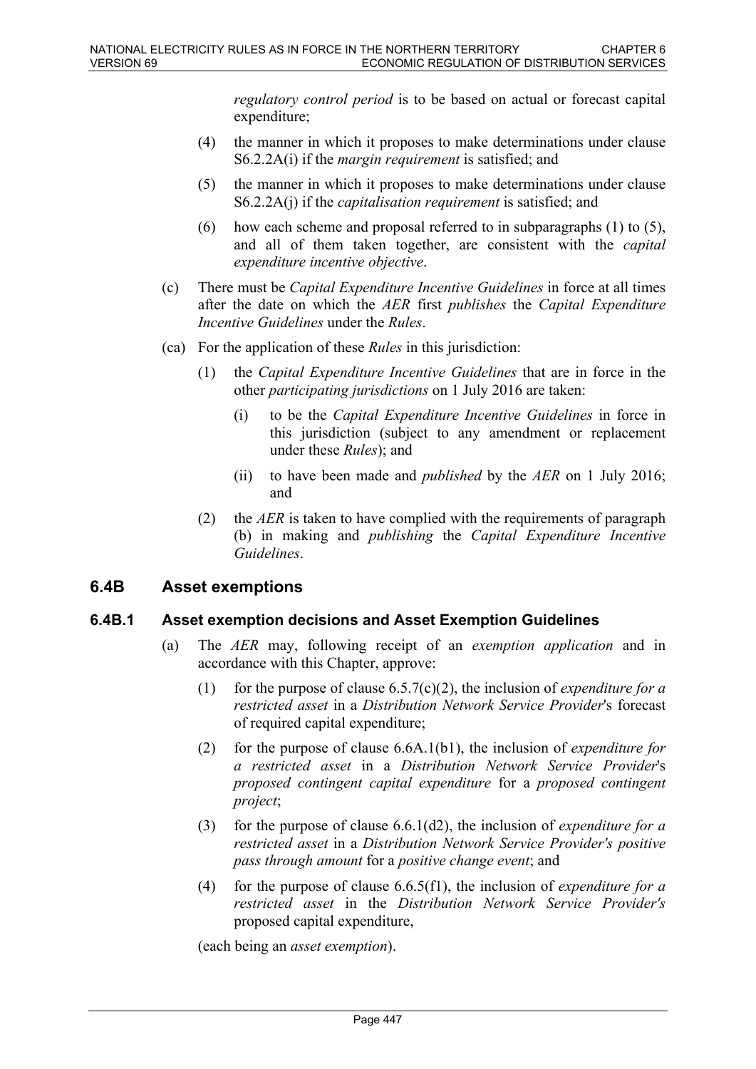*regulatory control period* is to be based on actual or forecast capital expenditure;

(4) the manner in which it proposes to make determinations under clause S6.2.2A(i) if the *margin requirement* is satisfied; and

(5) the manner in which it proposes to make determinations under clause S6.2.2A(j) if the *capitalisation requirement* is satisfied; and

(6) how each scheme and proposal referred to in subparagraphs (1) to (5), and all of them taken together, are consistent with the *capital expenditure incentive objective*.

(c) There must be *Capital Expenditure Incentive Guidelines* in force at all times after the date on which the *AER* first *publishes* the *Capital Expenditure Incentive Guidelines* under the *Rules*.

(ca) For the application of these *Rules* in this jurisdiction:

(1) the *Capital Expenditure Incentive Guidelines* that are in force in the other *participating jurisdictions* on 1 July 2016 are taken:

(i) to be the *Capital Expenditure Incentive Guidelines* in force in this jurisdiction (subject to any amendment or replacement under these *Rules*); and

(ii) to have been made and *published* by the *AER* on 1 July 2016; and

(2) the *AER* is taken to have complied with the requirements of paragraph (b) in making and *publishing* the *Capital Expenditure Incentive Guidelines*.

## 6.4B Asset exemptions

### 6.4B.1 Asset exemption decisions and Asset Exemption Guidelines

(a) The *AER* may, following receipt of an *exemption application* and in accordance with this Chapter, approve:

(1) for the purpose of clause 6.5.7(c)(2), the inclusion of *expenditure for a restricted asset* in a *Distribution Network Service Provider*'s forecast of required capital expenditure;

(2) for the purpose of clause 6.6A.1(b1), the inclusion of *expenditure for a restricted asset* in a *Distribution Network Service Provider*'s *proposed contingent capital expenditure* for a *proposed contingent project*;

(3) for the purpose of clause 6.6.1(d2), the inclusion of *expenditure for a restricted asset* in a *Distribution Network Service Provider's positive pass through amount* for a *positive change event*; and

(4) for the purpose of clause 6.6.5(f1), the inclusion of *expenditure for a restricted asset* in the *Distribution Network Service Provider's* proposed capital expenditure,

(each being an *asset exemption*).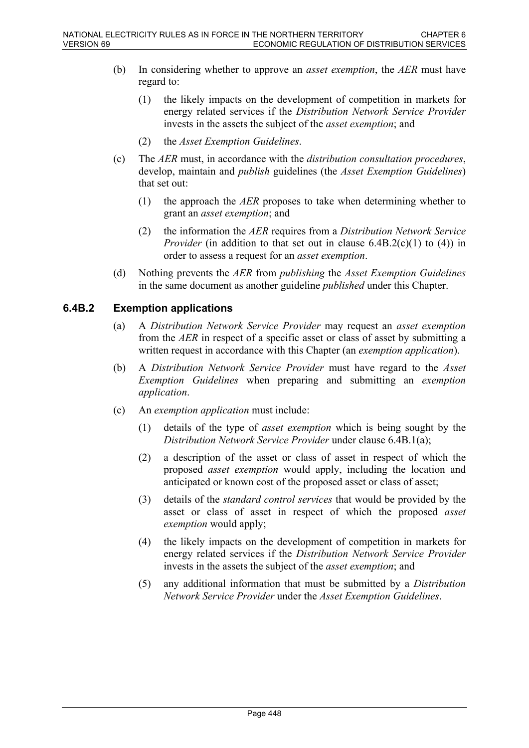(b) In considering whether to approve an *asset exemption*, the *AER* must have regard to:

   (1) the likely impacts on the development of competition in markets for energy related services if the *Distribution Network Service Provider* invests in the assets the subject of the *asset exemption*; and

   (2) the *Asset Exemption Guidelines*.

(c) The *AER* must, in accordance with the *distribution consultation procedures*, develop, maintain and *publish* guidelines (the *Asset Exemption Guidelines*) that set out:

   (1) the approach the *AER* proposes to take when determining whether to grant an *asset exemption*; and

   (2) the information the *AER* requires from a *Distribution Network Service Provider* (in addition to that set out in clause 6.4B.2(c)(1) to (4)) in order to assess a request for an *asset exemption*.

(d) Nothing prevents the *AER* from *publishing* the *Asset Exemption Guidelines* in the same document as another guideline *published* under this Chapter.

### 6.4B.2 Exemption applications

(a) A *Distribution Network Service Provider* may request an *asset exemption* from the *AER* in respect of a specific asset or class of asset by submitting a written request in accordance with this Chapter (an *exemption application*).

(b) A *Distribution Network Service Provider* must have regard to the *Asset Exemption Guidelines* when preparing and submitting an *exemption application*.

(c) An *exemption application* must include:

   (1) details of the type of *asset exemption* which is being sought by the *Distribution Network Service Provider* under clause 6.4B.1(a);

   (2) a description of the asset or class of asset in respect of which the proposed *asset exemption* would apply, including the location and anticipated or known cost of the proposed asset or class of asset;

   (3) details of the *standard control services* that would be provided by the asset or class of asset in respect of which the proposed *asset exemption* would apply;

   (4) the likely impacts on the development of competition in markets for energy related services if the *Distribution Network Service Provider* invests in the assets the subject of the *asset exemption*; and

   (5) any additional information that must be submitted by a *Distribution Network Service Provider* under the *Asset Exemption Guidelines*.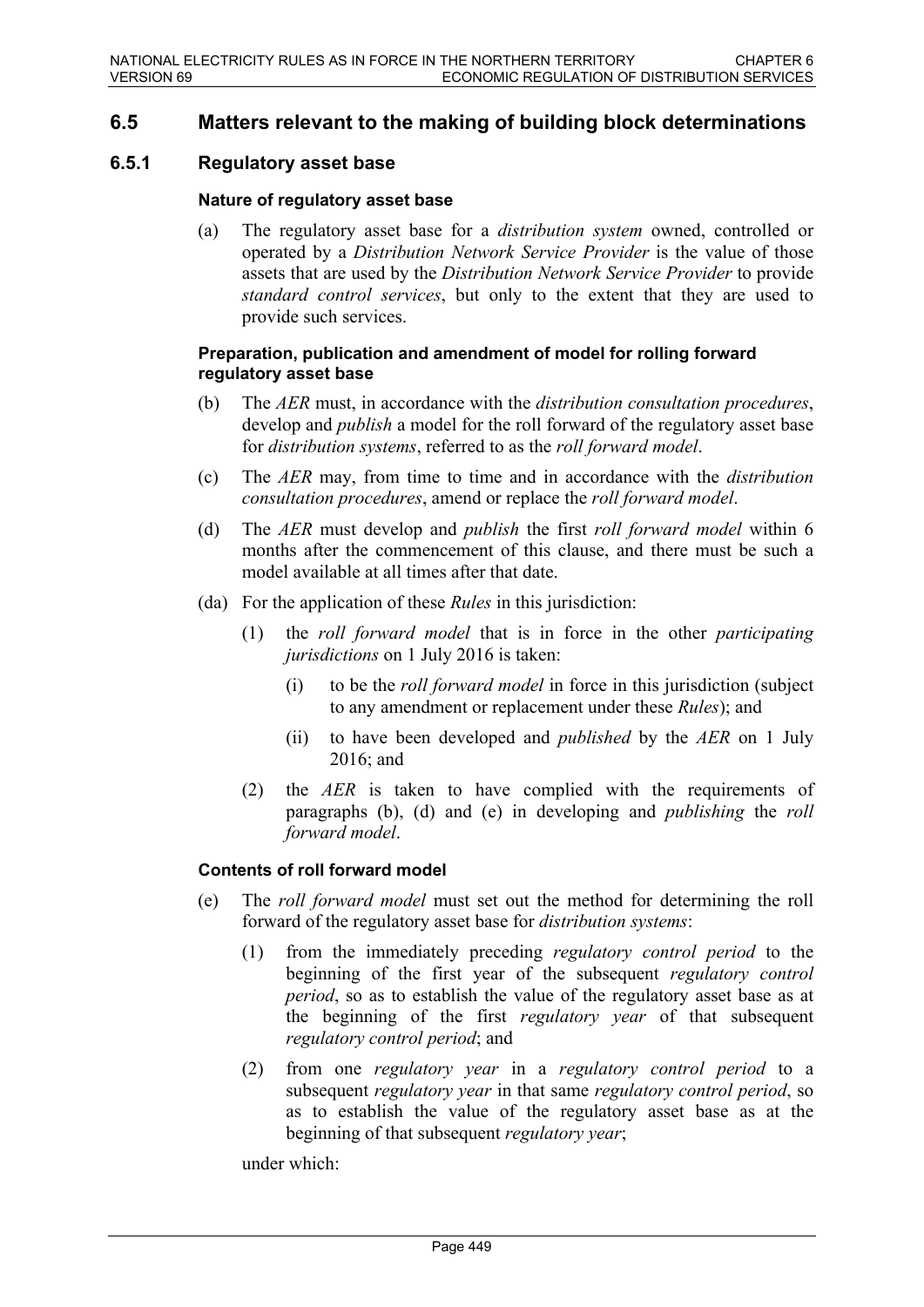## 6.5 Matters relevant to the making of building block determinations

### 6.5.1 Regulatory asset base

#### Nature of regulatory asset base

(a) The regulatory asset base for a *distribution system* owned, controlled or operated by a *Distribution Network Service Provider* is the value of those assets that are used by the *Distribution Network Service Provider* to provide *standard control services*, but only to the extent that they are used to provide such services.

#### Preparation, publication and amendment of model for rolling forward regulatory asset base

(b) The *AER* must, in accordance with the *distribution consultation procedures*, develop and *publish* a model for the roll forward of the regulatory asset base for *distribution systems*, referred to as the *roll forward model*.

(c) The *AER* may, from time to time and in accordance with the *distribution consultation procedures*, amend or replace the *roll forward model*.

(d) The *AER* must develop and *publish* the first *roll forward model* within 6 months after the commencement of this clause, and there must be such a model available at all times after that date.

(da) For the application of these *Rules* in this jurisdiction:

(1) the *roll forward model* that is in force in the other *participating jurisdictions* on 1 July 2016 is taken:

(i) to be the *roll forward model* in force in this jurisdiction (subject to any amendment or replacement under these *Rules*); and

(ii) to have been developed and *published* by the *AER* on 1 July 2016; and

(2) the *AER* is taken to have complied with the requirements of paragraphs (b), (d) and (e) in developing and *publishing* the *roll forward model*.

#### Contents of roll forward model

(e) The *roll forward model* must set out the method for determining the roll forward of the regulatory asset base for *distribution systems*:

(1) from the immediately preceding *regulatory control period* to the beginning of the first year of the subsequent *regulatory control period*, so as to establish the value of the regulatory asset base as at the beginning of the first *regulatory year* of that subsequent *regulatory control period*; and

(2) from one *regulatory year* in a *regulatory control period* to a subsequent *regulatory year* in that same *regulatory control period*, so as to establish the value of the regulatory asset base as at the beginning of that subsequent *regulatory year*;

under which: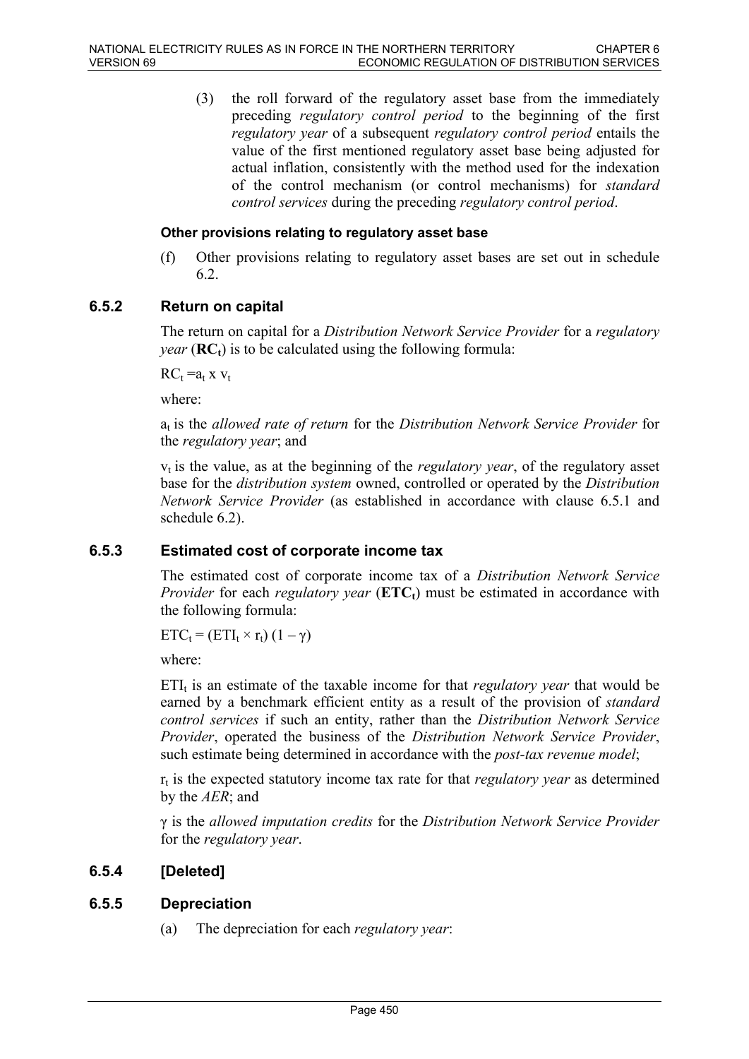(3) the roll forward of the regulatory asset base from the immediately preceding *regulatory control period* to the beginning of the first *regulatory year* of a subsequent *regulatory control period* entails the value of the first mentioned regulatory asset base being adjusted for actual inflation, consistently with the method used for the indexation of the control mechanism (or control mechanisms) for *standard control services* during the preceding *regulatory control period*.

#### Other provisions relating to regulatory asset base

(f) Other provisions relating to regulatory asset bases are set out in schedule 6.2.

### 6.5.2 Return on capital

The return on capital for a *Distribution Network Service Provider* for a *regulatory year* (**$RC_t$**) is to be calculated using the following formula:

$RC_t = a_t \times v_t$

where:

$a_t$ is the *allowed rate of return* for the *Distribution Network Service Provider* for the *regulatory year*; and

$v_t$ is the value, as at the beginning of the *regulatory year*, of the regulatory asset base for the *distribution system* owned, controlled or operated by the *Distribution Network Service Provider* (as established in accordance with clause 6.5.1 and schedule 6.2).

### 6.5.3 Estimated cost of corporate income tax

The estimated cost of corporate income tax of a *Distribution Network Service Provider* for each *regulatory year* (**$ETC_t$**) must be estimated in accordance with the following formula:

$ETC_t = (ETI_t \times r_t)(1 - \gamma)$

where:

$ETI_t$ is an estimate of the taxable income for that *regulatory year* that would be earned by a benchmark efficient entity as a result of the provision of *standard control services* if such an entity, rather than the *Distribution Network Service Provider*, operated the business of the *Distribution Network Service Provider*, such estimate being determined in accordance with the *post-tax revenue model*;

$r_t$ is the expected statutory income tax rate for that *regulatory year* as determined by the *AER*; and

$\gamma$ is the *allowed imputation credits* for the *Distribution Network Service Provider* for the *regulatory year*.

### 6.5.4 [Deleted]

### 6.5.5 Depreciation

(a) The depreciation for each *regulatory year*: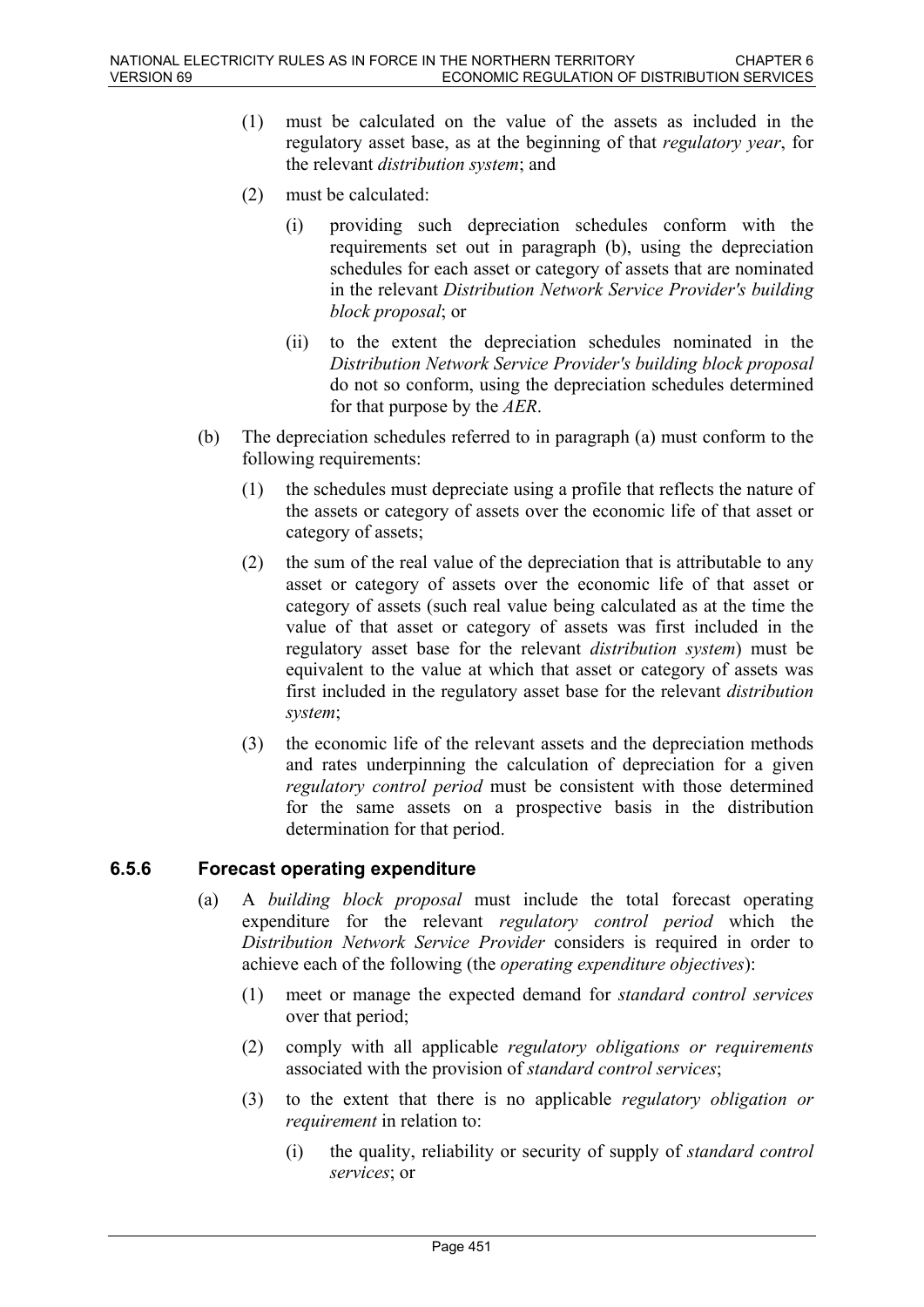(1) must be calculated on the value of the assets as included in the regulatory asset base, as at the beginning of that *regulatory year*, for the relevant *distribution system*; and

(2) must be calculated:

(i) providing such depreciation schedules conform with the requirements set out in paragraph (b), using the depreciation schedules for each asset or category of assets that are nominated in the relevant *Distribution Network Service Provider's building block proposal*; or

(ii) to the extent the depreciation schedules nominated in the *Distribution Network Service Provider's building block proposal* do not so conform, using the depreciation schedules determined for that purpose by the *AER*.

(b) The depreciation schedules referred to in paragraph (a) must conform to the following requirements:

(1) the schedules must depreciate using a profile that reflects the nature of the assets or category of assets over the economic life of that asset or category of assets;

(2) the sum of the real value of the depreciation that is attributable to any asset or category of assets over the economic life of that asset or category of assets (such real value being calculated as at the time the value of that asset or category of assets was first included in the regulatory asset base for the relevant *distribution system*) must be equivalent to the value at which that asset or category of assets was first included in the regulatory asset base for the relevant *distribution system*;

(3) the economic life of the relevant assets and the depreciation methods and rates underpinning the calculation of depreciation for a given *regulatory control period* must be consistent with those determined for the same assets on a prospective basis in the distribution determination for that period.

### 6.5.6 Forecast operating expenditure

(a) A *building block proposal* must include the total forecast operating expenditure for the relevant *regulatory control period* which the *Distribution Network Service Provider* considers is required in order to achieve each of the following (the *operating expenditure objectives*):

(1) meet or manage the expected demand for *standard control services* over that period;

(2) comply with all applicable *regulatory obligations or requirements* associated with the provision of *standard control services*;

(3) to the extent that there is no applicable *regulatory obligation or requirement* in relation to:

(i) the quality, reliability or security of supply of *standard control services*; or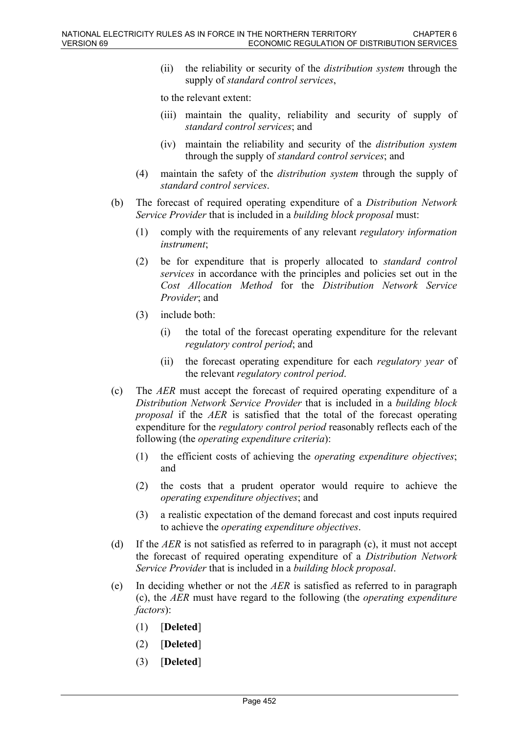(ii) the reliability or security of the *distribution system* through the supply of *standard control services*,

to the relevant extent:

(iii) maintain the quality, reliability and security of supply of *standard control services*; and

(iv) maintain the reliability and security of the *distribution system* through the supply of *standard control services*; and

(4) maintain the safety of the *distribution system* through the supply of *standard control services*.

(b) The forecast of required operating expenditure of a *Distribution Network Service Provider* that is included in a *building block proposal* must:

(1) comply with the requirements of any relevant *regulatory information instrument*;

(2) be for expenditure that is properly allocated to *standard control services* in accordance with the principles and policies set out in the *Cost Allocation Method* for the *Distribution Network Service Provider*; and

(3) include both:

(i) the total of the forecast operating expenditure for the relevant *regulatory control period*; and

(ii) the forecast operating expenditure for each *regulatory year* of the relevant *regulatory control period*.

(c) The *AER* must accept the forecast of required operating expenditure of a *Distribution Network Service Provider* that is included in a *building block proposal* if the *AER* is satisfied that the total of the forecast operating expenditure for the *regulatory control period* reasonably reflects each of the following (the *operating expenditure criteria*):

(1) the efficient costs of achieving the *operating expenditure objectives*; and

(2) the costs that a prudent operator would require to achieve the *operating expenditure objectives*; and

(3) a realistic expectation of the demand forecast and cost inputs required to achieve the *operating expenditure objectives*.

(d) If the *AER* is not satisfied as referred to in paragraph (c), it must not accept the forecast of required operating expenditure of a *Distribution Network Service Provider* that is included in a *building block proposal*.

(e) In deciding whether or not the *AER* is satisfied as referred to in paragraph (c), the *AER* must have regard to the following (the *operating expenditure factors*):

(1) [**Deleted**]

(2) [**Deleted**]

(3) [**Deleted**]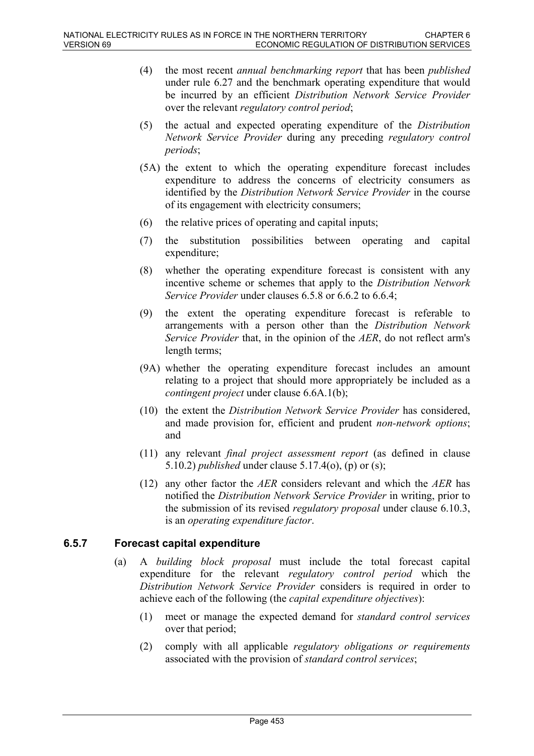(4) the most recent *annual benchmarking report* that has been *published* under rule 6.27 and the benchmark operating expenditure that would be incurred by an efficient *Distribution Network Service Provider* over the relevant *regulatory control period*;

(5) the actual and expected operating expenditure of the *Distribution Network Service Provider* during any preceding *regulatory control periods*;

(5A) the extent to which the operating expenditure forecast includes expenditure to address the concerns of electricity consumers as identified by the *Distribution Network Service Provider* in the course of its engagement with electricity consumers;

(6) the relative prices of operating and capital inputs;

(7) the substitution possibilities between operating and capital expenditure;

(8) whether the operating expenditure forecast is consistent with any incentive scheme or schemes that apply to the *Distribution Network Service Provider* under clauses 6.5.8 or 6.6.2 to 6.6.4;

(9) the extent the operating expenditure forecast is referable to arrangements with a person other than the *Distribution Network Service Provider* that, in the opinion of the *AER*, do not reflect arm's length terms;

(9A) whether the operating expenditure forecast includes an amount relating to a project that should more appropriately be included as a *contingent project* under clause 6.6A.1(b);

(10) the extent the *Distribution Network Service Provider* has considered, and made provision for, efficient and prudent *non-network options*; and

(11) any relevant *final project assessment report* (as defined in clause 5.10.2) *published* under clause 5.17.4(o), (p) or (s);

(12) any other factor the *AER* considers relevant and which the *AER* has notified the *Distribution Network Service Provider* in writing, prior to the submission of its revised *regulatory proposal* under clause 6.10.3, is an *operating expenditure factor*.

### 6.5.7 Forecast capital expenditure

(a) A *building block proposal* must include the total forecast capital expenditure for the relevant *regulatory control period* which the *Distribution Network Service Provider* considers is required in order to achieve each of the following (the *capital expenditure objectives*):

(1) meet or manage the expected demand for *standard control services* over that period;

(2) comply with all applicable *regulatory obligations or requirements* associated with the provision of *standard control services*;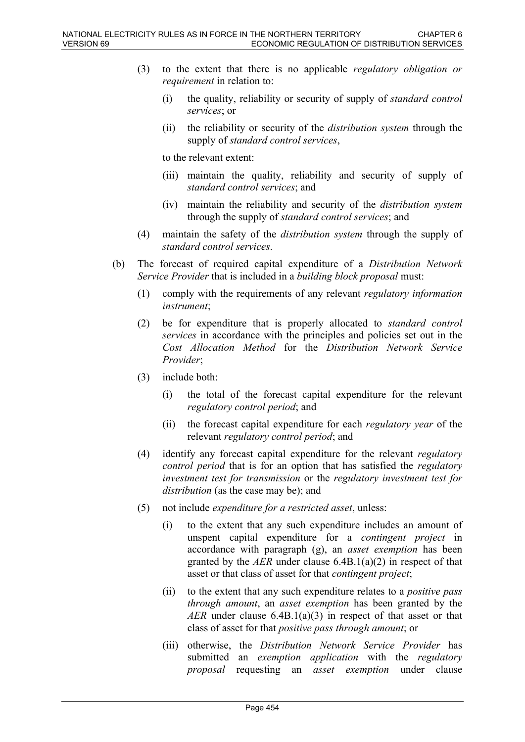(3) to the extent that there is no applicable *regulatory obligation or requirement* in relation to:

(i) the quality, reliability or security of supply of *standard control services*; or

(ii) the reliability or security of the *distribution system* through the supply of *standard control services*,

to the relevant extent:

(iii) maintain the quality, reliability and security of supply of *standard control services*; and

(iv) maintain the reliability and security of the *distribution system* through the supply of *standard control services*; and

(4) maintain the safety of the *distribution system* through the supply of *standard control services*.

(b) The forecast of required capital expenditure of a *Distribution Network Service Provider* that is included in a *building block proposal* must:

(1) comply with the requirements of any relevant *regulatory information instrument*;

(2) be for expenditure that is properly allocated to *standard control services* in accordance with the principles and policies set out in the *Cost Allocation Method* for the *Distribution Network Service Provider*;

(3) include both:

(i) the total of the forecast capital expenditure for the relevant *regulatory control period*; and

(ii) the forecast capital expenditure for each *regulatory year* of the relevant *regulatory control period*; and

(4) identify any forecast capital expenditure for the relevant *regulatory control period* that is for an option that has satisfied the *regulatory investment test for transmission* or the *regulatory investment test for distribution* (as the case may be); and

(5) not include *expenditure for a restricted asset*, unless:

(i) to the extent that any such expenditure includes an amount of unspent capital expenditure for a *contingent project* in accordance with paragraph (g), an *asset exemption* has been granted by the *AER* under clause 6.4B.1(a)(2) in respect of that asset or that class of asset for that *contingent project*;

(ii) to the extent that any such expenditure relates to a *positive pass through amount*, an *asset exemption* has been granted by the *AER* under clause 6.4B.1(a)(3) in respect of that asset or that class of asset for that *positive pass through amount*; or

(iii) otherwise, the *Distribution Network Service Provider* has submitted an *exemption application* with the *regulatory proposal* requesting an *asset exemption* under clause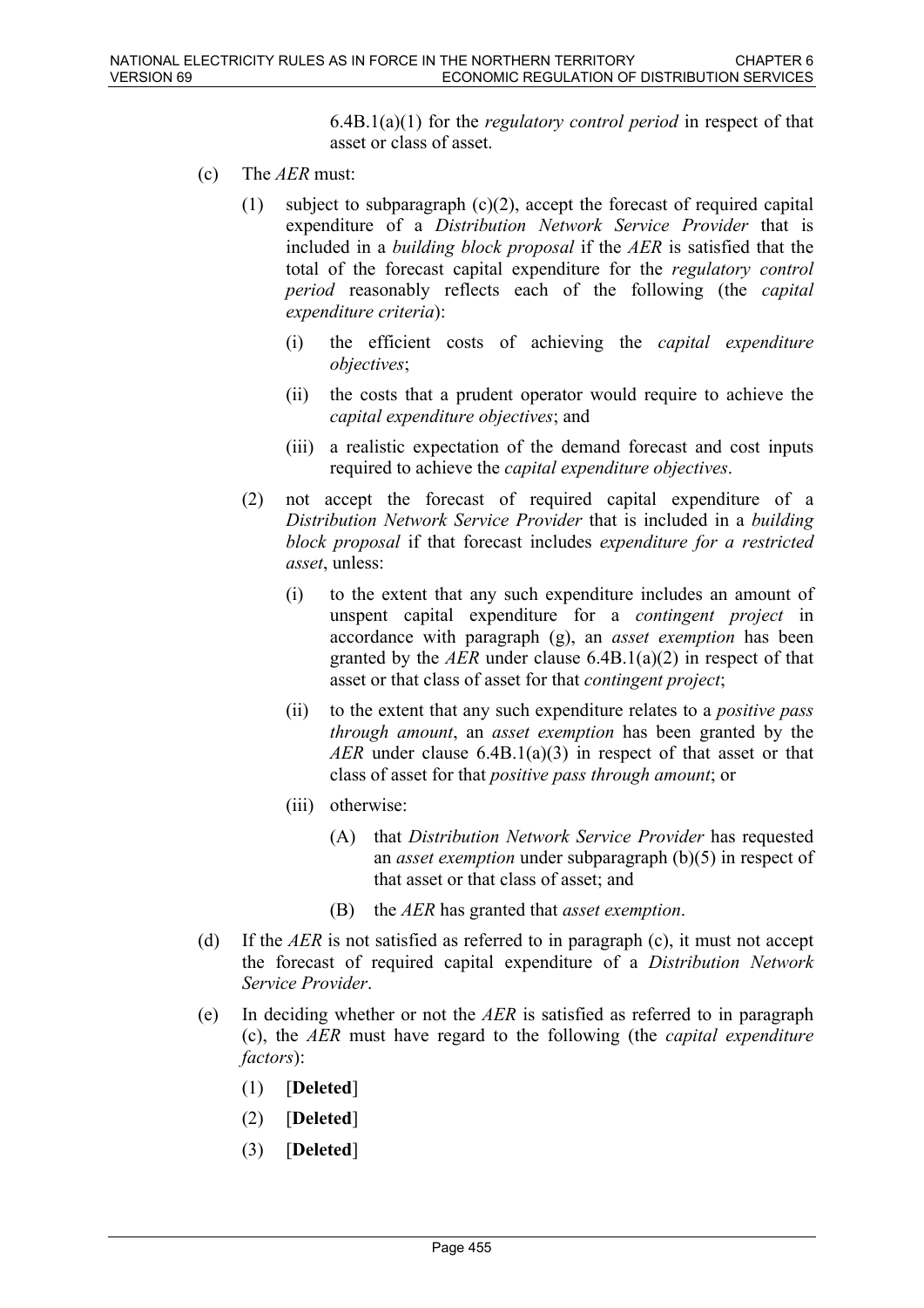6.4B.1(a)(1) for the *regulatory control period* in respect of that asset or class of asset.

(c) The *AER* must:

(1) subject to subparagraph (c)(2), accept the forecast of required capital expenditure of a *Distribution Network Service Provider* that is included in a *building block proposal* if the *AER* is satisfied that the total of the forecast capital expenditure for the *regulatory control period* reasonably reflects each of the following (the *capital expenditure criteria*):

(i) the efficient costs of achieving the *capital expenditure objectives*;

(ii) the costs that a prudent operator would require to achieve the *capital expenditure objectives*; and

(iii) a realistic expectation of the demand forecast and cost inputs required to achieve the *capital expenditure objectives*.

(2) not accept the forecast of required capital expenditure of a *Distribution Network Service Provider* that is included in a *building block proposal* if that forecast includes *expenditure for a restricted asset*, unless:

(i) to the extent that any such expenditure includes an amount of unspent capital expenditure for a *contingent project* in accordance with paragraph (g), an *asset exemption* has been granted by the *AER* under clause 6.4B.1(a)(2) in respect of that asset or that class of asset for that *contingent project*;

(ii) to the extent that any such expenditure relates to a *positive pass through amount*, an *asset exemption* has been granted by the *AER* under clause 6.4B.1(a)(3) in respect of that asset or that class of asset for that *positive pass through amount*; or

(iii) otherwise:

(A) that *Distribution Network Service Provider* has requested an *asset exemption* under subparagraph (b)(5) in respect of that asset or that class of asset; and

(B) the *AER* has granted that *asset exemption*.

(d) If the *AER* is not satisfied as referred to in paragraph (c), it must not accept the forecast of required capital expenditure of a *Distribution Network Service Provider*.

(e) In deciding whether or not the *AER* is satisfied as referred to in paragraph (c), the *AER* must have regard to the following (the *capital expenditure factors*):

(1) [**Deleted**]

(2) [**Deleted**]

(3) [**Deleted**]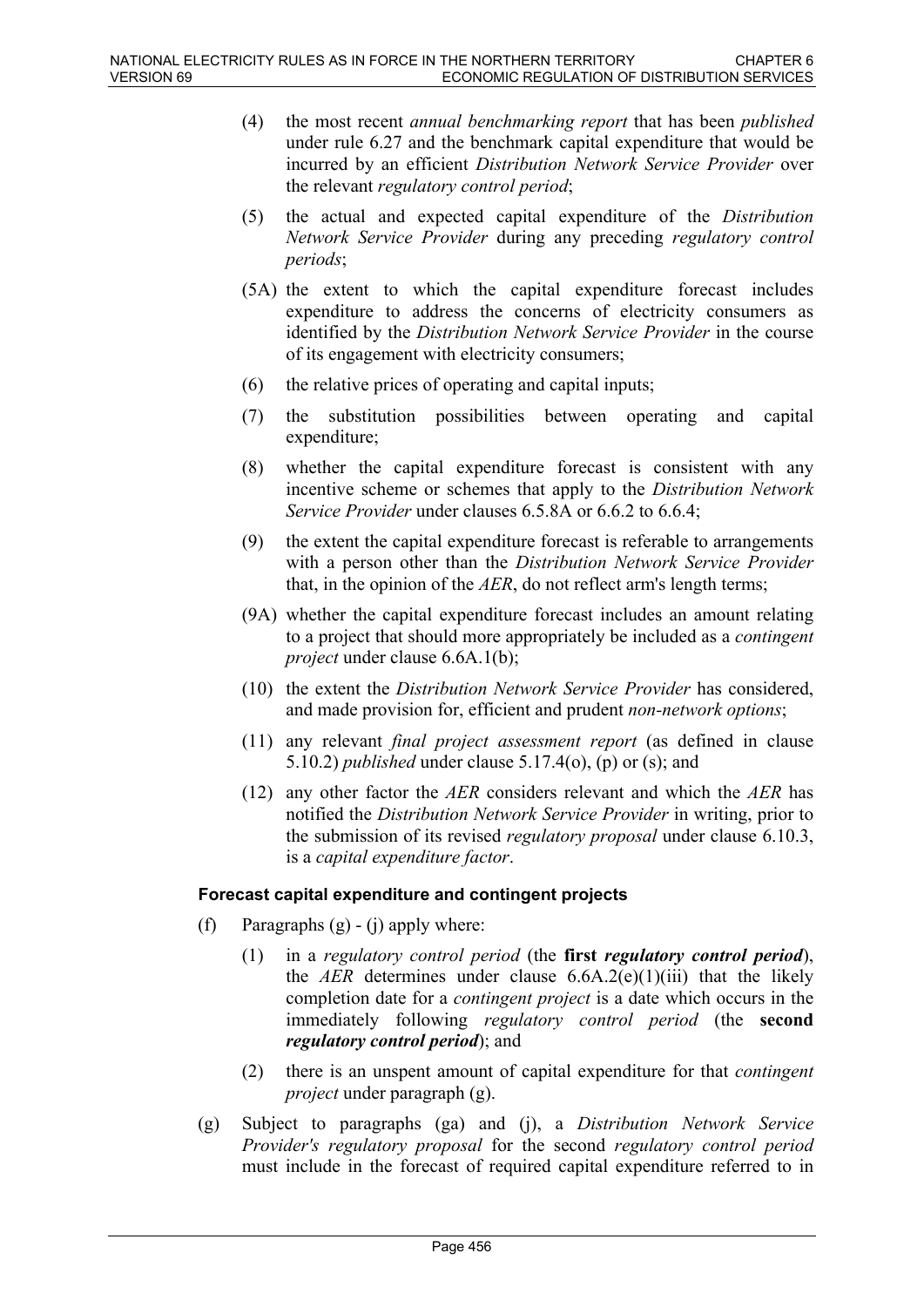(4) the most recent *annual benchmarking report* that has been *published* under rule 6.27 and the benchmark capital expenditure that would be incurred by an efficient *Distribution Network Service Provider* over the relevant *regulatory control period*;

(5) the actual and expected capital expenditure of the *Distribution Network Service Provider* during any preceding *regulatory control periods*;

(5A) the extent to which the capital expenditure forecast includes expenditure to address the concerns of electricity consumers as identified by the *Distribution Network Service Provider* in the course of its engagement with electricity consumers;

(6) the relative prices of operating and capital inputs;

(7) the substitution possibilities between operating and capital expenditure;

(8) whether the capital expenditure forecast is consistent with any incentive scheme or schemes that apply to the *Distribution Network Service Provider* under clauses 6.5.8A or 6.6.2 to 6.6.4;

(9) the extent the capital expenditure forecast is referable to arrangements with a person other than the *Distribution Network Service Provider* that, in the opinion of the *AER*, do not reflect arm's length terms;

(9A) whether the capital expenditure forecast includes an amount relating to a project that should more appropriately be included as a *contingent project* under clause 6.6A.1(b);

(10) the extent the *Distribution Network Service Provider* has considered, and made provision for, efficient and prudent *non-network options*;

(11) any relevant *final project assessment report* (as defined in clause 5.10.2) *published* under clause 5.17.4(o), (p) or (s); and

(12) any other factor the *AER* considers relevant and which the *AER* has notified the *Distribution Network Service Provider* in writing, prior to the submission of its revised *regulatory proposal* under clause 6.10.3, is a *capital expenditure factor*.

#### Forecast capital expenditure and contingent projects

(f) Paragraphs (g) - (j) apply where:

(1) in a *regulatory control period* (the **first *regulatory control period***), the *AER* determines under clause 6.6A.2(e)(1)(iii) that the likely completion date for a *contingent project* is a date which occurs in the immediately following *regulatory control period* (the **second *regulatory control period***); and

(2) there is an unspent amount of capital expenditure for that *contingent project* under paragraph (g).

(g) Subject to paragraphs (ga) and (j), a *Distribution Network Service Provider's regulatory proposal* for the second *regulatory control period* must include in the forecast of required capital expenditure referred to in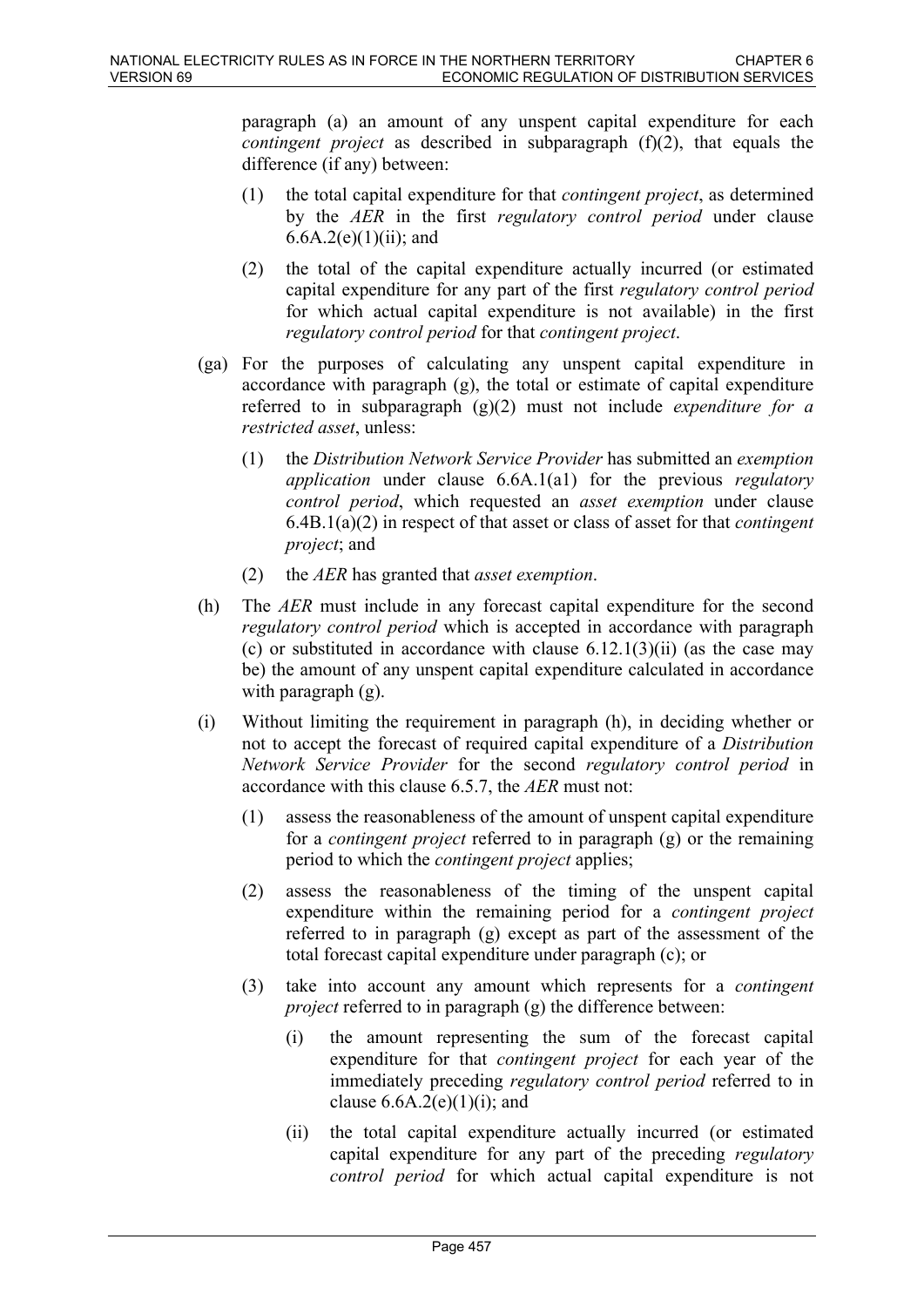paragraph (a) an amount of any unspent capital expenditure for each *contingent project* as described in subparagraph (f)(2), that equals the difference (if any) between:

(1) the total capital expenditure for that *contingent project*, as determined by the *AER* in the first *regulatory control period* under clause 6.6A.2(e)(1)(ii); and

(2) the total of the capital expenditure actually incurred (or estimated capital expenditure for any part of the first *regulatory control period* for which actual capital expenditure is not available) in the first *regulatory control period* for that *contingent project*.

(ga) For the purposes of calculating any unspent capital expenditure in accordance with paragraph (g), the total or estimate of capital expenditure referred to in subparagraph (g)(2) must not include *expenditure for a restricted asset*, unless:

(1) the *Distribution Network Service Provider* has submitted an *exemption application* under clause 6.6A.1(a1) for the previous *regulatory control period*, which requested an *asset exemption* under clause 6.4B.1(a)(2) in respect of that asset or class of asset for that *contingent project*; and

(2) the *AER* has granted that *asset exemption*.

(h) The *AER* must include in any forecast capital expenditure for the second *regulatory control period* which is accepted in accordance with paragraph (c) or substituted in accordance with clause 6.12.1(3)(ii) (as the case may be) the amount of any unspent capital expenditure calculated in accordance with paragraph (g).

(i) Without limiting the requirement in paragraph (h), in deciding whether or not to accept the forecast of required capital expenditure of a *Distribution Network Service Provider* for the second *regulatory control period* in accordance with this clause 6.5.7, the *AER* must not:

(1) assess the reasonableness of the amount of unspent capital expenditure for a *contingent project* referred to in paragraph (g) or the remaining period to which the *contingent project* applies;

(2) assess the reasonableness of the timing of the unspent capital expenditure within the remaining period for a *contingent project* referred to in paragraph (g) except as part of the assessment of the total forecast capital expenditure under paragraph (c); or

(3) take into account any amount which represents for a *contingent project* referred to in paragraph (g) the difference between:

   (i) the amount representing the sum of the forecast capital expenditure for that *contingent project* for each year of the immediately preceding *regulatory control period* referred to in clause 6.6A.2(e)(1)(i); and

   (ii) the total capital expenditure actually incurred (or estimated capital expenditure for any part of the preceding *regulatory control period* for which actual capital expenditure is not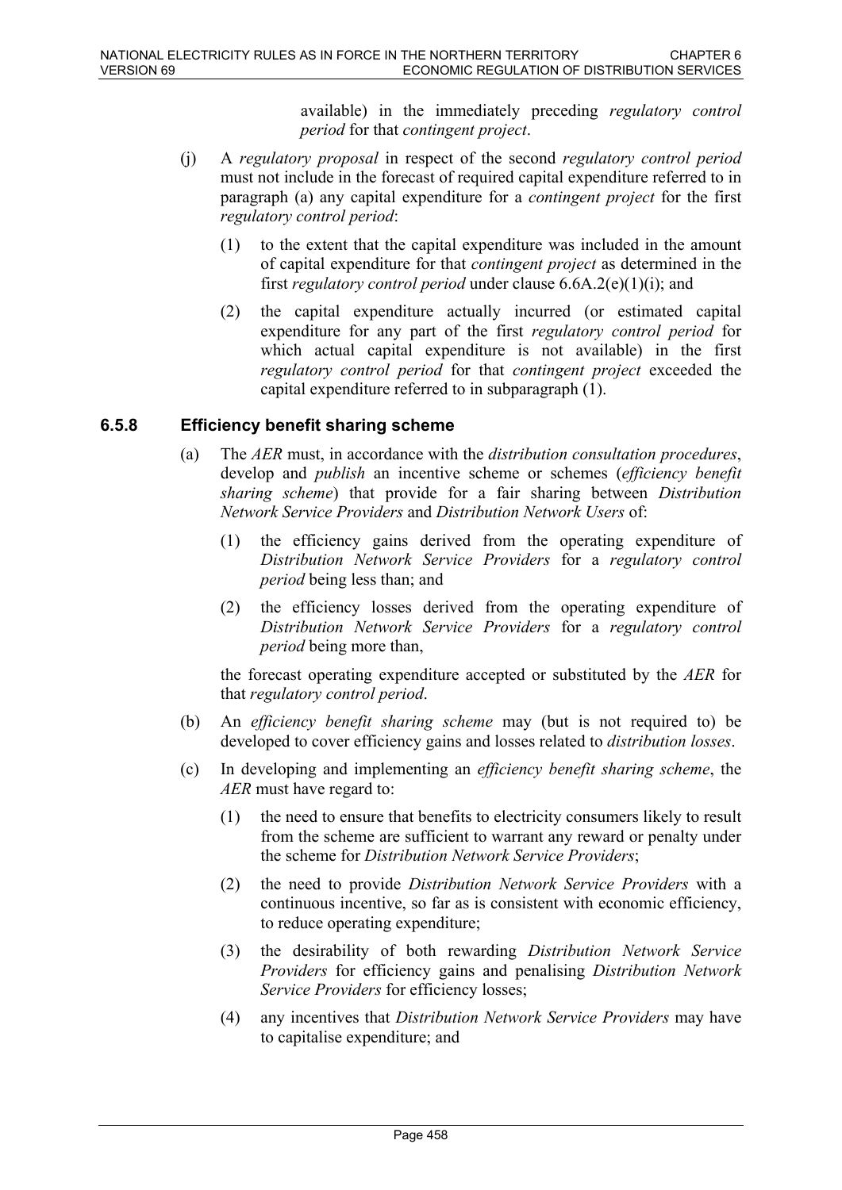available) in the immediately preceding *regulatory control period* for that *contingent project*.

(j) A *regulatory proposal* in respect of the second *regulatory control period* must not include in the forecast of required capital expenditure referred to in paragraph (a) any capital expenditure for a *contingent project* for the first *regulatory control period*:

(1) to the extent that the capital expenditure was included in the amount of capital expenditure for that *contingent project* as determined in the first *regulatory control period* under clause 6.6A.2(e)(1)(i); and

(2) the capital expenditure actually incurred (or estimated capital expenditure for any part of the first *regulatory control period* for which actual capital expenditure is not available) in the first *regulatory control period* for that *contingent project* exceeded the capital expenditure referred to in subparagraph (1).

### 6.5.8 Efficiency benefit sharing scheme

(a) The *AER* must, in accordance with the *distribution consultation procedures*, develop and *publish* an incentive scheme or schemes (*efficiency benefit sharing scheme*) that provide for a fair sharing between *Distribution Network Service Providers* and *Distribution Network Users* of:

(1) the efficiency gains derived from the operating expenditure of *Distribution Network Service Providers* for a *regulatory control period* being less than; and

(2) the efficiency losses derived from the operating expenditure of *Distribution Network Service Providers* for a *regulatory control period* being more than,

the forecast operating expenditure accepted or substituted by the *AER* for that *regulatory control period*.

(b) An *efficiency benefit sharing scheme* may (but is not required to) be developed to cover efficiency gains and losses related to *distribution losses*.

(c) In developing and implementing an *efficiency benefit sharing scheme*, the *AER* must have regard to:

(1) the need to ensure that benefits to electricity consumers likely to result from the scheme are sufficient to warrant any reward or penalty under the scheme for *Distribution Network Service Providers*;

(2) the need to provide *Distribution Network Service Providers* with a continuous incentive, so far as is consistent with economic efficiency, to reduce operating expenditure;

(3) the desirability of both rewarding *Distribution Network Service Providers* for efficiency gains and penalising *Distribution Network Service Providers* for efficiency losses;

(4) any incentives that *Distribution Network Service Providers* may have to capitalise expenditure; and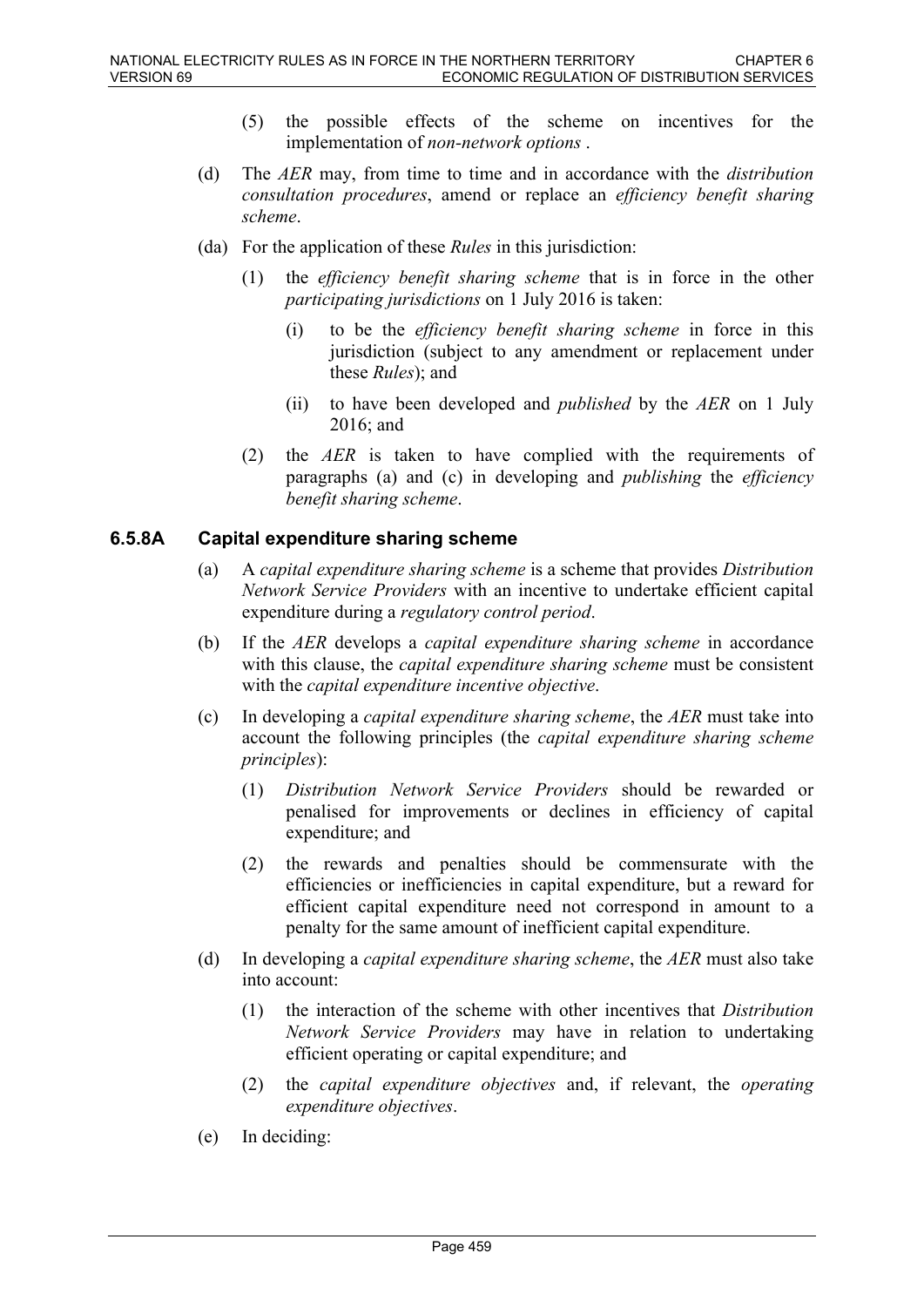(5) the possible effects of the scheme on incentives for the implementation of *non-network options* .

(d) The *AER* may, from time to time and in accordance with the *distribution consultation procedures*, amend or replace an *efficiency benefit sharing scheme*.

(da) For the application of these *Rules* in this jurisdiction:

(1) the *efficiency benefit sharing scheme* that is in force in the other *participating jurisdictions* on 1 July 2016 is taken:

(i) to be the *efficiency benefit sharing scheme* in force in this jurisdiction (subject to any amendment or replacement under these *Rules*); and

(ii) to have been developed and *published* by the *AER* on 1 July 2016; and

(2) the *AER* is taken to have complied with the requirements of paragraphs (a) and (c) in developing and *publishing* the *efficiency benefit sharing scheme*.

### 6.5.8A Capital expenditure sharing scheme

(a) A *capital expenditure sharing scheme* is a scheme that provides *Distribution Network Service Providers* with an incentive to undertake efficient capital expenditure during a *regulatory control period*.

(b) If the *AER* develops a *capital expenditure sharing scheme* in accordance with this clause, the *capital expenditure sharing scheme* must be consistent with the *capital expenditure incentive objective*.

(c) In developing a *capital expenditure sharing scheme*, the *AER* must take into account the following principles (the *capital expenditure sharing scheme principles*):

(1) *Distribution Network Service Providers* should be rewarded or penalised for improvements or declines in efficiency of capital expenditure; and

(2) the rewards and penalties should be commensurate with the efficiencies or inefficiencies in capital expenditure, but a reward for efficient capital expenditure need not correspond in amount to a penalty for the same amount of inefficient capital expenditure.

(d) In developing a *capital expenditure sharing scheme*, the *AER* must also take into account:

(1) the interaction of the scheme with other incentives that *Distribution Network Service Providers* may have in relation to undertaking efficient operating or capital expenditure; and

(2) the *capital expenditure objectives* and, if relevant, the *operating expenditure objectives*.

(e) In deciding: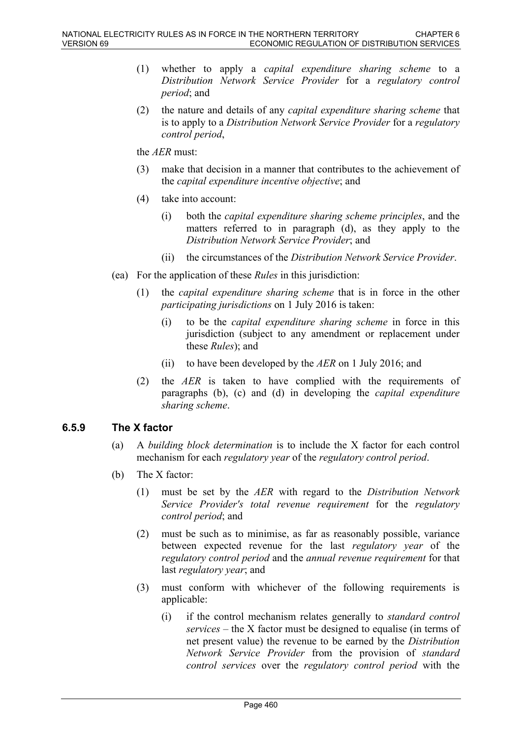(1) whether to apply a *capital expenditure sharing scheme* to a *Distribution Network Service Provider* for a *regulatory control period*; and

(2) the nature and details of any *capital expenditure sharing scheme* that is to apply to a *Distribution Network Service Provider* for a *regulatory control period*,

the *AER* must:

(3) make that decision in a manner that contributes to the achievement of the *capital expenditure incentive objective*; and

(4) take into account:

(i) both the *capital expenditure sharing scheme principles*, and the matters referred to in paragraph (d), as they apply to the *Distribution Network Service Provider*; and

(ii) the circumstances of the *Distribution Network Service Provider*.

(ea) For the application of these *Rules* in this jurisdiction:

(1) the *capital expenditure sharing scheme* that is in force in the other *participating jurisdictions* on 1 July 2016 is taken:

(i) to be the *capital expenditure sharing scheme* in force in this jurisdiction (subject to any amendment or replacement under these *Rules*); and

(ii) to have been developed by the *AER* on 1 July 2016; and

(2) the *AER* is taken to have complied with the requirements of paragraphs (b), (c) and (d) in developing the *capital expenditure sharing scheme*.

### 6.5.9 The X factor

(a) A *building block determination* is to include the X factor for each control mechanism for each *regulatory year* of the *regulatory control period*.

(b) The X factor:

(1) must be set by the *AER* with regard to the *Distribution Network Service Provider's total revenue requirement* for the *regulatory control period*; and

(2) must be such as to minimise, as far as reasonably possible, variance between expected revenue for the last *regulatory year* of the *regulatory control period* and the *annual revenue requirement* for that last *regulatory year*; and

(3) must conform with whichever of the following requirements is applicable:

(i) if the control mechanism relates generally to *standard control services* – the X factor must be designed to equalise (in terms of net present value) the revenue to be earned by the *Distribution Network Service Provider* from the provision of *standard control services* over the *regulatory control period* with the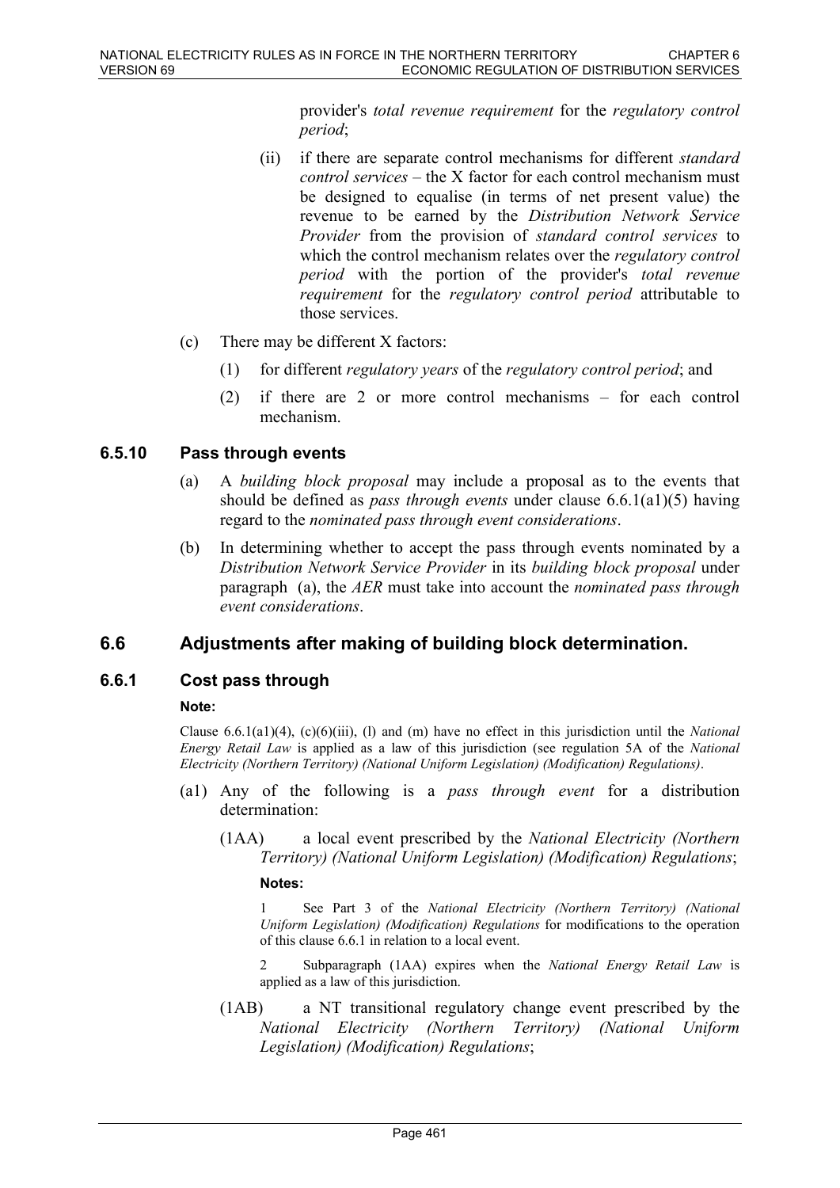provider's *total revenue requirement* for the *regulatory control period*;

(ii) if there are separate control mechanisms for different *standard control services* – the X factor for each control mechanism must be designed to equalise (in terms of net present value) the revenue to be earned by the *Distribution Network Service Provider* from the provision of *standard control services* to which the control mechanism relates over the *regulatory control period* with the portion of the provider's *total revenue requirement* for the *regulatory control period* attributable to those services.

(c) There may be different X factors:

(1) for different *regulatory years* of the *regulatory control period*; and

(2) if there are 2 or more control mechanisms – for each control mechanism.

### 6.5.10 Pass through events

(a) A *building block proposal* may include a proposal as to the events that should be defined as *pass through events* under clause 6.6.1(a1)(5) having regard to the *nominated pass through event considerations*.

(b) In determining whether to accept the pass through events nominated by a *Distribution Network Service Provider* in its *building block proposal* under paragraph (a), the *AER* must take into account the *nominated pass through event considerations*.

## 6.6 Adjustments after making of building block determination.

### 6.6.1 Cost pass through

**Note:**

Clause 6.6.1(a1)(4), (c)(6)(iii), (l) and (m) have no effect in this jurisdiction until the *National Energy Retail Law* is applied as a law of this jurisdiction (see regulation 5A of the *National Electricity (Northern Territory) (National Uniform Legislation) (Modification) Regulations)*.

(a1) Any of the following is a *pass through event* for a distribution determination:

(1AA) a local event prescribed by the *National Electricity (Northern Territory) (National Uniform Legislation) (Modification) Regulations*;

**Notes:**

1 See Part 3 of the *National Electricity (Northern Territory) (National Uniform Legislation) (Modification) Regulations* for modifications to the operation of this clause 6.6.1 in relation to a local event.

2 Subparagraph (1AA) expires when the *National Energy Retail Law* is applied as a law of this jurisdiction.

(1AB) a NT transitional regulatory change event prescribed by the *National Electricity (Northern Territory) (National Uniform Legislation) (Modification) Regulations*;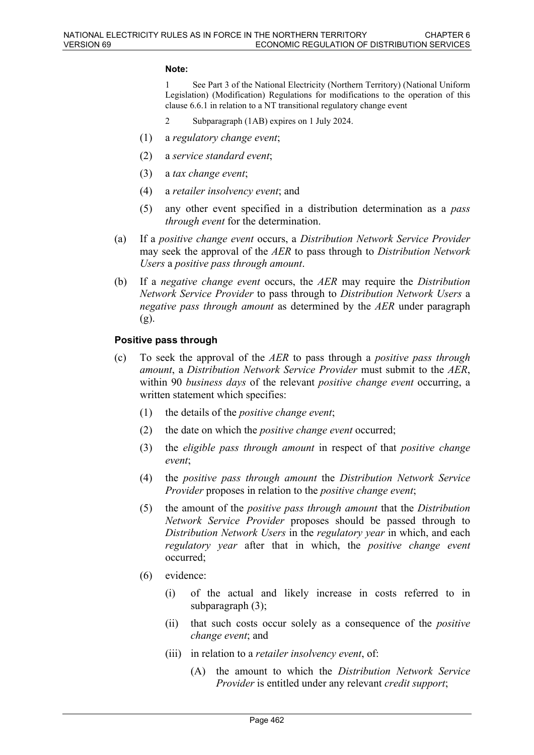**Note:**

1 See Part 3 of the National Electricity (Northern Territory) (National Uniform Legislation) (Modification) Regulations for modifications to the operation of this clause 6.6.1 in relation to a NT transitional regulatory change event

2 Subparagraph (1AB) expires on 1 July 2024.

(1) a *regulatory change event*;

(2) a *service standard event*;

(3) a *tax change event*;

(4) a *retailer insolvency event*; and

(5) any other event specified in a distribution determination as a *pass through event* for the determination.

(a) If a *positive change event* occurs, a *Distribution Network Service Provider* may seek the approval of the *AER* to pass through to *Distribution Network Users* a *positive pass through amount*.

(b) If a *negative change event* occurs, the *AER* may require the *Distribution Network Service Provider* to pass through to *Distribution Network Users* a *negative pass through amount* as determined by the *AER* under paragraph (g).

**Positive pass through**

(c) To seek the approval of the *AER* to pass through a *positive pass through amount*, a *Distribution Network Service Provider* must submit to the *AER*, within 90 *business days* of the relevant *positive change event* occurring, a written statement which specifies:

(1) the details of the *positive change event*;

(2) the date on which the *positive change event* occurred;

(3) the *eligible pass through amount* in respect of that *positive change event*;

(4) the *positive pass through amount* the *Distribution Network Service Provider* proposes in relation to the *positive change event*;

(5) the amount of the *positive pass through amount* that the *Distribution Network Service Provider* proposes should be passed through to *Distribution Network Users* in the *regulatory year* in which, and each *regulatory year* after that in which, the *positive change event* occurred;

(6) evidence:

(i) of the actual and likely increase in costs referred to in subparagraph (3);

(ii) that such costs occur solely as a consequence of the *positive change event*; and

(iii) in relation to a *retailer insolvency event*, of:

(A) the amount to which the *Distribution Network Service Provider* is entitled under any relevant *credit support*;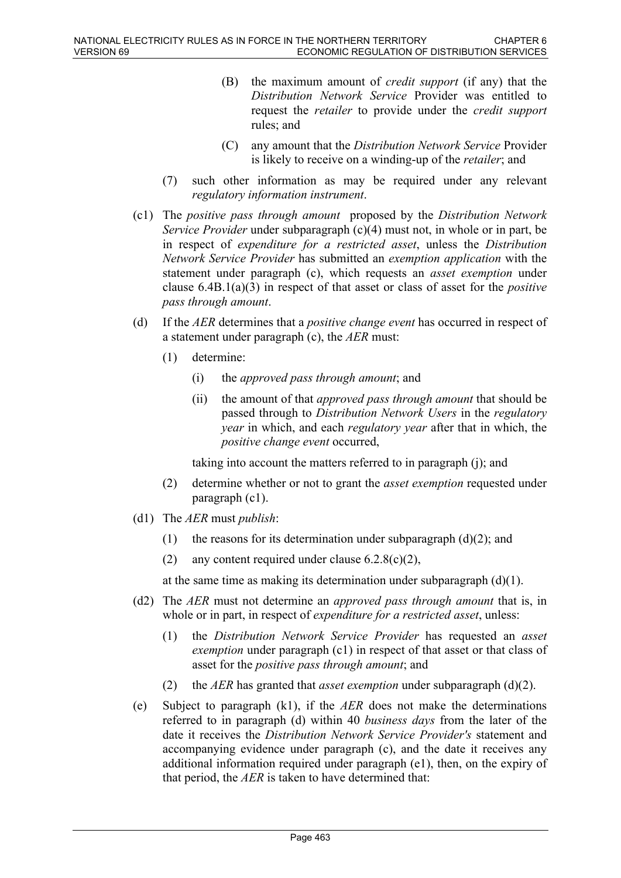(B) the maximum amount of *credit support* (if any) that the *Distribution Network Service* Provider was entitled to request the *retailer* to provide under the *credit support* rules; and

(C) any amount that the *Distribution Network Service* Provider is likely to receive on a winding-up of the *retailer*; and

(7) such other information as may be required under any relevant *regulatory information instrument*.

(c1) The *positive pass through amount* proposed by the *Distribution Network Service Provider* under subparagraph (c)(4) must not, in whole or in part, be in respect of *expenditure for a restricted asset*, unless the *Distribution Network Service Provider* has submitted an *exemption application* with the statement under paragraph (c), which requests an *asset exemption* under clause 6.4B.1(a)(3) in respect of that asset or class of asset for the *positive pass through amount*.

(d) If the *AER* determines that a *positive change event* has occurred in respect of a statement under paragraph (c), the *AER* must:

(1) determine:

(i) the *approved pass through amount*; and

(ii) the amount of that *approved pass through amount* that should be passed through to *Distribution Network Users* in the *regulatory year* in which, and each *regulatory year* after that in which, the *positive change event* occurred,

taking into account the matters referred to in paragraph (j); and

(2) determine whether or not to grant the *asset exemption* requested under paragraph (c1).

(d1) The *AER* must *publish*:

(1) the reasons for its determination under subparagraph (d)(2); and

(2) any content required under clause 6.2.8(c)(2),

at the same time as making its determination under subparagraph (d)(1).

(d2) The *AER* must not determine an *approved pass through amount* that is, in whole or in part, in respect of *expenditure for a restricted asset*, unless:

(1) the *Distribution Network Service Provider* has requested an *asset exemption* under paragraph (c1) in respect of that asset or that class of asset for the *positive pass through amount*; and

(2) the *AER* has granted that *asset exemption* under subparagraph (d)(2).

(e) Subject to paragraph (k1), if the *AER* does not make the determinations referred to in paragraph (d) within 40 *business days* from the later of the date it receives the *Distribution Network Service Provider's* statement and accompanying evidence under paragraph (c), and the date it receives any additional information required under paragraph (e1), then, on the expiry of that period, the *AER* is taken to have determined that: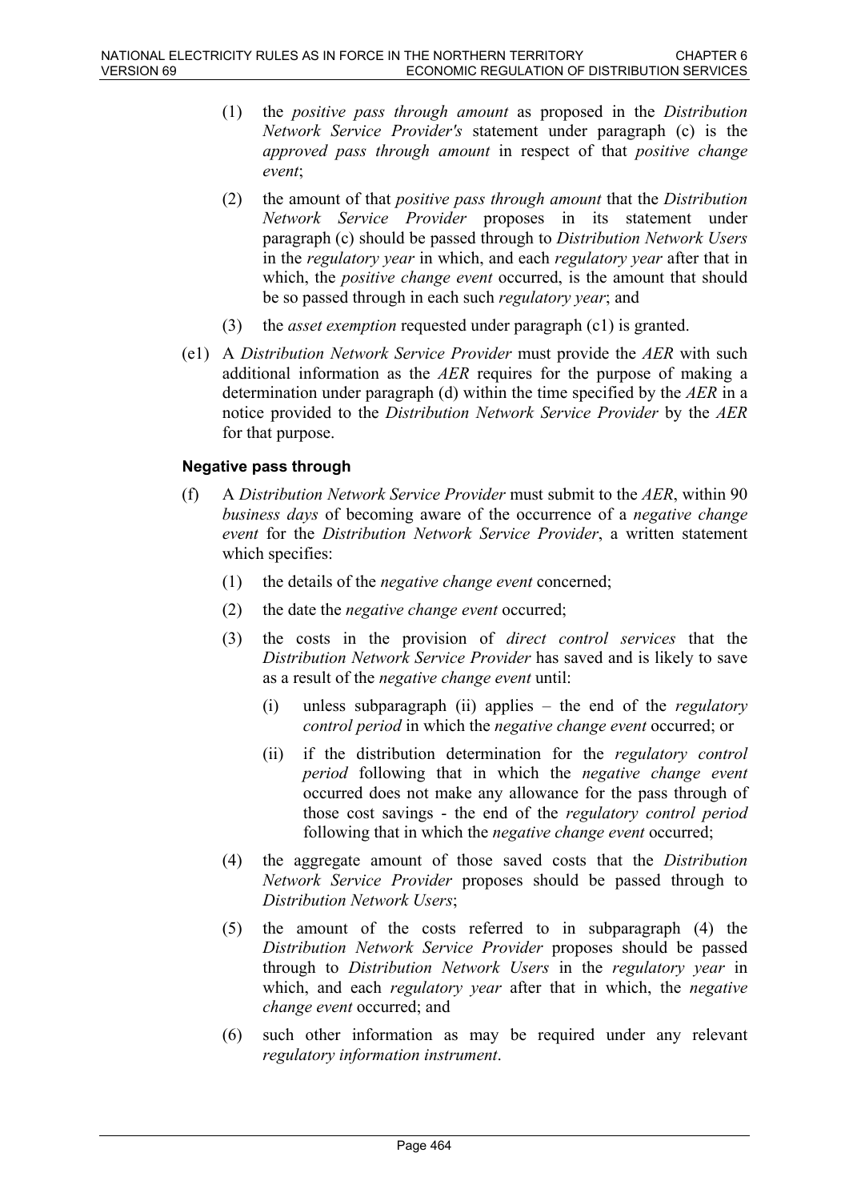(1) the *positive pass through amount* as proposed in the *Distribution Network Service Provider's* statement under paragraph (c) is the *approved pass through amount* in respect of that *positive change event*;

(2) the amount of that *positive pass through amount* that the *Distribution Network Service Provider* proposes in its statement under paragraph (c) should be passed through to *Distribution Network Users* in the *regulatory year* in which, and each *regulatory year* after that in which, the *positive change event* occurred, is the amount that should be so passed through in each such *regulatory year*; and

(3) the *asset exemption* requested under paragraph (c1) is granted.

(e1) A *Distribution Network Service Provider* must provide the *AER* with such additional information as the *AER* requires for the purpose of making a determination under paragraph (d) within the time specified by the *AER* in a notice provided to the *Distribution Network Service Provider* by the *AER* for that purpose.

**Negative pass through**

(f) A *Distribution Network Service Provider* must submit to the *AER*, within 90 *business days* of becoming aware of the occurrence of a *negative change event* for the *Distribution Network Service Provider*, a written statement which specifies:

(1) the details of the *negative change event* concerned;

(2) the date the *negative change event* occurred;

(3) the costs in the provision of *direct control services* that the *Distribution Network Service Provider* has saved and is likely to save as a result of the *negative change event* until:

(i) unless subparagraph (ii) applies – the end of the *regulatory control period* in which the *negative change event* occurred; or

(ii) if the distribution determination for the *regulatory control period* following that in which the *negative change event* occurred does not make any allowance for the pass through of those cost savings - the end of the *regulatory control period* following that in which the *negative change event* occurred;

(4) the aggregate amount of those saved costs that the *Distribution Network Service Provider* proposes should be passed through to *Distribution Network Users*;

(5) the amount of the costs referred to in subparagraph (4) the *Distribution Network Service Provider* proposes should be passed through to *Distribution Network Users* in the *regulatory year* in which, and each *regulatory year* after that in which, the *negative change event* occurred; and

(6) such other information as may be required under any relevant *regulatory information instrument*.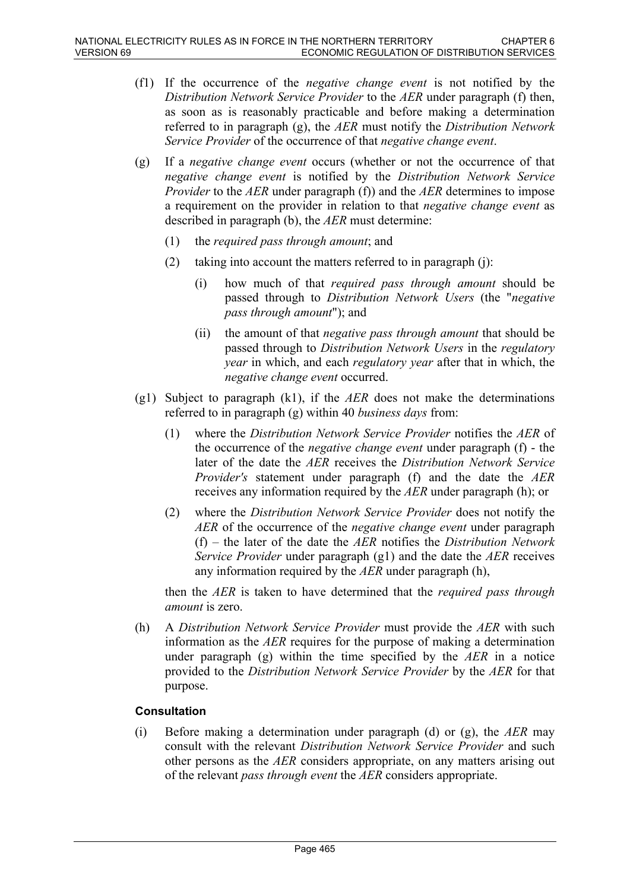(f1) If the occurrence of the *negative change event* is not notified by the *Distribution Network Service Provider* to the *AER* under paragraph (f) then, as soon as is reasonably practicable and before making a determination referred to in paragraph (g), the *AER* must notify the *Distribution Network Service Provider* of the occurrence of that *negative change event*.

(g) If a *negative change event* occurs (whether or not the occurrence of that *negative change event* is notified by the *Distribution Network Service Provider* to the *AER* under paragraph (f)) and the *AER* determines to impose a requirement on the provider in relation to that *negative change event* as described in paragraph (b), the *AER* must determine:

(1) the *required pass through amount*; and

(2) taking into account the matters referred to in paragraph (j):

(i) how much of that *required pass through amount* should be passed through to *Distribution Network Users* (the "*negative pass through amount*"); and

(ii) the amount of that *negative pass through amount* that should be passed through to *Distribution Network Users* in the *regulatory year* in which, and each *regulatory year* after that in which, the *negative change event* occurred.

(g1) Subject to paragraph (k1), if the *AER* does not make the determinations referred to in paragraph (g) within 40 *business days* from:

(1) where the *Distribution Network Service Provider* notifies the *AER* of the occurrence of the *negative change event* under paragraph (f) - the later of the date the *AER* receives the *Distribution Network Service Provider's* statement under paragraph (f) and the date the *AER* receives any information required by the *AER* under paragraph (h); or

(2) where the *Distribution Network Service Provider* does not notify the *AER* of the occurrence of the *negative change event* under paragraph (f) – the later of the date the *AER* notifies the *Distribution Network Service Provider* under paragraph (g1) and the date the *AER* receives any information required by the *AER* under paragraph (h),

then the *AER* is taken to have determined that the *required pass through amount* is zero.

(h) A *Distribution Network Service Provider* must provide the *AER* with such information as the *AER* requires for the purpose of making a determination under paragraph (g) within the time specified by the *AER* in a notice provided to the *Distribution Network Service Provider* by the *AER* for that purpose.

**Consultation**

(i) Before making a determination under paragraph (d) or (g), the *AER* may consult with the relevant *Distribution Network Service Provider* and such other persons as the *AER* considers appropriate, on any matters arising out of the relevant *pass through event* the *AER* considers appropriate.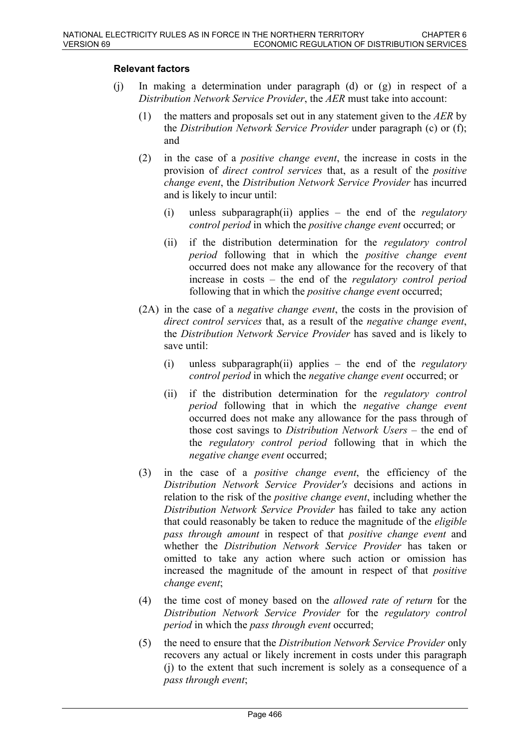**Relevant factors**

(j) In making a determination under paragraph (d) or (g) in respect of a *Distribution Network Service Provider*, the *AER* must take into account:

(1) the matters and proposals set out in any statement given to the *AER* by the *Distribution Network Service Provider* under paragraph (c) or (f); and

(2) in the case of a *positive change event*, the increase in costs in the provision of *direct control services* that, as a result of the *positive change event*, the *Distribution Network Service Provider* has incurred and is likely to incur until:

(i) unless subparagraph(ii) applies – the end of the *regulatory control period* in which the *positive change event* occurred; or

(ii) if the distribution determination for the *regulatory control period* following that in which the *positive change event* occurred does not make any allowance for the recovery of that increase in costs – the end of the *regulatory control period* following that in which the *positive change event* occurred;

(2A) in the case of a *negative change event*, the costs in the provision of *direct control services* that, as a result of the *negative change event*, the *Distribution Network Service Provider* has saved and is likely to save until:

(i) unless subparagraph(ii) applies – the end of the *regulatory control period* in which the *negative change event* occurred; or

(ii) if the distribution determination for the *regulatory control period* following that in which the *negative change event* occurred does not make any allowance for the pass through of those cost savings to *Distribution Network Users* – the end of the *regulatory control period* following that in which the *negative change event* occurred;

(3) in the case of a *positive change event*, the efficiency of the *Distribution Network Service Provider's* decisions and actions in relation to the risk of the *positive change event*, including whether the *Distribution Network Service Provider* has failed to take any action that could reasonably be taken to reduce the magnitude of the *eligible pass through amount* in respect of that *positive change event* and whether the *Distribution Network Service Provider* has taken or omitted to take any action where such action or omission has increased the magnitude of the amount in respect of that *positive change event*;

(4) the time cost of money based on the *allowed rate of return* for the *Distribution Network Service Provider* for the *regulatory control period* in which the *pass through event* occurred;

(5) the need to ensure that the *Distribution Network Service Provider* only recovers any actual or likely increment in costs under this paragraph (j) to the extent that such increment is solely as a consequence of a *pass through event*;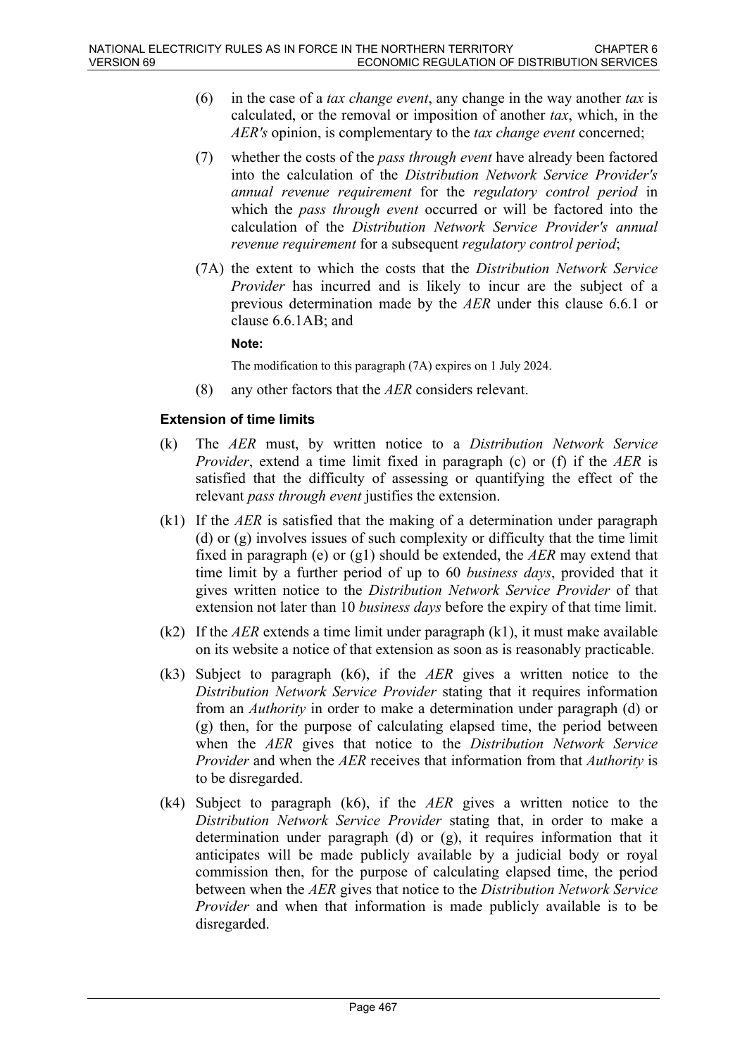(6) in the case of a *tax change event*, any change in the way another *tax* is calculated, or the removal or imposition of another *tax*, which, in the *AER's* opinion, is complementary to the *tax change event* concerned;

(7) whether the costs of the *pass through event* have already been factored into the calculation of the *Distribution Network Service Provider's annual revenue requirement* for the *regulatory control period* in which the *pass through event* occurred or will be factored into the calculation of the *Distribution Network Service Provider's annual revenue requirement* for a subsequent *regulatory control period*;

(7A) the extent to which the costs that the *Distribution Network Service Provider* has incurred and is likely to incur are the subject of a previous determination made by the *AER* under this clause 6.6.1 or clause 6.6.1AB; and

**Note:**

The modification to this paragraph (7A) expires on 1 July 2024.

(8) any other factors that the *AER* considers relevant.

### Extension of time limits

(k) The *AER* must, by written notice to a *Distribution Network Service Provider*, extend a time limit fixed in paragraph (c) or (f) if the *AER* is satisfied that the difficulty of assessing or quantifying the effect of the relevant *pass through event* justifies the extension.

(k1) If the *AER* is satisfied that the making of a determination under paragraph (d) or (g) involves issues of such complexity or difficulty that the time limit fixed in paragraph (e) or (g1) should be extended, the *AER* may extend that time limit by a further period of up to 60 *business days*, provided that it gives written notice to the *Distribution Network Service Provider* of that extension not later than 10 *business days* before the expiry of that time limit.

(k2) If the *AER* extends a time limit under paragraph (k1), it must make available on its website a notice of that extension as soon as is reasonably practicable.

(k3) Subject to paragraph (k6), if the *AER* gives a written notice to the *Distribution Network Service Provider* stating that it requires information from an *Authority* in order to make a determination under paragraph (d) or (g) then, for the purpose of calculating elapsed time, the period between when the *AER* gives that notice to the *Distribution Network Service Provider* and when the *AER* receives that information from that *Authority* is to be disregarded.

(k4) Subject to paragraph (k6), if the *AER* gives a written notice to the *Distribution Network Service Provider* stating that, in order to make a determination under paragraph (d) or (g), it requires information that it anticipates will be made publicly available by a judicial body or royal commission then, for the purpose of calculating elapsed time, the period between when the *AER* gives that notice to the *Distribution Network Service Provider* and when that information is made publicly available is to be disregarded.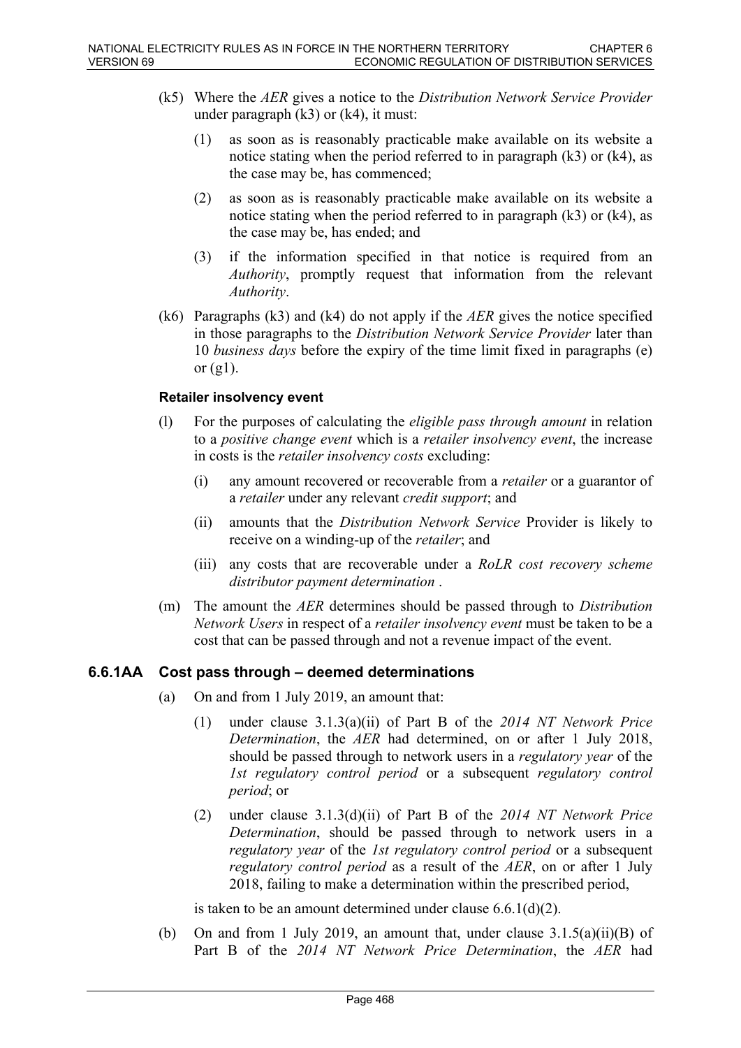(k5) Where the *AER* gives a notice to the *Distribution Network Service Provider* under paragraph (k3) or (k4), it must:

(1) as soon as is reasonably practicable make available on its website a notice stating when the period referred to in paragraph (k3) or (k4), as the case may be, has commenced;

(2) as soon as is reasonably practicable make available on its website a notice stating when the period referred to in paragraph (k3) or (k4), as the case may be, has ended; and

(3) if the information specified in that notice is required from an *Authority*, promptly request that information from the relevant *Authority*.

(k6) Paragraphs (k3) and (k4) do not apply if the *AER* gives the notice specified in those paragraphs to the *Distribution Network Service Provider* later than 10 *business days* before the expiry of the time limit fixed in paragraphs (e) or (g1).

**Retailer insolvency event**

(l) For the purposes of calculating the *eligible pass through amount* in relation to a *positive change event* which is a *retailer insolvency event*, the increase in costs is the *retailer insolvency costs* excluding:

(i) any amount recovered or recoverable from a *retailer* or a guarantor of a *retailer* under any relevant *credit support*; and

(ii) amounts that the *Distribution Network Service* Provider is likely to receive on a winding-up of the *retailer*; and

(iii) any costs that are recoverable under a *RoLR cost recovery scheme distributor payment determination* .

(m) The amount the *AER* determines should be passed through to *Distribution Network Users* in respect of a *retailer insolvency event* must be taken to be a cost that can be passed through and not a revenue impact of the event.

## 6.6.1AA Cost pass through – deemed determinations

(a) On and from 1 July 2019, an amount that:

(1) under clause 3.1.3(a)(ii) of Part B of the *2014 NT Network Price Determination*, the *AER* had determined, on or after 1 July 2018, should be passed through to network users in a *regulatory year* of the *1st regulatory control period* or a subsequent *regulatory control period*; or

(2) under clause 3.1.3(d)(ii) of Part B of the *2014 NT Network Price Determination*, should be passed through to network users in a *regulatory year* of the *1st regulatory control period* or a subsequent *regulatory control period* as a result of the *AER*, on or after 1 July 2018, failing to make a determination within the prescribed period,

is taken to be an amount determined under clause 6.6.1(d)(2).

(b) On and from 1 July 2019, an amount that, under clause 3.1.5(a)(ii)(B) of Part B of the *2014 NT Network Price Determination*, the *AER* had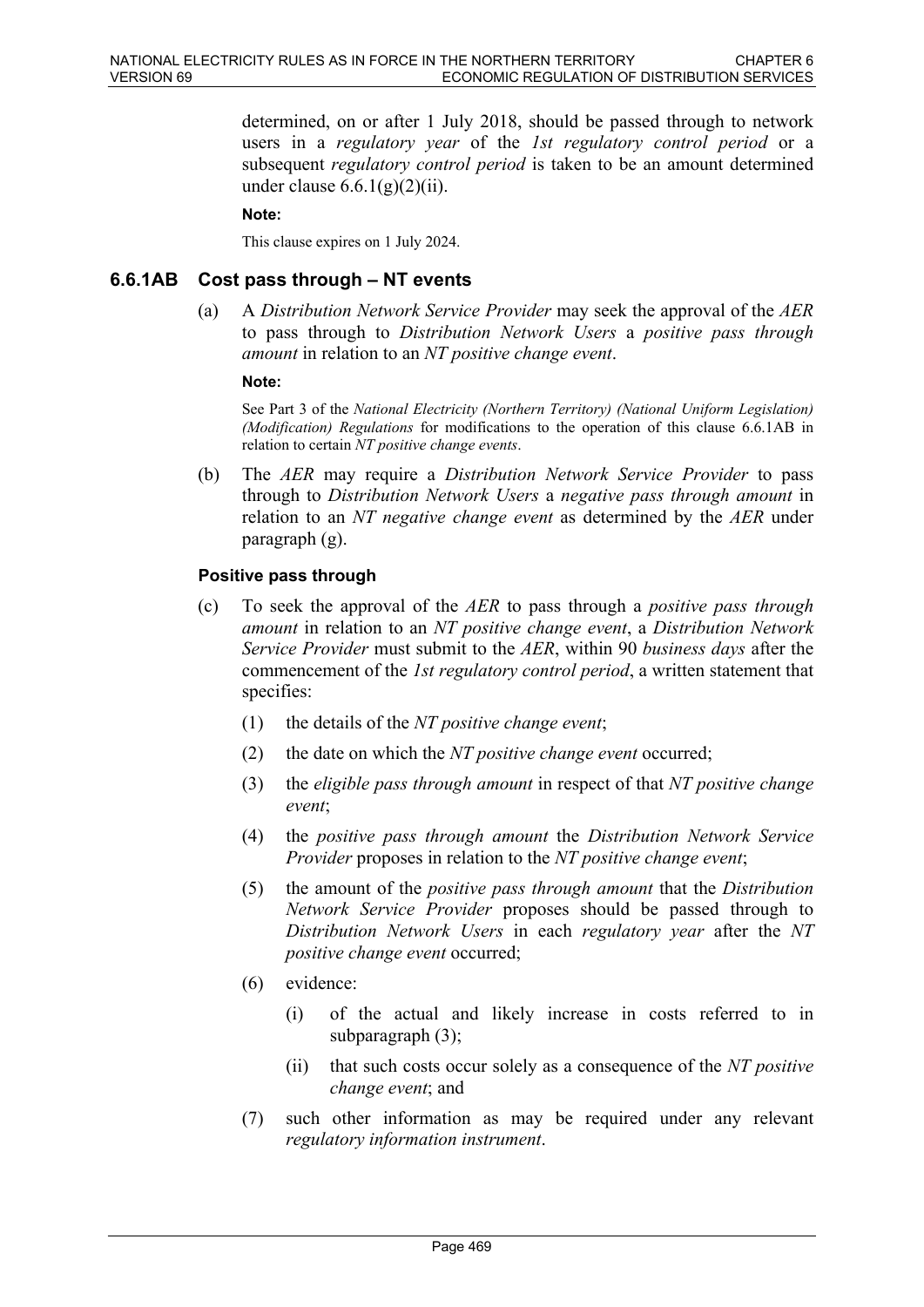determined, on or after 1 July 2018, should be passed through to network users in a *regulatory year* of the *1st regulatory control period* or a subsequent *regulatory control period* is taken to be an amount determined under clause 6.6.1(g)(2)(ii).

**Note:**

This clause expires on 1 July 2024.

### 6.6.1AB Cost pass through – NT events

(a) A *Distribution Network Service Provider* may seek the approval of the *AER* to pass through to *Distribution Network Users* a *positive pass through amount* in relation to an *NT positive change event*.

**Note:**

See Part 3 of the *National Electricity (Northern Territory) (National Uniform Legislation) (Modification) Regulations* for modifications to the operation of this clause 6.6.1AB in relation to certain *NT positive change events*.

(b) The *AER* may require a *Distribution Network Service Provider* to pass through to *Distribution Network Users* a *negative pass through amount* in relation to an *NT negative change event* as determined by the *AER* under paragraph (g).

#### Positive pass through

(c) To seek the approval of the *AER* to pass through a *positive pass through amount* in relation to an *NT positive change event*, a *Distribution Network Service Provider* must submit to the *AER*, within 90 *business days* after the commencement of the *1st regulatory control period*, a written statement that specifies:

(1) the details of the *NT positive change event*;

(2) the date on which the *NT positive change event* occurred;

(3) the *eligible pass through amount* in respect of that *NT positive change event*;

(4) the *positive pass through amount* the *Distribution Network Service Provider* proposes in relation to the *NT positive change event*;

(5) the amount of the *positive pass through amount* that the *Distribution Network Service Provider* proposes should be passed through to *Distribution Network Users* in each *regulatory year* after the *NT positive change event* occurred;

(6) evidence:

(i) of the actual and likely increase in costs referred to in subparagraph (3);

(ii) that such costs occur solely as a consequence of the *NT positive change event*; and

(7) such other information as may be required under any relevant *regulatory information instrument*.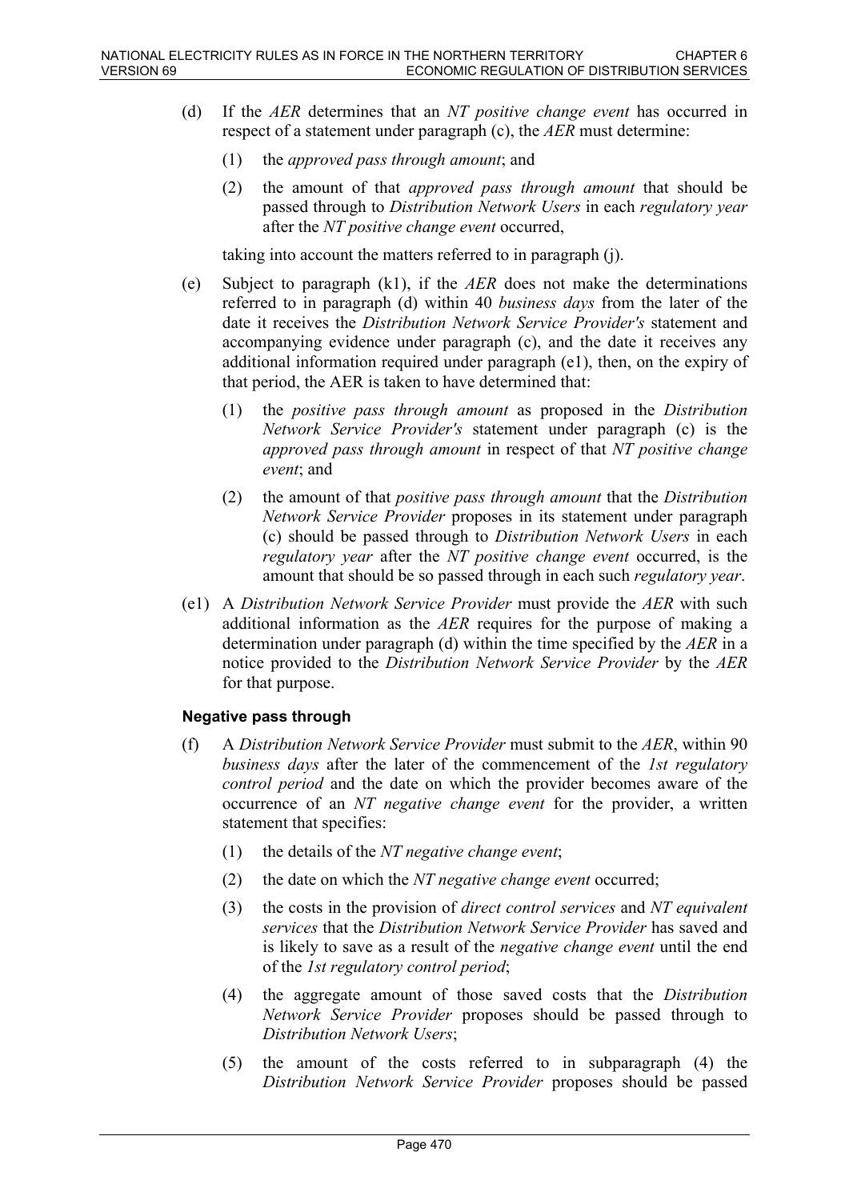(d) If the *AER* determines that an *NT positive change event* has occurred in respect of a statement under paragraph (c), the *AER* must determine:

(1) the *approved pass through amount*; and

(2) the amount of that *approved pass through amount* that should be passed through to *Distribution Network Users* in each *regulatory year* after the *NT positive change event* occurred,

taking into account the matters referred to in paragraph (j).

(e) Subject to paragraph (k1), if the *AER* does not make the determinations referred to in paragraph (d) within 40 *business days* from the later of the date it receives the *Distribution Network Service Provider's* statement and accompanying evidence under paragraph (c), and the date it receives any additional information required under paragraph (e1), then, on the expiry of that period, the AER is taken to have determined that:

(1) the *positive pass through amount* as proposed in the *Distribution Network Service Provider's* statement under paragraph (c) is the *approved pass through amount* in respect of that *NT positive change event*; and

(2) the amount of that *positive pass through amount* that the *Distribution Network Service Provider* proposes in its statement under paragraph (c) should be passed through to *Distribution Network Users* in each *regulatory year* after the *NT positive change event* occurred, is the amount that should be so passed through in each such *regulatory year*.

(e1) A *Distribution Network Service Provider* must provide the *AER* with such additional information as the *AER* requires for the purpose of making a determination under paragraph (d) within the time specified by the *AER* in a notice provided to the *Distribution Network Service Provider* by the *AER* for that purpose.

**Negative pass through**

(f) A *Distribution Network Service Provider* must submit to the *AER*, within 90 *business days* after the later of the commencement of the *1st regulatory control period* and the date on which the provider becomes aware of the occurrence of an *NT negative change event* for the provider, a written statement that specifies:

(1) the details of the *NT negative change event*;

(2) the date on which the *NT negative change event* occurred;

(3) the costs in the provision of *direct control services* and *NT equivalent services* that the *Distribution Network Service Provider* has saved and is likely to save as a result of the *negative change event* until the end of the *1st regulatory control period*;

(4) the aggregate amount of those saved costs that the *Distribution Network Service Provider* proposes should be passed through to *Distribution Network Users*;

(5) the amount of the costs referred to in subparagraph (4) the *Distribution Network Service Provider* proposes should be passed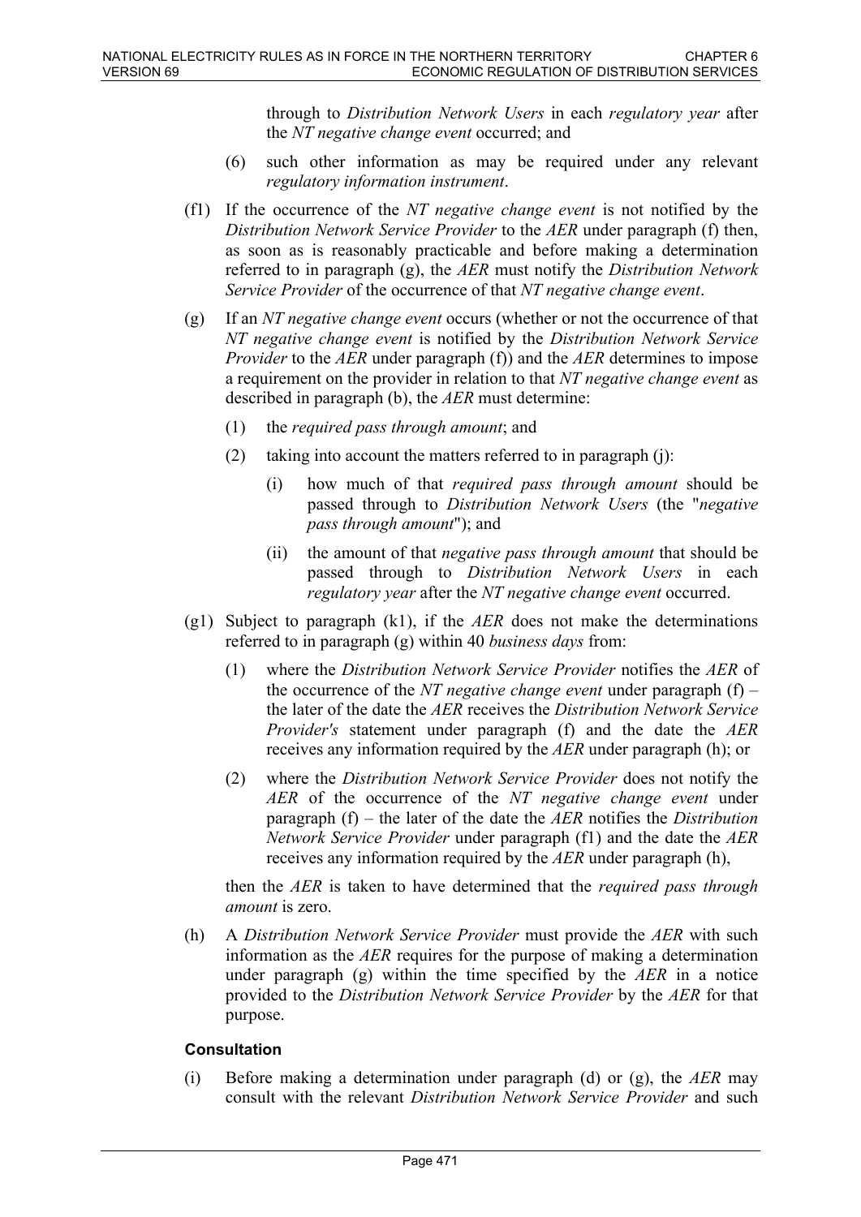through to *Distribution Network Users* in each *regulatory year* after the *NT negative change event* occurred; and

(6) such other information as may be required under any relevant *regulatory information instrument*.

(f1) If the occurrence of the *NT negative change event* is not notified by the *Distribution Network Service Provider* to the *AER* under paragraph (f) then, as soon as is reasonably practicable and before making a determination referred to in paragraph (g), the *AER* must notify the *Distribution Network Service Provider* of the occurrence of that *NT negative change event*.

(g) If an *NT negative change event* occurs (whether or not the occurrence of that *NT negative change event* is notified by the *Distribution Network Service Provider* to the *AER* under paragraph (f)) and the *AER* determines to impose a requirement on the provider in relation to that *NT negative change event* as described in paragraph (b), the *AER* must determine:

(1) the *required pass through amount*; and

(2) taking into account the matters referred to in paragraph (j):

(i) how much of that *required pass through amount* should be passed through to *Distribution Network Users* (the "*negative pass through amount*"); and

(ii) the amount of that *negative pass through amount* that should be passed through to *Distribution Network Users* in each *regulatory year* after the *NT negative change event* occurred.

(g1) Subject to paragraph (k1), if the *AER* does not make the determinations referred to in paragraph (g) within 40 *business days* from:

(1) where the *Distribution Network Service Provider* notifies the *AER* of the occurrence of the *NT negative change event* under paragraph (f) – the later of the date the *AER* receives the *Distribution Network Service Provider's* statement under paragraph (f) and the date the *AER* receives any information required by the *AER* under paragraph (h); or

(2) where the *Distribution Network Service Provider* does not notify the *AER* of the occurrence of the *NT negative change event* under paragraph (f) – the later of the date the *AER* notifies the *Distribution Network Service Provider* under paragraph (f1) and the date the *AER* receives any information required by the *AER* under paragraph (h),

then the *AER* is taken to have determined that the *required pass through amount* is zero.

(h) A *Distribution Network Service Provider* must provide the *AER* with such information as the *AER* requires for the purpose of making a determination under paragraph (g) within the time specified by the *AER* in a notice provided to the *Distribution Network Service Provider* by the *AER* for that purpose.

**Consultation**

(i) Before making a determination under paragraph (d) or (g), the *AER* may consult with the relevant *Distribution Network Service Provider* and such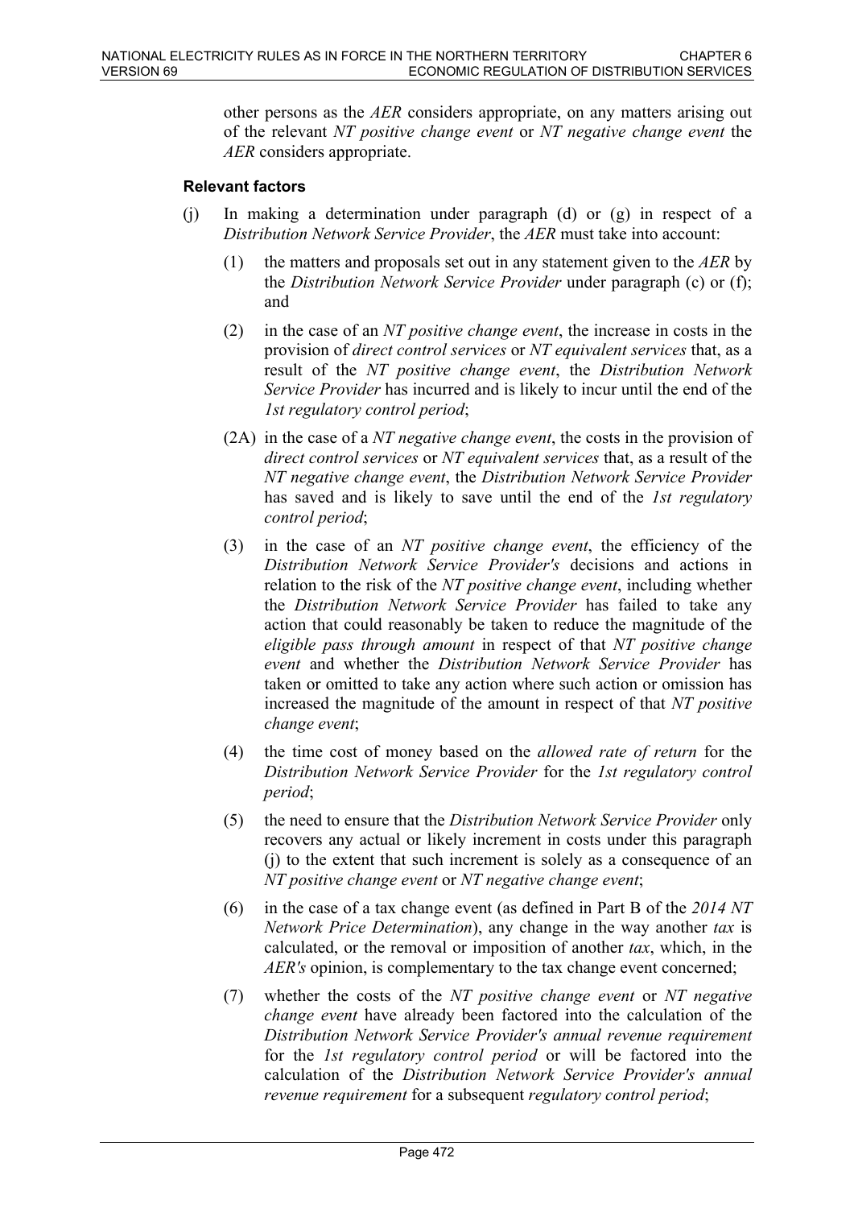other persons as the *AER* considers appropriate, on any matters arising out of the relevant *NT positive change event* or *NT negative change event* the *AER* considers appropriate.

**Relevant factors**

(j) In making a determination under paragraph (d) or (g) in respect of a *Distribution Network Service Provider*, the *AER* must take into account:

(1) the matters and proposals set out in any statement given to the *AER* by the *Distribution Network Service Provider* under paragraph (c) or (f); and

(2) in the case of an *NT positive change event*, the increase in costs in the provision of *direct control services* or *NT equivalent services* that, as a result of the *NT positive change event*, the *Distribution Network Service Provider* has incurred and is likely to incur until the end of the *1st regulatory control period*;

(2A) in the case of a *NT negative change event*, the costs in the provision of *direct control services* or *NT equivalent services* that, as a result of the *NT negative change event*, the *Distribution Network Service Provider* has saved and is likely to save until the end of the *1st regulatory control period*;

(3) in the case of an *NT positive change event*, the efficiency of the *Distribution Network Service Provider's* decisions and actions in relation to the risk of the *NT positive change event*, including whether the *Distribution Network Service Provider* has failed to take any action that could reasonably be taken to reduce the magnitude of the *eligible pass through amount* in respect of that *NT positive change event* and whether the *Distribution Network Service Provider* has taken or omitted to take any action where such action or omission has increased the magnitude of the amount in respect of that *NT positive change event*;

(4) the time cost of money based on the *allowed rate of return* for the *Distribution Network Service Provider* for the *1st regulatory control period*;

(5) the need to ensure that the *Distribution Network Service Provider* only recovers any actual or likely increment in costs under this paragraph (j) to the extent that such increment is solely as a consequence of an *NT positive change event* or *NT negative change event*;

(6) in the case of a tax change event (as defined in Part B of the *2014 NT Network Price Determination*), any change in the way another *tax* is calculated, or the removal or imposition of another *tax*, which, in the *AER's* opinion, is complementary to the tax change event concerned;

(7) whether the costs of the *NT positive change event* or *NT negative change event* have already been factored into the calculation of the *Distribution Network Service Provider's annual revenue requirement* for the *1st regulatory control period* or will be factored into the calculation of the *Distribution Network Service Provider's annual revenue requirement* for a subsequent *regulatory control period*;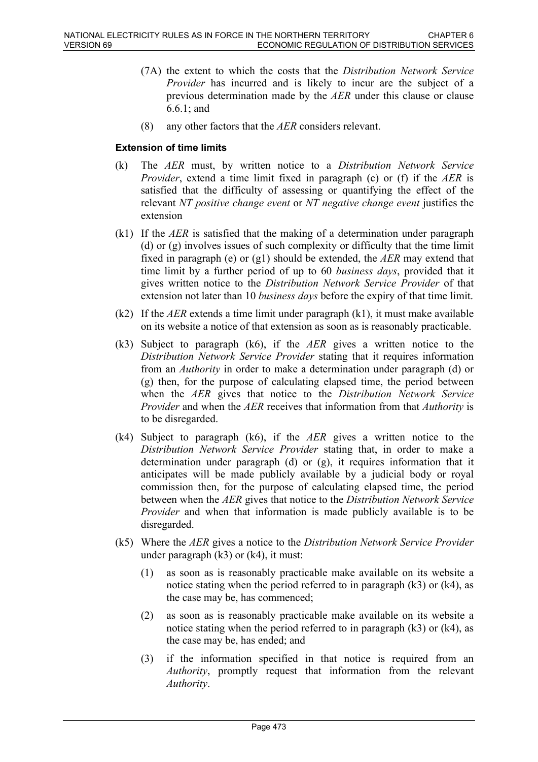(7A) the extent to which the costs that the *Distribution Network Service Provider* has incurred and is likely to incur are the subject of a previous determination made by the *AER* under this clause or clause 6.6.1; and

(8) any other factors that the *AER* considers relevant.

**Extension of time limits**

(k) The *AER* must, by written notice to a *Distribution Network Service Provider*, extend a time limit fixed in paragraph (c) or (f) if the *AER* is satisfied that the difficulty of assessing or quantifying the effect of the relevant *NT positive change event* or *NT negative change event* justifies the extension

(k1) If the *AER* is satisfied that the making of a determination under paragraph (d) or (g) involves issues of such complexity or difficulty that the time limit fixed in paragraph (e) or (g1) should be extended, the *AER* may extend that time limit by a further period of up to 60 *business days*, provided that it gives written notice to the *Distribution Network Service Provider* of that extension not later than 10 *business days* before the expiry of that time limit.

(k2) If the *AER* extends a time limit under paragraph (k1), it must make available on its website a notice of that extension as soon as is reasonably practicable.

(k3) Subject to paragraph (k6), if the *AER* gives a written notice to the *Distribution Network Service Provider* stating that it requires information from an *Authority* in order to make a determination under paragraph (d) or (g) then, for the purpose of calculating elapsed time, the period between when the *AER* gives that notice to the *Distribution Network Service Provider* and when the *AER* receives that information from that *Authority* is to be disregarded.

(k4) Subject to paragraph (k6), if the *AER* gives a written notice to the *Distribution Network Service Provider* stating that, in order to make a determination under paragraph (d) or (g), it requires information that it anticipates will be made publicly available by a judicial body or royal commission then, for the purpose of calculating elapsed time, the period between when the *AER* gives that notice to the *Distribution Network Service Provider* and when that information is made publicly available is to be disregarded.

(k5) Where the *AER* gives a notice to the *Distribution Network Service Provider* under paragraph (k3) or (k4), it must:

(1) as soon as is reasonably practicable make available on its website a notice stating when the period referred to in paragraph (k3) or (k4), as the case may be, has commenced;

(2) as soon as is reasonably practicable make available on its website a notice stating when the period referred to in paragraph (k3) or (k4), as the case may be, has ended; and

(3) if the information specified in that notice is required from an *Authority*, promptly request that information from the relevant *Authority*.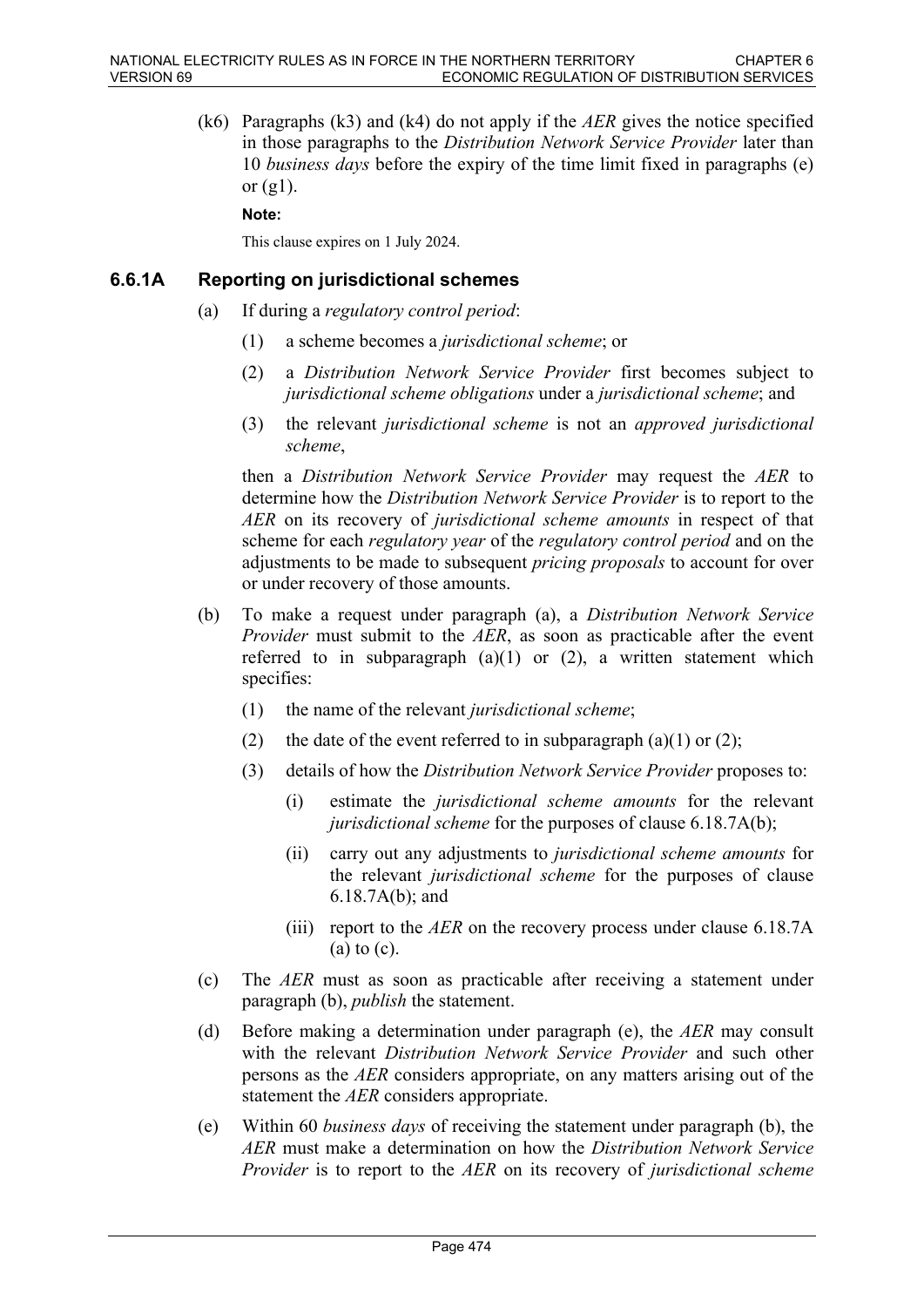(k6) Paragraphs (k3) and (k4) do not apply if the *AER* gives the notice specified in those paragraphs to the *Distribution Network Service Provider* later than 10 *business days* before the expiry of the time limit fixed in paragraphs (e) or (g1).

**Note:**

This clause expires on 1 July 2024.

### 6.6.1A Reporting on jurisdictional schemes

(a) If during a *regulatory control period*:

(1) a scheme becomes a *jurisdictional scheme*; or

(2) a *Distribution Network Service Provider* first becomes subject to *jurisdictional scheme obligations* under a *jurisdictional scheme*; and

(3) the relevant *jurisdictional scheme* is not an *approved jurisdictional scheme*,

then a *Distribution Network Service Provider* may request the *AER* to determine how the *Distribution Network Service Provider* is to report to the *AER* on its recovery of *jurisdictional scheme amounts* in respect of that scheme for each *regulatory year* of the *regulatory control period* and on the adjustments to be made to subsequent *pricing proposals* to account for over or under recovery of those amounts.

(b) To make a request under paragraph (a), a *Distribution Network Service Provider* must submit to the *AER*, as soon as practicable after the event referred to in subparagraph (a)(1) or (2), a written statement which specifies:

(1) the name of the relevant *jurisdictional scheme*;

(2) the date of the event referred to in subparagraph (a)(1) or (2);

(3) details of how the *Distribution Network Service Provider* proposes to:

(i) estimate the *jurisdictional scheme amounts* for the relevant *jurisdictional scheme* for the purposes of clause 6.18.7A(b);

(ii) carry out any adjustments to *jurisdictional scheme amounts* for the relevant *jurisdictional scheme* for the purposes of clause 6.18.7A(b); and

(iii) report to the *AER* on the recovery process under clause 6.18.7A (a) to (c).

(c) The *AER* must as soon as practicable after receiving a statement under paragraph (b), *publish* the statement.

(d) Before making a determination under paragraph (e), the *AER* may consult with the relevant *Distribution Network Service Provider* and such other persons as the *AER* considers appropriate, on any matters arising out of the statement the *AER* considers appropriate.

(e) Within 60 *business days* of receiving the statement under paragraph (b), the *AER* must make a determination on how the *Distribution Network Service Provider* is to report to the *AER* on its recovery of *jurisdictional scheme*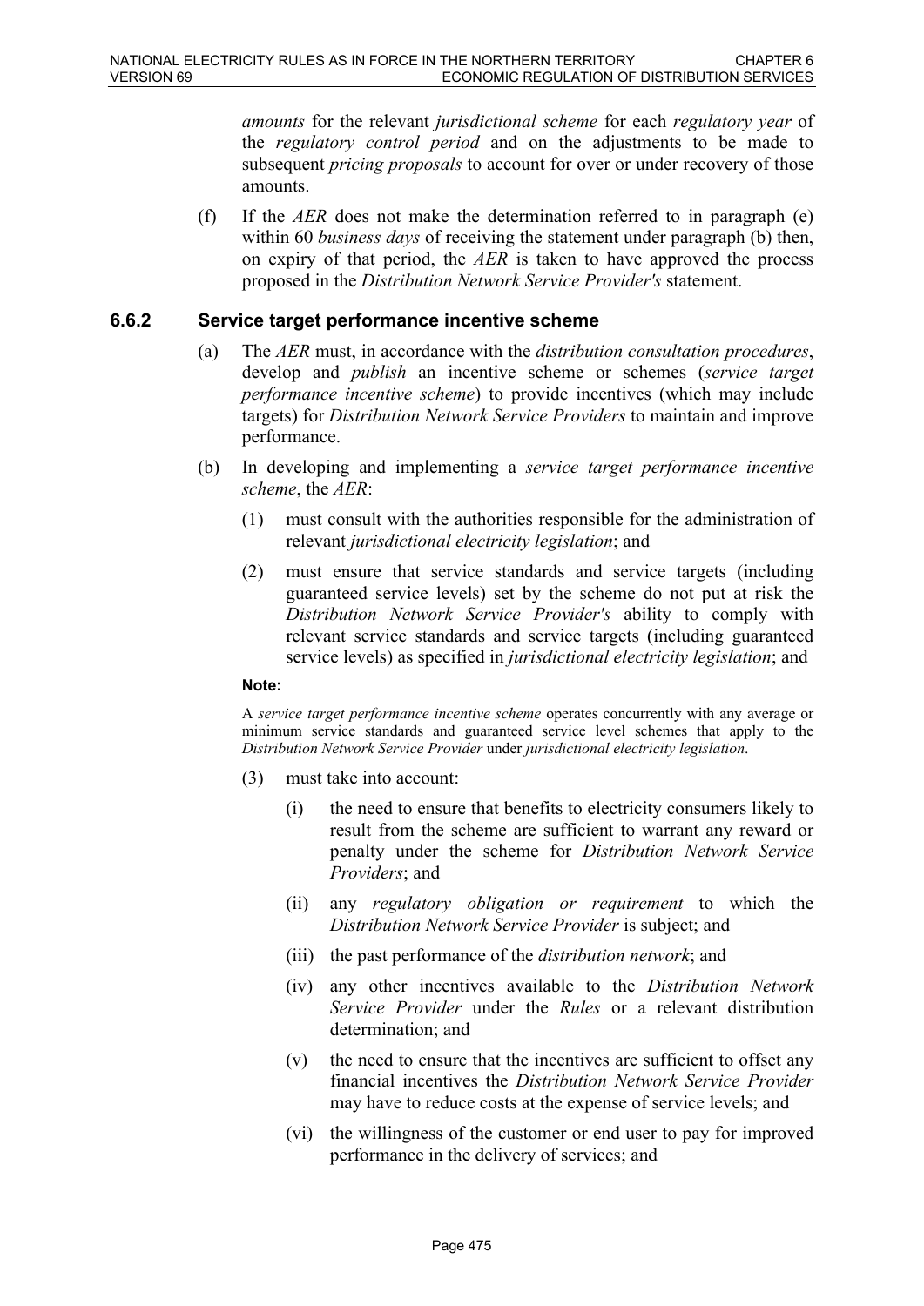*amounts* for the relevant *jurisdictional scheme* for each *regulatory year* of the *regulatory control period* and on the adjustments to be made to subsequent *pricing proposals* to account for over or under recovery of those amounts.

(f) If the *AER* does not make the determination referred to in paragraph (e) within 60 *business days* of receiving the statement under paragraph (b) then, on expiry of that period, the *AER* is taken to have approved the process proposed in the *Distribution Network Service Provider's* statement.

### 6.6.2 Service target performance incentive scheme

(a) The *AER* must, in accordance with the *distribution consultation procedures*, develop and *publish* an incentive scheme or schemes (*service target performance incentive scheme*) to provide incentives (which may include targets) for *Distribution Network Service Providers* to maintain and improve performance.

(b) In developing and implementing a *service target performance incentive scheme*, the *AER*:

  (1) must consult with the authorities responsible for the administration of relevant *jurisdictional electricity legislation*; and

  (2) must ensure that service standards and service targets (including guaranteed service levels) set by the scheme do not put at risk the *Distribution Network Service Provider's* ability to comply with relevant service standards and service targets (including guaranteed service levels) as specified in *jurisdictional electricity legislation*; and

  **Note:**

  A *service target performance incentive scheme* operates concurrently with any average or minimum service standards and guaranteed service level schemes that apply to the *Distribution Network Service Provider* under *jurisdictional electricity legislation*.

  (3) must take into account:

    (i) the need to ensure that benefits to electricity consumers likely to result from the scheme are sufficient to warrant any reward or penalty under the scheme for *Distribution Network Service Providers*; and

    (ii) any *regulatory obligation or requirement* to which the *Distribution Network Service Provider* is subject; and

    (iii) the past performance of the *distribution network*; and

    (iv) any other incentives available to the *Distribution Network Service Provider* under the *Rules* or a relevant distribution determination; and

    (v) the need to ensure that the incentives are sufficient to offset any financial incentives the *Distribution Network Service Provider* may have to reduce costs at the expense of service levels; and

    (vi) the willingness of the customer or end user to pay for improved performance in the delivery of services; and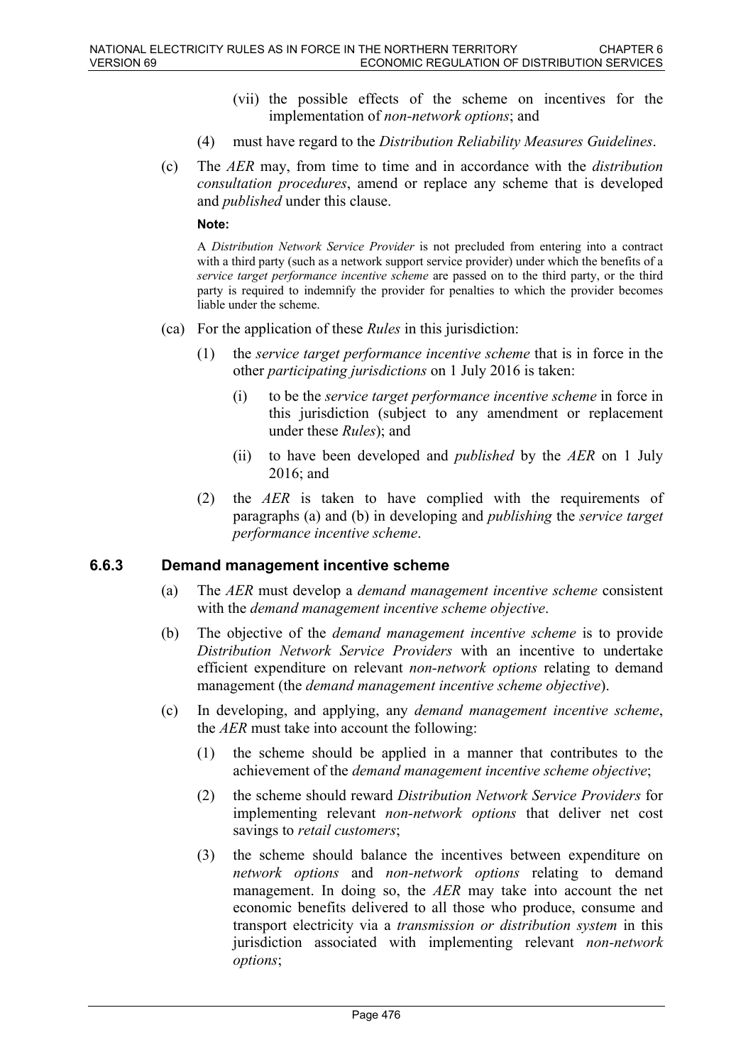(vii) the possible effects of the scheme on incentives for the implementation of *non-network options*; and

(4) must have regard to the *Distribution Reliability Measures Guidelines*.

(c) The *AER* may, from time to time and in accordance with the *distribution consultation procedures*, amend or replace any scheme that is developed and *published* under this clause.

**Note:**

A *Distribution Network Service Provider* is not precluded from entering into a contract with a third party (such as a network support service provider) under which the benefits of a *service target performance incentive scheme* are passed on to the third party, or the third party is required to indemnify the provider for penalties to which the provider becomes liable under the scheme.

(ca) For the application of these *Rules* in this jurisdiction:

(1) the *service target performance incentive scheme* that is in force in the other *participating jurisdictions* on 1 July 2016 is taken:

(i) to be the *service target performance incentive scheme* in force in this jurisdiction (subject to any amendment or replacement under these *Rules*); and

(ii) to have been developed and *published* by the *AER* on 1 July 2016; and

(2) the *AER* is taken to have complied with the requirements of paragraphs (a) and (b) in developing and *publishing* the *service target performance incentive scheme*.

### 6.6.3 Demand management incentive scheme

(a) The *AER* must develop a *demand management incentive scheme* consistent with the *demand management incentive scheme objective*.

(b) The objective of the *demand management incentive scheme* is to provide *Distribution Network Service Providers* with an incentive to undertake efficient expenditure on relevant *non-network options* relating to demand management (the *demand management incentive scheme objective*).

(c) In developing, and applying, any *demand management incentive scheme*, the *AER* must take into account the following:

(1) the scheme should be applied in a manner that contributes to the achievement of the *demand management incentive scheme objective*;

(2) the scheme should reward *Distribution Network Service Providers* for implementing relevant *non-network options* that deliver net cost savings to *retail customers*;

(3) the scheme should balance the incentives between expenditure on *network options* and *non-network options* relating to demand management. In doing so, the *AER* may take into account the net economic benefits delivered to all those who produce, consume and transport electricity via a *transmission or distribution system* in this jurisdiction associated with implementing relevant *non-network options*;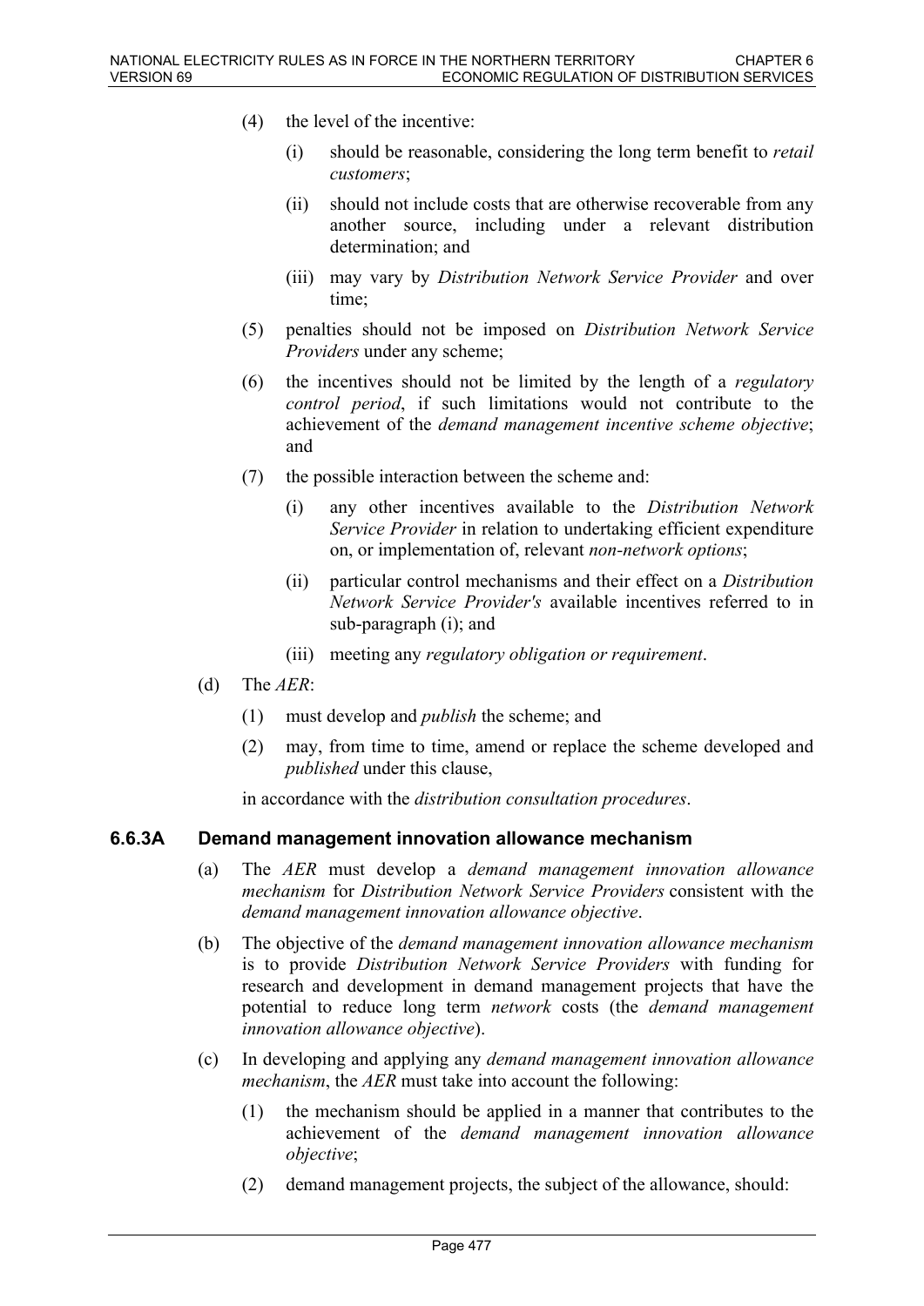(4) the level of the incentive:

  (i) should be reasonable, considering the long term benefit to *retail customers*;

  (ii) should not include costs that are otherwise recoverable from any another source, including under a relevant distribution determination; and

  (iii) may vary by *Distribution Network Service Provider* and over time;

(5) penalties should not be imposed on *Distribution Network Service Providers* under any scheme;

(6) the incentives should not be limited by the length of a *regulatory control period*, if such limitations would not contribute to the achievement of the *demand management incentive scheme objective*; and

(7) the possible interaction between the scheme and:

  (i) any other incentives available to the *Distribution Network Service Provider* in relation to undertaking efficient expenditure on, or implementation of, relevant *non-network options*;

  (ii) particular control mechanisms and their effect on a *Distribution Network Service Provider's* available incentives referred to in sub-paragraph (i); and

  (iii) meeting any *regulatory obligation or requirement*.

(d) The *AER*:

  (1) must develop and *publish* the scheme; and

  (2) may, from time to time, amend or replace the scheme developed and *published* under this clause,

  in accordance with the *distribution consultation procedures*.

### 6.6.3A Demand management innovation allowance mechanism

(a) The *AER* must develop a *demand management innovation allowance mechanism* for *Distribution Network Service Providers* consistent with the *demand management innovation allowance objective*.

(b) The objective of the *demand management innovation allowance mechanism* is to provide *Distribution Network Service Providers* with funding for research and development in demand management projects that have the potential to reduce long term *network* costs (the *demand management innovation allowance objective*).

(c) In developing and applying any *demand management innovation allowance mechanism*, the *AER* must take into account the following:

  (1) the mechanism should be applied in a manner that contributes to the achievement of the *demand management innovation allowance objective*;

  (2) demand management projects, the subject of the allowance, should: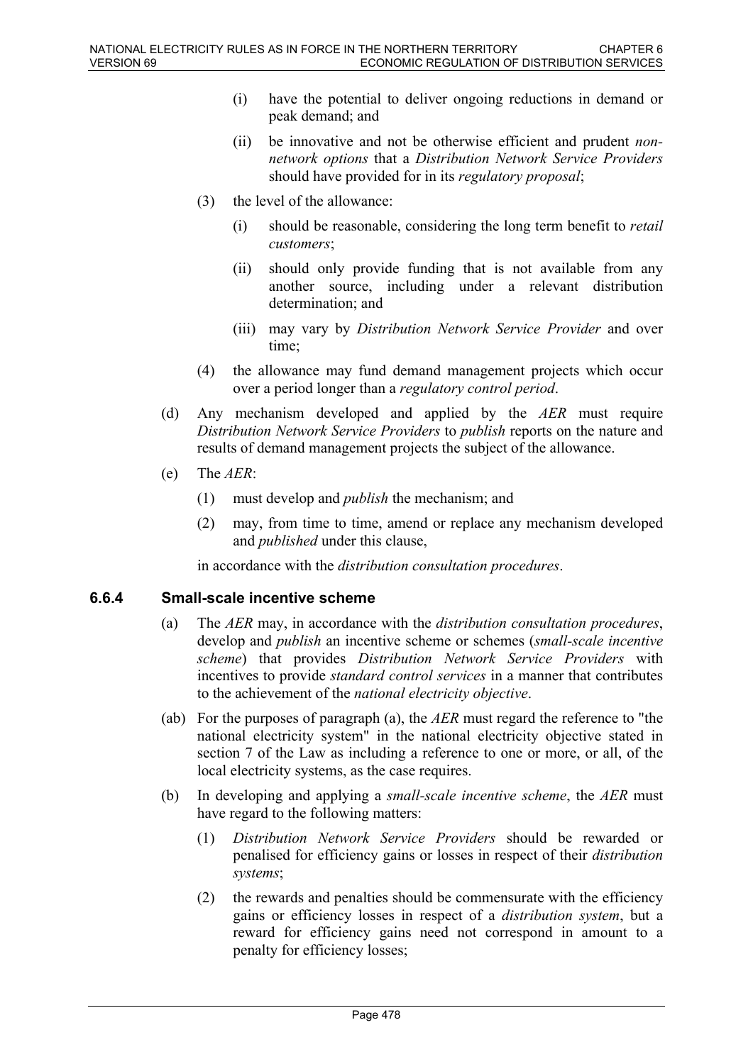- (i) have the potential to deliver ongoing reductions in demand or peak demand; and
  - (ii) be innovative and not be otherwise efficient and prudent *non-network options* that a *Distribution Network Service Providers* should have provided for in its *regulatory proposal*;

- (3) the level of the allowance:
  - (i) should be reasonable, considering the long term benefit to *retail customers*;
  - (ii) should only provide funding that is not available from any another source, including under a relevant distribution determination; and
  - (iii) may vary by *Distribution Network Service Provider* and over time;
- (4) the allowance may fund demand management projects which occur over a period longer than a *regulatory control period*.

(d) Any mechanism developed and applied by the *AER* must require *Distribution Network Service Providers* to *publish* reports on the nature and results of demand management projects the subject of the allowance.

(e) The *AER*:

- (1) must develop and *publish* the mechanism; and
- (2) may, from time to time, amend or replace any mechanism developed and *published* under this clause,

in accordance with the *distribution consultation procedures*.

### 6.6.4 Small-scale incentive scheme

(a) The *AER* may, in accordance with the *distribution consultation procedures*, develop and *publish* an incentive scheme or schemes (*small-scale incentive scheme*) that provides *Distribution Network Service Providers* with incentives to provide *standard control services* in a manner that contributes to the achievement of the *national electricity objective*.

(ab) For the purposes of paragraph (a), the *AER* must regard the reference to "the national electricity system" in the national electricity objective stated in section 7 of the Law as including a reference to one or more, or all, of the local electricity systems, as the case requires.

(b) In developing and applying a *small-scale incentive scheme*, the *AER* must have regard to the following matters:

- (1) *Distribution Network Service Providers* should be rewarded or penalised for efficiency gains or losses in respect of their *distribution systems*;
- (2) the rewards and penalties should be commensurate with the efficiency gains or efficiency losses in respect of a *distribution system*, but a reward for efficiency gains need not correspond in amount to a penalty for efficiency losses;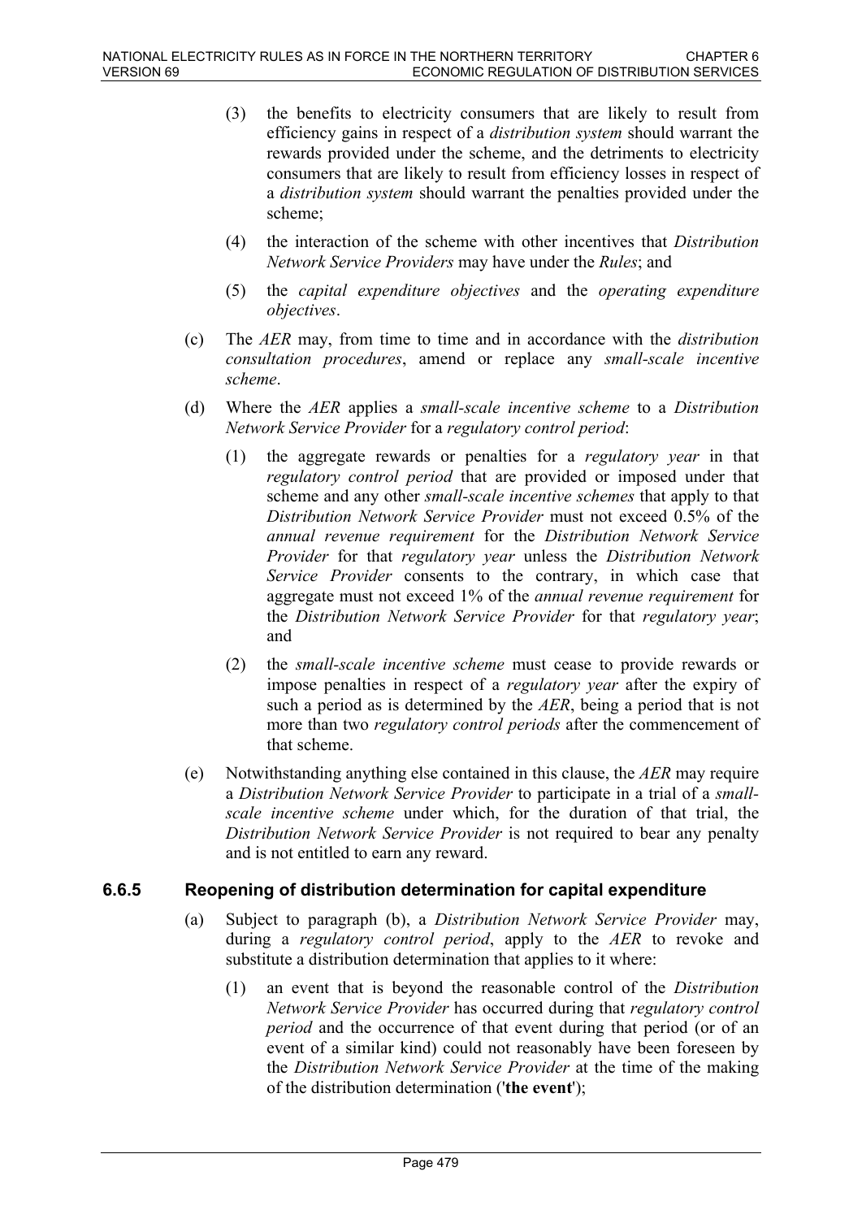(3) the benefits to electricity consumers that are likely to result from efficiency gains in respect of a *distribution system* should warrant the rewards provided under the scheme, and the detriments to electricity consumers that are likely to result from efficiency losses in respect of a *distribution system* should warrant the penalties provided under the scheme;

(4) the interaction of the scheme with other incentives that *Distribution Network Service Providers* may have under the *Rules*; and

(5) the *capital expenditure objectives* and the *operating expenditure objectives*.

(c) The *AER* may, from time to time and in accordance with the *distribution consultation procedures*, amend or replace any *small-scale incentive scheme*.

(d) Where the *AER* applies a *small-scale incentive scheme* to a *Distribution Network Service Provider* for a *regulatory control period*:

(1) the aggregate rewards or penalties for a *regulatory year* in that *regulatory control period* that are provided or imposed under that scheme and any other *small-scale incentive schemes* that apply to that *Distribution Network Service Provider* must not exceed 0.5% of the *annual revenue requirement* for the *Distribution Network Service Provider* for that *regulatory year* unless the *Distribution Network Service Provider* consents to the contrary, in which case that aggregate must not exceed 1% of the *annual revenue requirement* for the *Distribution Network Service Provider* for that *regulatory year*; and

(2) the *small-scale incentive scheme* must cease to provide rewards or impose penalties in respect of a *regulatory year* after the expiry of such a period as is determined by the *AER*, being a period that is not more than two *regulatory control periods* after the commencement of that scheme.

(e) Notwithstanding anything else contained in this clause, the *AER* may require a *Distribution Network Service Provider* to participate in a trial of a *small-scale incentive scheme* under which, for the duration of that trial, the *Distribution Network Service Provider* is not required to bear any penalty and is not entitled to earn any reward.

### 6.6.5 Reopening of distribution determination for capital expenditure

(a) Subject to paragraph (b), a *Distribution Network Service Provider* may, during a *regulatory control period*, apply to the *AER* to revoke and substitute a distribution determination that applies to it where:

(1) an event that is beyond the reasonable control of the *Distribution Network Service Provider* has occurred during that *regulatory control period* and the occurrence of that event during that period (or of an event of a similar kind) could not reasonably have been foreseen by the *Distribution Network Service Provider* at the time of the making of the distribution determination ('**the event**');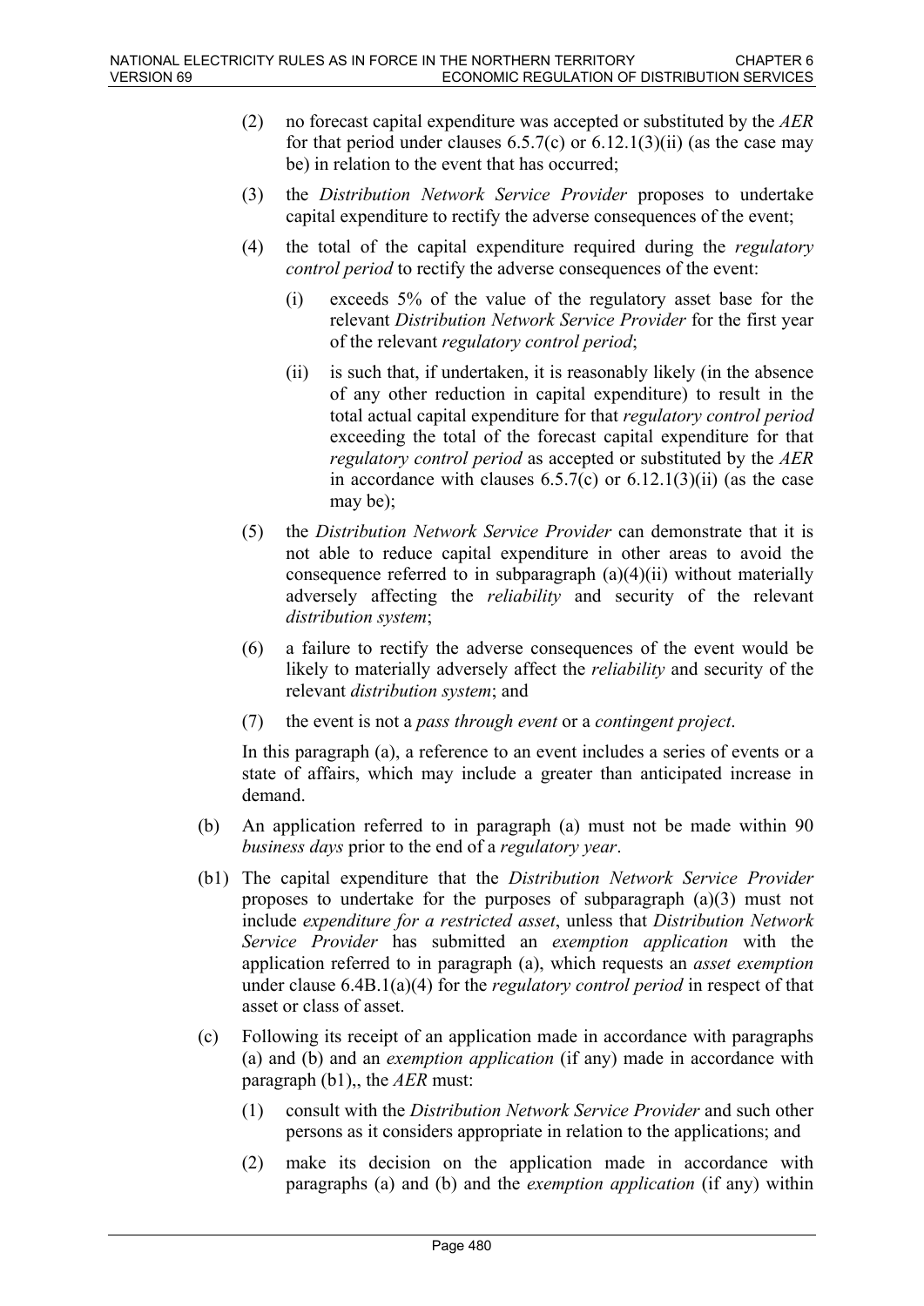(2) no forecast capital expenditure was accepted or substituted by the *AER* for that period under clauses 6.5.7(c) or 6.12.1(3)(ii) (as the case may be) in relation to the event that has occurred;

(3) the *Distribution Network Service Provider* proposes to undertake capital expenditure to rectify the adverse consequences of the event;

(4) the total of the capital expenditure required during the *regulatory control period* to rectify the adverse consequences of the event:

   (i) exceeds 5% of the value of the regulatory asset base for the relevant *Distribution Network Service Provider* for the first year of the relevant *regulatory control period*;

   (ii) is such that, if undertaken, it is reasonably likely (in the absence of any other reduction in capital expenditure) to result in the total actual capital expenditure for that *regulatory control period* exceeding the total of the forecast capital expenditure for that *regulatory control period* as accepted or substituted by the *AER* in accordance with clauses 6.5.7(c) or 6.12.1(3)(ii) (as the case may be);

(5) the *Distribution Network Service Provider* can demonstrate that it is not able to reduce capital expenditure in other areas to avoid the consequence referred to in subparagraph (a)(4)(ii) without materially adversely affecting the *reliability* and security of the relevant *distribution system*;

(6) a failure to rectify the adverse consequences of the event would be likely to materially adversely affect the *reliability* and security of the relevant *distribution system*; and

(7) the event is not a *pass through event* or a *contingent project*.

In this paragraph (a), a reference to an event includes a series of events or a state of affairs, which may include a greater than anticipated increase in demand.

(b) An application referred to in paragraph (a) must not be made within 90 *business days* prior to the end of a *regulatory year*.

(b1) The capital expenditure that the *Distribution Network Service Provider* proposes to undertake for the purposes of subparagraph (a)(3) must not include *expenditure for a restricted asset*, unless that *Distribution Network Service Provider* has submitted an *exemption application* with the application referred to in paragraph (a), which requests an *asset exemption* under clause 6.4B.1(a)(4) for the *regulatory control period* in respect of that asset or class of asset.

(c) Following its receipt of an application made in accordance with paragraphs (a) and (b) and an *exemption application* (if any) made in accordance with paragraph (b1),, the *AER* must:

   (1) consult with the *Distribution Network Service Provider* and such other persons as it considers appropriate in relation to the applications; and

   (2) make its decision on the application made in accordance with paragraphs (a) and (b) and the *exemption application* (if any) within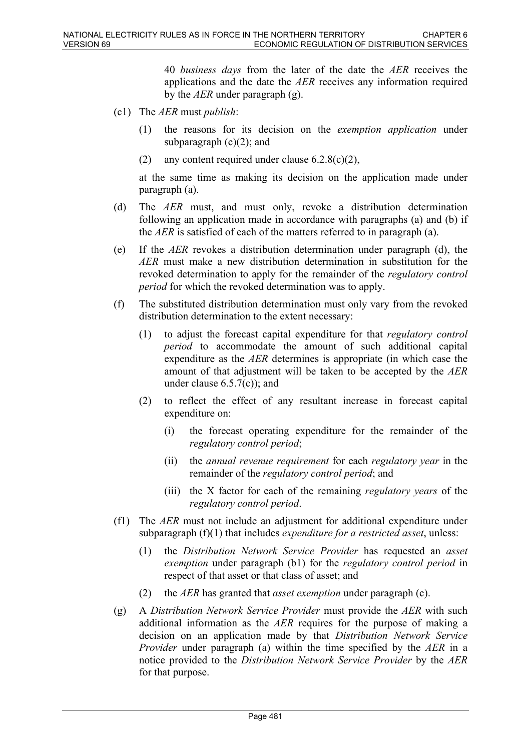40 *business days* from the later of the date the *AER* receives the applications and the date the *AER* receives any information required by the *AER* under paragraph (g).

(c1) The *AER* must *publish*:

(1) the reasons for its decision on the *exemption application* under subparagraph (c)(2); and

(2) any content required under clause 6.2.8(c)(2),

at the same time as making its decision on the application made under paragraph (a).

(d) The *AER* must, and must only, revoke a distribution determination following an application made in accordance with paragraphs (a) and (b) if the *AER* is satisfied of each of the matters referred to in paragraph (a).

(e) If the *AER* revokes a distribution determination under paragraph (d), the *AER* must make a new distribution determination in substitution for the revoked determination to apply for the remainder of the *regulatory control period* for which the revoked determination was to apply.

(f) The substituted distribution determination must only vary from the revoked distribution determination to the extent necessary:

(1) to adjust the forecast capital expenditure for that *regulatory control period* to accommodate the amount of such additional capital expenditure as the *AER* determines is appropriate (in which case the amount of that adjustment will be taken to be accepted by the *AER* under clause 6.5.7(c)); and

(2) to reflect the effect of any resultant increase in forecast capital expenditure on:

(i) the forecast operating expenditure for the remainder of the *regulatory control period*;

(ii) the *annual revenue requirement* for each *regulatory year* in the remainder of the *regulatory control period*; and

(iii) the X factor for each of the remaining *regulatory years* of the *regulatory control period*.

(f1) The *AER* must not include an adjustment for additional expenditure under subparagraph (f)(1) that includes *expenditure for a restricted asset*, unless:

(1) the *Distribution Network Service Provider* has requested an *asset exemption* under paragraph (b1) for the *regulatory control period* in respect of that asset or that class of asset; and

(2) the *AER* has granted that *asset exemption* under paragraph (c).

(g) A *Distribution Network Service Provider* must provide the *AER* with such additional information as the *AER* requires for the purpose of making a decision on an application made by that *Distribution Network Service Provider* under paragraph (a) within the time specified by the *AER* in a notice provided to the *Distribution Network Service Provider* by the *AER* for that purpose.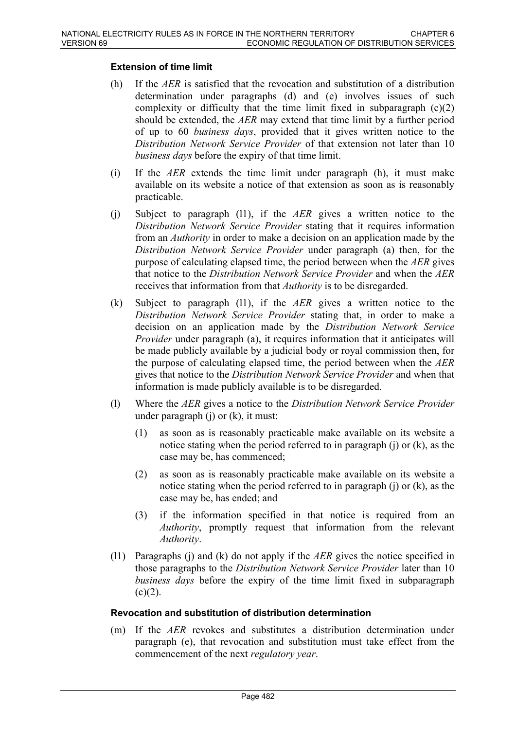**Extension of time limit**

(h) If the *AER* is satisfied that the revocation and substitution of a distribution determination under paragraphs (d) and (e) involves issues of such complexity or difficulty that the time limit fixed in subparagraph (c)(2) should be extended, the *AER* may extend that time limit by a further period of up to 60 *business days*, provided that it gives written notice to the *Distribution Network Service Provider* of that extension not later than 10 *business days* before the expiry of that time limit.

(i) If the *AER* extends the time limit under paragraph (h), it must make available on its website a notice of that extension as soon as is reasonably practicable.

(j) Subject to paragraph (l1), if the *AER* gives a written notice to the *Distribution Network Service Provider* stating that it requires information from an *Authority* in order to make a decision on an application made by the *Distribution Network Service Provider* under paragraph (a) then, for the purpose of calculating elapsed time, the period between when the *AER* gives that notice to the *Distribution Network Service Provider* and when the *AER* receives that information from that *Authority* is to be disregarded.

(k) Subject to paragraph (l1), if the *AER* gives a written notice to the *Distribution Network Service Provider* stating that, in order to make a decision on an application made by the *Distribution Network Service Provider* under paragraph (a), it requires information that it anticipates will be made publicly available by a judicial body or royal commission then, for the purpose of calculating elapsed time, the period between when the *AER* gives that notice to the *Distribution Network Service Provider* and when that information is made publicly available is to be disregarded.

(l) Where the *AER* gives a notice to the *Distribution Network Service Provider* under paragraph (j) or (k), it must:

(1) as soon as is reasonably practicable make available on its website a notice stating when the period referred to in paragraph (j) or (k), as the case may be, has commenced;

(2) as soon as is reasonably practicable make available on its website a notice stating when the period referred to in paragraph (j) or (k), as the case may be, has ended; and

(3) if the information specified in that notice is required from an *Authority*, promptly request that information from the relevant *Authority*.

(l1) Paragraphs (j) and (k) do not apply if the *AER* gives the notice specified in those paragraphs to the *Distribution Network Service Provider* later than 10 *business days* before the expiry of the time limit fixed in subparagraph (c)(2).

**Revocation and substitution of distribution determination**

(m) If the *AER* revokes and substitutes a distribution determination under paragraph (e), that revocation and substitution must take effect from the commencement of the next *regulatory year*.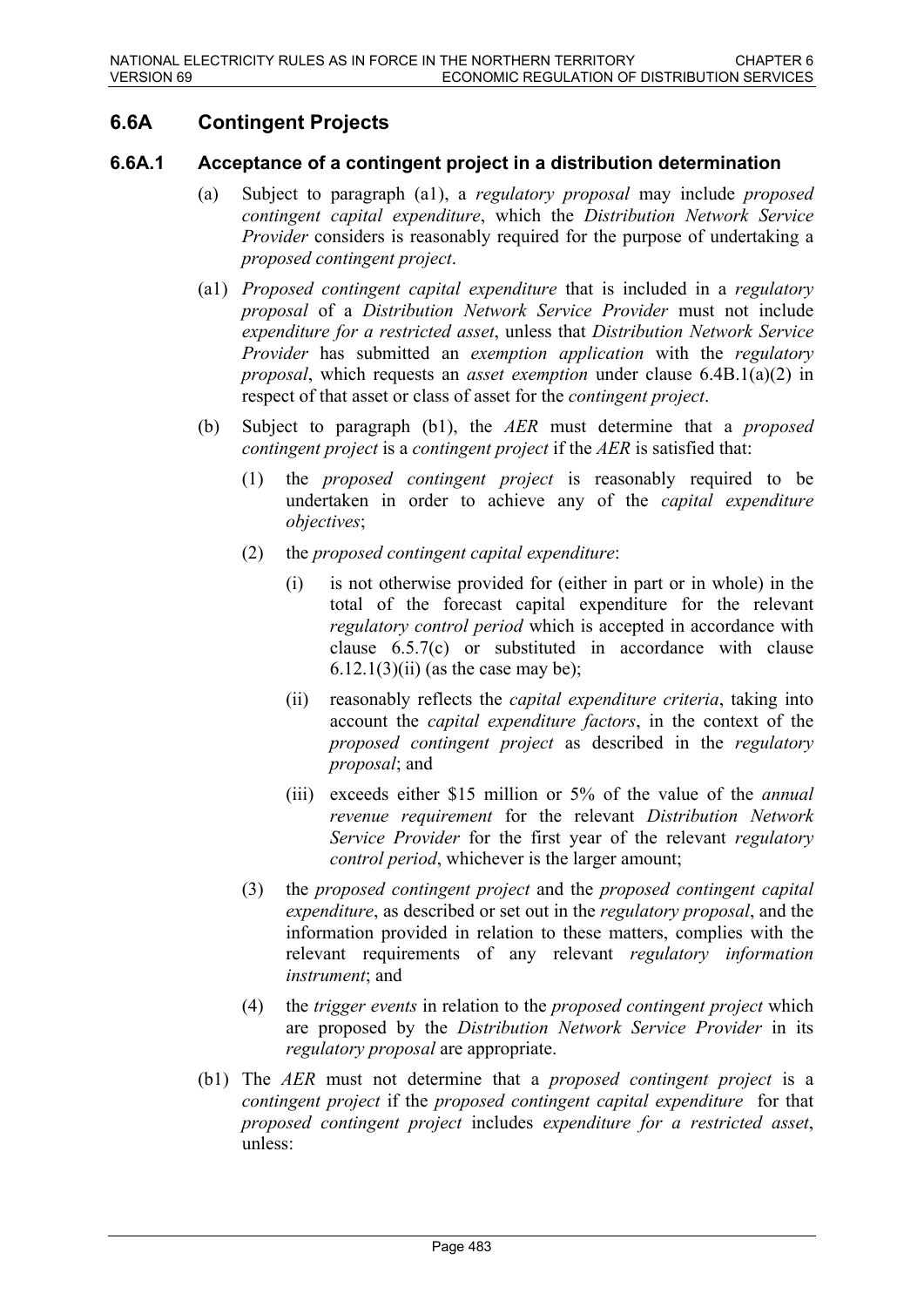## 6.6A Contingent Projects

### 6.6A.1 Acceptance of a contingent project in a distribution determination

(a) Subject to paragraph (a1), a *regulatory proposal* may include *proposed contingent capital expenditure*, which the *Distribution Network Service Provider* considers is reasonably required for the purpose of undertaking a *proposed contingent project*.

(a1) *Proposed contingent capital expenditure* that is included in a *regulatory proposal* of a *Distribution Network Service Provider* must not include *expenditure for a restricted asset*, unless that *Distribution Network Service Provider* has submitted an *exemption application* with the *regulatory proposal*, which requests an *asset exemption* under clause 6.4B.1(a)(2) in respect of that asset or class of asset for the *contingent project*.

(b) Subject to paragraph (b1), the *AER* must determine that a *proposed contingent project* is a *contingent project* if the *AER* is satisfied that:

(1) the *proposed contingent project* is reasonably required to be undertaken in order to achieve any of the *capital expenditure objectives*;

(2) the *proposed contingent capital expenditure*:

(i) is not otherwise provided for (either in part or in whole) in the total of the forecast capital expenditure for the relevant *regulatory control period* which is accepted in accordance with clause 6.5.7(c) or substituted in accordance with clause 6.12.1(3)(ii) (as the case may be);

(ii) reasonably reflects the *capital expenditure criteria*, taking into account the *capital expenditure factors*, in the context of the *proposed contingent project* as described in the *regulatory proposal*; and

(iii) exceeds either $15 million or 5% of the value of the *annual revenue requirement* for the relevant *Distribution Network Service Provider* for the first year of the relevant *regulatory control period*, whichever is the larger amount;

(3) the *proposed contingent project* and the *proposed contingent capital expenditure*, as described or set out in the *regulatory proposal*, and the information provided in relation to these matters, complies with the relevant requirements of any relevant *regulatory information instrument*; and

(4) the *trigger events* in relation to the *proposed contingent project* which are proposed by the *Distribution Network Service Provider* in its *regulatory proposal* are appropriate.

(b1) The *AER* must not determine that a *proposed contingent project* is a *contingent project* if the *proposed contingent capital expenditure* for that *proposed contingent project* includes *expenditure for a restricted asset*, unless: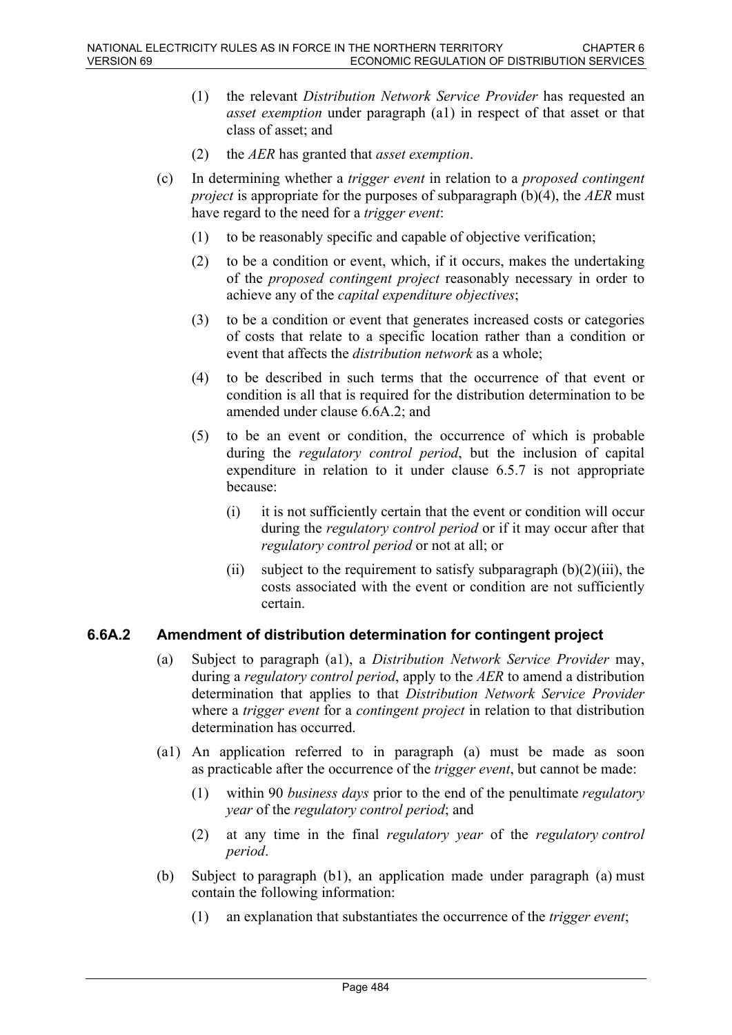(1) the relevant *Distribution Network Service Provider* has requested an *asset exemption* under paragraph (a1) in respect of that asset or that class of asset; and

(2) the *AER* has granted that *asset exemption*.

(c) In determining whether a *trigger event* in relation to a *proposed contingent project* is appropriate for the purposes of subparagraph (b)(4), the *AER* must have regard to the need for a *trigger event*:

(1) to be reasonably specific and capable of objective verification;

(2) to be a condition or event, which, if it occurs, makes the undertaking of the *proposed contingent project* reasonably necessary in order to achieve any of the *capital expenditure objectives*;

(3) to be a condition or event that generates increased costs or categories of costs that relate to a specific location rather than a condition or event that affects the *distribution network* as a whole;

(4) to be described in such terms that the occurrence of that event or condition is all that is required for the distribution determination to be amended under clause 6.6A.2; and

(5) to be an event or condition, the occurrence of which is probable during the *regulatory control period*, but the inclusion of capital expenditure in relation to it under clause 6.5.7 is not appropriate because:

(i) it is not sufficiently certain that the event or condition will occur during the *regulatory control period* or if it may occur after that *regulatory control period* or not at all; or

(ii) subject to the requirement to satisfy subparagraph (b)(2)(iii), the costs associated with the event or condition are not sufficiently certain.

### 6.6A.2 Amendment of distribution determination for contingent project

(a) Subject to paragraph (a1), a *Distribution Network Service Provider* may, during a *regulatory control period*, apply to the *AER* to amend a distribution determination that applies to that *Distribution Network Service Provider* where a *trigger event* for a *contingent project* in relation to that distribution determination has occurred.

(a1) An application referred to in paragraph (a) must be made as soon as practicable after the occurrence of the *trigger event*, but cannot be made:

(1) within 90 *business days* prior to the end of the penultimate *regulatory year* of the *regulatory control period*; and

(2) at any time in the final *regulatory year* of the *regulatory control period*.

(b) Subject to paragraph (b1), an application made under paragraph (a) must contain the following information:

(1) an explanation that substantiates the occurrence of the *trigger event*;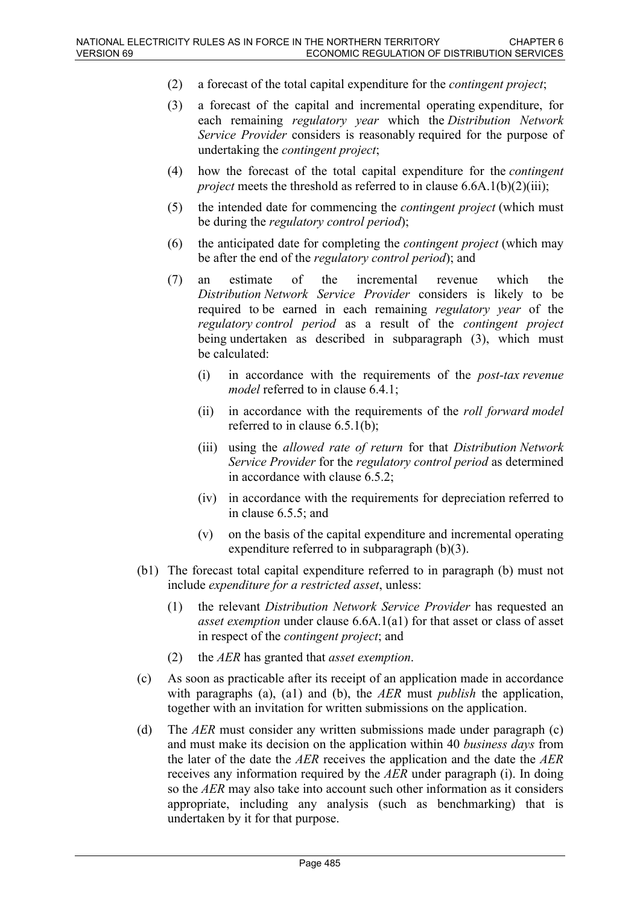(2) a forecast of the total capital expenditure for the *contingent project*;

(3) a forecast of the capital and incremental operating expenditure, for each remaining *regulatory year* which the *Distribution Network Service Provider* considers is reasonably required for the purpose of undertaking the *contingent project*;

(4) how the forecast of the total capital expenditure for the *contingent project* meets the threshold as referred to in clause 6.6A.1(b)(2)(iii);

(5) the intended date for commencing the *contingent project* (which must be during the *regulatory control period*);

(6) the anticipated date for completing the *contingent project* (which may be after the end of the *regulatory control period*); and

(7) an estimate of the incremental revenue which the *Distribution Network Service Provider* considers is likely to be required to be earned in each remaining *regulatory year* of the *regulatory control period* as a result of the *contingent project* being undertaken as described in subparagraph (3), which must be calculated:

   (i) in accordance with the requirements of the *post-tax revenue model* referred to in clause 6.4.1;

   (ii) in accordance with the requirements of the *roll forward model* referred to in clause 6.5.1(b);

   (iii) using the *allowed rate of return* for that *Distribution Network Service Provider* for the *regulatory control period* as determined in accordance with clause 6.5.2;

   (iv) in accordance with the requirements for depreciation referred to in clause 6.5.5; and

   (v) on the basis of the capital expenditure and incremental operating expenditure referred to in subparagraph (b)(3).

(b1) The forecast total capital expenditure referred to in paragraph (b) must not include *expenditure for a restricted asset*, unless:

(1) the relevant *Distribution Network Service Provider* has requested an *asset exemption* under clause 6.6A.1(a1) for that asset or class of asset in respect of the *contingent project*; and

(2) the *AER* has granted that *asset exemption*.

(c) As soon as practicable after its receipt of an application made in accordance with paragraphs (a), (a1) and (b), the *AER* must *publish* the application, together with an invitation for written submissions on the application.

(d) The *AER* must consider any written submissions made under paragraph (c) and must make its decision on the application within 40 *business days* from the later of the date the *AER* receives the application and the date the *AER* receives any information required by the *AER* under paragraph (i). In doing so the *AER* may also take into account such other information as it considers appropriate, including any analysis (such as benchmarking) that is undertaken by it for that purpose.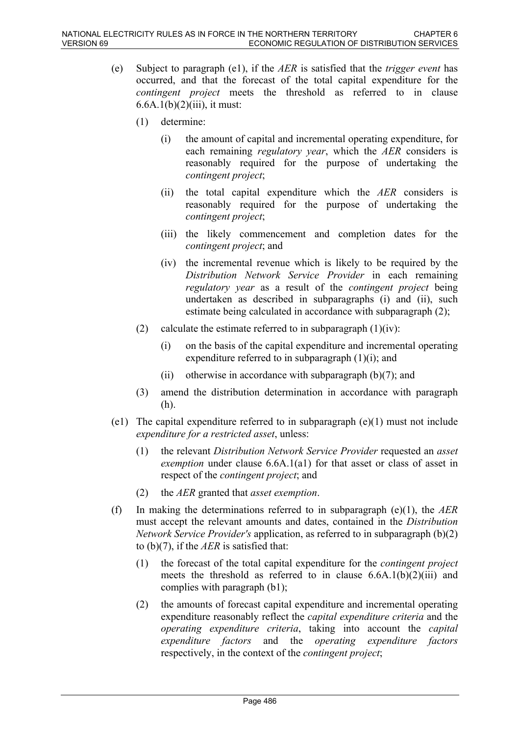(e) Subject to paragraph (e1), if the *AER* is satisfied that the *trigger event* has occurred, and that the forecast of the total capital expenditure for the *contingent project* meets the threshold as referred to in clause 6.6A.1(b)(2)(iii), it must:

   (1) determine:

      (i) the amount of capital and incremental operating expenditure, for each remaining *regulatory year*, which the *AER* considers is reasonably required for the purpose of undertaking the *contingent project*;

      (ii) the total capital expenditure which the *AER* considers is reasonably required for the purpose of undertaking the *contingent project*;

      (iii) the likely commencement and completion dates for the *contingent project*; and

      (iv) the incremental revenue which is likely to be required by the *Distribution Network Service Provider* in each remaining *regulatory year* as a result of the *contingent project* being undertaken as described in subparagraphs (i) and (ii), such estimate being calculated in accordance with subparagraph (2);

   (2) calculate the estimate referred to in subparagraph (1)(iv):

      (i) on the basis of the capital expenditure and incremental operating expenditure referred to in subparagraph (1)(i); and

      (ii) otherwise in accordance with subparagraph (b)(7); and

   (3) amend the distribution determination in accordance with paragraph (h).

(e1) The capital expenditure referred to in subparagraph (e)(1) must not include *expenditure for a restricted asset*, unless:

   (1) the relevant *Distribution Network Service Provider* requested an *asset exemption* under clause 6.6A.1(a1) for that asset or class of asset in respect of the *contingent project*; and

   (2) the *AER* granted that *asset exemption*.

(f) In making the determinations referred to in subparagraph (e)(1), the *AER* must accept the relevant amounts and dates, contained in the *Distribution Network Service Provider's* application, as referred to in subparagraph (b)(2) to (b)(7), if the *AER* is satisfied that:

   (1) the forecast of the total capital expenditure for the *contingent project* meets the threshold as referred to in clause 6.6A.1(b)(2)(iii) and complies with paragraph (b1);

   (2) the amounts of forecast capital expenditure and incremental operating expenditure reasonably reflect the *capital expenditure criteria* and the *operating expenditure criteria*, taking into account the *capital expenditure factors* and the *operating expenditure factors* respectively, in the context of the *contingent project*;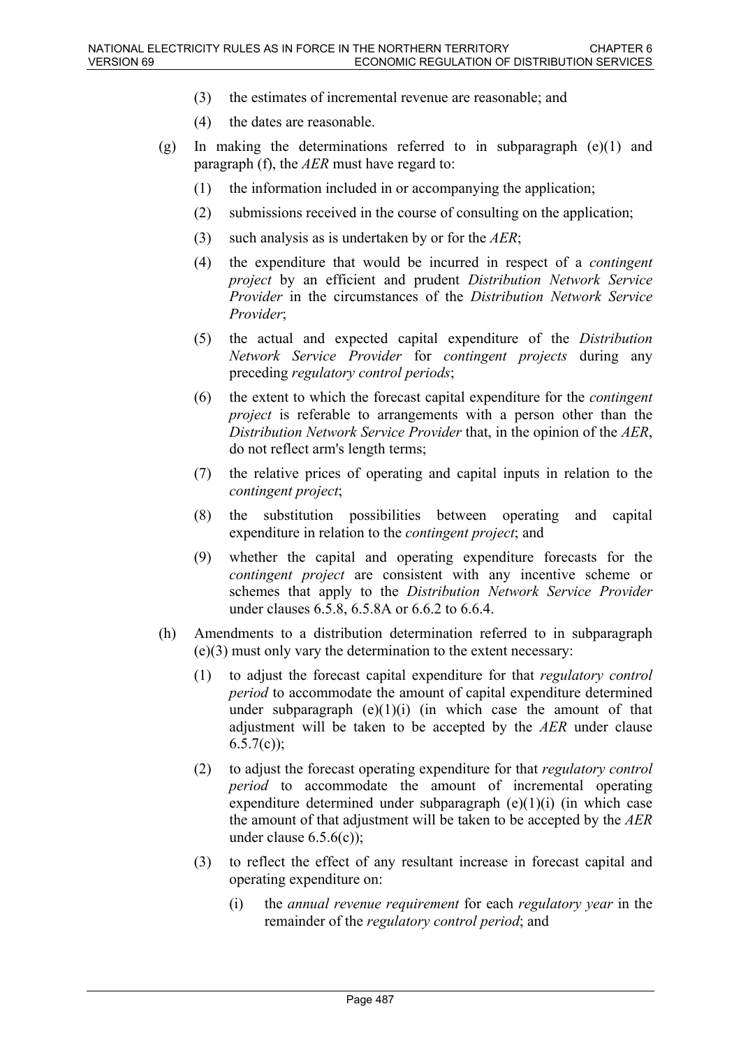(3) the estimates of incremental revenue are reasonable; and

(4) the dates are reasonable.

(g) In making the determinations referred to in subparagraph (e)(1) and paragraph (f), the *AER* must have regard to:

(1) the information included in or accompanying the application;

(2) submissions received in the course of consulting on the application;

(3) such analysis as is undertaken by or for the *AER*;

(4) the expenditure that would be incurred in respect of a *contingent project* by an efficient and prudent *Distribution Network Service Provider* in the circumstances of the *Distribution Network Service Provider*;

(5) the actual and expected capital expenditure of the *Distribution Network Service Provider* for *contingent projects* during any preceding *regulatory control periods*;

(6) the extent to which the forecast capital expenditure for the *contingent project* is referable to arrangements with a person other than the *Distribution Network Service Provider* that, in the opinion of the *AER*, do not reflect arm's length terms;

(7) the relative prices of operating and capital inputs in relation to the *contingent project*;

(8) the substitution possibilities between operating and capital expenditure in relation to the *contingent project*; and

(9) whether the capital and operating expenditure forecasts for the *contingent project* are consistent with any incentive scheme or schemes that apply to the *Distribution Network Service Provider* under clauses 6.5.8, 6.5.8A or 6.6.2 to 6.6.4.

(h) Amendments to a distribution determination referred to in subparagraph (e)(3) must only vary the determination to the extent necessary:

(1) to adjust the forecast capital expenditure for that *regulatory control period* to accommodate the amount of capital expenditure determined under subparagraph (e)(1)(i) (in which case the amount of that adjustment will be taken to be accepted by the *AER* under clause 6.5.7(c));

(2) to adjust the forecast operating expenditure for that *regulatory control period* to accommodate the amount of incremental operating expenditure determined under subparagraph (e)(1)(i) (in which case the amount of that adjustment will be taken to be accepted by the *AER* under clause 6.5.6(c));

(3) to reflect the effect of any resultant increase in forecast capital and operating expenditure on:

(i) the *annual revenue requirement* for each *regulatory year* in the remainder of the *regulatory control period*; and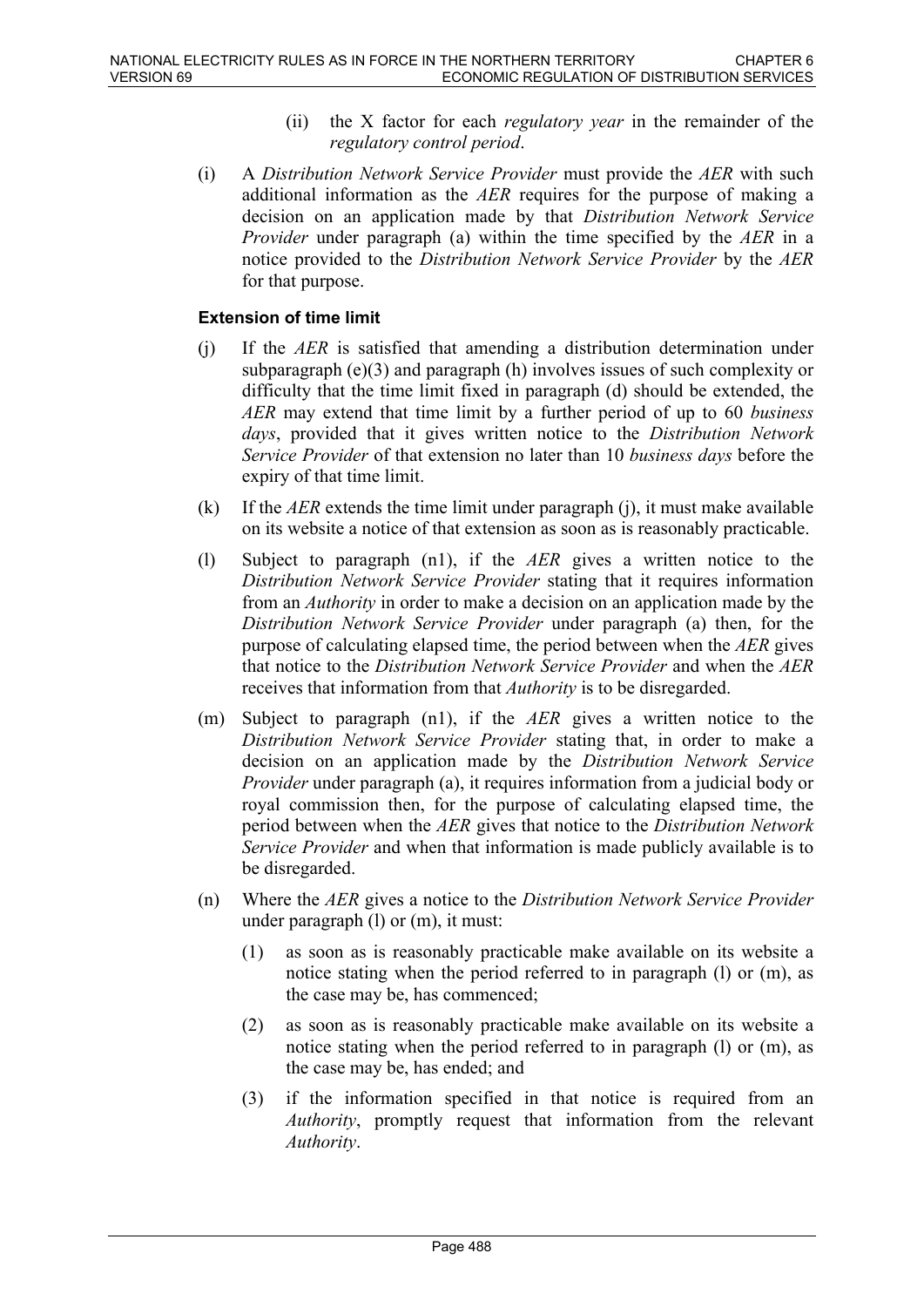(ii) the X factor for each *regulatory year* in the remainder of the *regulatory control period*.

(i) A *Distribution Network Service Provider* must provide the *AER* with such additional information as the *AER* requires for the purpose of making a decision on an application made by that *Distribution Network Service Provider* under paragraph (a) within the time specified by the *AER* in a notice provided to the *Distribution Network Service Provider* by the *AER* for that purpose.

**Extension of time limit**

(j) If the *AER* is satisfied that amending a distribution determination under subparagraph (e)(3) and paragraph (h) involves issues of such complexity or difficulty that the time limit fixed in paragraph (d) should be extended, the *AER* may extend that time limit by a further period of up to 60 *business days*, provided that it gives written notice to the *Distribution Network Service Provider* of that extension no later than 10 *business days* before the expiry of that time limit.

(k) If the *AER* extends the time limit under paragraph (j), it must make available on its website a notice of that extension as soon as is reasonably practicable.

(l) Subject to paragraph (n1), if the *AER* gives a written notice to the *Distribution Network Service Provider* stating that it requires information from an *Authority* in order to make a decision on an application made by the *Distribution Network Service Provider* under paragraph (a) then, for the purpose of calculating elapsed time, the period between when the *AER* gives that notice to the *Distribution Network Service Provider* and when the *AER* receives that information from that *Authority* is to be disregarded.

(m) Subject to paragraph (n1), if the *AER* gives a written notice to the *Distribution Network Service Provider* stating that, in order to make a decision on an application made by the *Distribution Network Service Provider* under paragraph (a), it requires information from a judicial body or royal commission then, for the purpose of calculating elapsed time, the period between when the *AER* gives that notice to the *Distribution Network Service Provider* and when that information is made publicly available is to be disregarded.

(n) Where the *AER* gives a notice to the *Distribution Network Service Provider* under paragraph (l) or (m), it must:

(1) as soon as is reasonably practicable make available on its website a notice stating when the period referred to in paragraph (l) or (m), as the case may be, has commenced;

(2) as soon as is reasonably practicable make available on its website a notice stating when the period referred to in paragraph (l) or (m), as the case may be, has ended; and

(3) if the information specified in that notice is required from an *Authority*, promptly request that information from the relevant *Authority*.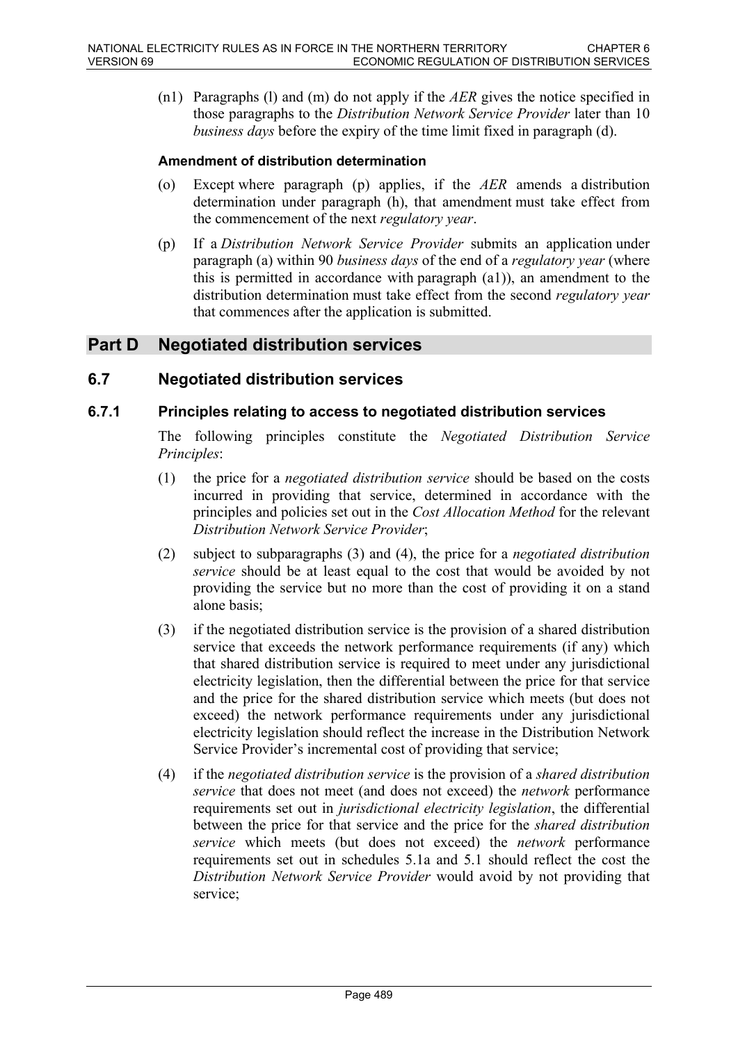(n1) Paragraphs (l) and (m) do not apply if the *AER* gives the notice specified in those paragraphs to the *Distribution Network Service Provider* later than 10 *business days* before the expiry of the time limit fixed in paragraph (d).

**Amendment of distribution determination**

(o) Except where paragraph (p) applies, if the *AER* amends a distribution determination under paragraph (h), that amendment must take effect from the commencement of the next *regulatory year*.

(p) If a *Distribution Network Service Provider* submits an application under paragraph (a) within 90 *business days* of the end of a *regulatory year* (where this is permitted in accordance with paragraph (a1)), an amendment to the distribution determination must take effect from the second *regulatory year* that commences after the application is submitted.

# Part D Negotiated distribution services

## 6.7 Negotiated distribution services

### 6.7.1 Principles relating to access to negotiated distribution services

The following principles constitute the *Negotiated Distribution Service Principles*:

(1) the price for a *negotiated distribution service* should be based on the costs incurred in providing that service, determined in accordance with the principles and policies set out in the *Cost Allocation Method* for the relevant *Distribution Network Service Provider*;

(2) subject to subparagraphs (3) and (4), the price for a *negotiated distribution service* should be at least equal to the cost that would be avoided by not providing the service but no more than the cost of providing it on a stand alone basis;

(3) if the negotiated distribution service is the provision of a shared distribution service that exceeds the network performance requirements (if any) which that shared distribution service is required to meet under any jurisdictional electricity legislation, then the differential between the price for that service and the price for the shared distribution service which meets (but does not exceed) the network performance requirements under any jurisdictional electricity legislation should reflect the increase in the Distribution Network Service Provider's incremental cost of providing that service;

(4) if the *negotiated distribution service* is the provision of a *shared distribution service* that does not meet (and does not exceed) the *network* performance requirements set out in *jurisdictional electricity legislation*, the differential between the price for that service and the price for the *shared distribution service* which meets (but does not exceed) the *network* performance requirements set out in schedules 5.1a and 5.1 should reflect the cost the *Distribution Network Service Provider* would avoid by not providing that service;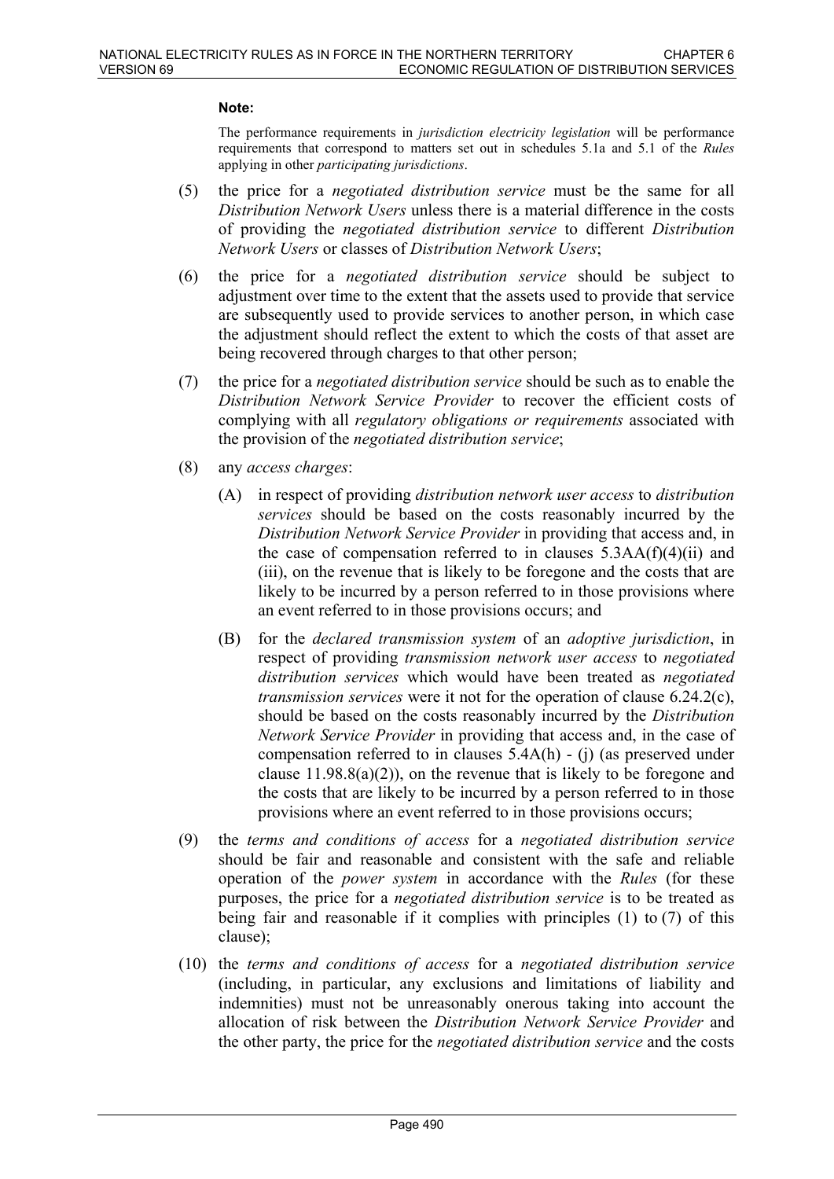**Note:**

The performance requirements in *jurisdiction electricity legislation* will be performance requirements that correspond to matters set out in schedules 5.1a and 5.1 of the *Rules* applying in other *participating jurisdictions*.

(5) the price for a *negotiated distribution service* must be the same for all *Distribution Network Users* unless there is a material difference in the costs of providing the *negotiated distribution service* to different *Distribution Network Users* or classes of *Distribution Network Users*;

(6) the price for a *negotiated distribution service* should be subject to adjustment over time to the extent that the assets used to provide that service are subsequently used to provide services to another person, in which case the adjustment should reflect the extent to which the costs of that asset are being recovered through charges to that other person;

(7) the price for a *negotiated distribution service* should be such as to enable the *Distribution Network Service Provider* to recover the efficient costs of complying with all *regulatory obligations or requirements* associated with the provision of the *negotiated distribution service*;

(8) any *access charges*:

   (A) in respect of providing *distribution network user access* to *distribution services* should be based on the costs reasonably incurred by the *Distribution Network Service Provider* in providing that access and, in the case of compensation referred to in clauses 5.3AA(f)(4)(ii) and (iii), on the revenue that is likely to be foregone and the costs that are likely to be incurred by a person referred to in those provisions where an event referred to in those provisions occurs; and

   (B) for the *declared transmission system* of an *adoptive jurisdiction*, in respect of providing *transmission network user access* to *negotiated distribution services* which would have been treated as *negotiated transmission services* were it not for the operation of clause 6.24.2(c), should be based on the costs reasonably incurred by the *Distribution Network Service Provider* in providing that access and, in the case of compensation referred to in clauses 5.4A(h) - (j) (as preserved under clause 11.98.8(a)(2)), on the revenue that is likely to be foregone and the costs that are likely to be incurred by a person referred to in those provisions where an event referred to in those provisions occurs;

(9) the *terms and conditions of access* for a *negotiated distribution service* should be fair and reasonable and consistent with the safe and reliable operation of the *power system* in accordance with the *Rules* (for these purposes, the price for a *negotiated distribution service* is to be treated as being fair and reasonable if it complies with principles (1) to (7) of this clause);

(10) the *terms and conditions of access* for a *negotiated distribution service* (including, in particular, any exclusions and limitations of liability and indemnities) must not be unreasonably onerous taking into account the allocation of risk between the *Distribution Network Service Provider* and the other party, the price for the *negotiated distribution service* and the costs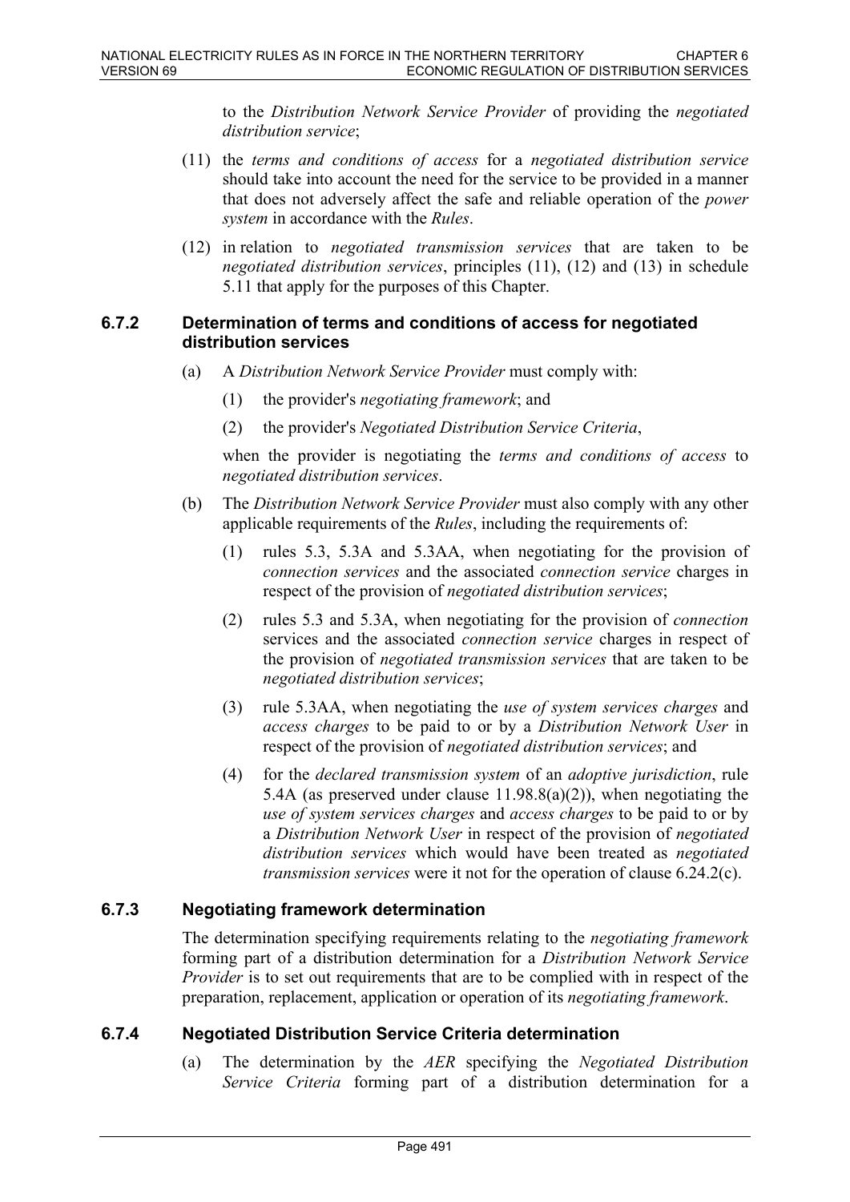to the *Distribution Network Service Provider* of providing the *negotiated distribution service*;

(11) the *terms and conditions of access* for a *negotiated distribution service* should take into account the need for the service to be provided in a manner that does not adversely affect the safe and reliable operation of the *power system* in accordance with the *Rules*.

(12) in relation to *negotiated transmission services* that are taken to be *negotiated distribution services*, principles (11), (12) and (13) in schedule 5.11 that apply for the purposes of this Chapter.

### 6.7.2 Determination of terms and conditions of access for negotiated distribution services

(a) A *Distribution Network Service Provider* must comply with:

  (1) the provider's *negotiating framework*; and

  (2) the provider's *Negotiated Distribution Service Criteria*,

  when the provider is negotiating the *terms and conditions of access* to *negotiated distribution services*.

(b) The *Distribution Network Service Provider* must also comply with any other applicable requirements of the *Rules*, including the requirements of:

  (1) rules 5.3, 5.3A and 5.3AA, when negotiating for the provision of *connection services* and the associated *connection service* charges in respect of the provision of *negotiated distribution services*;

  (2) rules 5.3 and 5.3A, when negotiating for the provision of *connection* services and the associated *connection service* charges in respect of the provision of *negotiated transmission services* that are taken to be *negotiated distribution services*;

  (3) rule 5.3AA, when negotiating the *use of system services charges* and *access charges* to be paid to or by a *Distribution Network User* in respect of the provision of *negotiated distribution services*; and

  (4) for the *declared transmission system* of an *adoptive jurisdiction*, rule 5.4A (as preserved under clause 11.98.8(a)(2)), when negotiating the *use of system services charges* and *access charges* to be paid to or by a *Distribution Network User* in respect of the provision of *negotiated distribution services* which would have been treated as *negotiated transmission services* were it not for the operation of clause 6.24.2(c).

### 6.7.3 Negotiating framework determination

The determination specifying requirements relating to the *negotiating framework* forming part of a distribution determination for a *Distribution Network Service Provider* is to set out requirements that are to be complied with in respect of the preparation, replacement, application or operation of its *negotiating framework*.

### 6.7.4 Negotiated Distribution Service Criteria determination

(a) The determination by the *AER* specifying the *Negotiated Distribution Service Criteria* forming part of a distribution determination for a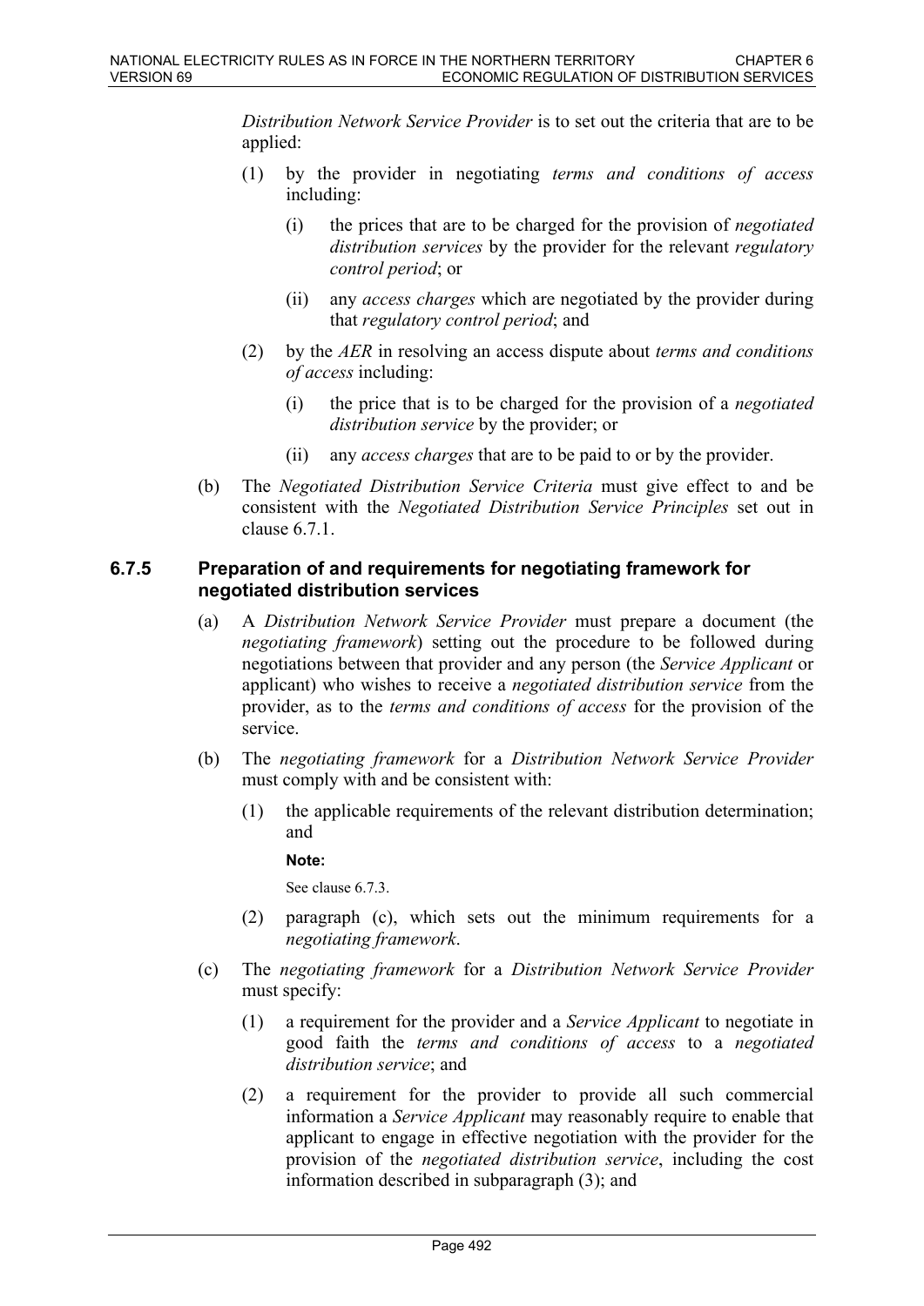*Distribution Network Service Provider* is to set out the criteria that are to be applied:

(1) by the provider in negotiating *terms and conditions of access* including:

(i) the prices that are to be charged for the provision of *negotiated distribution services* by the provider for the relevant *regulatory control period*; or

(ii) any *access charges* which are negotiated by the provider during that *regulatory control period*; and

(2) by the *AER* in resolving an access dispute about *terms and conditions of access* including:

(i) the price that is to be charged for the provision of a *negotiated distribution service* by the provider; or

(ii) any *access charges* that are to be paid to or by the provider.

(b) The *Negotiated Distribution Service Criteria* must give effect to and be consistent with the *Negotiated Distribution Service Principles* set out in clause 6.7.1.

### 6.7.5 Preparation of and requirements for negotiating framework for negotiated distribution services

(a) A *Distribution Network Service Provider* must prepare a document (the *negotiating framework*) setting out the procedure to be followed during negotiations between that provider and any person (the *Service Applicant* or applicant) who wishes to receive a *negotiated distribution service* from the provider, as to the *terms and conditions of access* for the provision of the service.

(b) The *negotiating framework* for a *Distribution Network Service Provider* must comply with and be consistent with:

(1) the applicable requirements of the relevant distribution determination; and

**Note:**

See clause 6.7.3.

(2) paragraph (c), which sets out the minimum requirements for a *negotiating framework*.

(c) The *negotiating framework* for a *Distribution Network Service Provider* must specify:

(1) a requirement for the provider and a *Service Applicant* to negotiate in good faith the *terms and conditions of access* to a *negotiated distribution service*; and

(2) a requirement for the provider to provide all such commercial information a *Service Applicant* may reasonably require to enable that applicant to engage in effective negotiation with the provider for the provision of the *negotiated distribution service*, including the cost information described in subparagraph (3); and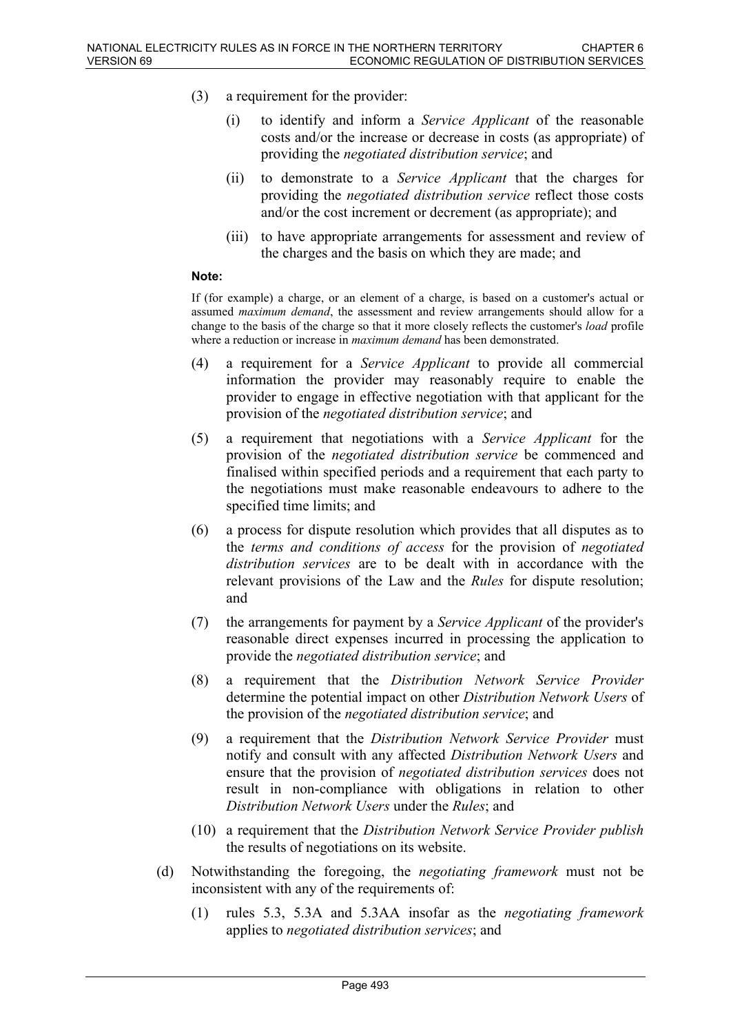(3) a requirement for the provider:

  (i) to identify and inform a *Service Applicant* of the reasonable costs and/or the increase or decrease in costs (as appropriate) of providing the *negotiated distribution service*; and

  (ii) to demonstrate to a *Service Applicant* that the charges for providing the *negotiated distribution service* reflect those costs and/or the cost increment or decrement (as appropriate); and

  (iii) to have appropriate arrangements for assessment and review of the charges and the basis on which they are made; and

**Note:**

If (for example) a charge, or an element of a charge, is based on a customer's actual or assumed *maximum demand*, the assessment and review arrangements should allow for a change to the basis of the charge so that it more closely reflects the customer's *load* profile where a reduction or increase in *maximum demand* has been demonstrated.

(4) a requirement for a *Service Applicant* to provide all commercial information the provider may reasonably require to enable the provider to engage in effective negotiation with that applicant for the provision of the *negotiated distribution service*; and

(5) a requirement that negotiations with a *Service Applicant* for the provision of the *negotiated distribution service* be commenced and finalised within specified periods and a requirement that each party to the negotiations must make reasonable endeavours to adhere to the specified time limits; and

(6) a process for dispute resolution which provides that all disputes as to the *terms and conditions of access* for the provision of *negotiated distribution services* are to be dealt with in accordance with the relevant provisions of the Law and the *Rules* for dispute resolution; and

(7) the arrangements for payment by a *Service Applicant* of the provider's reasonable direct expenses incurred in processing the application to provide the *negotiated distribution service*; and

(8) a requirement that the *Distribution Network Service Provider* determine the potential impact on other *Distribution Network Users* of the provision of the *negotiated distribution service*; and

(9) a requirement that the *Distribution Network Service Provider* must notify and consult with any affected *Distribution Network Users* and ensure that the provision of *negotiated distribution services* does not result in non-compliance with obligations in relation to other *Distribution Network Users* under the *Rules*; and

(10) a requirement that the *Distribution Network Service Provider publish* the results of negotiations on its website.

(d) Notwithstanding the foregoing, the *negotiating framework* must not be inconsistent with any of the requirements of:

  (1) rules 5.3, 5.3A and 5.3AA insofar as the *negotiating framework* applies to *negotiated distribution services*; and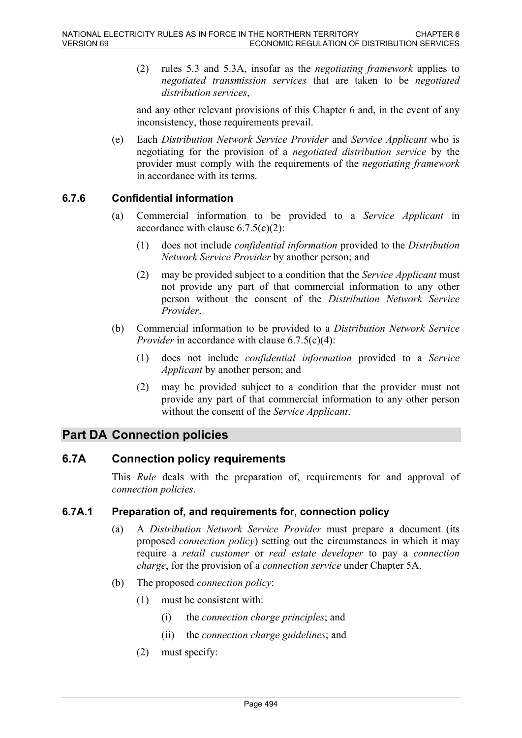(2) rules 5.3 and 5.3A, insofar as the *negotiating framework* applies to *negotiated transmission services* that are taken to be *negotiated distribution services*,

and any other relevant provisions of this Chapter 6 and, in the event of any inconsistency, those requirements prevail.

(e) Each *Distribution Network Service Provider* and *Service Applicant* who is negotiating for the provision of a *negotiated distribution service* by the provider must comply with the requirements of the *negotiating framework* in accordance with its terms.

### 6.7.6 Confidential information

(a) Commercial information to be provided to a *Service Applicant* in accordance with clause 6.7.5(c)(2):

(1) does not include *confidential information* provided to the *Distribution Network Service Provider* by another person; and

(2) may be provided subject to a condition that the *Service Applicant* must not provide any part of that commercial information to any other person without the consent of the *Distribution Network Service Provider*.

(b) Commercial information to be provided to a *Distribution Network Service Provider* in accordance with clause 6.7.5(c)(4):

(1) does not include *confidential information* provided to a *Service Applicant* by another person; and

(2) may be provided subject to a condition that the provider must not provide any part of that commercial information to any other person without the consent of the *Service Applicant*.

## Part DA Connection policies

## 6.7A Connection policy requirements

This *Rule* deals with the preparation of, requirements for and approval of *connection policies*.

### 6.7A.1 Preparation of, and requirements for, connection policy

(a) A *Distribution Network Service Provider* must prepare a document (its proposed *connection policy*) setting out the circumstances in which it may require a *retail customer* or *real estate developer* to pay a *connection charge*, for the provision of a *connection service* under Chapter 5A.

(b) The proposed *connection policy*:

(1) must be consistent with:

(i) the *connection charge principles*; and

(ii) the *connection charge guidelines*; and

(2) must specify: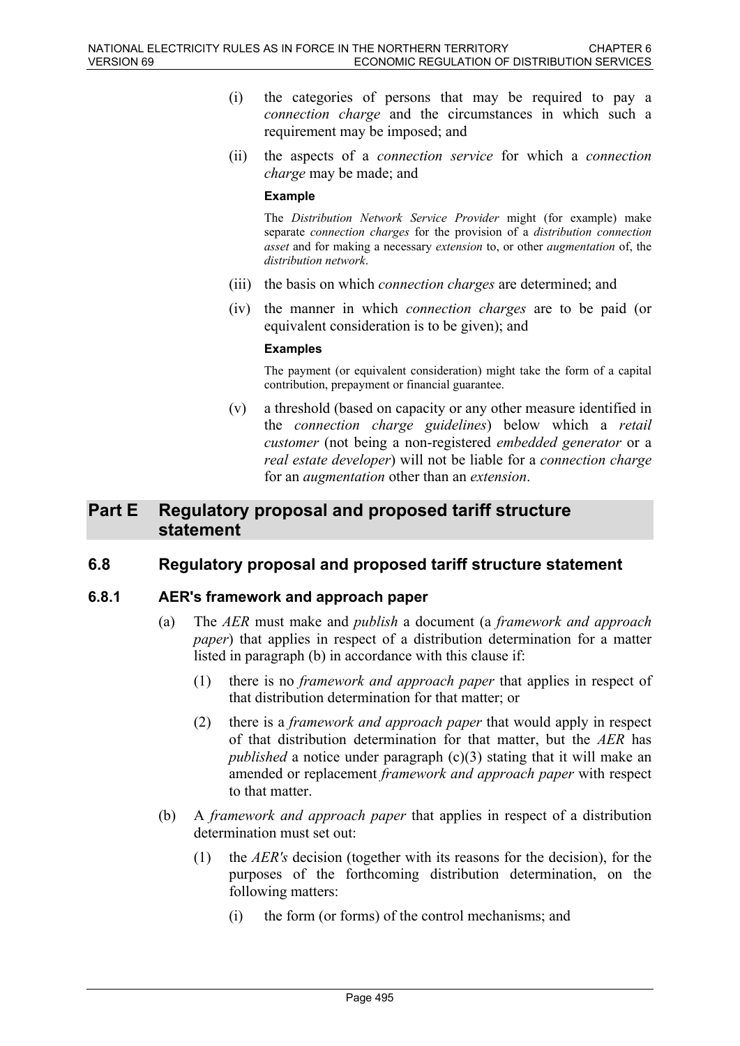(i) the categories of persons that may be required to pay a *connection charge* and the circumstances in which such a requirement may be imposed; and

(ii) the aspects of a *connection service* for which a *connection charge* may be made; and

**Example**

The *Distribution Network Service Provider* might (for example) make separate *connection charges* for the provision of a *distribution connection asset* and for making a necessary *extension* to, or other *augmentation* of, the *distribution network*.

(iii) the basis on which *connection charges* are determined; and

(iv) the manner in which *connection charges* are to be paid (or equivalent consideration is to be given); and

**Examples**

The payment (or equivalent consideration) might take the form of a capital contribution, prepayment or financial guarantee.

(v) a threshold (based on capacity or any other measure identified in the *connection charge guidelines*) below which a *retail customer* (not being a non-registered *embedded generator* or a *real estate developer*) will not be liable for a *connection charge* for an *augmentation* other than an *extension*.

## Part E Regulatory proposal and proposed tariff structure statement

## 6.8 Regulatory proposal and proposed tariff structure statement

### 6.8.1 AER's framework and approach paper

(a) The *AER* must make and *publish* a document (a *framework and approach paper*) that applies in respect of a distribution determination for a matter listed in paragraph (b) in accordance with this clause if:

(1) there is no *framework and approach paper* that applies in respect of that distribution determination for that matter; or

(2) there is a *framework and approach paper* that would apply in respect of that distribution determination for that matter, but the *AER* has *published* a notice under paragraph (c)(3) stating that it will make an amended or replacement *framework and approach paper* with respect to that matter.

(b) A *framework and approach paper* that applies in respect of a distribution determination must set out:

(1) the *AER's* decision (together with its reasons for the decision), for the purposes of the forthcoming distribution determination, on the following matters:

(i) the form (or forms) of the control mechanisms; and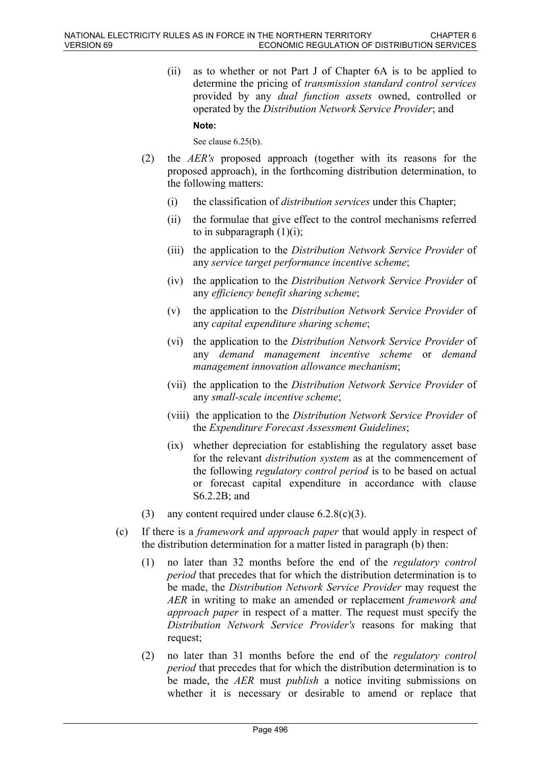(ii) as to whether or not Part J of Chapter 6A is to be applied to determine the pricing of *transmission standard control services* provided by any *dual function assets* owned, controlled or operated by the *Distribution Network Service Provider*; and

**Note:**

See clause 6.25(b).

(2) the *AER's* proposed approach (together with its reasons for the proposed approach), in the forthcoming distribution determination, to the following matters:

(i) the classification of *distribution services* under this Chapter;

(ii) the formulae that give effect to the control mechanisms referred to in subparagraph (1)(i);

(iii) the application to the *Distribution Network Service Provider* of any *service target performance incentive scheme*;

(iv) the application to the *Distribution Network Service Provider* of any *efficiency benefit sharing scheme*;

(v) the application to the *Distribution Network Service Provider* of any *capital expenditure sharing scheme*;

(vi) the application to the *Distribution Network Service Provider* of any *demand management incentive scheme* or *demand management innovation allowance mechanism*;

(vii) the application to the *Distribution Network Service Provider* of any *small-scale incentive scheme*;

(viii) the application to the *Distribution Network Service Provider* of the *Expenditure Forecast Assessment Guidelines*;

(ix) whether depreciation for establishing the regulatory asset base for the relevant *distribution system* as at the commencement of the following *regulatory control period* is to be based on actual or forecast capital expenditure in accordance with clause S6.2.2B; and

(3) any content required under clause 6.2.8(c)(3).

(c) If there is a *framework and approach paper* that would apply in respect of the distribution determination for a matter listed in paragraph (b) then:

(1) no later than 32 months before the end of the *regulatory control period* that precedes that for which the distribution determination is to be made, the *Distribution Network Service Provider* may request the *AER* in writing to make an amended or replacement *framework and approach paper* in respect of a matter. The request must specify the *Distribution Network Service Provider's* reasons for making that request;

(2) no later than 31 months before the end of the *regulatory control period* that precedes that for which the distribution determination is to be made, the *AER* must *publish* a notice inviting submissions on whether it is necessary or desirable to amend or replace that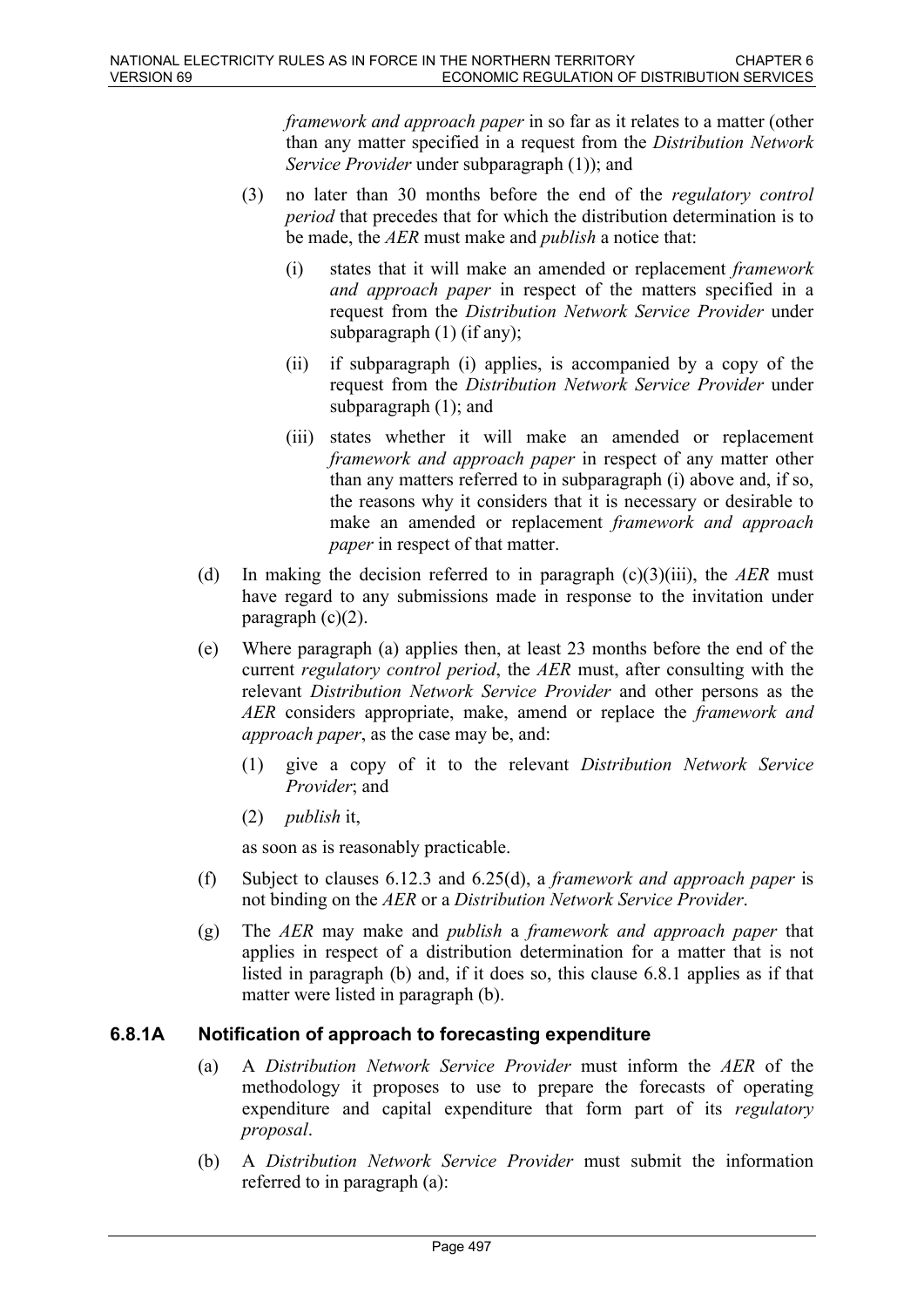*framework and approach paper* in so far as it relates to a matter (other than any matter specified in a request from the *Distribution Network Service Provider* under subparagraph (1)); and

(3) no later than 30 months before the end of the *regulatory control period* that precedes that for which the distribution determination is to be made, the *AER* must make and *publish* a notice that:

(i) states that it will make an amended or replacement *framework and approach paper* in respect of the matters specified in a request from the *Distribution Network Service Provider* under subparagraph (1) (if any);

(ii) if subparagraph (i) applies, is accompanied by a copy of the request from the *Distribution Network Service Provider* under subparagraph (1); and

(iii) states whether it will make an amended or replacement *framework and approach paper* in respect of any matter other than any matters referred to in subparagraph (i) above and, if so, the reasons why it considers that it is necessary or desirable to make an amended or replacement *framework and approach paper* in respect of that matter.

(d) In making the decision referred to in paragraph (c)(3)(iii), the *AER* must have regard to any submissions made in response to the invitation under paragraph (c)(2).

(e) Where paragraph (a) applies then, at least 23 months before the end of the current *regulatory control period*, the *AER* must, after consulting with the relevant *Distribution Network Service Provider* and other persons as the *AER* considers appropriate, make, amend or replace the *framework and approach paper*, as the case may be, and:

(1) give a copy of it to the relevant *Distribution Network Service Provider*; and

(2) *publish* it,

as soon as is reasonably practicable.

(f) Subject to clauses 6.12.3 and 6.25(d), a *framework and approach paper* is not binding on the *AER* or a *Distribution Network Service Provider*.

(g) The *AER* may make and *publish* a *framework and approach paper* that applies in respect of a distribution determination for a matter that is not listed in paragraph (b) and, if it does so, this clause 6.8.1 applies as if that matter were listed in paragraph (b).

### 6.8.1A Notification of approach to forecasting expenditure

(a) A *Distribution Network Service Provider* must inform the *AER* of the methodology it proposes to use to prepare the forecasts of operating expenditure and capital expenditure that form part of its *regulatory proposal*.

(b) A *Distribution Network Service Provider* must submit the information referred to in paragraph (a):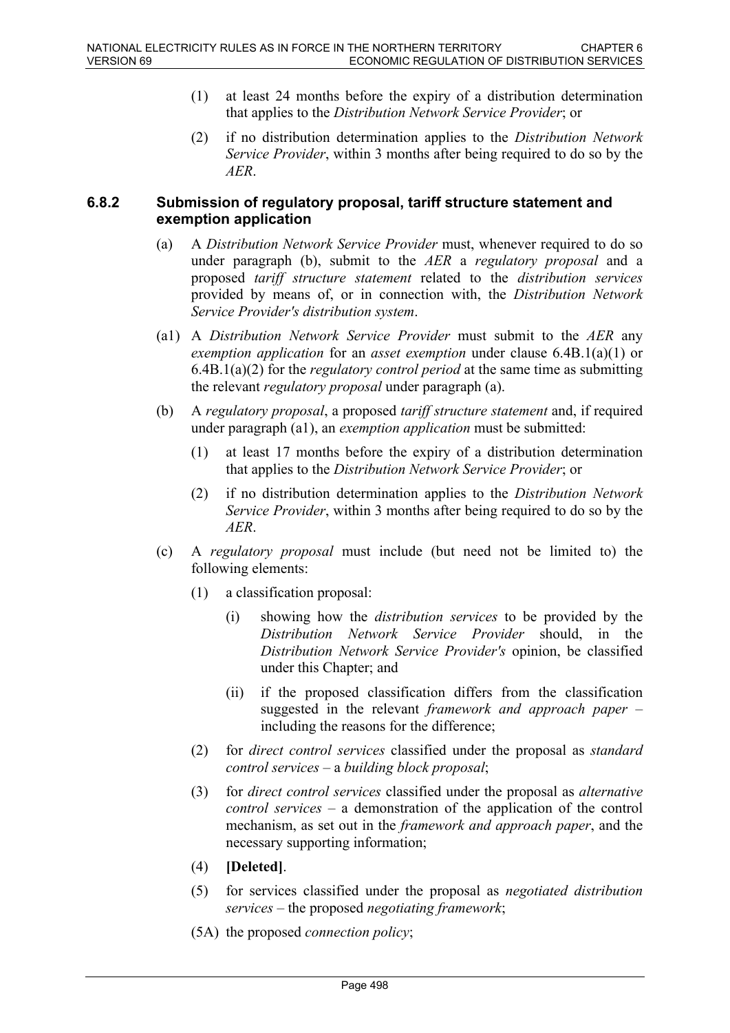(1) at least 24 months before the expiry of a distribution determination that applies to the *Distribution Network Service Provider*; or

(2) if no distribution determination applies to the *Distribution Network Service Provider*, within 3 months after being required to do so by the *AER*.

### 6.8.2 Submission of regulatory proposal, tariff structure statement and exemption application

(a) A *Distribution Network Service Provider* must, whenever required to do so under paragraph (b), submit to the *AER* a *regulatory proposal* and a proposed *tariff structure statement* related to the *distribution services* provided by means of, or in connection with, the *Distribution Network Service Provider's distribution system*.

(a1) A *Distribution Network Service Provider* must submit to the *AER* any *exemption application* for an *asset exemption* under clause 6.4B.1(a)(1) or 6.4B.1(a)(2) for the *regulatory control period* at the same time as submitting the relevant *regulatory proposal* under paragraph (a).

(b) A *regulatory proposal*, a proposed *tariff structure statement* and, if required under paragraph (a1), an *exemption application* must be submitted:

(1) at least 17 months before the expiry of a distribution determination that applies to the *Distribution Network Service Provider*; or

(2) if no distribution determination applies to the *Distribution Network Service Provider*, within 3 months after being required to do so by the *AER*.

(c) A *regulatory proposal* must include (but need not be limited to) the following elements:

(1) a classification proposal:

(i) showing how the *distribution services* to be provided by the *Distribution Network Service Provider* should, in the *Distribution Network Service Provider's* opinion, be classified under this Chapter; and

(ii) if the proposed classification differs from the classification suggested in the relevant *framework and approach paper* – including the reasons for the difference;

(2) for *direct control services* classified under the proposal as *standard control services* – a *building block proposal*;

(3) for *direct control services* classified under the proposal as *alternative control services* – a demonstration of the application of the control mechanism, as set out in the *framework and approach paper*, and the necessary supporting information;

(4) **[Deleted]**.

(5) for services classified under the proposal as *negotiated distribution services* – the proposed *negotiating framework*;

(5A) the proposed *connection policy*;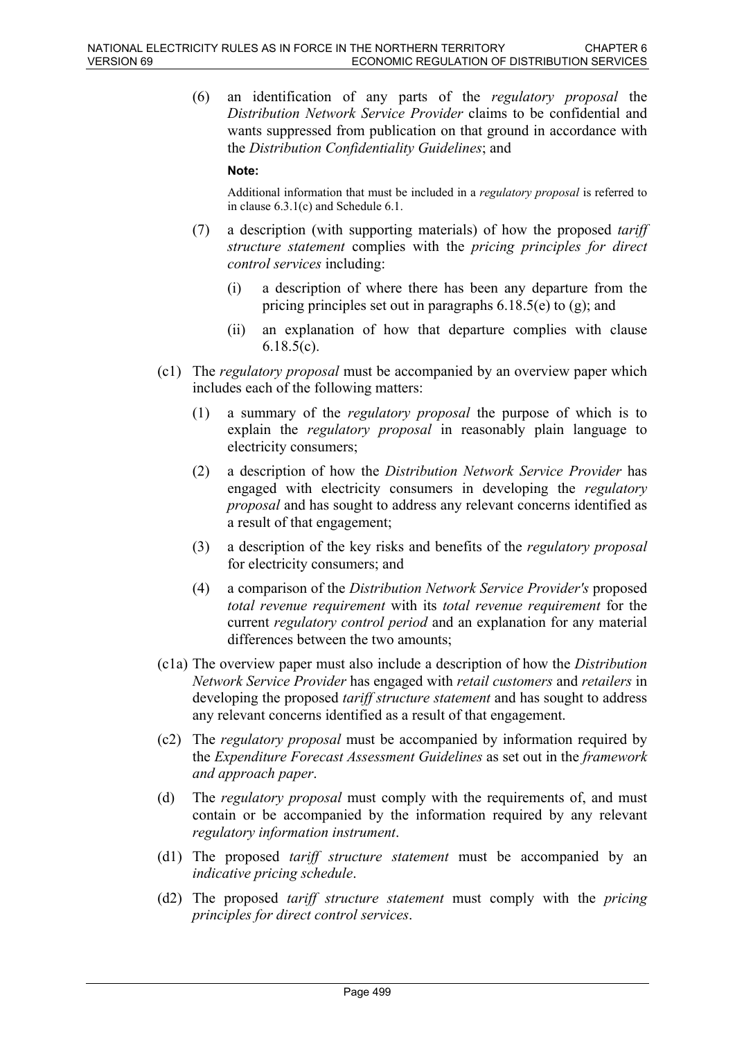(6) an identification of any parts of the *regulatory proposal* the *Distribution Network Service Provider* claims to be confidential and wants suppressed from publication on that ground in accordance with the *Distribution Confidentiality Guidelines*; and

**Note:**

Additional information that must be included in a *regulatory proposal* is referred to in clause 6.3.1(c) and Schedule 6.1.

(7) a description (with supporting materials) of how the proposed *tariff structure statement* complies with the *pricing principles for direct control services* including:

(i) a description of where there has been any departure from the pricing principles set out in paragraphs 6.18.5(e) to (g); and

(ii) an explanation of how that departure complies with clause 6.18.5(c).

(c1) The *regulatory proposal* must be accompanied by an overview paper which includes each of the following matters:

(1) a summary of the *regulatory proposal* the purpose of which is to explain the *regulatory proposal* in reasonably plain language to electricity consumers;

(2) a description of how the *Distribution Network Service Provider* has engaged with electricity consumers in developing the *regulatory proposal* and has sought to address any relevant concerns identified as a result of that engagement;

(3) a description of the key risks and benefits of the *regulatory proposal* for electricity consumers; and

(4) a comparison of the *Distribution Network Service Provider's* proposed *total revenue requirement* with its *total revenue requirement* for the current *regulatory control period* and an explanation for any material differences between the two amounts;

(c1a) The overview paper must also include a description of how the *Distribution Network Service Provider* has engaged with *retail customers* and *retailers* in developing the proposed *tariff structure statement* and has sought to address any relevant concerns identified as a result of that engagement.

(c2) The *regulatory proposal* must be accompanied by information required by the *Expenditure Forecast Assessment Guidelines* as set out in the *framework and approach paper*.

(d) The *regulatory proposal* must comply with the requirements of, and must contain or be accompanied by the information required by any relevant *regulatory information instrument*.

(d1) The proposed *tariff structure statement* must be accompanied by an *indicative pricing schedule*.

(d2) The proposed *tariff structure statement* must comply with the *pricing principles for direct control services*.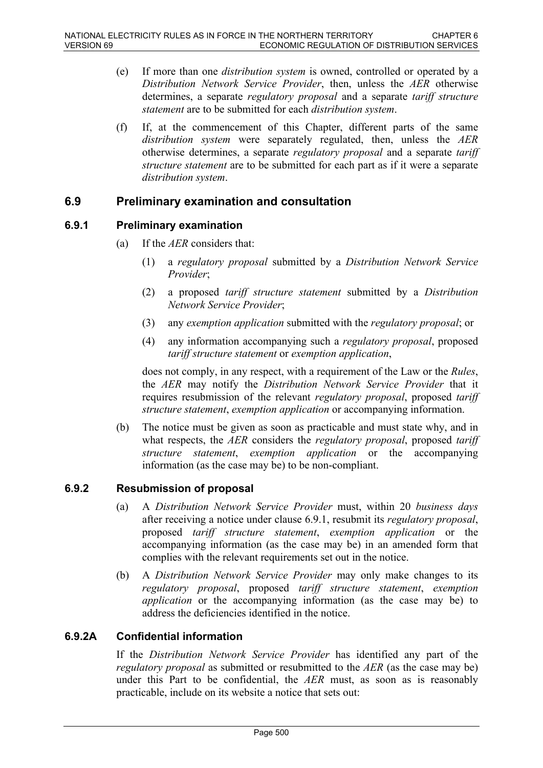(e) If more than one *distribution system* is owned, controlled or operated by a *Distribution Network Service Provider*, then, unless the *AER* otherwise determines, a separate *regulatory proposal* and a separate *tariff structure statement* are to be submitted for each *distribution system*.

(f) If, at the commencement of this Chapter, different parts of the same *distribution system* were separately regulated, then, unless the *AER* otherwise determines, a separate *regulatory proposal* and a separate *tariff structure statement* are to be submitted for each part as if it were a separate *distribution system*.

## 6.9 Preliminary examination and consultation

### 6.9.1 Preliminary examination

(a) If the *AER* considers that:

(1) a *regulatory proposal* submitted by a *Distribution Network Service Provider*;

(2) a proposed *tariff structure statement* submitted by a *Distribution Network Service Provider*;

(3) any *exemption application* submitted with the *regulatory proposal*; or

(4) any information accompanying such a *regulatory proposal*, proposed *tariff structure statement* or *exemption application*,

does not comply, in any respect, with a requirement of the Law or the *Rules*, the *AER* may notify the *Distribution Network Service Provider* that it requires resubmission of the relevant *regulatory proposal*, proposed *tariff structure statement*, *exemption application* or accompanying information.

(b) The notice must be given as soon as practicable and must state why, and in what respects, the *AER* considers the *regulatory proposal*, proposed *tariff structure statement*, *exemption application* or the accompanying information (as the case may be) to be non-compliant.

### 6.9.2 Resubmission of proposal

(a) A *Distribution Network Service Provider* must, within 20 *business days* after receiving a notice under clause 6.9.1, resubmit its *regulatory proposal*, proposed *tariff structure statement*, *exemption application* or the accompanying information (as the case may be) in an amended form that complies with the relevant requirements set out in the notice.

(b) A *Distribution Network Service Provider* may only make changes to its *regulatory proposal*, proposed *tariff structure statement*, *exemption application* or the accompanying information (as the case may be) to address the deficiencies identified in the notice.

### 6.9.2A Confidential information

If the *Distribution Network Service Provider* has identified any part of the *regulatory proposal* as submitted or resubmitted to the *AER* (as the case may be) under this Part to be confidential, the *AER* must, as soon as is reasonably practicable, include on its website a notice that sets out: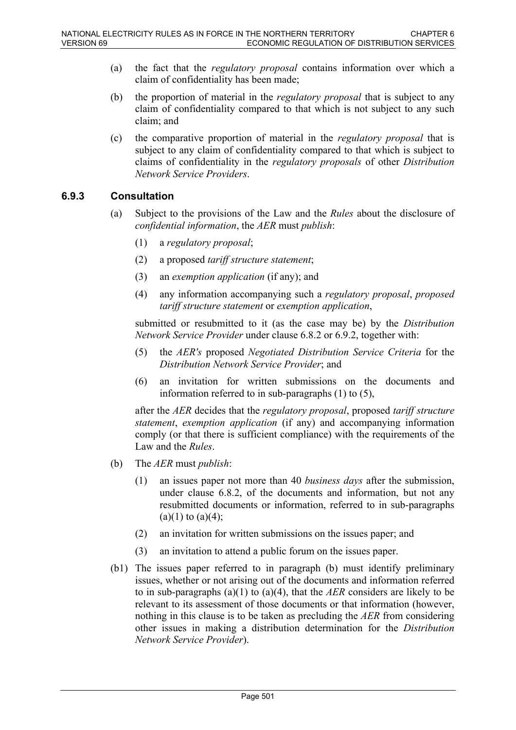(a) the fact that the *regulatory proposal* contains information over which a claim of confidentiality has been made;

(b) the proportion of material in the *regulatory proposal* that is subject to any claim of confidentiality compared to that which is not subject to any such claim; and

(c) the comparative proportion of material in the *regulatory proposal* that is subject to any claim of confidentiality compared to that which is subject to claims of confidentiality in the *regulatory proposals* of other *Distribution Network Service Providers*.

### 6.9.3 Consultation

(a) Subject to the provisions of the Law and the *Rules* about the disclosure of *confidential information*, the *AER* must *publish*:

(1) a *regulatory proposal*;

(2) a proposed *tariff structure statement*;

(3) an *exemption application* (if any); and

(4) any information accompanying such a *regulatory proposal*, *proposed tariff structure statement* or *exemption application*,

submitted or resubmitted to it (as the case may be) by the *Distribution Network Service Provider* under clause 6.8.2 or 6.9.2, together with:

(5) the *AER's* proposed *Negotiated Distribution Service Criteria* for the *Distribution Network Service Provider*; and

(6) an invitation for written submissions on the documents and information referred to in sub-paragraphs (1) to (5),

after the *AER* decides that the *regulatory proposal*, proposed *tariff structure statement*, *exemption application* (if any) and accompanying information comply (or that there is sufficient compliance) with the requirements of the Law and the *Rules*.

(b) The *AER* must *publish*:

(1) an issues paper not more than 40 *business days* after the submission, under clause 6.8.2, of the documents and information, but not any resubmitted documents or information, referred to in sub-paragraphs (a)(1) to (a)(4);

(2) an invitation for written submissions on the issues paper; and

(3) an invitation to attend a public forum on the issues paper.

(b1) The issues paper referred to in paragraph (b) must identify preliminary issues, whether or not arising out of the documents and information referred to in sub-paragraphs (a)(1) to (a)(4), that the *AER* considers are likely to be relevant to its assessment of those documents or that information (however, nothing in this clause is to be taken as precluding the *AER* from considering other issues in making a distribution determination for the *Distribution Network Service Provider*).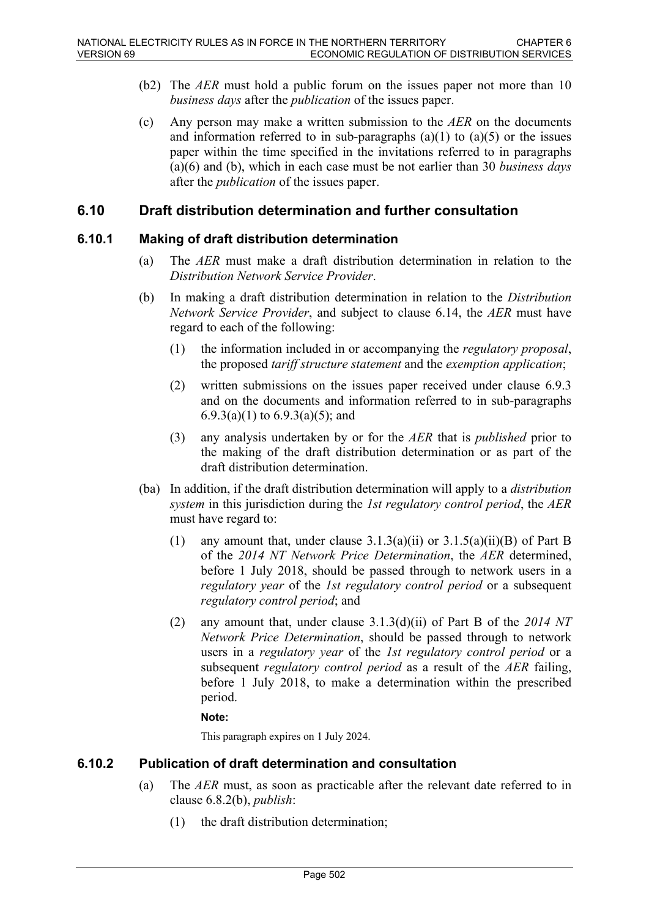(b2) The *AER* must hold a public forum on the issues paper not more than 10 *business days* after the *publication* of the issues paper.

(c) Any person may make a written submission to the *AER* on the documents and information referred to in sub-paragraphs (a)(1) to (a)(5) or the issues paper within the time specified in the invitations referred to in paragraphs (a)(6) and (b), which in each case must be not earlier than 30 *business days* after the *publication* of the issues paper.

## 6.10 Draft distribution determination and further consultation

### 6.10.1 Making of draft distribution determination

(a) The *AER* must make a draft distribution determination in relation to the *Distribution Network Service Provider*.

(b) In making a draft distribution determination in relation to the *Distribution Network Service Provider*, and subject to clause 6.14, the *AER* must have regard to each of the following:

  (1) the information included in or accompanying the *regulatory proposal*, the proposed *tariff structure statement* and the *exemption application*;

  (2) written submissions on the issues paper received under clause 6.9.3 and on the documents and information referred to in sub-paragraphs 6.9.3(a)(1) to 6.9.3(a)(5); and

  (3) any analysis undertaken by or for the *AER* that is *published* prior to the making of the draft distribution determination or as part of the draft distribution determination.

(ba) In addition, if the draft distribution determination will apply to a *distribution system* in this jurisdiction during the *1st regulatory control period*, the *AER* must have regard to:

  (1) any amount that, under clause 3.1.3(a)(ii) or 3.1.5(a)(ii)(B) of Part B of the *2014 NT Network Price Determination*, the *AER* determined, before 1 July 2018, should be passed through to network users in a *regulatory year* of the *1st regulatory control period* or a subsequent *regulatory control period*; and

  (2) any amount that, under clause 3.1.3(d)(ii) of Part B of the *2014 NT Network Price Determination*, should be passed through to network users in a *regulatory year* of the *1st regulatory control period* or a subsequent *regulatory control period* as a result of the *AER* failing, before 1 July 2018, to make a determination within the prescribed period.

  **Note:**

  This paragraph expires on 1 July 2024.

### 6.10.2 Publication of draft determination and consultation

(a) The *AER* must, as soon as practicable after the relevant date referred to in clause 6.8.2(b), *publish*:

  (1) the draft distribution determination;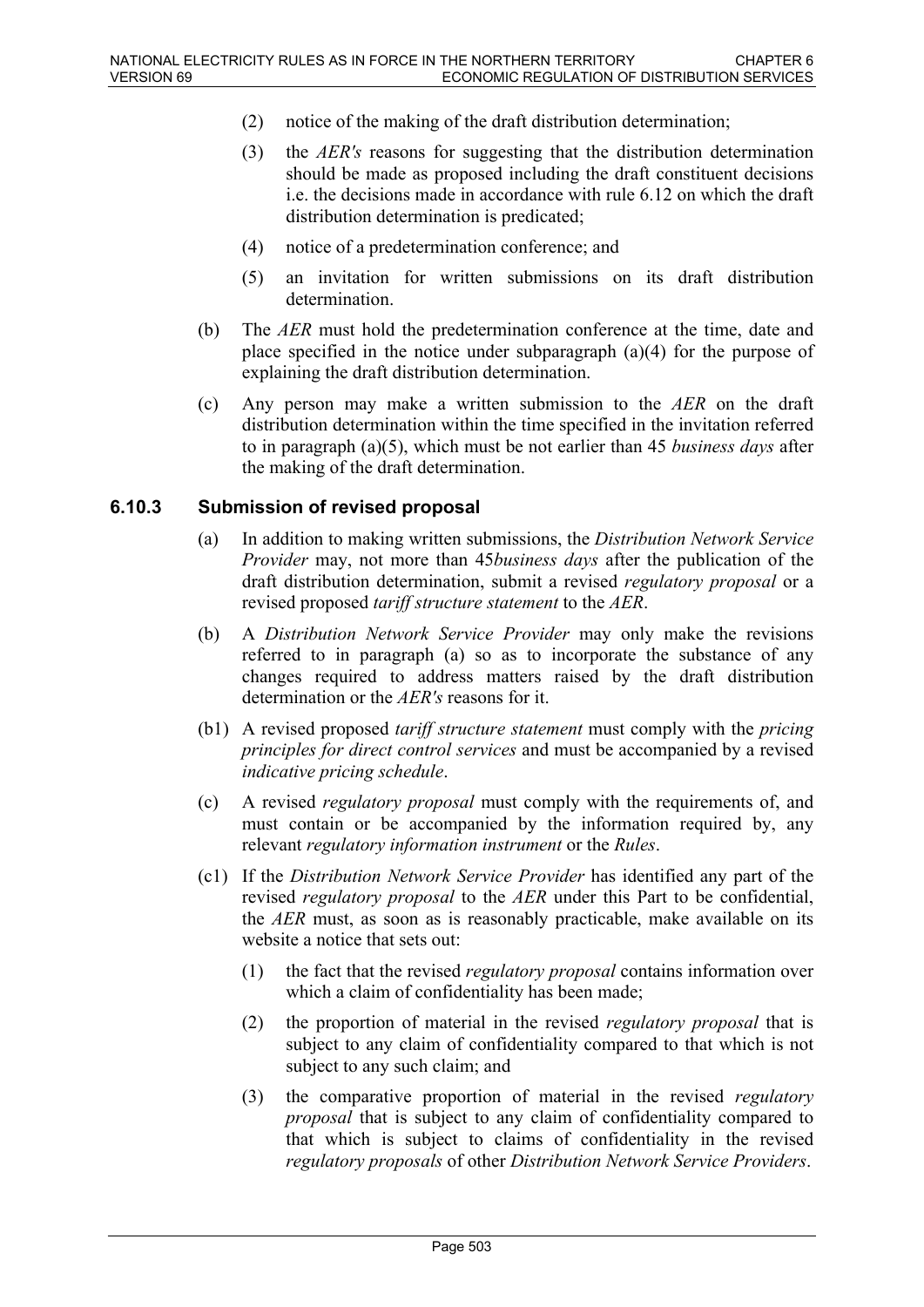(2) notice of the making of the draft distribution determination;

(3) the *AER's* reasons for suggesting that the distribution determination should be made as proposed including the draft constituent decisions i.e. the decisions made in accordance with rule 6.12 on which the draft distribution determination is predicated;

(4) notice of a predetermination conference; and

(5) an invitation for written submissions on its draft distribution determination.

(b) The *AER* must hold the predetermination conference at the time, date and place specified in the notice under subparagraph (a)(4) for the purpose of explaining the draft distribution determination.

(c) Any person may make a written submission to the *AER* on the draft distribution determination within the time specified in the invitation referred to in paragraph (a)(5), which must be not earlier than 45 *business days* after the making of the draft determination.

### 6.10.3 Submission of revised proposal

(a) In addition to making written submissions, the *Distribution Network Service Provider* may, not more than 45*business days* after the publication of the draft distribution determination, submit a revised *regulatory proposal* or a revised proposed *tariff structure statement* to the *AER*.

(b) A *Distribution Network Service Provider* may only make the revisions referred to in paragraph (a) so as to incorporate the substance of any changes required to address matters raised by the draft distribution determination or the *AER's* reasons for it.

(b1) A revised proposed *tariff structure statement* must comply with the *pricing principles for direct control services* and must be accompanied by a revised *indicative pricing schedule*.

(c) A revised *regulatory proposal* must comply with the requirements of, and must contain or be accompanied by the information required by, any relevant *regulatory information instrument* or the *Rules*.

(c1) If the *Distribution Network Service Provider* has identified any part of the revised *regulatory proposal* to the *AER* under this Part to be confidential, the *AER* must, as soon as is reasonably practicable, make available on its website a notice that sets out:

(1) the fact that the revised *regulatory proposal* contains information over which a claim of confidentiality has been made;

(2) the proportion of material in the revised *regulatory proposal* that is subject to any claim of confidentiality compared to that which is not subject to any such claim; and

(3) the comparative proportion of material in the revised *regulatory proposal* that is subject to any claim of confidentiality compared to that which is subject to claims of confidentiality in the revised *regulatory proposals* of other *Distribution Network Service Providers*.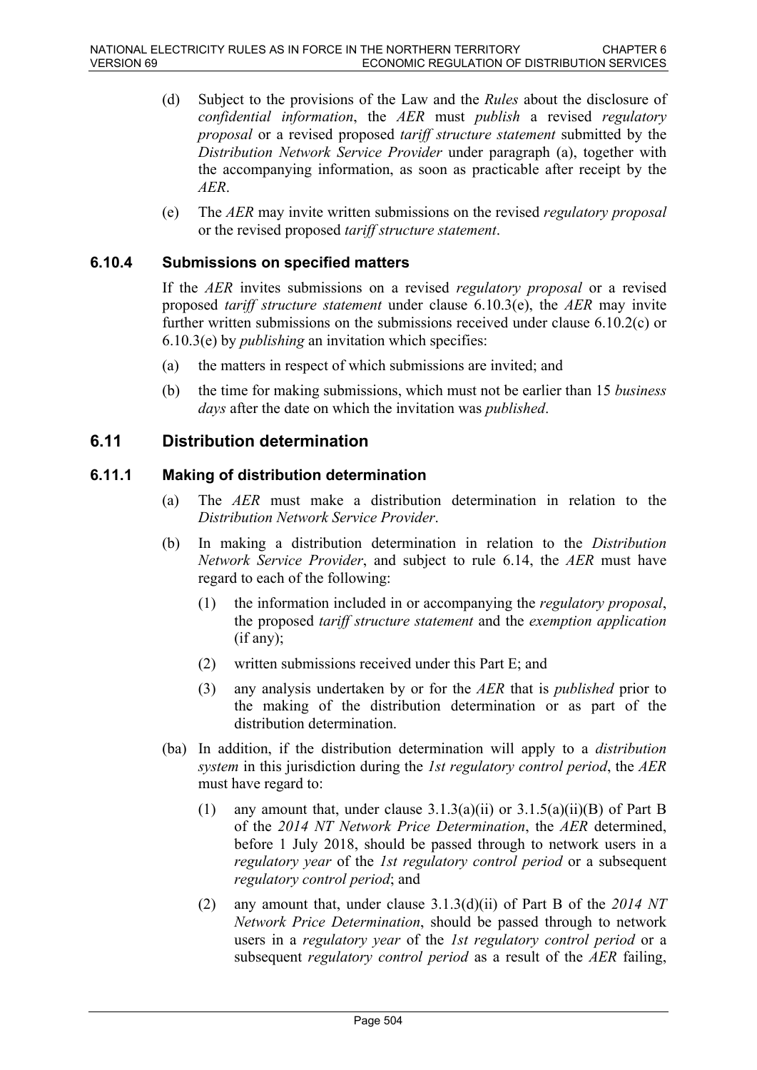(d) Subject to the provisions of the Law and the *Rules* about the disclosure of *confidential information*, the *AER* must *publish* a revised *regulatory proposal* or a revised proposed *tariff structure statement* submitted by the *Distribution Network Service Provider* under paragraph (a), together with the accompanying information, as soon as practicable after receipt by the *AER*.

(e) The *AER* may invite written submissions on the revised *regulatory proposal* or the revised proposed *tariff structure statement*.

### 6.10.4 Submissions on specified matters

If the *AER* invites submissions on a revised *regulatory proposal* or a revised proposed *tariff structure statement* under clause 6.10.3(e), the *AER* may invite further written submissions on the submissions received under clause 6.10.2(c) or 6.10.3(e) by *publishing* an invitation which specifies:

(a) the matters in respect of which submissions are invited; and

(b) the time for making submissions, which must not be earlier than 15 *business days* after the date on which the invitation was *published*.

## 6.11 Distribution determination

### 6.11.1 Making of distribution determination

(a) The *AER* must make a distribution determination in relation to the *Distribution Network Service Provider*.

(b) In making a distribution determination in relation to the *Distribution Network Service Provider*, and subject to rule 6.14, the *AER* must have regard to each of the following:

(1) the information included in or accompanying the *regulatory proposal*, the proposed *tariff structure statement* and the *exemption application* (if any);

(2) written submissions received under this Part E; and

(3) any analysis undertaken by or for the *AER* that is *published* prior to the making of the distribution determination or as part of the distribution determination.

(ba) In addition, if the distribution determination will apply to a *distribution system* in this jurisdiction during the *1st regulatory control period*, the *AER* must have regard to:

(1) any amount that, under clause 3.1.3(a)(ii) or 3.1.5(a)(ii)(B) of Part B of the *2014 NT Network Price Determination*, the *AER* determined, before 1 July 2018, should be passed through to network users in a *regulatory year* of the *1st regulatory control period* or a subsequent *regulatory control period*; and

(2) any amount that, under clause 3.1.3(d)(ii) of Part B of the *2014 NT Network Price Determination*, should be passed through to network users in a *regulatory year* of the *1st regulatory control period* or a subsequent *regulatory control period* as a result of the *AER* failing,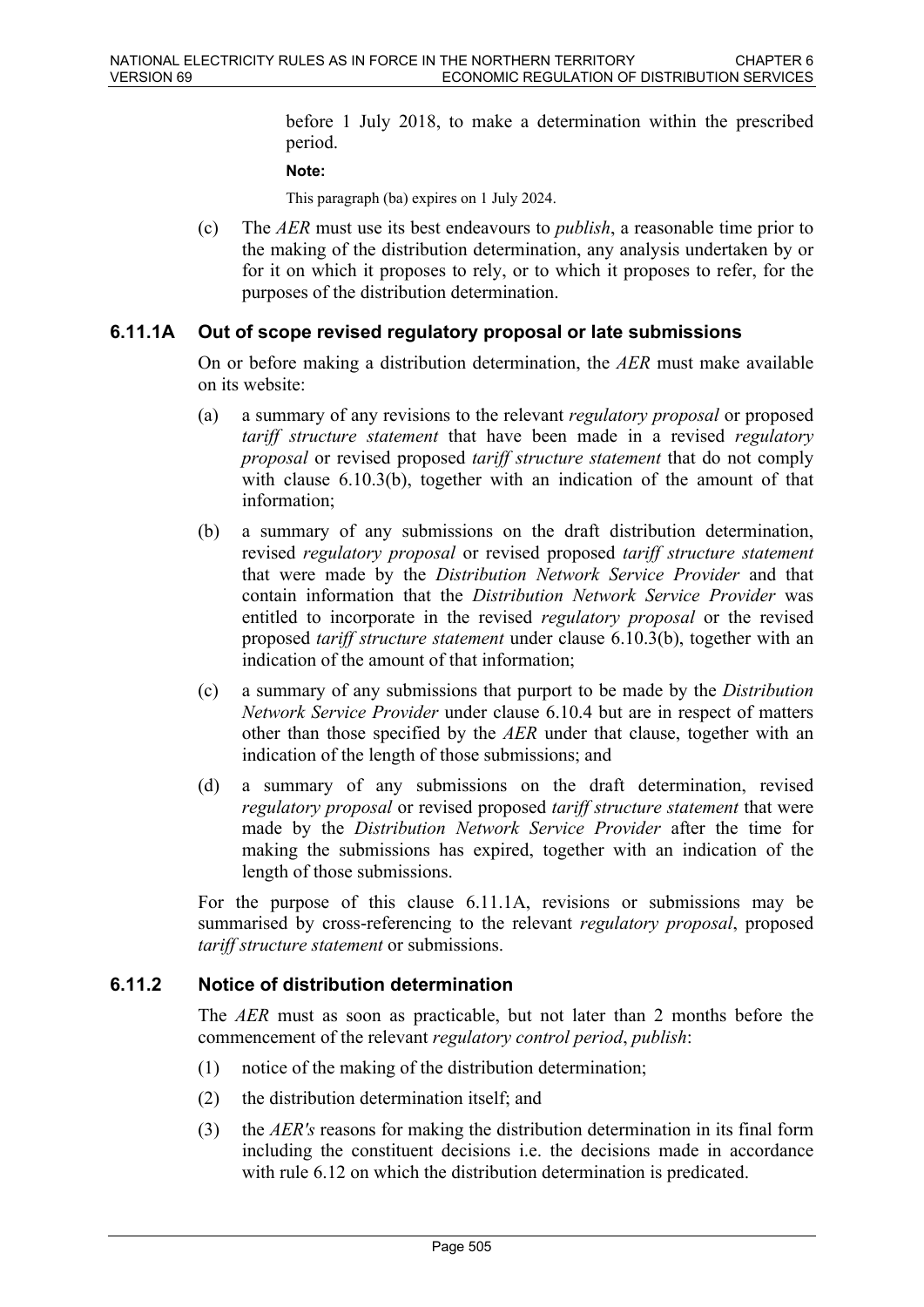before 1 July 2018, to make a determination within the prescribed period.

**Note:**

This paragraph (ba) expires on 1 July 2024.

(c) The *AER* must use its best endeavours to *publish*, a reasonable time prior to the making of the distribution determination, any analysis undertaken by or for it on which it proposes to rely, or to which it proposes to refer, for the purposes of the distribution determination.

### 6.11.1A Out of scope revised regulatory proposal or late submissions

On or before making a distribution determination, the *AER* must make available on its website:

(a) a summary of any revisions to the relevant *regulatory proposal* or proposed *tariff structure statement* that have been made in a revised *regulatory proposal* or revised proposed *tariff structure statement* that do not comply with clause 6.10.3(b), together with an indication of the amount of that information;

(b) a summary of any submissions on the draft distribution determination, revised *regulatory proposal* or revised proposed *tariff structure statement* that were made by the *Distribution Network Service Provider* and that contain information that the *Distribution Network Service Provider* was entitled to incorporate in the revised *regulatory proposal* or the revised proposed *tariff structure statement* under clause 6.10.3(b), together with an indication of the amount of that information;

(c) a summary of any submissions that purport to be made by the *Distribution Network Service Provider* under clause 6.10.4 but are in respect of matters other than those specified by the *AER* under that clause, together with an indication of the length of those submissions; and

(d) a summary of any submissions on the draft determination, revised *regulatory proposal* or revised proposed *tariff structure statement* that were made by the *Distribution Network Service Provider* after the time for making the submissions has expired, together with an indication of the length of those submissions.

For the purpose of this clause 6.11.1A, revisions or submissions may be summarised by cross-referencing to the relevant *regulatory proposal*, proposed *tariff structure statement* or submissions.

### 6.11.2 Notice of distribution determination

The *AER* must as soon as practicable, but not later than 2 months before the commencement of the relevant *regulatory control period*, *publish*:

(1) notice of the making of the distribution determination;

(2) the distribution determination itself; and

(3) the *AER's* reasons for making the distribution determination in its final form including the constituent decisions i.e. the decisions made in accordance with rule 6.12 on which the distribution determination is predicated.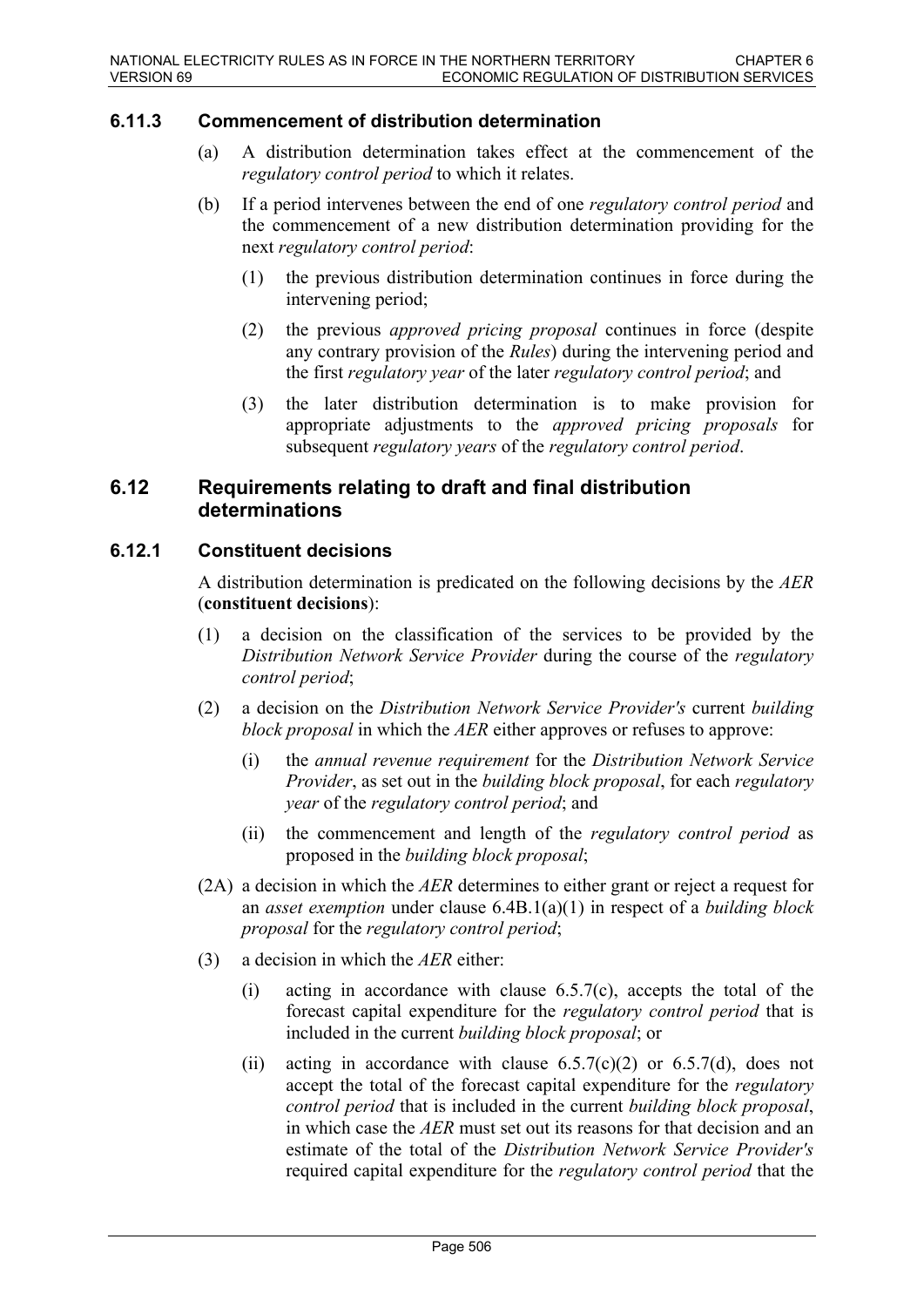### 6.11.3 Commencement of distribution determination

(a) A distribution determination takes effect at the commencement of the *regulatory control period* to which it relates.

(b) If a period intervenes between the end of one *regulatory control period* and the commencement of a new distribution determination providing for the next *regulatory control period*:

(1) the previous distribution determination continues in force during the intervening period;

(2) the previous *approved pricing proposal* continues in force (despite any contrary provision of the *Rules*) during the intervening period and the first *regulatory year* of the later *regulatory control period*; and

(3) the later distribution determination is to make provision for appropriate adjustments to the *approved pricing proposals* for subsequent *regulatory years* of the *regulatory control period*.

## 6.12 Requirements relating to draft and final distribution determinations

### 6.12.1 Constituent decisions

A distribution determination is predicated on the following decisions by the *AER* (**constituent decisions**):

(1) a decision on the classification of the services to be provided by the *Distribution Network Service Provider* during the course of the *regulatory control period*;

(2) a decision on the *Distribution Network Service Provider's* current *building block proposal* in which the *AER* either approves or refuses to approve:

(i) the *annual revenue requirement* for the *Distribution Network Service Provider*, as set out in the *building block proposal*, for each *regulatory year* of the *regulatory control period*; and

(ii) the commencement and length of the *regulatory control period* as proposed in the *building block proposal*;

(2A) a decision in which the *AER* determines to either grant or reject a request for an *asset exemption* under clause 6.4B.1(a)(1) in respect of a *building block proposal* for the *regulatory control period*;

(3) a decision in which the *AER* either:

(i) acting in accordance with clause 6.5.7(c), accepts the total of the forecast capital expenditure for the *regulatory control period* that is included in the current *building block proposal*; or

(ii) acting in accordance with clause 6.5.7(c)(2) or 6.5.7(d), does not accept the total of the forecast capital expenditure for the *regulatory control period* that is included in the current *building block proposal*, in which case the *AER* must set out its reasons for that decision and an estimate of the total of the *Distribution Network Service Provider's* required capital expenditure for the *regulatory control period* that the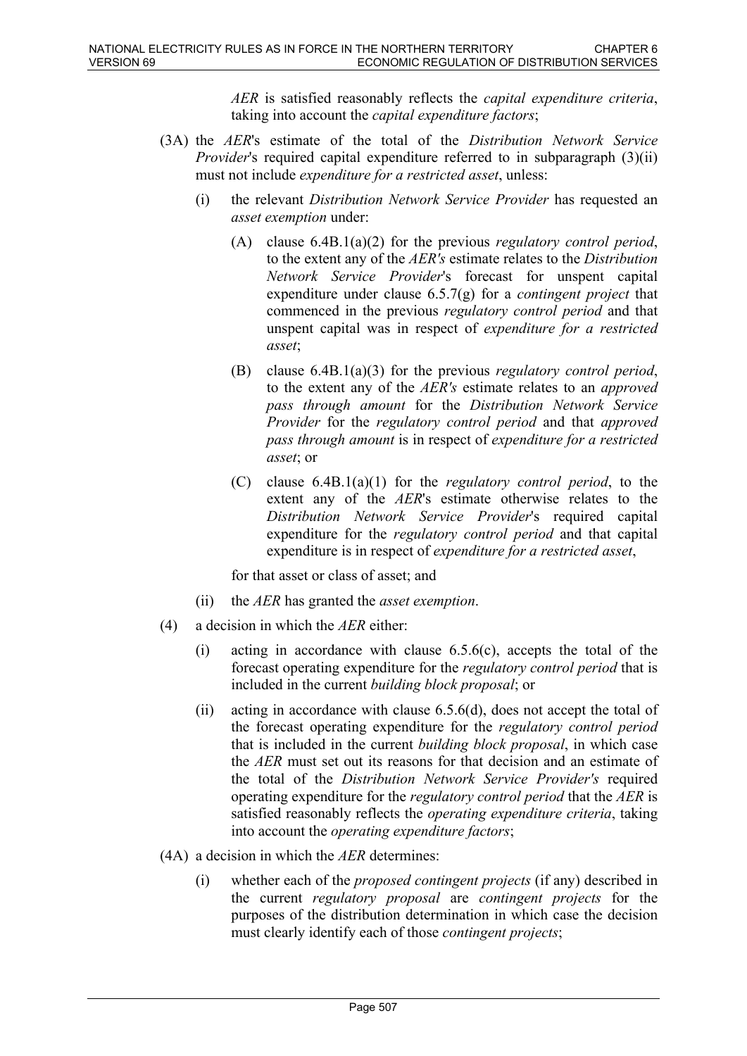*AER* is satisfied reasonably reflects the *capital expenditure criteria*, taking into account the *capital expenditure factors*;

(3A) the *AER*'s estimate of the total of the *Distribution Network Service Provider*'s required capital expenditure referred to in subparagraph (3)(ii) must not include *expenditure for a restricted asset*, unless:

(i) the relevant *Distribution Network Service Provider* has requested an *asset exemption* under:

(A) clause 6.4B.1(a)(2) for the previous *regulatory control period*, to the extent any of the *AER's* estimate relates to the *Distribution Network Service Provider*'s forecast for unspent capital expenditure under clause 6.5.7(g) for a *contingent project* that commenced in the previous *regulatory control period* and that unspent capital was in respect of *expenditure for a restricted asset*;

(B) clause 6.4B.1(a)(3) for the previous *regulatory control period*, to the extent any of the *AER's* estimate relates to an *approved pass through amount* for the *Distribution Network Service Provider* for the *regulatory control period* and that *approved pass through amount* is in respect of *expenditure for a restricted asset*; or

(C) clause 6.4B.1(a)(1) for the *regulatory control period*, to the extent any of the *AER*'s estimate otherwise relates to the *Distribution Network Service Provider*'s required capital expenditure for the *regulatory control period* and that capital expenditure is in respect of *expenditure for a restricted asset*,

for that asset or class of asset; and

(ii) the *AER* has granted the *asset exemption*.

(4) a decision in which the *AER* either:

(i) acting in accordance with clause 6.5.6(c), accepts the total of the forecast operating expenditure for the *regulatory control period* that is included in the current *building block proposal*; or

(ii) acting in accordance with clause 6.5.6(d), does not accept the total of the forecast operating expenditure for the *regulatory control period* that is included in the current *building block proposal*, in which case the *AER* must set out its reasons for that decision and an estimate of the total of the *Distribution Network Service Provider's* required operating expenditure for the *regulatory control period* that the *AER* is satisfied reasonably reflects the *operating expenditure criteria*, taking into account the *operating expenditure factors*;

(4A) a decision in which the *AER* determines:

(i) whether each of the *proposed contingent projects* (if any) described in the current *regulatory proposal* are *contingent projects* for the purposes of the distribution determination in which case the decision must clearly identify each of those *contingent projects*;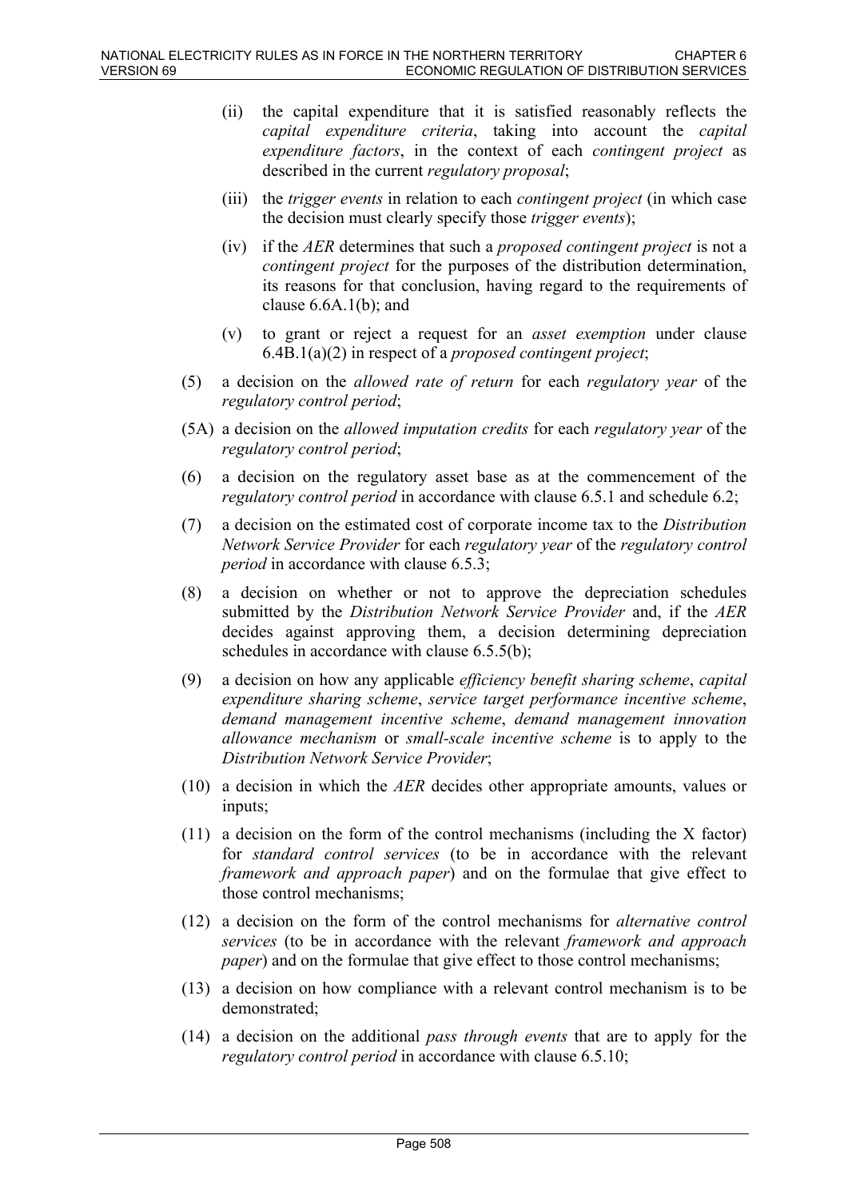- (ii) the capital expenditure that it is satisfied reasonably reflects the *capital expenditure criteria*, taking into account the *capital expenditure factors*, in the context of each *contingent project* as described in the current *regulatory proposal*;
- (iii) the *trigger events* in relation to each *contingent project* (in which case the decision must clearly specify those *trigger events*);
- (iv) if the *AER* determines that such a *proposed contingent project* is not a *contingent project* for the purposes of the distribution determination, its reasons for that conclusion, having regard to the requirements of clause 6.6A.1(b); and
- (v) to grant or reject a request for an *asset exemption* under clause 6.4B.1(a)(2) in respect of a *proposed contingent project*;

(5) a decision on the *allowed rate of return* for each *regulatory year* of the *regulatory control period*;

(5A) a decision on the *allowed imputation credits* for each *regulatory year* of the *regulatory control period*;

(6) a decision on the regulatory asset base as at the commencement of the *regulatory control period* in accordance with clause 6.5.1 and schedule 6.2;

(7) a decision on the estimated cost of corporate income tax to the *Distribution Network Service Provider* for each *regulatory year* of the *regulatory control period* in accordance with clause 6.5.3;

(8) a decision on whether or not to approve the depreciation schedules submitted by the *Distribution Network Service Provider* and, if the *AER* decides against approving them, a decision determining depreciation schedules in accordance with clause 6.5.5(b);

(9) a decision on how any applicable *efficiency benefit sharing scheme*, *capital expenditure sharing scheme*, *service target performance incentive scheme*, *demand management incentive scheme*, *demand management innovation allowance mechanism* or *small-scale incentive scheme* is to apply to the *Distribution Network Service Provider*;

(10) a decision in which the *AER* decides other appropriate amounts, values or inputs;

(11) a decision on the form of the control mechanisms (including the X factor) for *standard control services* (to be in accordance with the relevant *framework and approach paper*) and on the formulae that give effect to those control mechanisms;

(12) a decision on the form of the control mechanisms for *alternative control services* (to be in accordance with the relevant *framework and approach paper*) and on the formulae that give effect to those control mechanisms;

(13) a decision on how compliance with a relevant control mechanism is to be demonstrated;

(14) a decision on the additional *pass through events* that are to apply for the *regulatory control period* in accordance with clause 6.5.10;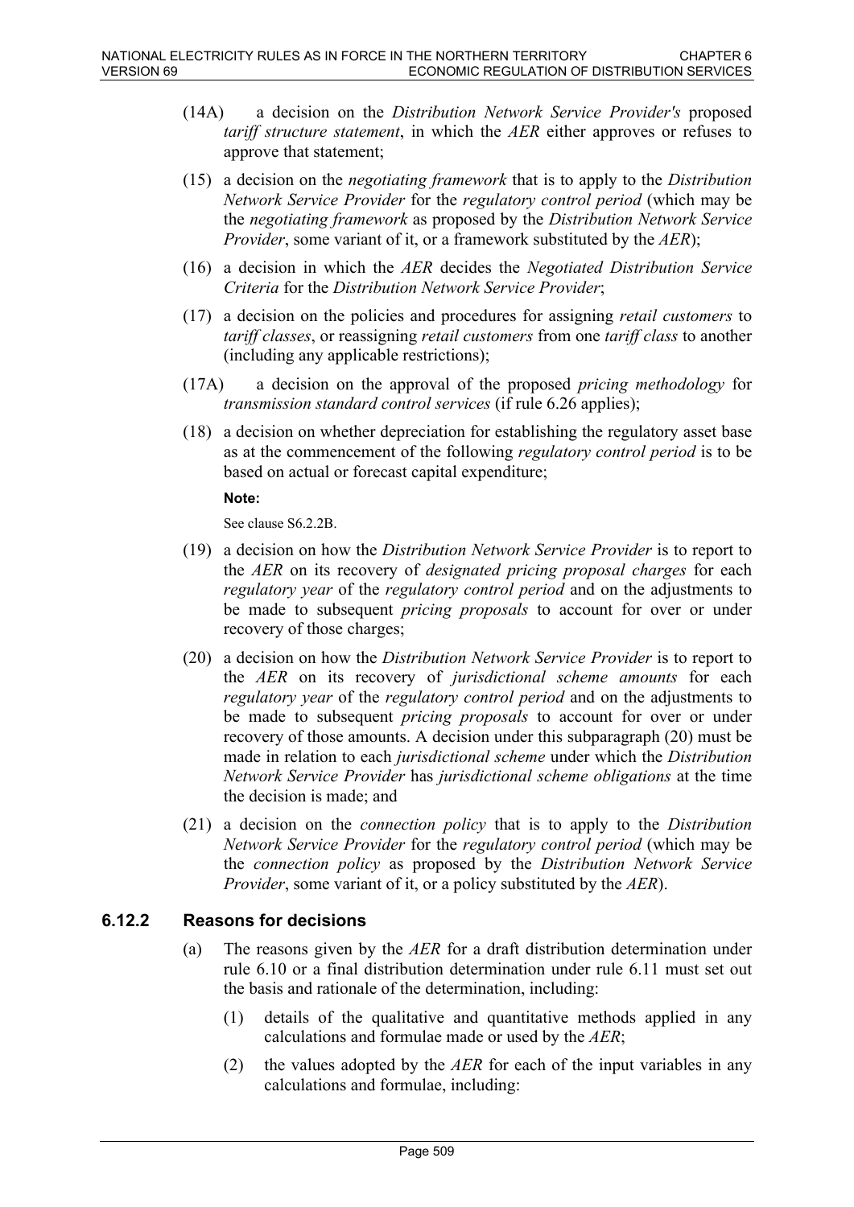(14A) a decision on the *Distribution Network Service Provider's* proposed *tariff structure statement*, in which the *AER* either approves or refuses to approve that statement;

(15) a decision on the *negotiating framework* that is to apply to the *Distribution Network Service Provider* for the *regulatory control period* (which may be the *negotiating framework* as proposed by the *Distribution Network Service Provider*, some variant of it, or a framework substituted by the *AER*);

(16) a decision in which the *AER* decides the *Negotiated Distribution Service Criteria* for the *Distribution Network Service Provider*;

(17) a decision on the policies and procedures for assigning *retail customers* to *tariff classes*, or reassigning *retail customers* from one *tariff class* to another (including any applicable restrictions);

(17A) a decision on the approval of the proposed *pricing methodology* for *transmission standard control services* (if rule 6.26 applies);

(18) a decision on whether depreciation for establishing the regulatory asset base as at the commencement of the following *regulatory control period* is to be based on actual or forecast capital expenditure;

**Note:**

See clause S6.2.2B.

(19) a decision on how the *Distribution Network Service Provider* is to report to the *AER* on its recovery of *designated pricing proposal charges* for each *regulatory year* of the *regulatory control period* and on the adjustments to be made to subsequent *pricing proposals* to account for over or under recovery of those charges;

(20) a decision on how the *Distribution Network Service Provider* is to report to the *AER* on its recovery of *jurisdictional scheme amounts* for each *regulatory year* of the *regulatory control period* and on the adjustments to be made to subsequent *pricing proposals* to account for over or under recovery of those amounts. A decision under this subparagraph (20) must be made in relation to each *jurisdictional scheme* under which the *Distribution Network Service Provider* has *jurisdictional scheme obligations* at the time the decision is made; and

(21) a decision on the *connection policy* that is to apply to the *Distribution Network Service Provider* for the *regulatory control period* (which may be the *connection policy* as proposed by the *Distribution Network Service Provider*, some variant of it, or a policy substituted by the *AER*).

### 6.12.2 Reasons for decisions

(a) The reasons given by the *AER* for a draft distribution determination under rule 6.10 or a final distribution determination under rule 6.11 must set out the basis and rationale of the determination, including:

(1) details of the qualitative and quantitative methods applied in any calculations and formulae made or used by the *AER*;

(2) the values adopted by the *AER* for each of the input variables in any calculations and formulae, including: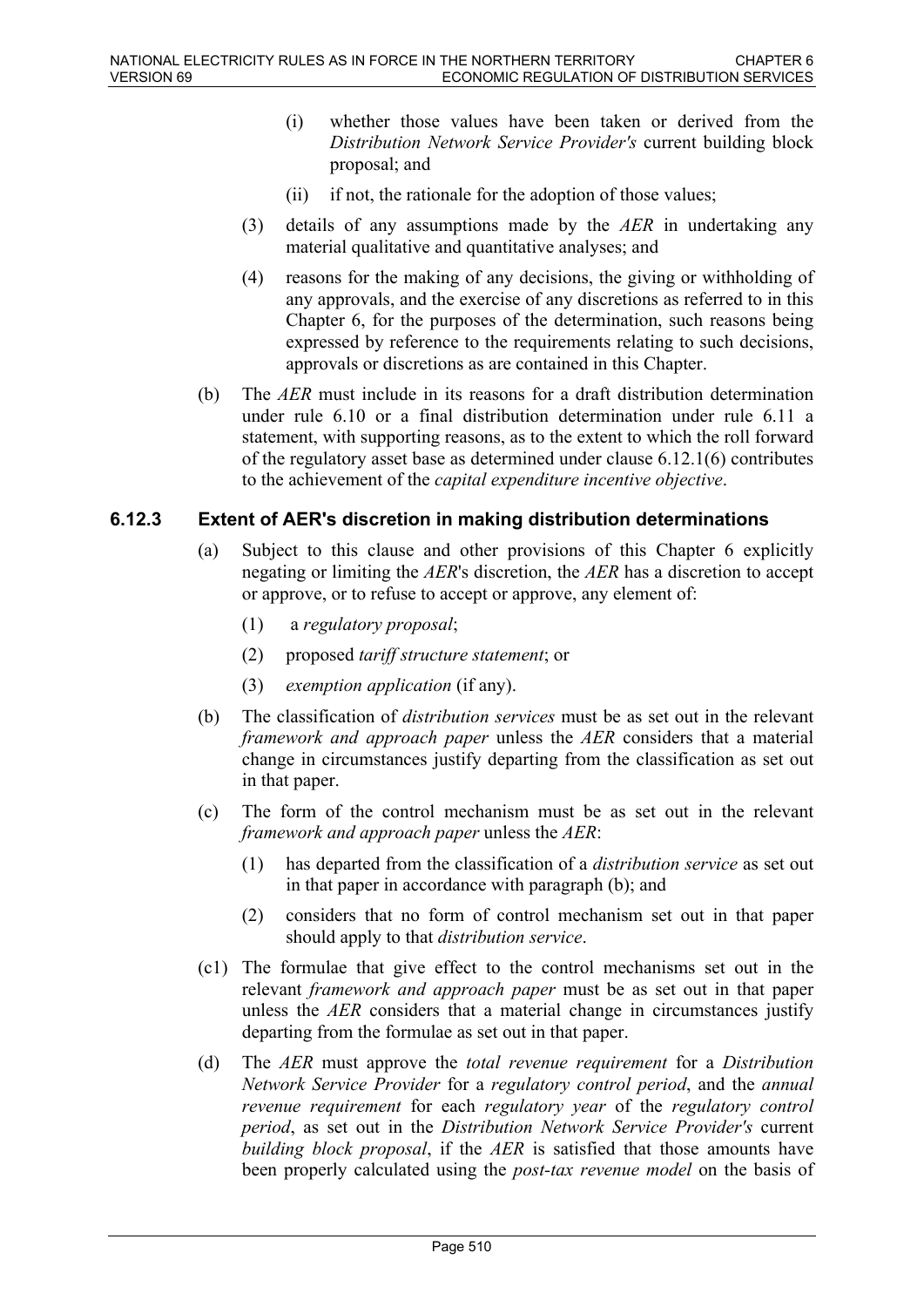(i) whether those values have been taken or derived from the *Distribution Network Service Provider's* current building block proposal; and

(ii) if not, the rationale for the adoption of those values;

(3) details of any assumptions made by the *AER* in undertaking any material qualitative and quantitative analyses; and

(4) reasons for the making of any decisions, the giving or withholding of any approvals, and the exercise of any discretions as referred to in this Chapter 6, for the purposes of the determination, such reasons being expressed by reference to the requirements relating to such decisions, approvals or discretions as are contained in this Chapter.

(b) The *AER* must include in its reasons for a draft distribution determination under rule 6.10 or a final distribution determination under rule 6.11 a statement, with supporting reasons, as to the extent to which the roll forward of the regulatory asset base as determined under clause 6.12.1(6) contributes to the achievement of the *capital expenditure incentive objective*.

### 6.12.3 Extent of AER's discretion in making distribution determinations

(a) Subject to this clause and other provisions of this Chapter 6 explicitly negating or limiting the *AER*'s discretion, the *AER* has a discretion to accept or approve, or to refuse to accept or approve, any element of:

(1) a *regulatory proposal*;

(2) proposed *tariff structure statement*; or

(3) *exemption application* (if any).

(b) The classification of *distribution services* must be as set out in the relevant *framework and approach paper* unless the *AER* considers that a material change in circumstances justify departing from the classification as set out in that paper.

(c) The form of the control mechanism must be as set out in the relevant *framework and approach paper* unless the *AER*:

(1) has departed from the classification of a *distribution service* as set out in that paper in accordance with paragraph (b); and

(2) considers that no form of control mechanism set out in that paper should apply to that *distribution service*.

(c1) The formulae that give effect to the control mechanisms set out in the relevant *framework and approach paper* must be as set out in that paper unless the *AER* considers that a material change in circumstances justify departing from the formulae as set out in that paper.

(d) The *AER* must approve the *total revenue requirement* for a *Distribution Network Service Provider* for a *regulatory control period*, and the *annual revenue requirement* for each *regulatory year* of the *regulatory control period*, as set out in the *Distribution Network Service Provider's* current *building block proposal*, if the *AER* is satisfied that those amounts have been properly calculated using the *post-tax revenue model* on the basis of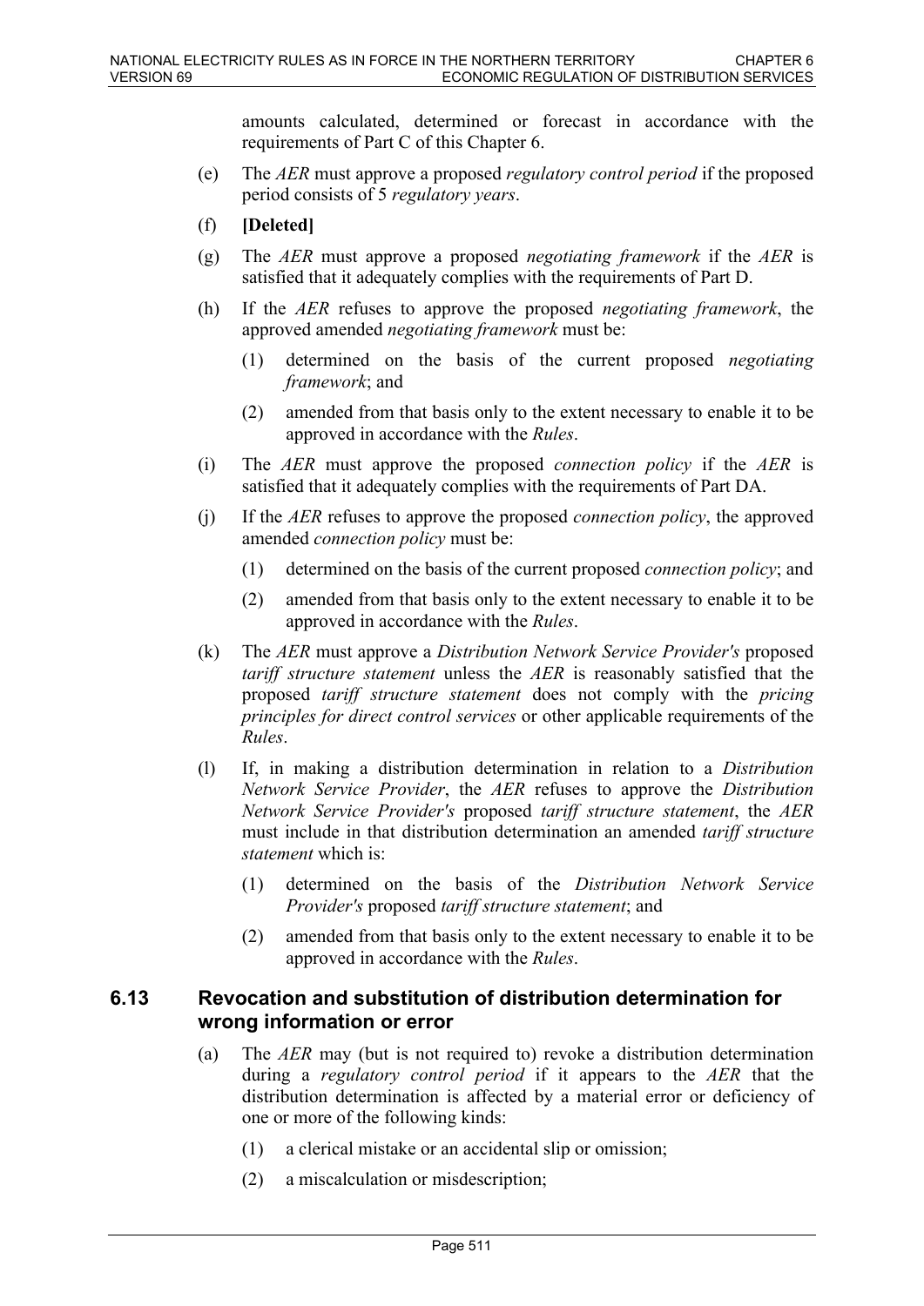amounts calculated, determined or forecast in accordance with the requirements of Part C of this Chapter 6.

(e) The *AER* must approve a proposed *regulatory control period* if the proposed period consists of 5 *regulatory years*.

(f) **[Deleted]**

(g) The *AER* must approve a proposed *negotiating framework* if the *AER* is satisfied that it adequately complies with the requirements of Part D.

(h) If the *AER* refuses to approve the proposed *negotiating framework*, the approved amended *negotiating framework* must be:

(1) determined on the basis of the current proposed *negotiating framework*; and

(2) amended from that basis only to the extent necessary to enable it to be approved in accordance with the *Rules*.

(i) The *AER* must approve the proposed *connection policy* if the *AER* is satisfied that it adequately complies with the requirements of Part DA.

(j) If the *AER* refuses to approve the proposed *connection policy*, the approved amended *connection policy* must be:

(1) determined on the basis of the current proposed *connection policy*; and

(2) amended from that basis only to the extent necessary to enable it to be approved in accordance with the *Rules*.

(k) The *AER* must approve a *Distribution Network Service Provider's* proposed *tariff structure statement* unless the *AER* is reasonably satisfied that the proposed *tariff structure statement* does not comply with the *pricing principles for direct control services* or other applicable requirements of the *Rules*.

(l) If, in making a distribution determination in relation to a *Distribution Network Service Provider*, the *AER* refuses to approve the *Distribution Network Service Provider's* proposed *tariff structure statement*, the *AER* must include in that distribution determination an amended *tariff structure statement* which is:

(1) determined on the basis of the *Distribution Network Service Provider's* proposed *tariff structure statement*; and

(2) amended from that basis only to the extent necessary to enable it to be approved in accordance with the *Rules*.

## 6.13 Revocation and substitution of distribution determination for wrong information or error

(a) The *AER* may (but is not required to) revoke a distribution determination during a *regulatory control period* if it appears to the *AER* that the distribution determination is affected by a material error or deficiency of one or more of the following kinds:

(1) a clerical mistake or an accidental slip or omission;

(2) a miscalculation or misdescription;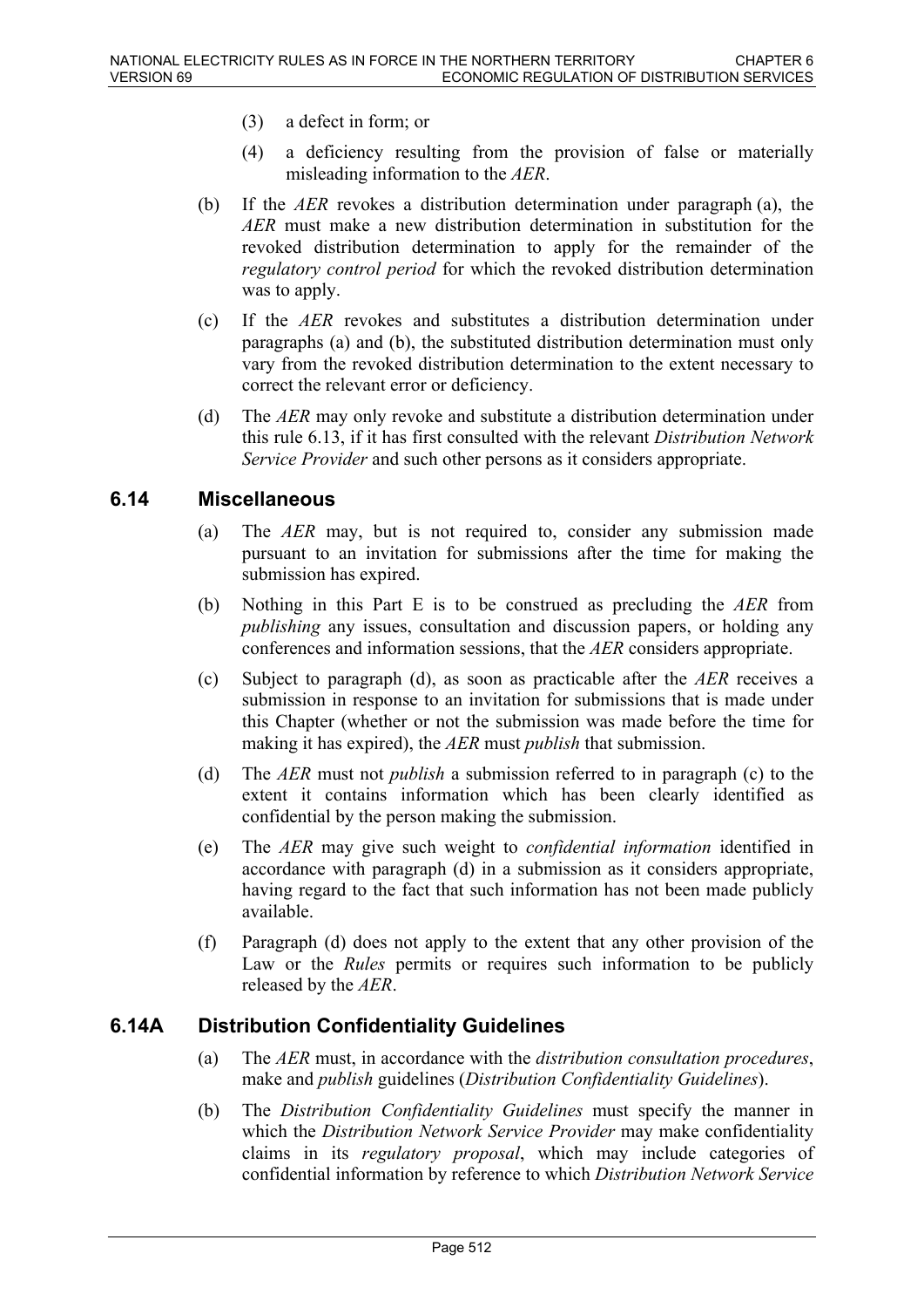(3) a defect in form; or

(4) a deficiency resulting from the provision of false or materially misleading information to the *AER*.

(b) If the *AER* revokes a distribution determination under paragraph (a), the *AER* must make a new distribution determination in substitution for the revoked distribution determination to apply for the remainder of the *regulatory control period* for which the revoked distribution determination was to apply.

(c) If the *AER* revokes and substitutes a distribution determination under paragraphs (a) and (b), the substituted distribution determination must only vary from the revoked distribution determination to the extent necessary to correct the relevant error or deficiency.

(d) The *AER* may only revoke and substitute a distribution determination under this rule 6.13, if it has first consulted with the relevant *Distribution Network Service Provider* and such other persons as it considers appropriate.

## 6.14 Miscellaneous

(a) The *AER* may, but is not required to, consider any submission made pursuant to an invitation for submissions after the time for making the submission has expired.

(b) Nothing in this Part E is to be construed as precluding the *AER* from *publishing* any issues, consultation and discussion papers, or holding any conferences and information sessions, that the *AER* considers appropriate.

(c) Subject to paragraph (d), as soon as practicable after the *AER* receives a submission in response to an invitation for submissions that is made under this Chapter (whether or not the submission was made before the time for making it has expired), the *AER* must *publish* that submission.

(d) The *AER* must not *publish* a submission referred to in paragraph (c) to the extent it contains information which has been clearly identified as confidential by the person making the submission.

(e) The *AER* may give such weight to *confidential information* identified in accordance with paragraph (d) in a submission as it considers appropriate, having regard to the fact that such information has not been made publicly available.

(f) Paragraph (d) does not apply to the extent that any other provision of the Law or the *Rules* permits or requires such information to be publicly released by the *AER*.

## 6.14A Distribution Confidentiality Guidelines

(a) The *AER* must, in accordance with the *distribution consultation procedures*, make and *publish* guidelines (*Distribution Confidentiality Guidelines*).

(b) The *Distribution Confidentiality Guidelines* must specify the manner in which the *Distribution Network Service Provider* may make confidentiality claims in its *regulatory proposal*, which may include categories of confidential information by reference to which *Distribution Network Service*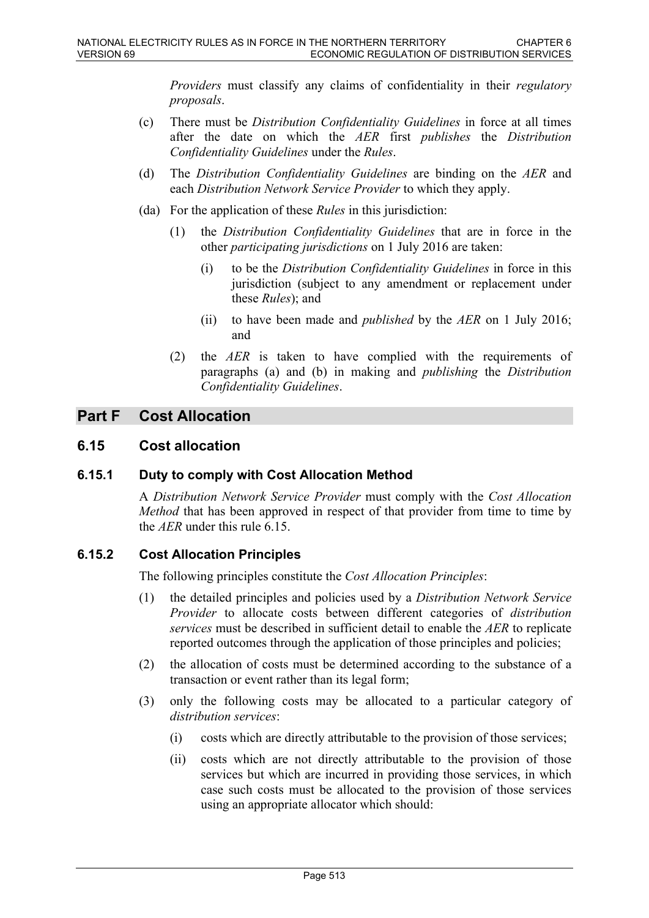*Providers* must classify any claims of confidentiality in their *regulatory proposals*.

(c) There must be *Distribution Confidentiality Guidelines* in force at all times after the date on which the *AER* first *publishes* the *Distribution Confidentiality Guidelines* under the *Rules*.

(d) The *Distribution Confidentiality Guidelines* are binding on the *AER* and each *Distribution Network Service Provider* to which they apply.

(da) For the application of these *Rules* in this jurisdiction:

  (1) the *Distribution Confidentiality Guidelines* that are in force in the other *participating jurisdictions* on 1 July 2016 are taken:

    (i) to be the *Distribution Confidentiality Guidelines* in force in this jurisdiction (subject to any amendment or replacement under these *Rules*); and

    (ii) to have been made and *published* by the *AER* on 1 July 2016; and

  (2) the *AER* is taken to have complied with the requirements of paragraphs (a) and (b) in making and *publishing* the *Distribution Confidentiality Guidelines*.

# Part F Cost Allocation

## 6.15 Cost allocation

### 6.15.1 Duty to comply with Cost Allocation Method

A *Distribution Network Service Provider* must comply with the *Cost Allocation Method* that has been approved in respect of that provider from time to time by the *AER* under this rule 6.15.

### 6.15.2 Cost Allocation Principles

The following principles constitute the *Cost Allocation Principles*:

(1) the detailed principles and policies used by a *Distribution Network Service Provider* to allocate costs between different categories of *distribution services* must be described in sufficient detail to enable the *AER* to replicate reported outcomes through the application of those principles and policies;

(2) the allocation of costs must be determined according to the substance of a transaction or event rather than its legal form;

(3) only the following costs may be allocated to a particular category of *distribution services*:

  (i) costs which are directly attributable to the provision of those services;

  (ii) costs which are not directly attributable to the provision of those services but which are incurred in providing those services, in which case such costs must be allocated to the provision of those services using an appropriate allocator which should: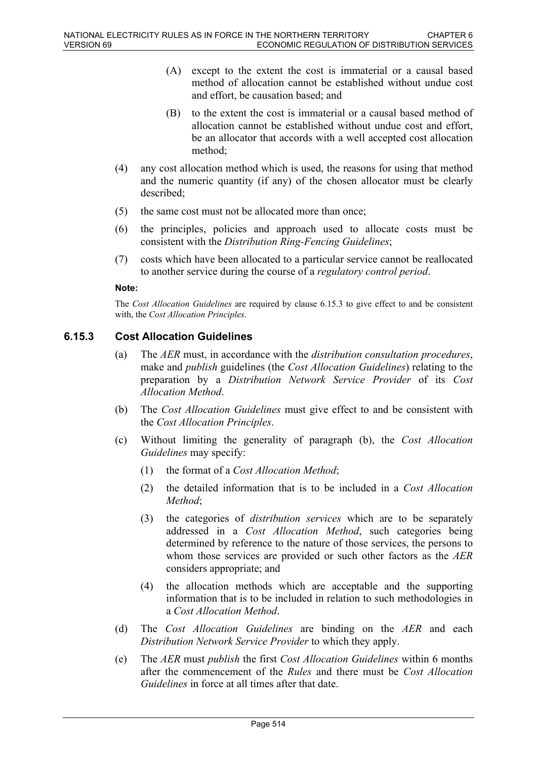(A) except to the extent the cost is immaterial or a causal based method of allocation cannot be established without undue cost and effort, be causation based; and

(B) to the extent the cost is immaterial or a causal based method of allocation cannot be established without undue cost and effort, be an allocator that accords with a well accepted cost allocation method;

(4) any cost allocation method which is used, the reasons for using that method and the numeric quantity (if any) of the chosen allocator must be clearly described;

(5) the same cost must not be allocated more than once;

(6) the principles, policies and approach used to allocate costs must be consistent with the *Distribution Ring-Fencing Guidelines*;

(7) costs which have been allocated to a particular service cannot be reallocated to another service during the course of a *regulatory control period*.

**Note:**

The *Cost Allocation Guidelines* are required by clause 6.15.3 to give effect to and be consistent with, the *Cost Allocation Principles*.

### 6.15.3 Cost Allocation Guidelines

(a) The *AER* must, in accordance with the *distribution consultation procedures*, make and *publish* guidelines (the *Cost Allocation Guidelines*) relating to the preparation by a *Distribution Network Service Provider* of its *Cost Allocation Method*.

(b) The *Cost Allocation Guidelines* must give effect to and be consistent with the *Cost Allocation Principles*.

(c) Without limiting the generality of paragraph (b), the *Cost Allocation Guidelines* may specify:

(1) the format of a *Cost Allocation Method*;

(2) the detailed information that is to be included in a *Cost Allocation Method*;

(3) the categories of *distribution services* which are to be separately addressed in a *Cost Allocation Method*, such categories being determined by reference to the nature of those services, the persons to whom those services are provided or such other factors as the *AER* considers appropriate; and

(4) the allocation methods which are acceptable and the supporting information that is to be included in relation to such methodologies in a *Cost Allocation Method*.

(d) The *Cost Allocation Guidelines* are binding on the *AER* and each *Distribution Network Service Provider* to which they apply.

(e) The *AER* must *publish* the first *Cost Allocation Guidelines* within 6 months after the commencement of the *Rules* and there must be *Cost Allocation Guidelines* in force at all times after that date.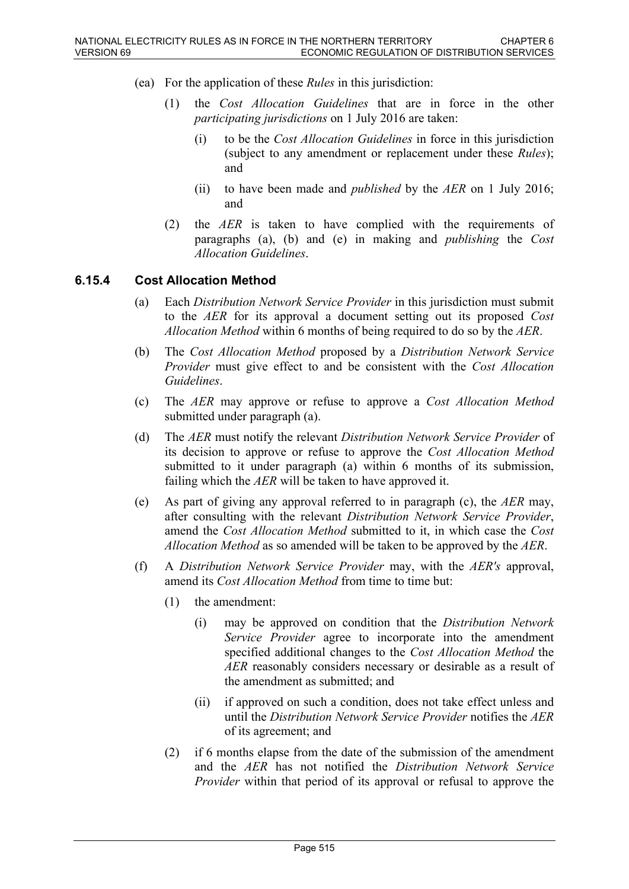(ea) For the application of these *Rules* in this jurisdiction:

(1) the *Cost Allocation Guidelines* that are in force in the other *participating jurisdictions* on 1 July 2016 are taken:

(i) to be the *Cost Allocation Guidelines* in force in this jurisdiction (subject to any amendment or replacement under these *Rules*); and

(ii) to have been made and *published* by the *AER* on 1 July 2016; and

(2) the *AER* is taken to have complied with the requirements of paragraphs (a), (b) and (e) in making and *publishing* the *Cost Allocation Guidelines*.

### 6.15.4 Cost Allocation Method

(a) Each *Distribution Network Service Provider* in this jurisdiction must submit to the *AER* for its approval a document setting out its proposed *Cost Allocation Method* within 6 months of being required to do so by the *AER*.

(b) The *Cost Allocation Method* proposed by a *Distribution Network Service Provider* must give effect to and be consistent with the *Cost Allocation Guidelines*.

(c) The *AER* may approve or refuse to approve a *Cost Allocation Method* submitted under paragraph (a).

(d) The *AER* must notify the relevant *Distribution Network Service Provider* of its decision to approve or refuse to approve the *Cost Allocation Method* submitted to it under paragraph (a) within 6 months of its submission, failing which the *AER* will be taken to have approved it.

(e) As part of giving any approval referred to in paragraph (c), the *AER* may, after consulting with the relevant *Distribution Network Service Provider*, amend the *Cost Allocation Method* submitted to it, in which case the *Cost Allocation Method* as so amended will be taken to be approved by the *AER*.

(f) A *Distribution Network Service Provider* may, with the *AER's* approval, amend its *Cost Allocation Method* from time to time but:

(1) the amendment:

(i) may be approved on condition that the *Distribution Network Service Provider* agree to incorporate into the amendment specified additional changes to the *Cost Allocation Method* the *AER* reasonably considers necessary or desirable as a result of the amendment as submitted; and

(ii) if approved on such a condition, does not take effect unless and until the *Distribution Network Service Provider* notifies the *AER* of its agreement; and

(2) if 6 months elapse from the date of the submission of the amendment and the *AER* has not notified the *Distribution Network Service Provider* within that period of its approval or refusal to approve the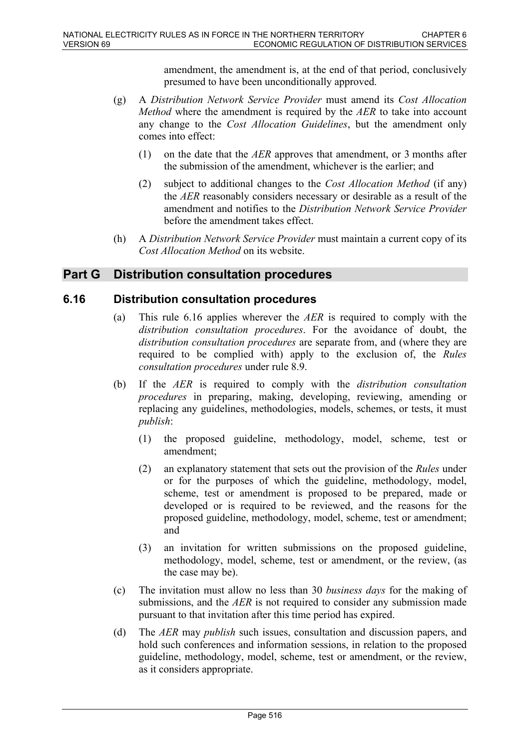amendment, the amendment is, at the end of that period, conclusively presumed to have been unconditionally approved.

(g) A *Distribution Network Service Provider* must amend its *Cost Allocation Method* where the amendment is required by the *AER* to take into account any change to the *Cost Allocation Guidelines*, but the amendment only comes into effect:

(1) on the date that the *AER* approves that amendment, or 3 months after the submission of the amendment, whichever is the earlier; and

(2) subject to additional changes to the *Cost Allocation Method* (if any) the *AER* reasonably considers necessary or desirable as a result of the amendment and notifies to the *Distribution Network Service Provider* before the amendment takes effect.

(h) A *Distribution Network Service Provider* must maintain a current copy of its *Cost Allocation Method* on its website.

## Part G Distribution consultation procedures

### 6.16 Distribution consultation procedures

(a) This rule 6.16 applies wherever the *AER* is required to comply with the *distribution consultation procedures*. For the avoidance of doubt, the *distribution consultation procedures* are separate from, and (where they are required to be complied with) apply to the exclusion of, the *Rules consultation procedures* under rule 8.9.

(b) If the *AER* is required to comply with the *distribution consultation procedures* in preparing, making, developing, reviewing, amending or replacing any guidelines, methodologies, models, schemes, or tests, it must *publish*:

(1) the proposed guideline, methodology, model, scheme, test or amendment;

(2) an explanatory statement that sets out the provision of the *Rules* under or for the purposes of which the guideline, methodology, model, scheme, test or amendment is proposed to be prepared, made or developed or is required to be reviewed, and the reasons for the proposed guideline, methodology, model, scheme, test or amendment; and

(3) an invitation for written submissions on the proposed guideline, methodology, model, scheme, test or amendment, or the review, (as the case may be).

(c) The invitation must allow no less than 30 *business days* for the making of submissions, and the *AER* is not required to consider any submission made pursuant to that invitation after this time period has expired.

(d) The *AER* may *publish* such issues, consultation and discussion papers, and hold such conferences and information sessions, in relation to the proposed guideline, methodology, model, scheme, test or amendment, or the review, as it considers appropriate.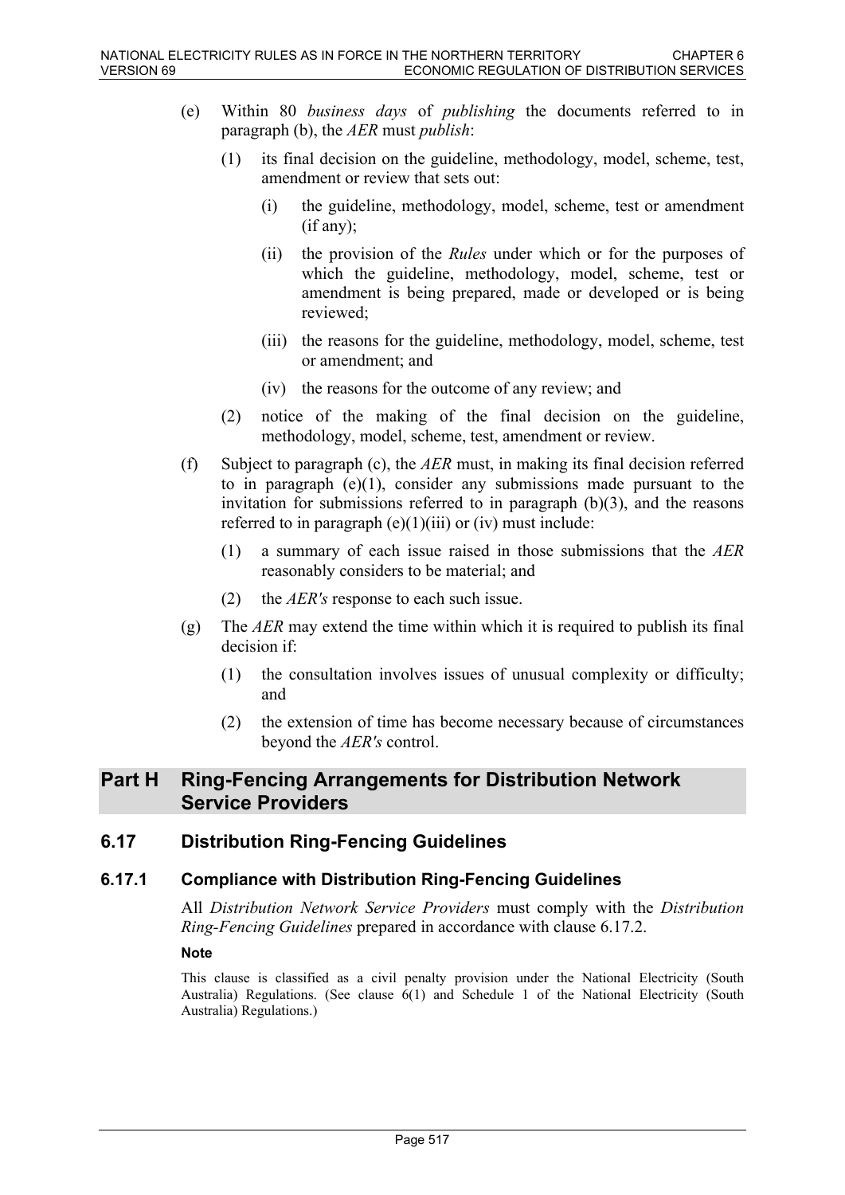(e) Within 80 *business days* of *publishing* the documents referred to in paragraph (b), the *AER* must *publish*:

(1) its final decision on the guideline, methodology, model, scheme, test, amendment or review that sets out:

(i) the guideline, methodology, model, scheme, test or amendment (if any);

(ii) the provision of the *Rules* under which or for the purposes of which the guideline, methodology, model, scheme, test or amendment is being prepared, made or developed or is being reviewed;

(iii) the reasons for the guideline, methodology, model, scheme, test or amendment; and

(iv) the reasons for the outcome of any review; and

(2) notice of the making of the final decision on the guideline, methodology, model, scheme, test, amendment or review.

(f) Subject to paragraph (c), the *AER* must, in making its final decision referred to in paragraph (e)(1), consider any submissions made pursuant to the invitation for submissions referred to in paragraph (b)(3), and the reasons referred to in paragraph (e)(1)(iii) or (iv) must include:

(1) a summary of each issue raised in those submissions that the *AER* reasonably considers to be material; and

(2) the *AER's* response to each such issue.

(g) The *AER* may extend the time within which it is required to publish its final decision if:

(1) the consultation involves issues of unusual complexity or difficulty; and

(2) the extension of time has become necessary because of circumstances beyond the *AER's* control.

# Part H Ring-Fencing Arrangements for Distribution Network Service Providers

## 6.17 Distribution Ring-Fencing Guidelines

### 6.17.1 Compliance with Distribution Ring-Fencing Guidelines

All *Distribution Network Service Providers* must comply with the *Distribution Ring-Fencing Guidelines* prepared in accordance with clause 6.17.2.

**Note**

This clause is classified as a civil penalty provision under the National Electricity (South Australia) Regulations. (See clause 6(1) and Schedule 1 of the National Electricity (South Australia) Regulations.)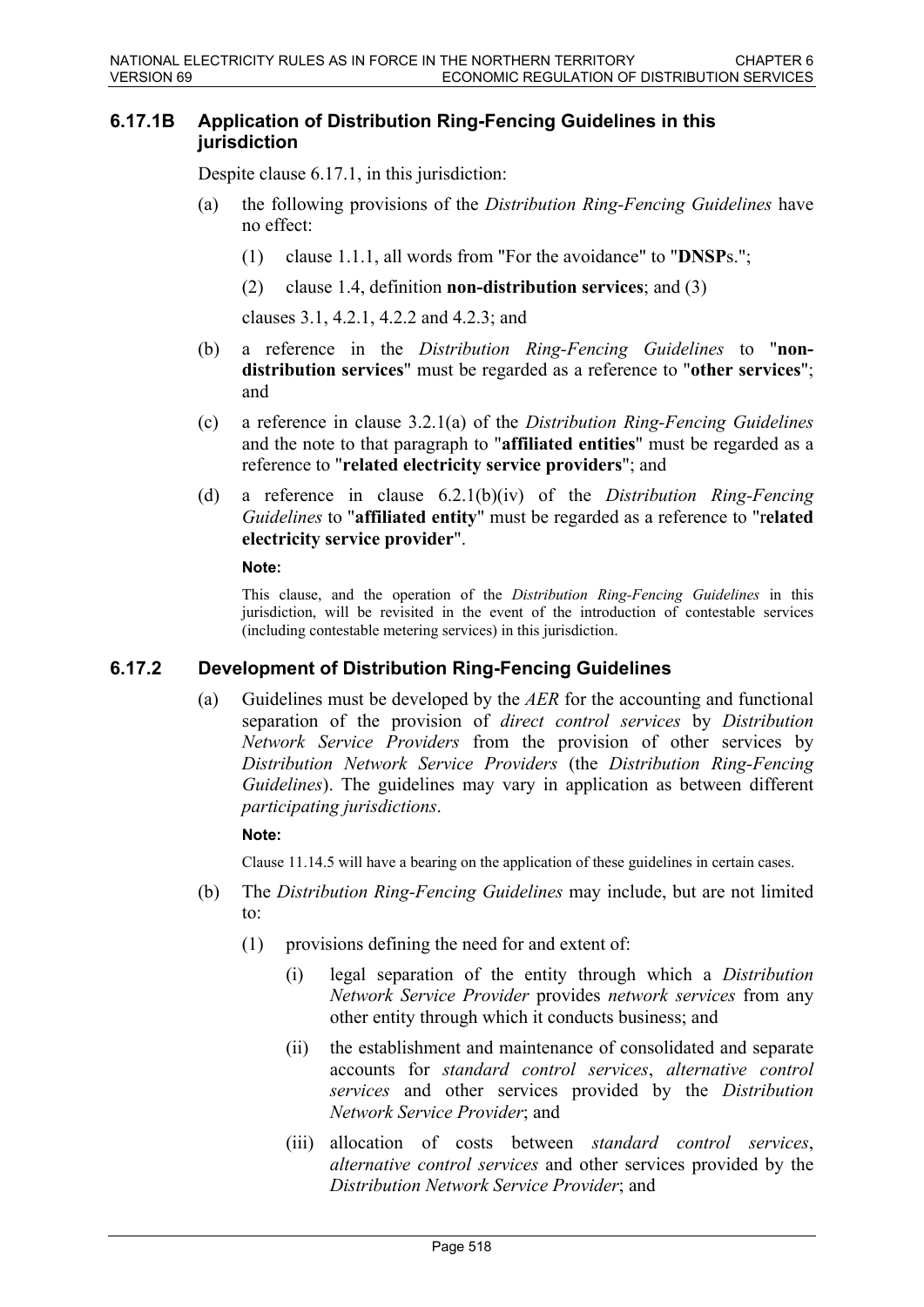### 6.17.1B Application of Distribution Ring-Fencing Guidelines in this jurisdiction

Despite clause 6.17.1, in this jurisdiction:

(a) the following provisions of the *Distribution Ring-Fencing Guidelines* have no effect:

(1) clause 1.1.1, all words from "For the avoidance" to "**DNSP**s.";

(2) clause 1.4, definition **non-distribution services**; and (3)

clauses 3.1, 4.2.1, 4.2.2 and 4.2.3; and

(b) a reference in the *Distribution Ring-Fencing Guidelines* to "**non-distribution services**" must be regarded as a reference to "**other services**"; and

(c) a reference in clause 3.2.1(a) of the *Distribution Ring-Fencing Guidelines* and the note to that paragraph to "**affiliated entities**" must be regarded as a reference to "**related electricity service providers**"; and

(d) a reference in clause 6.2.1(b)(iv) of the *Distribution Ring-Fencing Guidelines* to "**affiliated entity**" must be regarded as a reference to "r**elated electricity service provider**".

**Note:**

This clause, and the operation of the *Distribution Ring-Fencing Guidelines* in this jurisdiction, will be revisited in the event of the introduction of contestable services (including contestable metering services) in this jurisdiction.

### 6.17.2 Development of Distribution Ring-Fencing Guidelines

(a) Guidelines must be developed by the *AER* for the accounting and functional separation of the provision of *direct control services* by *Distribution Network Service Providers* from the provision of other services by *Distribution Network Service Providers* (the *Distribution Ring-Fencing Guidelines*). The guidelines may vary in application as between different *participating jurisdictions*.

**Note:**

Clause 11.14.5 will have a bearing on the application of these guidelines in certain cases.

(b) The *Distribution Ring-Fencing Guidelines* may include, but are not limited to:

(1) provisions defining the need for and extent of:

(i) legal separation of the entity through which a *Distribution Network Service Provider* provides *network services* from any other entity through which it conducts business; and

(ii) the establishment and maintenance of consolidated and separate accounts for *standard control services*, *alternative control services* and other services provided by the *Distribution Network Service Provider*; and

(iii) allocation of costs between *standard control services*, *alternative control services* and other services provided by the *Distribution Network Service Provider*; and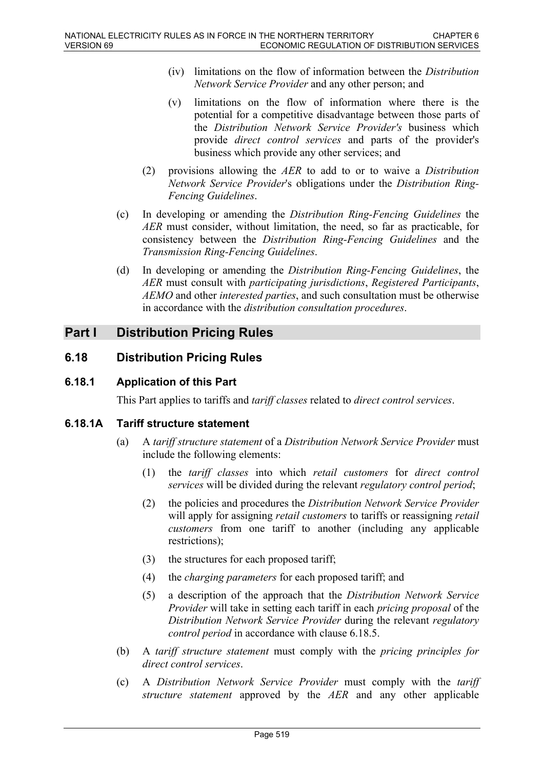(iv) limitations on the flow of information between the *Distribution Network Service Provider* and any other person; and

(v) limitations on the flow of information where there is the potential for a competitive disadvantage between those parts of the *Distribution Network Service Provider's* business which provide *direct control services* and parts of the provider's business which provide any other services; and

(2) provisions allowing the *AER* to add to or to waive a *Distribution Network Service Provider*'s obligations under the *Distribution Ring-Fencing Guidelines*.

(c) In developing or amending the *Distribution Ring-Fencing Guidelines* the *AER* must consider, without limitation, the need, so far as practicable, for consistency between the *Distribution Ring-Fencing Guidelines* and the *Transmission Ring-Fencing Guidelines*.

(d) In developing or amending the *Distribution Ring-Fencing Guidelines*, the *AER* must consult with *participating jurisdictions*, *Registered Participants*, *AEMO* and other *interested parties*, and such consultation must be otherwise in accordance with the *distribution consultation procedures*.

# Part I Distribution Pricing Rules

## 6.18 Distribution Pricing Rules

### 6.18.1 Application of this Part

This Part applies to tariffs and *tariff classes* related to *direct control services*.

### 6.18.1A Tariff structure statement

(a) A *tariff structure statement* of a *Distribution Network Service Provider* must include the following elements:

(1) the *tariff classes* into which *retail customers* for *direct control services* will be divided during the relevant *regulatory control period*;

(2) the policies and procedures the *Distribution Network Service Provider* will apply for assigning *retail customers* to tariffs or reassigning *retail customers* from one tariff to another (including any applicable restrictions);

(3) the structures for each proposed tariff;

(4) the *charging parameters* for each proposed tariff; and

(5) a description of the approach that the *Distribution Network Service Provider* will take in setting each tariff in each *pricing proposal* of the *Distribution Network Service Provider* during the relevant *regulatory control period* in accordance with clause 6.18.5.

(b) A *tariff structure statement* must comply with the *pricing principles for direct control services*.

(c) A *Distribution Network Service Provider* must comply with the *tariff structure statement* approved by the *AER* and any other applicable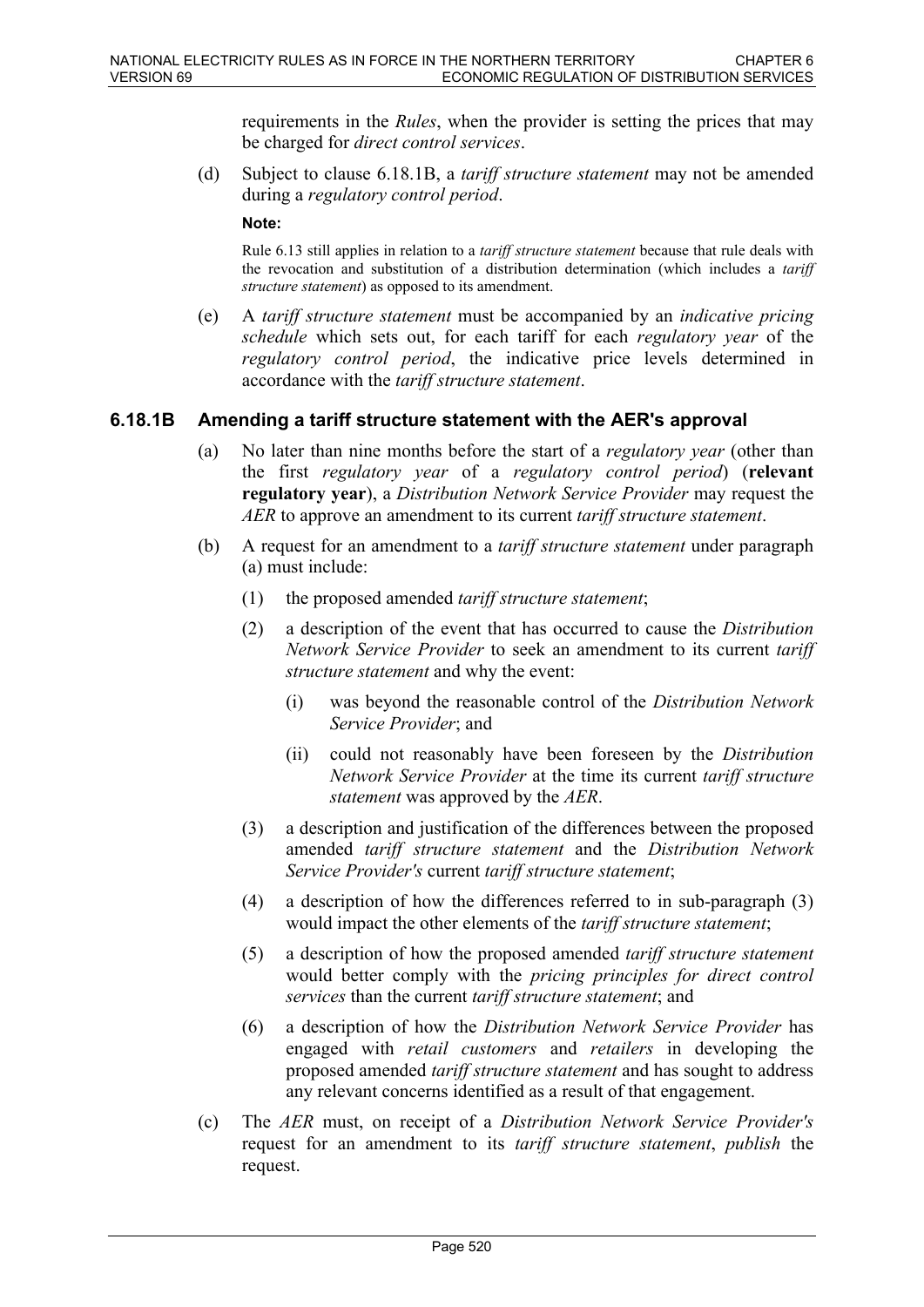requirements in the *Rules*, when the provider is setting the prices that may be charged for *direct control services*.

(d) Subject to clause 6.18.1B, a *tariff structure statement* may not be amended during a *regulatory control period*.

**Note:**

Rule 6.13 still applies in relation to a *tariff structure statement* because that rule deals with the revocation and substitution of a distribution determination (which includes a *tariff structure statement*) as opposed to its amendment.

(e) A *tariff structure statement* must be accompanied by an *indicative pricing schedule* which sets out, for each tariff for each *regulatory year* of the *regulatory control period*, the indicative price levels determined in accordance with the *tariff structure statement*.

### 6.18.1B Amending a tariff structure statement with the AER's approval

(a) No later than nine months before the start of a *regulatory year* (other than the first *regulatory year* of a *regulatory control period*) (**relevant regulatory year**), a *Distribution Network Service Provider* may request the *AER* to approve an amendment to its current *tariff structure statement*.

(b) A request for an amendment to a *tariff structure statement* under paragraph (a) must include:

(1) the proposed amended *tariff structure statement*;

(2) a description of the event that has occurred to cause the *Distribution Network Service Provider* to seek an amendment to its current *tariff structure statement* and why the event:

(i) was beyond the reasonable control of the *Distribution Network Service Provider*; and

(ii) could not reasonably have been foreseen by the *Distribution Network Service Provider* at the time its current *tariff structure statement* was approved by the *AER*.

(3) a description and justification of the differences between the proposed amended *tariff structure statement* and the *Distribution Network Service Provider's* current *tariff structure statement*;

(4) a description of how the differences referred to in sub-paragraph (3) would impact the other elements of the *tariff structure statement*;

(5) a description of how the proposed amended *tariff structure statement* would better comply with the *pricing principles for direct control services* than the current *tariff structure statement*; and

(6) a description of how the *Distribution Network Service Provider* has engaged with *retail customers* and *retailers* in developing the proposed amended *tariff structure statement* and has sought to address any relevant concerns identified as a result of that engagement.

(c) The *AER* must, on receipt of a *Distribution Network Service Provider's* request for an amendment to its *tariff structure statement*, *publish* the request.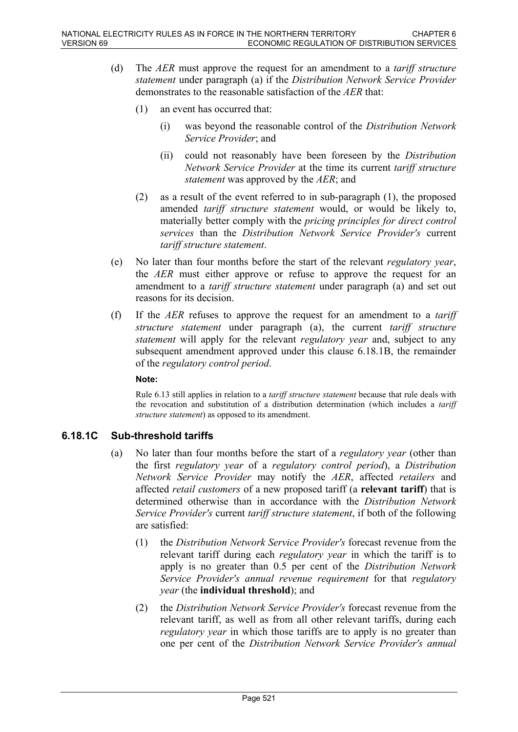(d) The *AER* must approve the request for an amendment to a *tariff structure statement* under paragraph (a) if the *Distribution Network Service Provider* demonstrates to the reasonable satisfaction of the *AER* that:

(1) an event has occurred that:

(i) was beyond the reasonable control of the *Distribution Network Service Provider*; and

(ii) could not reasonably have been foreseen by the *Distribution Network Service Provider* at the time its current *tariff structure statement* was approved by the *AER*; and

(2) as a result of the event referred to in sub-paragraph (1), the proposed amended *tariff structure statement* would, or would be likely to, materially better comply with the *pricing principles for direct control services* than the *Distribution Network Service Provider's* current *tariff structure statement*.

(e) No later than four months before the start of the relevant *regulatory year*, the *AER* must either approve or refuse to approve the request for an amendment to a *tariff structure statement* under paragraph (a) and set out reasons for its decision.

(f) If the *AER* refuses to approve the request for an amendment to a *tariff structure statement* under paragraph (a), the current *tariff structure statement* will apply for the relevant *regulatory year* and, subject to any subsequent amendment approved under this clause 6.18.1B, the remainder of the *regulatory control period*.

**Note:**

Rule 6.13 still applies in relation to a *tariff structure statement* because that rule deals with the revocation and substitution of a distribution determination (which includes a *tariff structure statement*) as opposed to its amendment.

## 6.18.1C Sub-threshold tariffs

(a) No later than four months before the start of a *regulatory year* (other than the first *regulatory year* of a *regulatory control period*), a *Distribution Network Service Provider* may notify the *AER*, affected *retailers* and affected *retail customers* of a new proposed tariff (a **relevant tariff**) that is determined otherwise than in accordance with the *Distribution Network Service Provider's* current *tariff structure statement*, if both of the following are satisfied:

(1) the *Distribution Network Service Provider's* forecast revenue from the relevant tariff during each *regulatory year* in which the tariff is to apply is no greater than 0.5 per cent of the *Distribution Network Service Provider's annual revenue requirement* for that *regulatory year* (the **individual threshold**); and

(2) the *Distribution Network Service Provider's* forecast revenue from the relevant tariff, as well as from all other relevant tariffs, during each *regulatory year* in which those tariffs are to apply is no greater than one per cent of the *Distribution Network Service Provider's annual*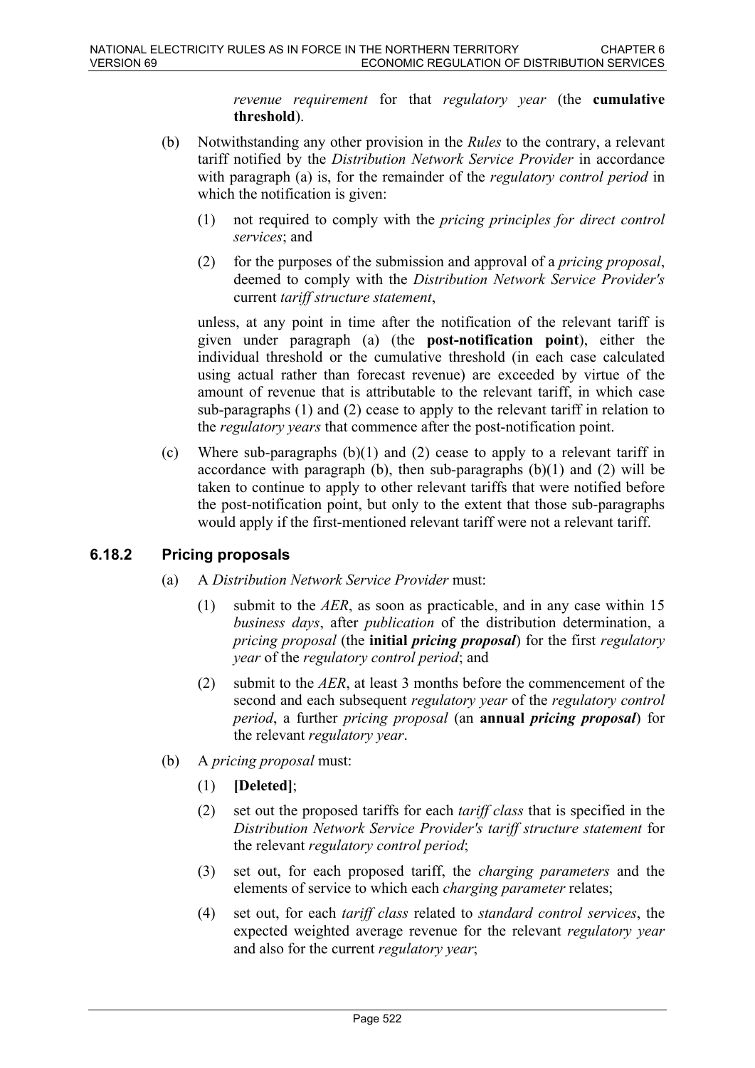*revenue requirement* for that *regulatory year* (the **cumulative threshold**).

(b) Notwithstanding any other provision in the *Rules* to the contrary, a relevant tariff notified by the *Distribution Network Service Provider* in accordance with paragraph (a) is, for the remainder of the *regulatory control period* in which the notification is given:

(1) not required to comply with the *pricing principles for direct control services*; and

(2) for the purposes of the submission and approval of a *pricing proposal*, deemed to comply with the *Distribution Network Service Provider's* current *tariff structure statement*,

unless, at any point in time after the notification of the relevant tariff is given under paragraph (a) (the **post-notification point**), either the individual threshold or the cumulative threshold (in each case calculated using actual rather than forecast revenue) are exceeded by virtue of the amount of revenue that is attributable to the relevant tariff, in which case sub-paragraphs (1) and (2) cease to apply to the relevant tariff in relation to the *regulatory years* that commence after the post-notification point.

(c) Where sub-paragraphs (b)(1) and (2) cease to apply to a relevant tariff in accordance with paragraph (b), then sub-paragraphs (b)(1) and (2) will be taken to continue to apply to other relevant tariffs that were notified before the post-notification point, but only to the extent that those sub-paragraphs would apply if the first-mentioned relevant tariff were not a relevant tariff.

### 6.18.2 Pricing proposals

(a) A *Distribution Network Service Provider* must:

(1) submit to the *AER*, as soon as practicable, and in any case within 15 *business days*, after *publication* of the distribution determination, a *pricing proposal* (the **initial *pricing proposal***) for the first *regulatory year* of the *regulatory control period*; and

(2) submit to the *AER*, at least 3 months before the commencement of the second and each subsequent *regulatory year* of the *regulatory control period*, a further *pricing proposal* (an **annual *pricing proposal***) for the relevant *regulatory year*.

(b) A *pricing proposal* must:

(1) **[Deleted]**;

(2) set out the proposed tariffs for each *tariff class* that is specified in the *Distribution Network Service Provider's tariff structure statement* for the relevant *regulatory control period*;

(3) set out, for each proposed tariff, the *charging parameters* and the elements of service to which each *charging parameter* relates;

(4) set out, for each *tariff class* related to *standard control services*, the expected weighted average revenue for the relevant *regulatory year* and also for the current *regulatory year*;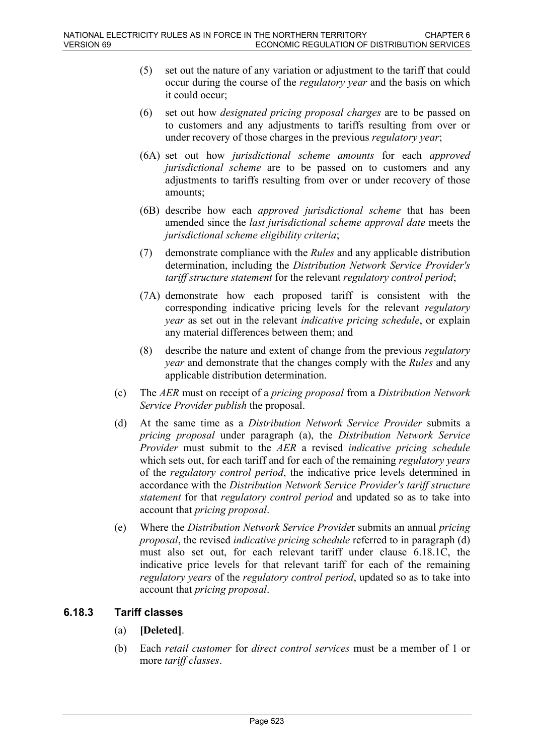(5) set out the nature of any variation or adjustment to the tariff that could occur during the course of the *regulatory year* and the basis on which it could occur;

(6) set out how *designated pricing proposal charges* are to be passed on to customers and any adjustments to tariffs resulting from over or under recovery of those charges in the previous *regulatory year*;

(6A) set out how *jurisdictional scheme amounts* for each *approved jurisdictional scheme* are to be passed on to customers and any adjustments to tariffs resulting from over or under recovery of those amounts;

(6B) describe how each *approved jurisdictional scheme* that has been amended since the *last jurisdictional scheme approval date* meets the *jurisdictional scheme eligibility criteria*;

(7) demonstrate compliance with the *Rules* and any applicable distribution determination, including the *Distribution Network Service Provider's tariff structure statement* for the relevant *regulatory control period*;

(7A) demonstrate how each proposed tariff is consistent with the corresponding indicative pricing levels for the relevant *regulatory year* as set out in the relevant *indicative pricing schedule*, or explain any material differences between them; and

(8) describe the nature and extent of change from the previous *regulatory year* and demonstrate that the changes comply with the *Rules* and any applicable distribution determination.

(c) The *AER* must on receipt of a *pricing proposal* from a *Distribution Network Service Provider publish* the proposal.

(d) At the same time as a *Distribution Network Service Provider* submits a *pricing proposal* under paragraph (a), the *Distribution Network Service Provider* must submit to the *AER* a revised *indicative pricing schedule* which sets out, for each tariff and for each of the remaining *regulatory years* of the *regulatory control period*, the indicative price levels determined in accordance with the *Distribution Network Service Provider's tariff structure statement* for that *regulatory control period* and updated so as to take into account that *pricing proposal*.

(e) Where the *Distribution Network Service Provider* submits an annual *pricing proposal*, the revised *indicative pricing schedule* referred to in paragraph (d) must also set out, for each relevant tariff under clause 6.18.1C, the indicative price levels for that relevant tariff for each of the remaining *regulatory years* of the *regulatory control period*, updated so as to take into account that *pricing proposal*.

### 6.18.3 Tariff classes

(a) **[Deleted]**.

(b) Each *retail customer* for *direct control services* must be a member of 1 or more *tariff classes*.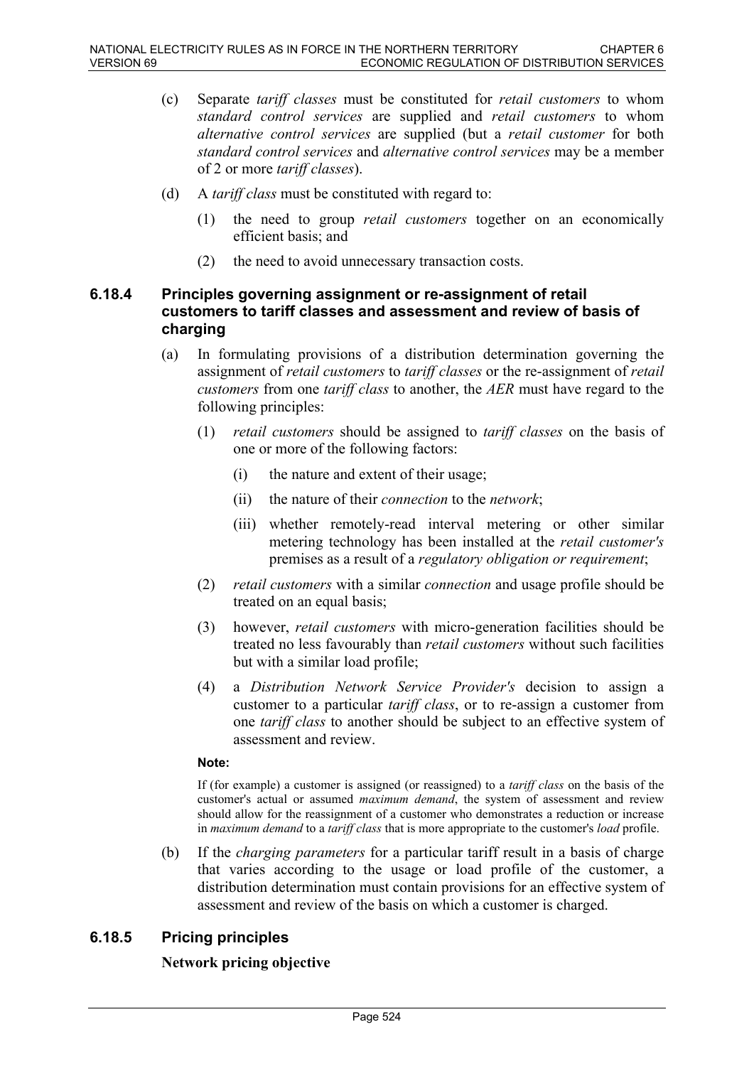(c) Separate *tariff classes* must be constituted for *retail customers* to whom *standard control services* are supplied and *retail customers* to whom *alternative control services* are supplied (but a *retail customer* for both *standard control services* and *alternative control services* may be a member of 2 or more *tariff classes*).

(d) A *tariff class* must be constituted with regard to:

(1) the need to group *retail customers* together on an economically efficient basis; and

(2) the need to avoid unnecessary transaction costs.

### 6.18.4 Principles governing assignment or re-assignment of retail customers to tariff classes and assessment and review of basis of charging

(a) In formulating provisions of a distribution determination governing the assignment of *retail customers* to *tariff classes* or the re-assignment of *retail customers* from one *tariff class* to another, the *AER* must have regard to the following principles:

(1) *retail customers* should be assigned to *tariff classes* on the basis of one or more of the following factors:

(i) the nature and extent of their usage;

(ii) the nature of their *connection* to the *network*;

(iii) whether remotely-read interval metering or other similar metering technology has been installed at the *retail customer's* premises as a result of a *regulatory obligation or requirement*;

(2) *retail customers* with a similar *connection* and usage profile should be treated on an equal basis;

(3) however, *retail customers* with micro-generation facilities should be treated no less favourably than *retail customers* without such facilities but with a similar load profile;

(4) a *Distribution Network Service Provider's* decision to assign a customer to a particular *tariff class*, or to re-assign a customer from one *tariff class* to another should be subject to an effective system of assessment and review.

**Note:**

If (for example) a customer is assigned (or reassigned) to a *tariff class* on the basis of the customer's actual or assumed *maximum demand*, the system of assessment and review should allow for the reassignment of a customer who demonstrates a reduction or increase in *maximum demand* to a *tariff class* that is more appropriate to the customer's *load* profile.

(b) If the *charging parameters* for a particular tariff result in a basis of charge that varies according to the usage or load profile of the customer, a distribution determination must contain provisions for an effective system of assessment and review of the basis on which a customer is charged.

### 6.18.5 Pricing principles

**Network pricing objective**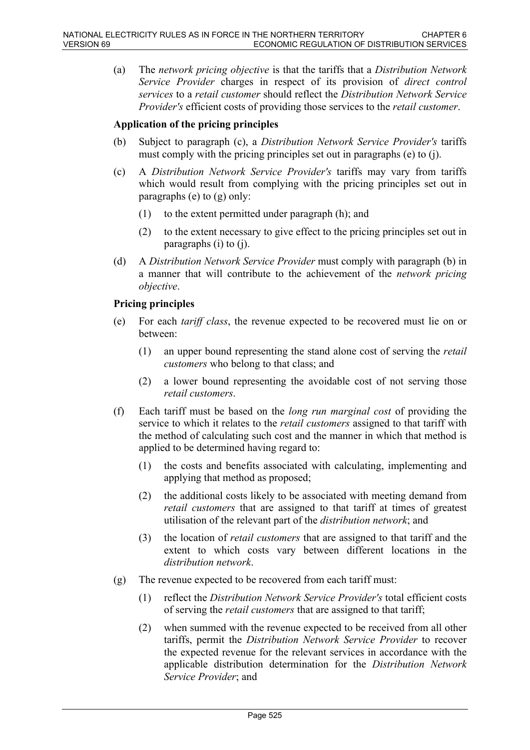(a) The *network pricing objective* is that the tariffs that a *Distribution Network Service Provider* charges in respect of its provision of *direct control services* to a *retail customer* should reflect the *Distribution Network Service Provider's* efficient costs of providing those services to the *retail customer*.

**Application of the pricing principles**

(b) Subject to paragraph (c), a *Distribution Network Service Provider's* tariffs must comply with the pricing principles set out in paragraphs (e) to (j).

(c) A *Distribution Network Service Provider's* tariffs may vary from tariffs which would result from complying with the pricing principles set out in paragraphs (e) to (g) only:

(1) to the extent permitted under paragraph (h); and

(2) to the extent necessary to give effect to the pricing principles set out in paragraphs (i) to (j).

(d) A *Distribution Network Service Provider* must comply with paragraph (b) in a manner that will contribute to the achievement of the *network pricing objective*.

**Pricing principles**

(e) For each *tariff class*, the revenue expected to be recovered must lie on or between:

(1) an upper bound representing the stand alone cost of serving the *retail customers* who belong to that class; and

(2) a lower bound representing the avoidable cost of not serving those *retail customers*.

(f) Each tariff must be based on the *long run marginal cost* of providing the service to which it relates to the *retail customers* assigned to that tariff with the method of calculating such cost and the manner in which that method is applied to be determined having regard to:

(1) the costs and benefits associated with calculating, implementing and applying that method as proposed;

(2) the additional costs likely to be associated with meeting demand from *retail customers* that are assigned to that tariff at times of greatest utilisation of the relevant part of the *distribution network*; and

(3) the location of *retail customers* that are assigned to that tariff and the extent to which costs vary between different locations in the *distribution network*.

(g) The revenue expected to be recovered from each tariff must:

(1) reflect the *Distribution Network Service Provider's* total efficient costs of serving the *retail customers* that are assigned to that tariff;

(2) when summed with the revenue expected to be received from all other tariffs, permit the *Distribution Network Service Provider* to recover the expected revenue for the relevant services in accordance with the applicable distribution determination for the *Distribution Network Service Provider*; and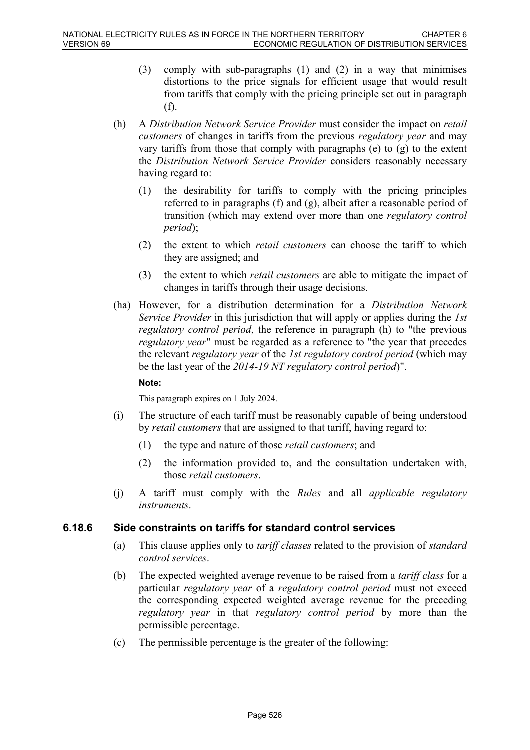(3) comply with sub-paragraphs (1) and (2) in a way that minimises distortions to the price signals for efficient usage that would result from tariffs that comply with the pricing principle set out in paragraph (f).

(h) A *Distribution Network Service Provider* must consider the impact on *retail customers* of changes in tariffs from the previous *regulatory year* and may vary tariffs from those that comply with paragraphs (e) to (g) to the extent the *Distribution Network Service Provider* considers reasonably necessary having regard to:

(1) the desirability for tariffs to comply with the pricing principles referred to in paragraphs (f) and (g), albeit after a reasonable period of transition (which may extend over more than one *regulatory control period*);

(2) the extent to which *retail customers* can choose the tariff to which they are assigned; and

(3) the extent to which *retail customers* are able to mitigate the impact of changes in tariffs through their usage decisions.

(ha) However, for a distribution determination for a *Distribution Network Service Provider* in this jurisdiction that will apply or applies during the *1st regulatory control period*, the reference in paragraph (h) to "the previous *regulatory year*" must be regarded as a reference to "the year that precedes the relevant *regulatory year* of the *1st regulatory control period* (which may be the last year of the *2014-19 NT regulatory control period*)".

**Note:**

This paragraph expires on 1 July 2024.

(i) The structure of each tariff must be reasonably capable of being understood by *retail customers* that are assigned to that tariff, having regard to:

(1) the type and nature of those *retail customers*; and

(2) the information provided to, and the consultation undertaken with, those *retail customers*.

(j) A tariff must comply with the *Rules* and all *applicable regulatory instruments*.

### 6.18.6 Side constraints on tariffs for standard control services

(a) This clause applies only to *tariff classes* related to the provision of *standard control services*.

(b) The expected weighted average revenue to be raised from a *tariff class* for a particular *regulatory year* of a *regulatory control period* must not exceed the corresponding expected weighted average revenue for the preceding *regulatory year* in that *regulatory control period* by more than the permissible percentage.

(c) The permissible percentage is the greater of the following: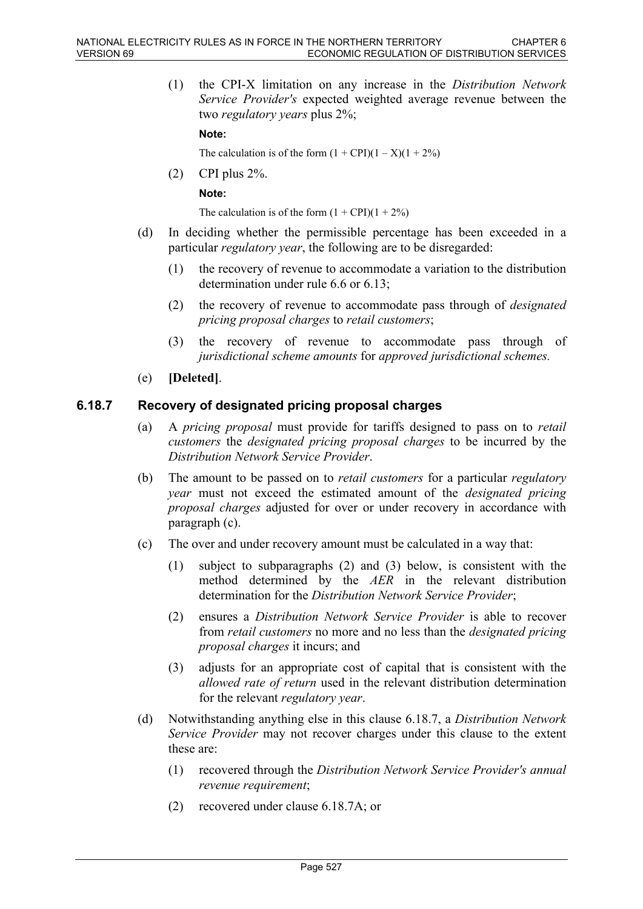(1) the CPI-X limitation on any increase in the *Distribution Network Service Provider's* expected weighted average revenue between the two *regulatory years* plus 2%;

**Note:**

The calculation is of the form $(1 + CPI)(1 – X)(1 + 2\%)$

(2) CPI plus 2%.

**Note:**

The calculation is of the form $(1 + CPI)(1 + 2\%)$

(d) In deciding whether the permissible percentage has been exceeded in a particular *regulatory year*, the following are to be disregarded:

(1) the recovery of revenue to accommodate a variation to the distribution determination under rule 6.6 or 6.13;

(2) the recovery of revenue to accommodate pass through of *designated pricing proposal charges* to *retail customers*;

(3) the recovery of revenue to accommodate pass through of *jurisdictional scheme amounts* for *approved jurisdictional schemes.*

(e) **[Deleted]**.

### 6.18.7 Recovery of designated pricing proposal charges

(a) A *pricing proposal* must provide for tariffs designed to pass on to *retail customers* the *designated pricing proposal charges* to be incurred by the *Distribution Network Service Provider*.

(b) The amount to be passed on to *retail customers* for a particular *regulatory year* must not exceed the estimated amount of the *designated pricing proposal charges* adjusted for over or under recovery in accordance with paragraph (c).

(c) The over and under recovery amount must be calculated in a way that:

(1) subject to subparagraphs (2) and (3) below, is consistent with the method determined by the *AER* in the relevant distribution determination for the *Distribution Network Service Provider*;

(2) ensures a *Distribution Network Service Provider* is able to recover from *retail customers* no more and no less than the *designated pricing proposal charges* it incurs; and

(3) adjusts for an appropriate cost of capital that is consistent with the *allowed rate of return* used in the relevant distribution determination for the relevant *regulatory year*.

(d) Notwithstanding anything else in this clause 6.18.7, a *Distribution Network Service Provider* may not recover charges under this clause to the extent these are:

(1) recovered through the *Distribution Network Service Provider's annual revenue requirement*;

(2) recovered under clause 6.18.7A; or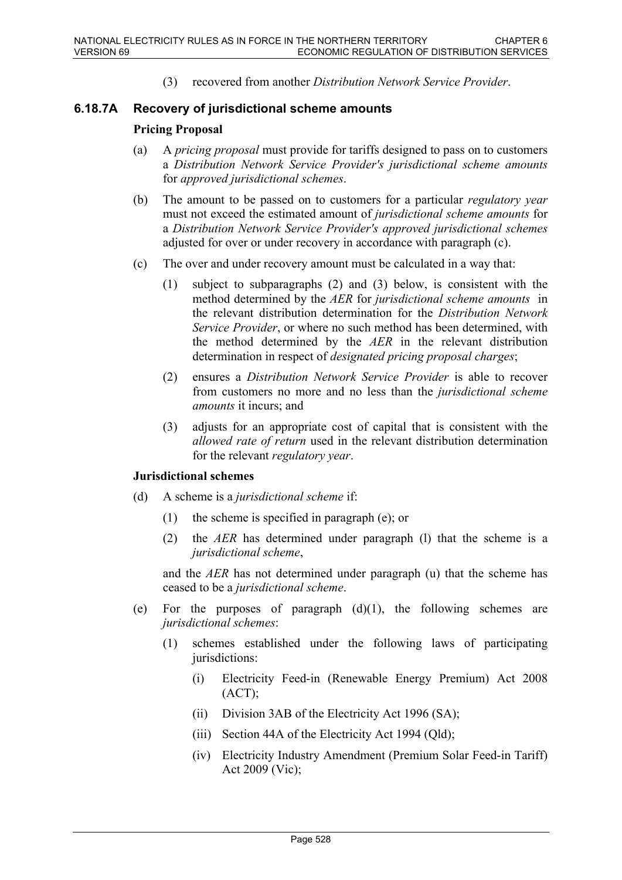(3) recovered from another *Distribution Network Service Provider*.

### 6.18.7A Recovery of jurisdictional scheme amounts

**Pricing Proposal**

(a) A *pricing proposal* must provide for tariffs designed to pass on to customers a *Distribution Network Service Provider's jurisdictional scheme amounts* for *approved jurisdictional schemes*.

(b) The amount to be passed on to customers for a particular *regulatory year* must not exceed the estimated amount of *jurisdictional scheme amounts* for a *Distribution Network Service Provider's approved jurisdictional schemes* adjusted for over or under recovery in accordance with paragraph (c).

(c) The over and under recovery amount must be calculated in a way that:

(1) subject to subparagraphs (2) and (3) below, is consistent with the method determined by the *AER* for *jurisdictional scheme amounts* in the relevant distribution determination for the *Distribution Network Service Provider*, or where no such method has been determined, with the method determined by the *AER* in the relevant distribution determination in respect of *designated pricing proposal charges*;

(2) ensures a *Distribution Network Service Provider* is able to recover from customers no more and no less than the *jurisdictional scheme amounts* it incurs; and

(3) adjusts for an appropriate cost of capital that is consistent with the *allowed rate of return* used in the relevant distribution determination for the relevant *regulatory year*.

**Jurisdictional schemes**

(d) A scheme is a *jurisdictional scheme* if:

(1) the scheme is specified in paragraph (e); or

(2) the *AER* has determined under paragraph (l) that the scheme is a *jurisdictional scheme*,

and the *AER* has not determined under paragraph (u) that the scheme has ceased to be a *jurisdictional scheme*.

(e) For the purposes of paragraph (d)(1), the following schemes are *jurisdictional schemes*:

(1) schemes established under the following laws of participating jurisdictions:

(i) Electricity Feed-in (Renewable Energy Premium) Act 2008 (ACT);

(ii) Division 3AB of the Electricity Act 1996 (SA);

(iii) Section 44A of the Electricity Act 1994 (Qld);

(iv) Electricity Industry Amendment (Premium Solar Feed-in Tariff) Act 2009 (Vic);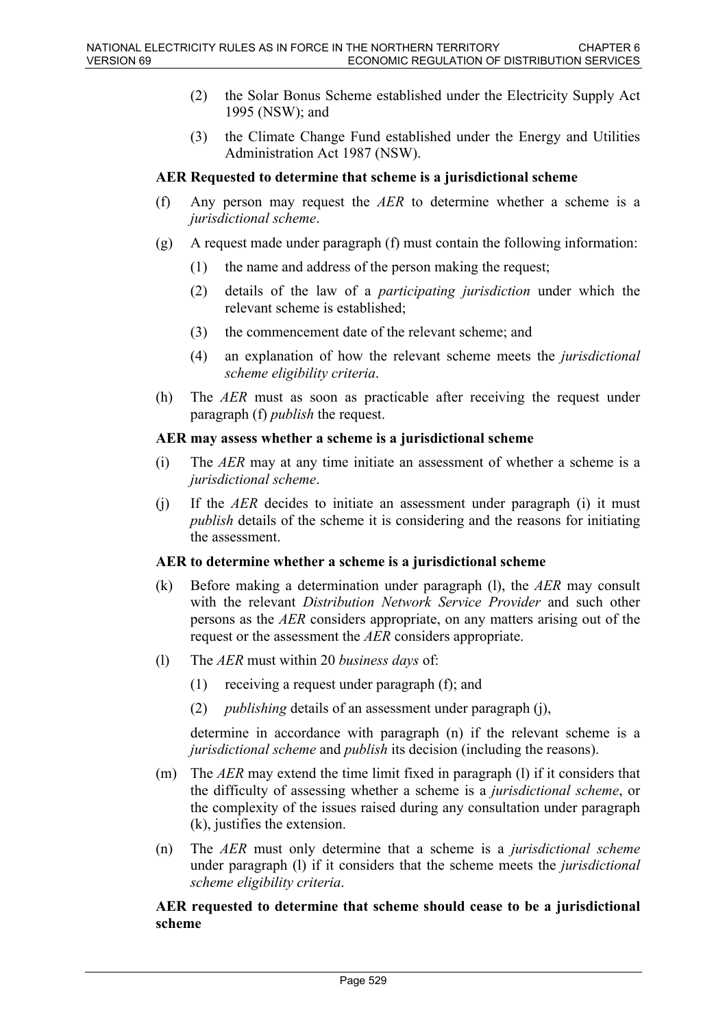(2) the Solar Bonus Scheme established under the Electricity Supply Act 1995 (NSW); and

(3) the Climate Change Fund established under the Energy and Utilities Administration Act 1987 (NSW).

**AER Requested to determine that scheme is a jurisdictional scheme**

(f) Any person may request the *AER* to determine whether a scheme is a *jurisdictional scheme*.

(g) A request made under paragraph (f) must contain the following information:

(1) the name and address of the person making the request;

(2) details of the law of a *participating jurisdiction* under which the relevant scheme is established;

(3) the commencement date of the relevant scheme; and

(4) an explanation of how the relevant scheme meets the *jurisdictional scheme eligibility criteria*.

(h) The *AER* must as soon as practicable after receiving the request under paragraph (f) *publish* the request.

**AER may assess whether a scheme is a jurisdictional scheme**

(i) The *AER* may at any time initiate an assessment of whether a scheme is a *jurisdictional scheme*.

(j) If the *AER* decides to initiate an assessment under paragraph (i) it must *publish* details of the scheme it is considering and the reasons for initiating the assessment.

**AER to determine whether a scheme is a jurisdictional scheme**

(k) Before making a determination under paragraph (l), the *AER* may consult with the relevant *Distribution Network Service Provider* and such other persons as the *AER* considers appropriate, on any matters arising out of the request or the assessment the *AER* considers appropriate.

(l) The *AER* must within 20 *business days* of:

(1) receiving a request under paragraph (f); and

(2) *publishing* details of an assessment under paragraph (j),

determine in accordance with paragraph (n) if the relevant scheme is a *jurisdictional scheme* and *publish* its decision (including the reasons).

(m) The *AER* may extend the time limit fixed in paragraph (l) if it considers that the difficulty of assessing whether a scheme is a *jurisdictional scheme*, or the complexity of the issues raised during any consultation under paragraph (k), justifies the extension.

(n) The *AER* must only determine that a scheme is a *jurisdictional scheme* under paragraph (l) if it considers that the scheme meets the *jurisdictional scheme eligibility criteria*.

**AER requested to determine that scheme should cease to be a jurisdictional scheme**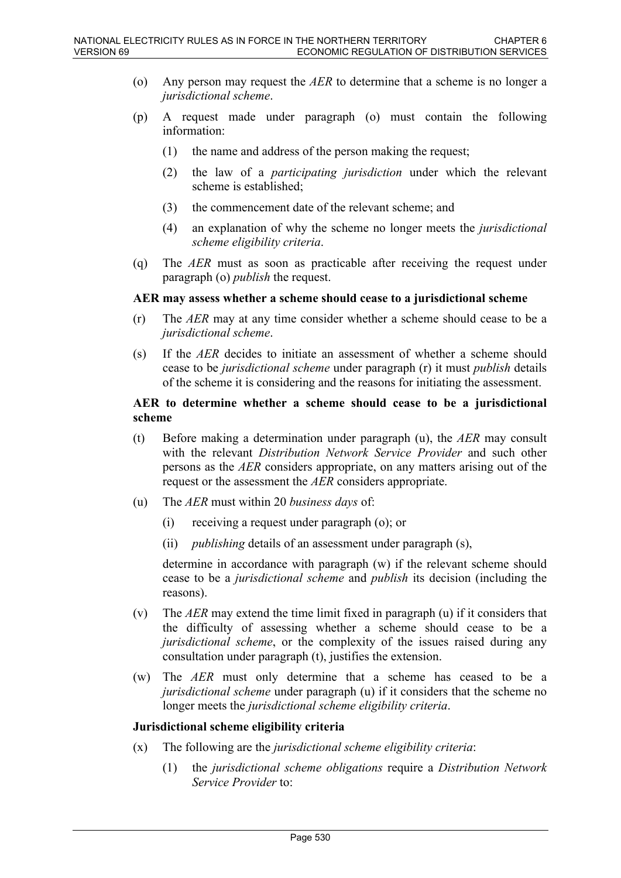(o) Any person may request the *AER* to determine that a scheme is no longer a *jurisdictional scheme*.

(p) A request made under paragraph (o) must contain the following information:

  (1) the name and address of the person making the request;

  (2) the law of a *participating jurisdiction* under which the relevant scheme is established;

  (3) the commencement date of the relevant scheme; and

  (4) an explanation of why the scheme no longer meets the *jurisdictional scheme eligibility criteria*.

(q) The *AER* must as soon as practicable after receiving the request under paragraph (o) *publish* the request.

**AER may assess whether a scheme should cease to a jurisdictional scheme**

(r) The *AER* may at any time consider whether a scheme should cease to be a *jurisdictional scheme*.

(s) If the *AER* decides to initiate an assessment of whether a scheme should cease to be *jurisdictional scheme* under paragraph (r) it must *publish* details of the scheme it is considering and the reasons for initiating the assessment.

**AER to determine whether a scheme should cease to be a jurisdictional scheme**

(t) Before making a determination under paragraph (u), the *AER* may consult with the relevant *Distribution Network Service Provider* and such other persons as the *AER* considers appropriate, on any matters arising out of the request or the assessment the *AER* considers appropriate.

(u) The *AER* must within 20 *business days* of:

  (i) receiving a request under paragraph (o); or

  (ii) *publishing* details of an assessment under paragraph (s),

  determine in accordance with paragraph (w) if the relevant scheme should cease to be a *jurisdictional scheme* and *publish* its decision (including the reasons).

(v) The *AER* may extend the time limit fixed in paragraph (u) if it considers that the difficulty of assessing whether a scheme should cease to be a *jurisdictional scheme*, or the complexity of the issues raised during any consultation under paragraph (t), justifies the extension.

(w) The *AER* must only determine that a scheme has ceased to be a *jurisdictional scheme* under paragraph (u) if it considers that the scheme no longer meets the *jurisdictional scheme eligibility criteria*.

**Jurisdictional scheme eligibility criteria**

(x) The following are the *jurisdictional scheme eligibility criteria*:

  (1) the *jurisdictional scheme obligations* require a *Distribution Network Service Provider* to: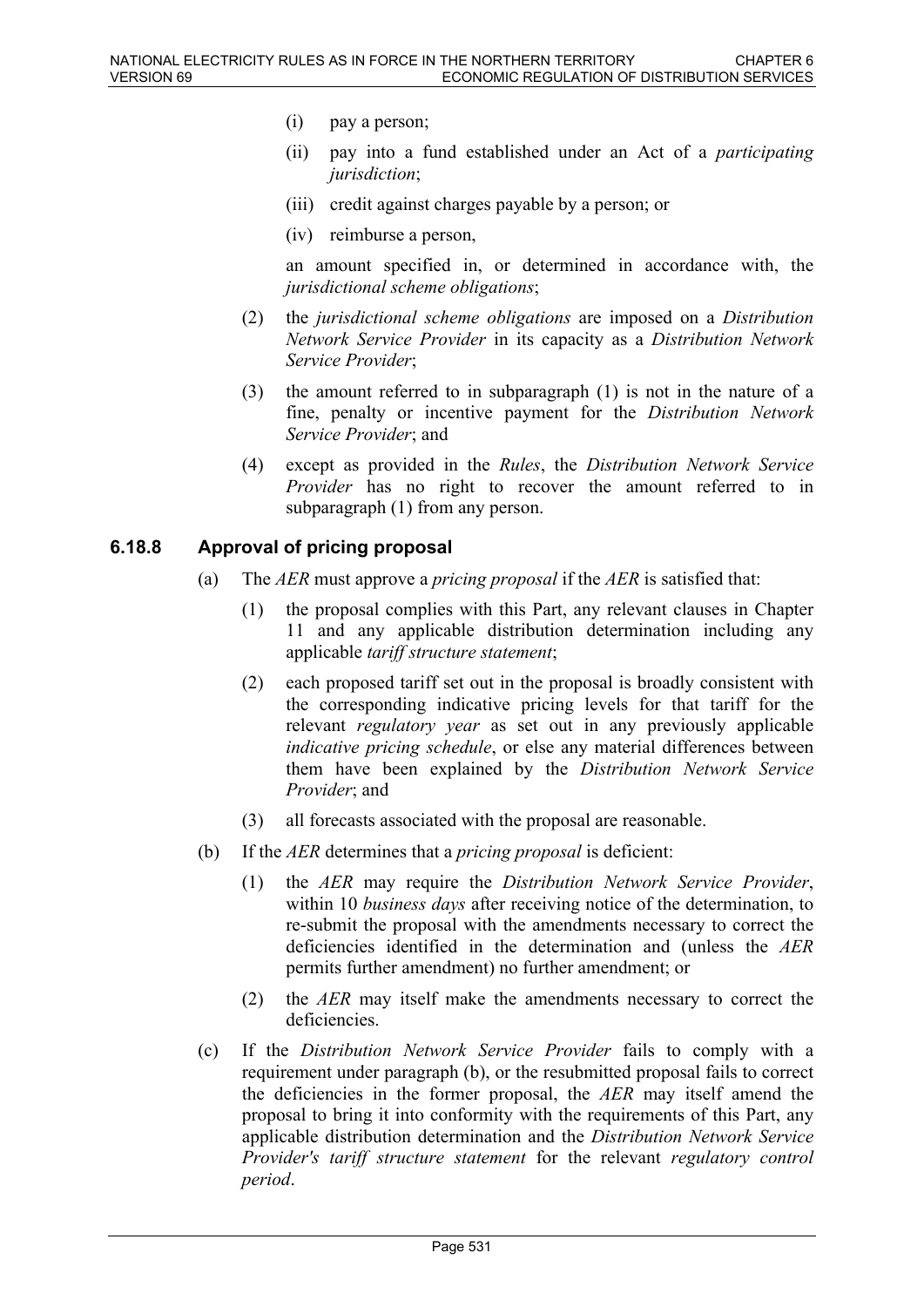(i) pay a person;

(ii) pay into a fund established under an Act of a *participating jurisdiction*;

(iii) credit against charges payable by a person; or

(iv) reimburse a person,

an amount specified in, or determined in accordance with, the *jurisdictional scheme obligations*;

(2) the *jurisdictional scheme obligations* are imposed on a *Distribution Network Service Provider* in its capacity as a *Distribution Network Service Provider*;

(3) the amount referred to in subparagraph (1) is not in the nature of a fine, penalty or incentive payment for the *Distribution Network Service Provider*; and

(4) except as provided in the *Rules*, the *Distribution Network Service Provider* has no right to recover the amount referred to in subparagraph (1) from any person.

### 6.18.8 Approval of pricing proposal

(a) The *AER* must approve a *pricing proposal* if the *AER* is satisfied that:

(1) the proposal complies with this Part, any relevant clauses in Chapter 11 and any applicable distribution determination including any applicable *tariff structure statement*;

(2) each proposed tariff set out in the proposal is broadly consistent with the corresponding indicative pricing levels for that tariff for the relevant *regulatory year* as set out in any previously applicable *indicative pricing schedule*, or else any material differences between them have been explained by the *Distribution Network Service Provider*; and

(3) all forecasts associated with the proposal are reasonable.

(b) If the *AER* determines that a *pricing proposal* is deficient:

(1) the *AER* may require the *Distribution Network Service Provider*, within 10 *business days* after receiving notice of the determination, to re-submit the proposal with the amendments necessary to correct the deficiencies identified in the determination and (unless the *AER* permits further amendment) no further amendment; or

(2) the *AER* may itself make the amendments necessary to correct the deficiencies.

(c) If the *Distribution Network Service Provider* fails to comply with a requirement under paragraph (b), or the resubmitted proposal fails to correct the deficiencies in the former proposal, the *AER* may itself amend the proposal to bring it into conformity with the requirements of this Part, any applicable distribution determination and the *Distribution Network Service Provider's tariff structure statement* for the relevant *regulatory control period*.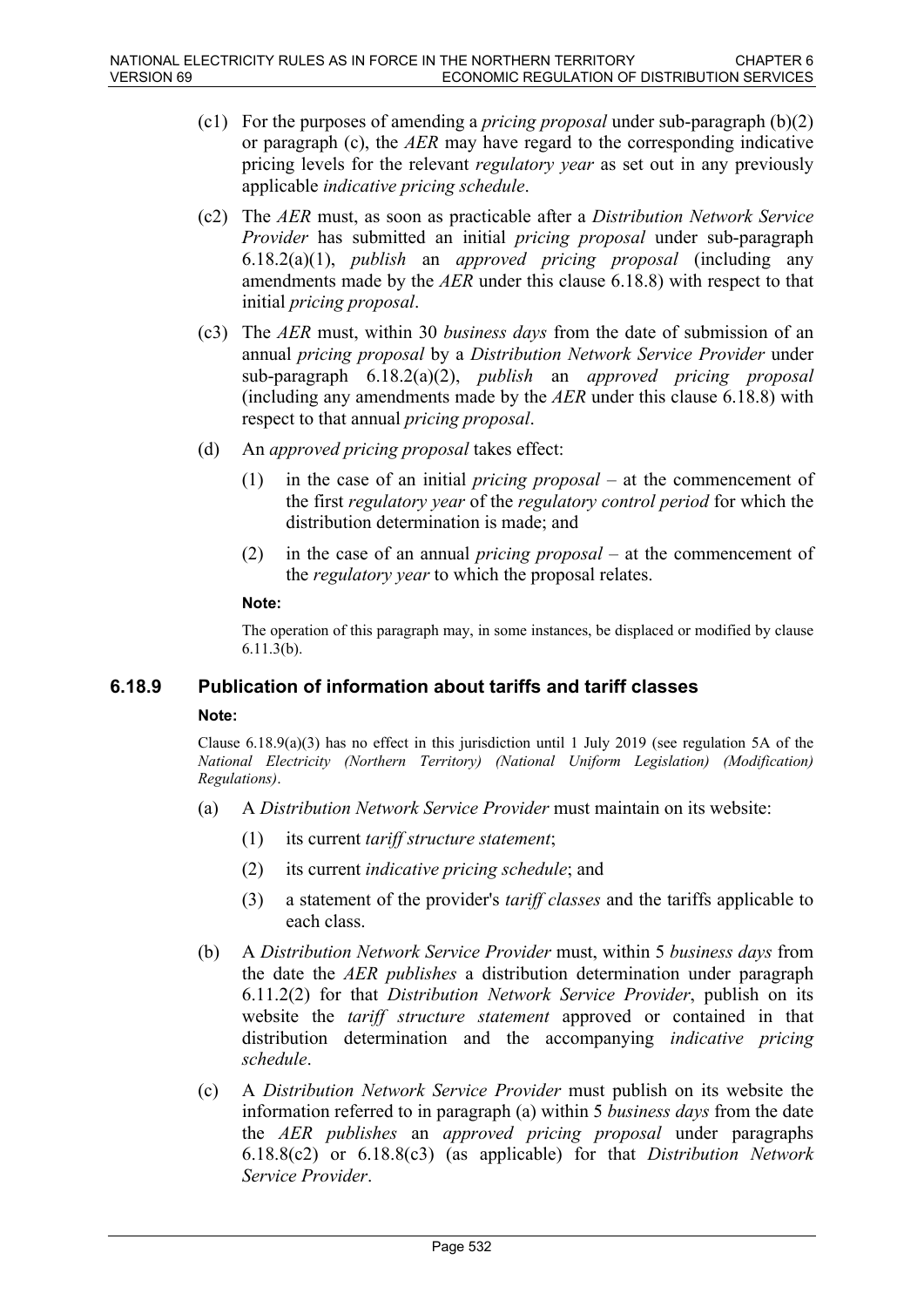(c1) For the purposes of amending a *pricing proposal* under sub-paragraph (b)(2) or paragraph (c), the *AER* may have regard to the corresponding indicative pricing levels for the relevant *regulatory year* as set out in any previously applicable *indicative pricing schedule*.

(c2) The *AER* must, as soon as practicable after a *Distribution Network Service Provider* has submitted an initial *pricing proposal* under sub-paragraph 6.18.2(a)(1), *publish* an *approved pricing proposal* (including any amendments made by the *AER* under this clause 6.18.8) with respect to that initial *pricing proposal*.

(c3) The *AER* must, within 30 *business days* from the date of submission of an annual *pricing proposal* by a *Distribution Network Service Provider* under sub-paragraph 6.18.2(a)(2), *publish* an *approved pricing proposal* (including any amendments made by the *AER* under this clause 6.18.8) with respect to that annual *pricing proposal*.

(d) An *approved pricing proposal* takes effect:

(1) in the case of an initial *pricing proposal* – at the commencement of the first *regulatory year* of the *regulatory control period* for which the distribution determination is made; and

(2) in the case of an annual *pricing proposal* – at the commencement of the *regulatory year* to which the proposal relates.

**Note:**

The operation of this paragraph may, in some instances, be displaced or modified by clause 6.11.3(b).

### 6.18.9 Publication of information about tariffs and tariff classes

**Note:**

Clause 6.18.9(a)(3) has no effect in this jurisdiction until 1 July 2019 (see regulation 5A of the *National Electricity (Northern Territory) (National Uniform Legislation) (Modification) Regulations)*.

(a) A *Distribution Network Service Provider* must maintain on its website:

(1) its current *tariff structure statement*;

(2) its current *indicative pricing schedule*; and

(3) a statement of the provider's *tariff classes* and the tariffs applicable to each class.

(b) A *Distribution Network Service Provider* must, within 5 *business days* from the date the *AER publishes* a distribution determination under paragraph 6.11.2(2) for that *Distribution Network Service Provider*, publish on its website the *tariff structure statement* approved or contained in that distribution determination and the accompanying *indicative pricing schedule*.

(c) A *Distribution Network Service Provider* must publish on its website the information referred to in paragraph (a) within 5 *business days* from the date the *AER publishes* an *approved pricing proposal* under paragraphs 6.18.8(c2) or 6.18.8(c3) (as applicable) for that *Distribution Network Service Provider*.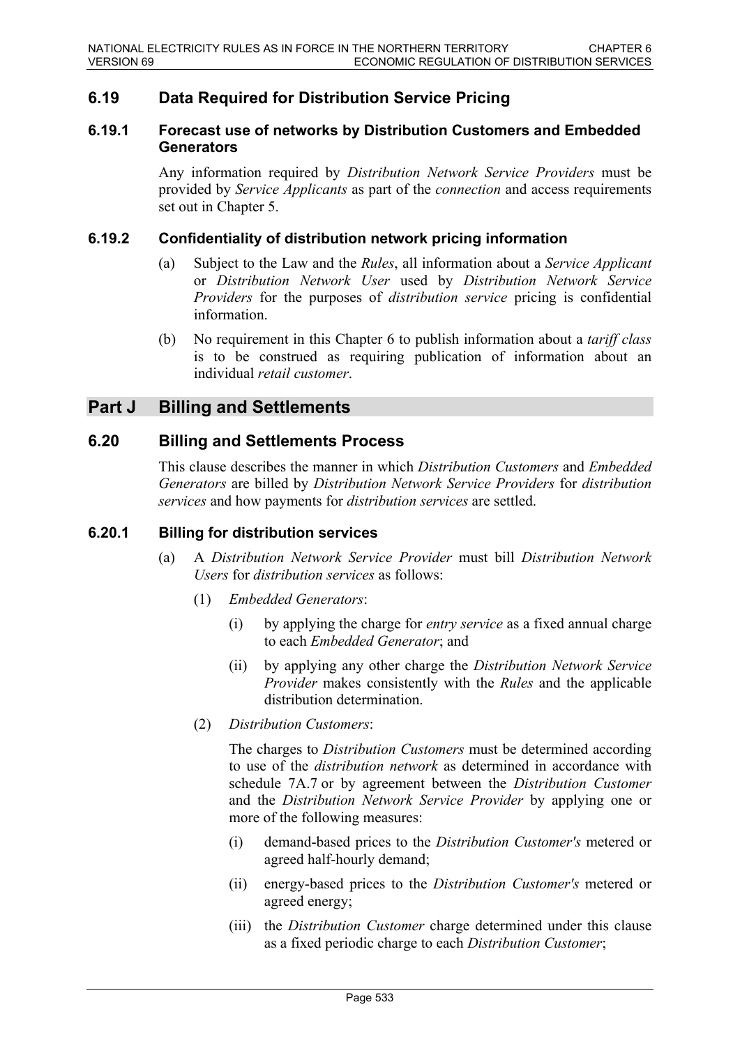## 6.19 Data Required for Distribution Service Pricing

### 6.19.1 Forecast use of networks by Distribution Customers and Embedded Generators

Any information required by *Distribution Network Service Providers* must be provided by *Service Applicants* as part of the *connection* and access requirements set out in Chapter 5.

### 6.19.2 Confidentiality of distribution network pricing information

(a) Subject to the Law and the *Rules*, all information about a *Service Applicant* or *Distribution Network User* used by *Distribution Network Service Providers* for the purposes of *distribution service* pricing is confidential information.

(b) No requirement in this Chapter 6 to publish information about a *tariff class* is to be construed as requiring publication of information about an individual *retail customer*.

# Part J Billing and Settlements

## 6.20 Billing and Settlements Process

This clause describes the manner in which *Distribution Customers* and *Embedded Generators* are billed by *Distribution Network Service Providers* for *distribution services* and how payments for *distribution services* are settled.

### 6.20.1 Billing for distribution services

(a) A *Distribution Network Service Provider* must bill *Distribution Network Users* for *distribution services* as follows:

(1) *Embedded Generators*:

(i) by applying the charge for *entry service* as a fixed annual charge to each *Embedded Generator*; and

(ii) by applying any other charge the *Distribution Network Service Provider* makes consistently with the *Rules* and the applicable distribution determination.

(2) *Distribution Customers*:

The charges to *Distribution Customers* must be determined according to use of the *distribution network* as determined in accordance with schedule 7A.7 or by agreement between the *Distribution Customer* and the *Distribution Network Service Provider* by applying one or more of the following measures:

(i) demand-based prices to the *Distribution Customer's* metered or agreed half-hourly demand;

(ii) energy-based prices to the *Distribution Customer's* metered or agreed energy;

(iii) the *Distribution Customer* charge determined under this clause as a fixed periodic charge to each *Distribution Customer*;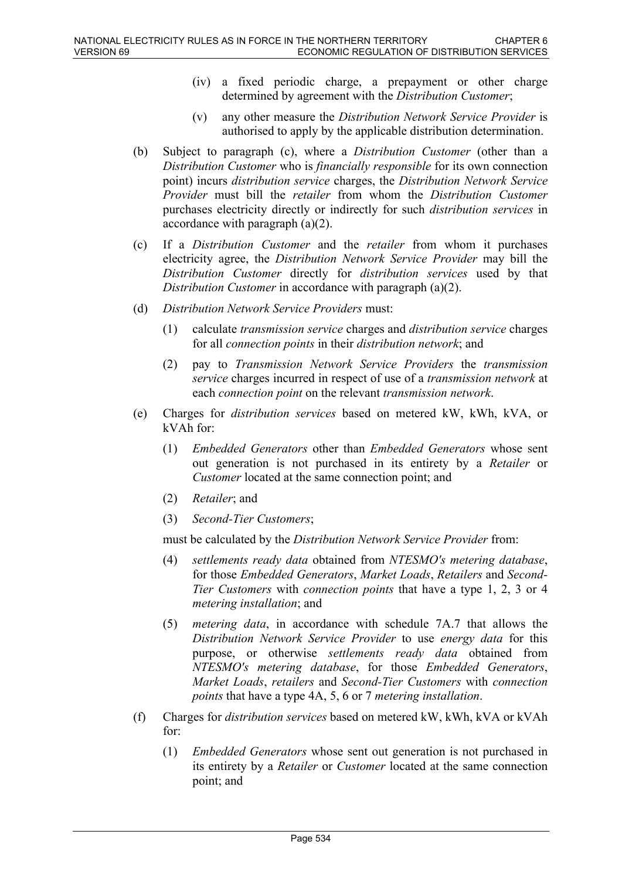(iv) a fixed periodic charge, a prepayment or other charge determined by agreement with the *Distribution Customer*;

(v) any other measure the *Distribution Network Service Provider* is authorised to apply by the applicable distribution determination.

(b) Subject to paragraph (c), where a *Distribution Customer* (other than a *Distribution Customer* who is *financially responsible* for its own connection point) incurs *distribution service* charges, the *Distribution Network Service Provider* must bill the *retailer* from whom the *Distribution Customer* purchases electricity directly or indirectly for such *distribution services* in accordance with paragraph (a)(2).

(c) If a *Distribution Customer* and the *retailer* from whom it purchases electricity agree, the *Distribution Network Service Provider* may bill the *Distribution Customer* directly for *distribution services* used by that *Distribution Customer* in accordance with paragraph (a)(2).

(d) *Distribution Network Service Providers* must:

(1) calculate *transmission service* charges and *distribution service* charges for all *connection points* in their *distribution network*; and

(2) pay to *Transmission Network Service Providers* the *transmission service* charges incurred in respect of use of a *transmission network* at each *connection point* on the relevant *transmission network*.

(e) Charges for *distribution services* based on metered kW, kWh, kVA, or kVAh for:

(1) *Embedded Generators* other than *Embedded Generators* whose sent out generation is not purchased in its entirety by a *Retailer* or *Customer* located at the same connection point; and

(2) *Retailer*; and

(3) *Second-Tier Customers*;

must be calculated by the *Distribution Network Service Provider* from:

(4) *settlements ready data* obtained from *NTESMO's metering database*, for those *Embedded Generators*, *Market Loads*, *Retailers* and *Second-Tier Customers* with *connection points* that have a type 1, 2, 3 or 4 *metering installation*; and

(5) *metering data*, in accordance with schedule 7A.7 that allows the *Distribution Network Service Provider* to use *energy data* for this purpose, or otherwise *settlements ready data* obtained from *NTESMO's metering database*, for those *Embedded Generators*, *Market Loads*, *retailers* and *Second-Tier Customers* with *connection points* that have a type 4A, 5, 6 or 7 *metering installation*.

(f) Charges for *distribution services* based on metered kW, kWh, kVA or kVAh for:

(1) *Embedded Generators* whose sent out generation is not purchased in its entirety by a *Retailer* or *Customer* located at the same connection point; and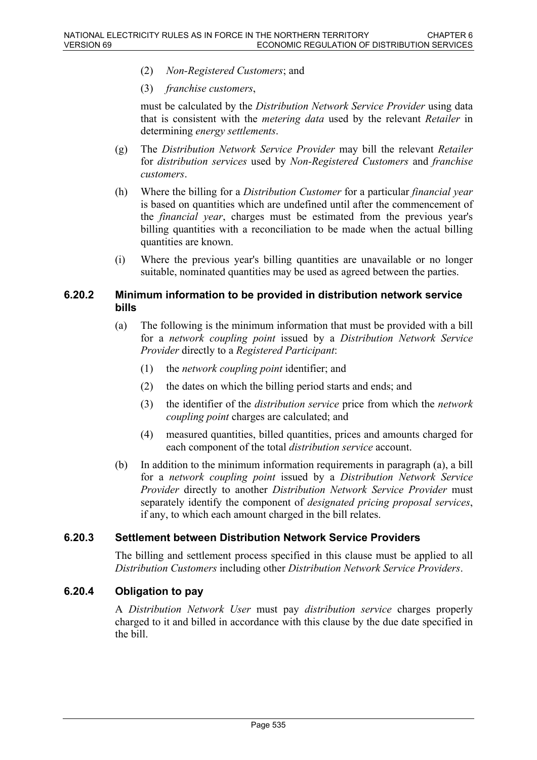(2) *Non-Registered Customers*; and

(3) *franchise customers*,

must be calculated by the *Distribution Network Service Provider* using data that is consistent with the *metering data* used by the relevant *Retailer* in determining *energy settlements*.

(g) The *Distribution Network Service Provider* may bill the relevant *Retailer* for *distribution services* used by *Non-Registered Customers* and *franchise customers*.

(h) Where the billing for a *Distribution Customer* for a particular *financial year* is based on quantities which are undefined until after the commencement of the *financial year*, charges must be estimated from the previous year's billing quantities with a reconciliation to be made when the actual billing quantities are known.

(i) Where the previous year's billing quantities are unavailable or no longer suitable, nominated quantities may be used as agreed between the parties.

### 6.20.2 Minimum information to be provided in distribution network service bills

(a) The following is the minimum information that must be provided with a bill for a *network coupling point* issued by a *Distribution Network Service Provider* directly to a *Registered Participant*:

(1) the *network coupling point* identifier; and

(2) the dates on which the billing period starts and ends; and

(3) the identifier of the *distribution service* price from which the *network coupling point* charges are calculated; and

(4) measured quantities, billed quantities, prices and amounts charged for each component of the total *distribution service* account.

(b) In addition to the minimum information requirements in paragraph (a), a bill for a *network coupling point* issued by a *Distribution Network Service Provider* directly to another *Distribution Network Service Provider* must separately identify the component of *designated pricing proposal services*, if any, to which each amount charged in the bill relates.

### 6.20.3 Settlement between Distribution Network Service Providers

The billing and settlement process specified in this clause must be applied to all *Distribution Customers* including other *Distribution Network Service Providers*.

### 6.20.4 Obligation to pay

A *Distribution Network User* must pay *distribution service* charges properly charged to it and billed in accordance with this clause by the due date specified in the bill.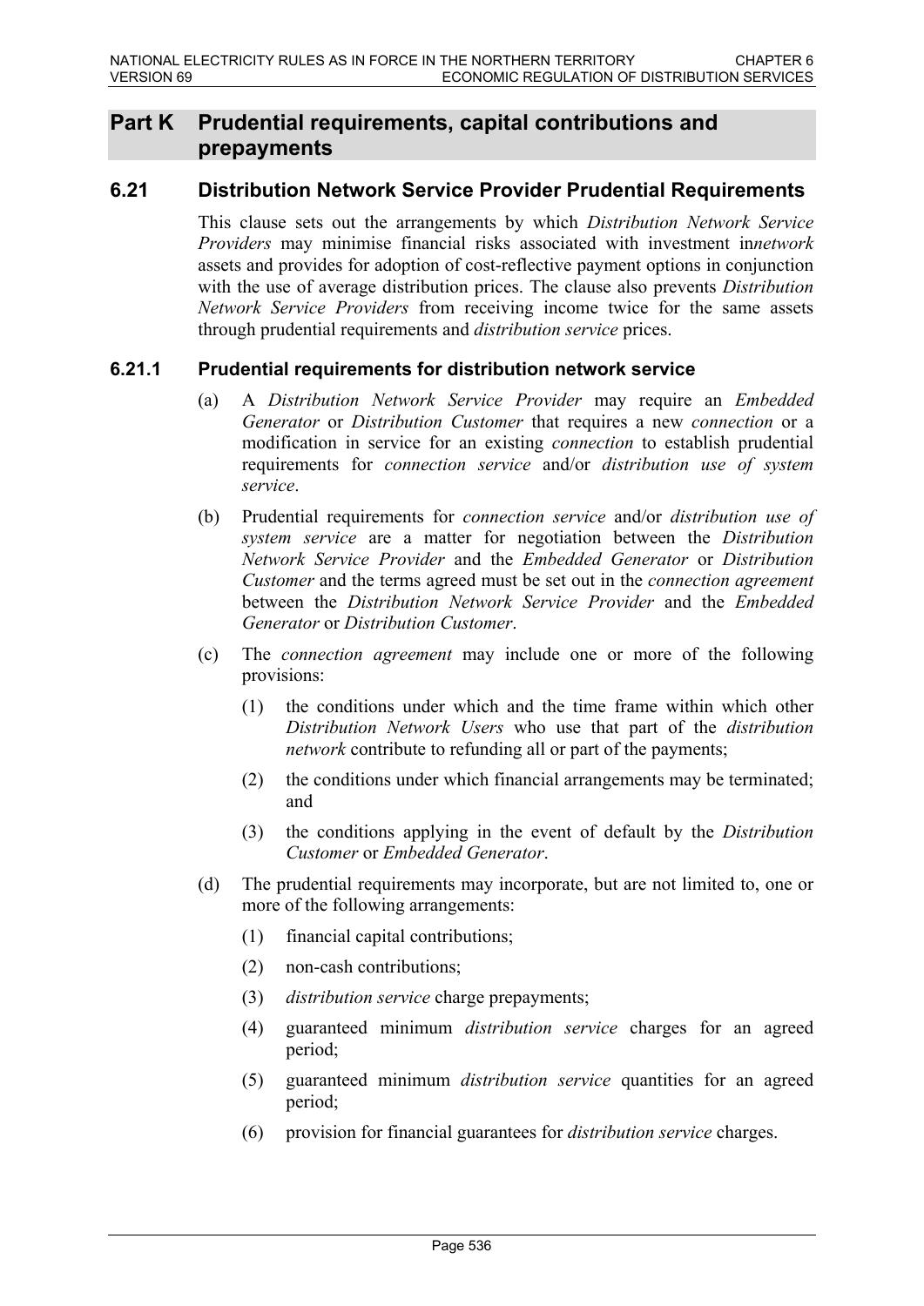## Part K Prudential requirements, capital contributions and prepayments

### 6.21 Distribution Network Service Provider Prudential Requirements

This clause sets out the arrangements by which *Distribution Network Service Providers* may minimise financial risks associated with investment in*network* assets and provides for adoption of cost-reflective payment options in conjunction with the use of average distribution prices. The clause also prevents *Distribution Network Service Providers* from receiving income twice for the same assets through prudential requirements and *distribution service* prices.

### 6.21.1 Prudential requirements for distribution network service

(a) A *Distribution Network Service Provider* may require an *Embedded Generator* or *Distribution Customer* that requires a new *connection* or a modification in service for an existing *connection* to establish prudential requirements for *connection service* and/or *distribution use of system service*.

(b) Prudential requirements for *connection service* and/or *distribution use of system service* are a matter for negotiation between the *Distribution Network Service Provider* and the *Embedded Generator* or *Distribution Customer* and the terms agreed must be set out in the *connection agreement* between the *Distribution Network Service Provider* and the *Embedded Generator* or *Distribution Customer*.

(c) The *connection agreement* may include one or more of the following provisions:

(1) the conditions under which and the time frame within which other *Distribution Network Users* who use that part of the *distribution network* contribute to refunding all or part of the payments;

(2) the conditions under which financial arrangements may be terminated; and

(3) the conditions applying in the event of default by the *Distribution Customer* or *Embedded Generator*.

(d) The prudential requirements may incorporate, but are not limited to, one or more of the following arrangements:

(1) financial capital contributions;

(2) non-cash contributions;

(3) *distribution service* charge prepayments;

(4) guaranteed minimum *distribution service* charges for an agreed period;

(5) guaranteed minimum *distribution service* quantities for an agreed period;

(6) provision for financial guarantees for *distribution service* charges.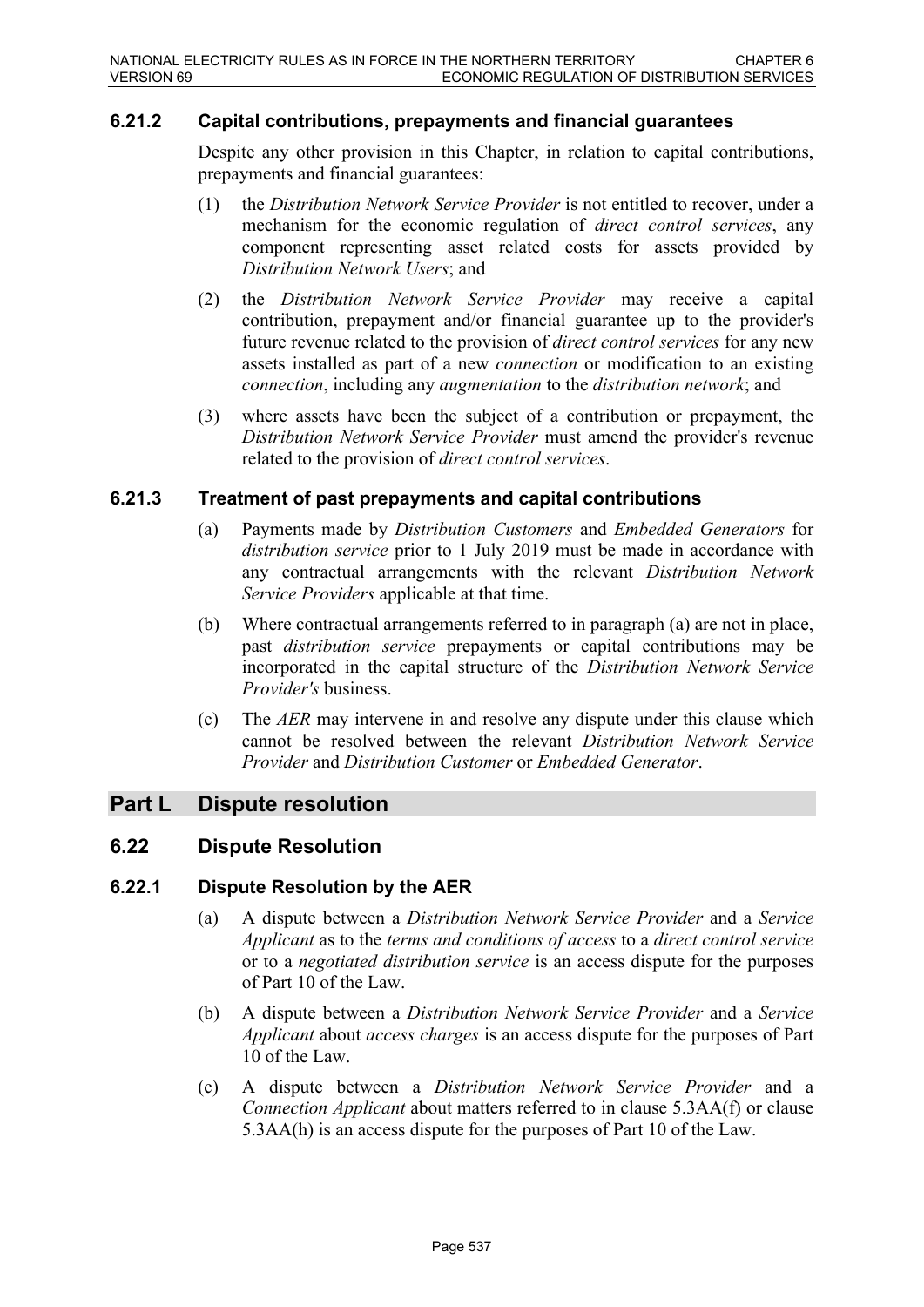### 6.21.2 Capital contributions, prepayments and financial guarantees

Despite any other provision in this Chapter, in relation to capital contributions, prepayments and financial guarantees:

(1) the *Distribution Network Service Provider* is not entitled to recover, under a mechanism for the economic regulation of *direct control services*, any component representing asset related costs for assets provided by *Distribution Network Users*; and

(2) the *Distribution Network Service Provider* may receive a capital contribution, prepayment and/or financial guarantee up to the provider's future revenue related to the provision of *direct control services* for any new assets installed as part of a new *connection* or modification to an existing *connection*, including any *augmentation* to the *distribution network*; and

(3) where assets have been the subject of a contribution or prepayment, the *Distribution Network Service Provider* must amend the provider's revenue related to the provision of *direct control services*.

### 6.21.3 Treatment of past prepayments and capital contributions

(a) Payments made by *Distribution Customers* and *Embedded Generators* for *distribution service* prior to 1 July 2019 must be made in accordance with any contractual arrangements with the relevant *Distribution Network Service Providers* applicable at that time.

(b) Where contractual arrangements referred to in paragraph (a) are not in place, past *distribution service* prepayments or capital contributions may be incorporated in the capital structure of the *Distribution Network Service Provider's* business.

(c) The *AER* may intervene in and resolve any dispute under this clause which cannot be resolved between the relevant *Distribution Network Service Provider* and *Distribution Customer* or *Embedded Generator*.

# Part L Dispute resolution

## 6.22 Dispute Resolution

### 6.22.1 Dispute Resolution by the AER

(a) A dispute between a *Distribution Network Service Provider* and a *Service Applicant* as to the *terms and conditions of access* to a *direct control service* or to a *negotiated distribution service* is an access dispute for the purposes of Part 10 of the Law.

(b) A dispute between a *Distribution Network Service Provider* and a *Service Applicant* about *access charges* is an access dispute for the purposes of Part 10 of the Law.

(c) A dispute between a *Distribution Network Service Provider* and a *Connection Applicant* about matters referred to in clause 5.3AA(f) or clause 5.3AA(h) is an access dispute for the purposes of Part 10 of the Law.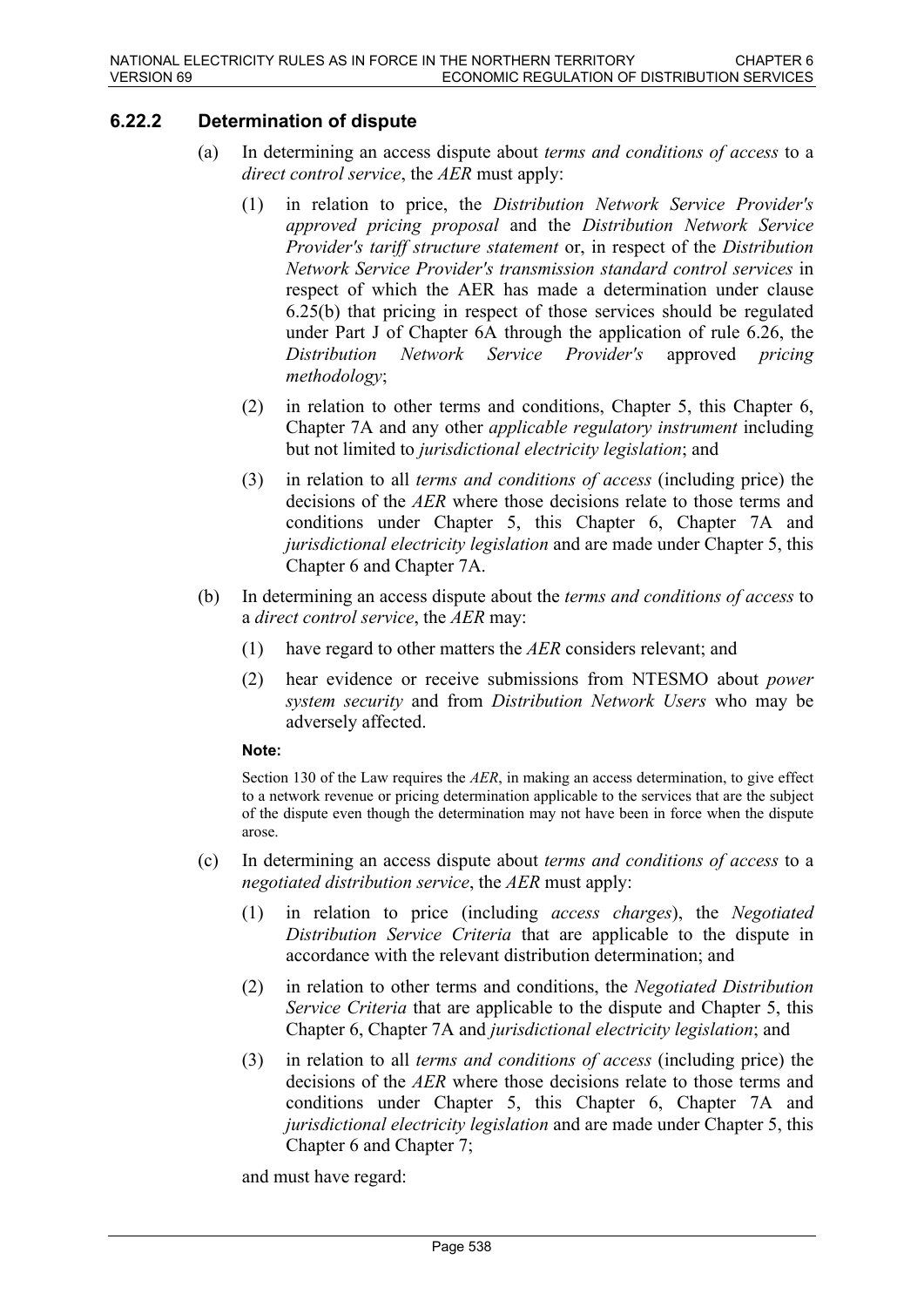### 6.22.2 Determination of dispute

(a) In determining an access dispute about *terms and conditions of access* to a *direct control service*, the *AER* must apply:

(1) in relation to price, the *Distribution Network Service Provider's approved pricing proposal* and the *Distribution Network Service Provider's tariff structure statement* or, in respect of the *Distribution Network Service Provider's transmission standard control services* in respect of which the AER has made a determination under clause 6.25(b) that pricing in respect of those services should be regulated under Part J of Chapter 6A through the application of rule 6.26, the *Distribution Network Service Provider's* approved *pricing methodology*;

(2) in relation to other terms and conditions, Chapter 5, this Chapter 6, Chapter 7A and any other *applicable regulatory instrument* including but not limited to *jurisdictional electricity legislation*; and

(3) in relation to all *terms and conditions of access* (including price) the decisions of the *AER* where those decisions relate to those terms and conditions under Chapter 5, this Chapter 6, Chapter 7A and *jurisdictional electricity legislation* and are made under Chapter 5, this Chapter 6 and Chapter 7A.

(b) In determining an access dispute about the *terms and conditions of access* to a *direct control service*, the *AER* may:

(1) have regard to other matters the *AER* considers relevant; and

(2) hear evidence or receive submissions from NTESMO about *power system security* and from *Distribution Network Users* who may be adversely affected.

**Note:**

Section 130 of the Law requires the *AER*, in making an access determination, to give effect to a network revenue or pricing determination applicable to the services that are the subject of the dispute even though the determination may not have been in force when the dispute arose.

(c) In determining an access dispute about *terms and conditions of access* to a *negotiated distribution service*, the *AER* must apply:

(1) in relation to price (including *access charges*), the *Negotiated Distribution Service Criteria* that are applicable to the dispute in accordance with the relevant distribution determination; and

(2) in relation to other terms and conditions, the *Negotiated Distribution Service Criteria* that are applicable to the dispute and Chapter 5, this Chapter 6, Chapter 7A and *jurisdictional electricity legislation*; and

(3) in relation to all *terms and conditions of access* (including price) the decisions of the *AER* where those decisions relate to those terms and conditions under Chapter 5, this Chapter 6, Chapter 7A and *jurisdictional electricity legislation* and are made under Chapter 5, this Chapter 6 and Chapter 7;

and must have regard: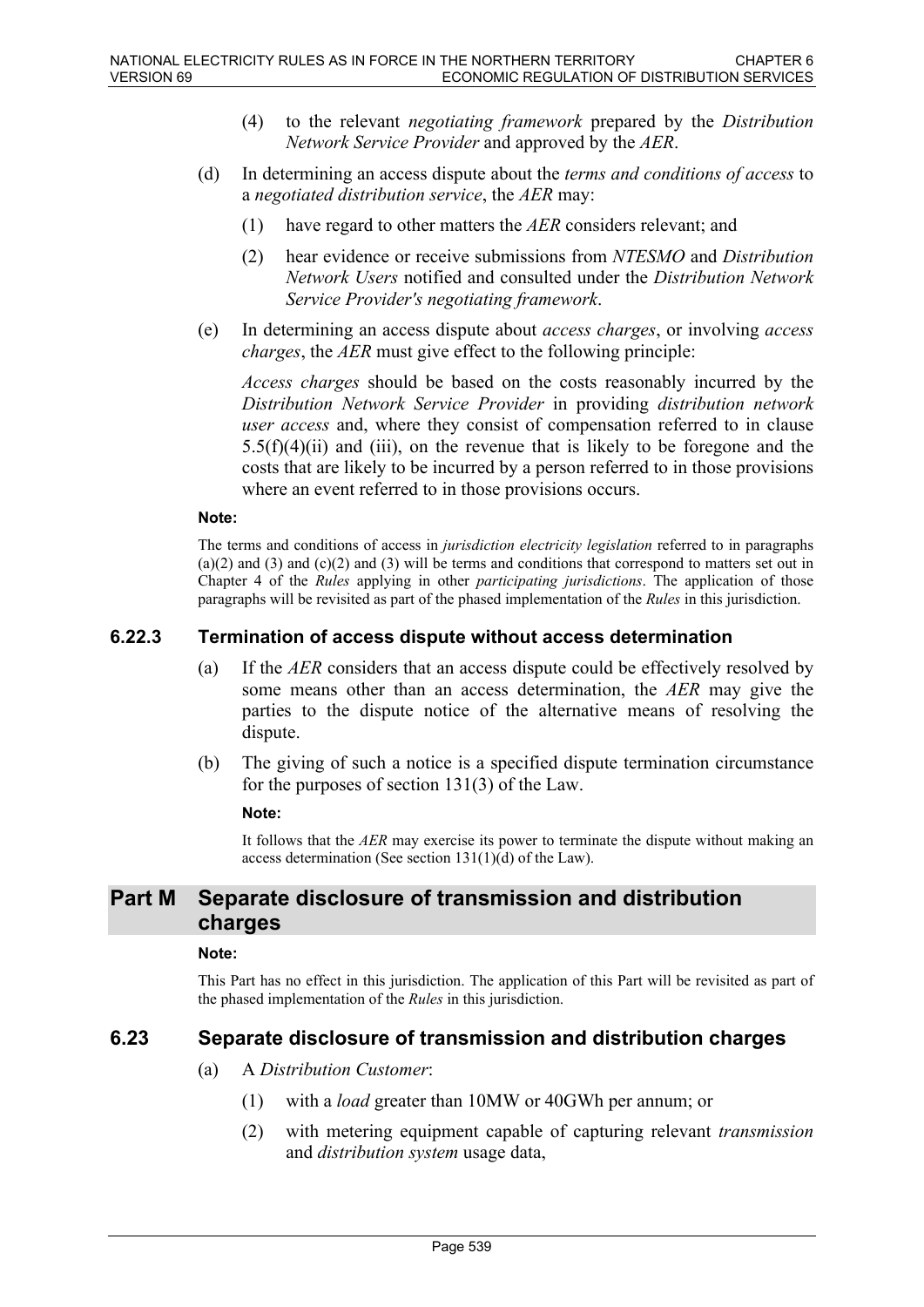(4) to the relevant *negotiating framework* prepared by the *Distribution Network Service Provider* and approved by the *AER*.

(d) In determining an access dispute about the *terms and conditions of access* to a *negotiated distribution service*, the *AER* may:

(1) have regard to other matters the *AER* considers relevant; and

(2) hear evidence or receive submissions from *NTESMO* and *Distribution Network Users* notified and consulted under the *Distribution Network Service Provider's negotiating framework*.

(e) In determining an access dispute about *access charges*, or involving *access charges*, the *AER* must give effect to the following principle:

*Access charges* should be based on the costs reasonably incurred by the *Distribution Network Service Provider* in providing *distribution network user access* and, where they consist of compensation referred to in clause 5.5(f)(4)(ii) and (iii), on the revenue that is likely to be foregone and the costs that are likely to be incurred by a person referred to in those provisions where an event referred to in those provisions occurs.

**Note:**

The terms and conditions of access in *jurisdiction electricity legislation* referred to in paragraphs (a)(2) and (3) and (c)(2) and (3) will be terms and conditions that correspond to matters set out in Chapter 4 of the *Rules* applying in other *participating jurisdictions*. The application of those paragraphs will be revisited as part of the phased implementation of the *Rules* in this jurisdiction.

### 6.22.3 Termination of access dispute without access determination

(a) If the *AER* considers that an access dispute could be effectively resolved by some means other than an access determination, the *AER* may give the parties to the dispute notice of the alternative means of resolving the dispute.

(b) The giving of such a notice is a specified dispute termination circumstance for the purposes of section 131(3) of the Law.

**Note:**

It follows that the *AER* may exercise its power to terminate the dispute without making an access determination (See section 131(1)(d) of the Law).

## Part M Separate disclosure of transmission and distribution charges

**Note:**

This Part has no effect in this jurisdiction. The application of this Part will be revisited as part of the phased implementation of the *Rules* in this jurisdiction.

### 6.23 Separate disclosure of transmission and distribution charges

(a) A *Distribution Customer*:

(1) with a *load* greater than 10MW or 40GWh per annum; or

(2) with metering equipment capable of capturing relevant *transmission* and *distribution system* usage data,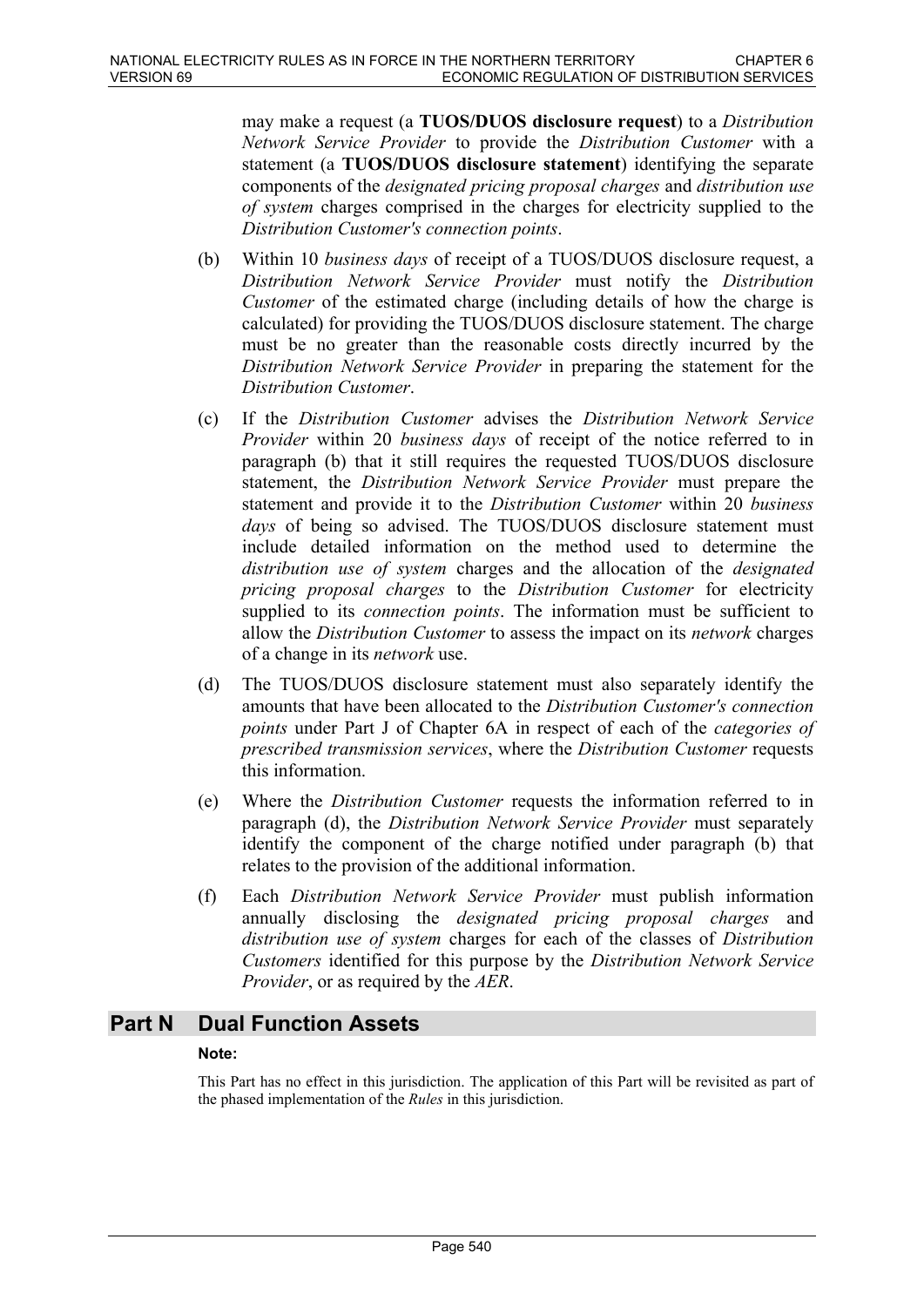may make a request (a **TUOS/DUOS disclosure request**) to a *Distribution Network Service Provider* to provide the *Distribution Customer* with a statement (a **TUOS/DUOS disclosure statement**) identifying the separate components of the *designated pricing proposal charges* and *distribution use of system* charges comprised in the charges for electricity supplied to the *Distribution Customer's connection points*.

(b) Within 10 *business days* of receipt of a TUOS/DUOS disclosure request, a *Distribution Network Service Provider* must notify the *Distribution Customer* of the estimated charge (including details of how the charge is calculated) for providing the TUOS/DUOS disclosure statement. The charge must be no greater than the reasonable costs directly incurred by the *Distribution Network Service Provider* in preparing the statement for the *Distribution Customer*.

(c) If the *Distribution Customer* advises the *Distribution Network Service Provider* within 20 *business days* of receipt of the notice referred to in paragraph (b) that it still requires the requested TUOS/DUOS disclosure statement, the *Distribution Network Service Provider* must prepare the statement and provide it to the *Distribution Customer* within 20 *business days* of being so advised. The TUOS/DUOS disclosure statement must include detailed information on the method used to determine the *distribution use of system* charges and the allocation of the *designated pricing proposal charges* to the *Distribution Customer* for electricity supplied to its *connection points*. The information must be sufficient to allow the *Distribution Customer* to assess the impact on its *network* charges of a change in its *network* use.

(d) The TUOS/DUOS disclosure statement must also separately identify the amounts that have been allocated to the *Distribution Customer's connection points* under Part J of Chapter 6A in respect of each of the *categories of prescribed transmission services*, where the *Distribution Customer* requests this information.

(e) Where the *Distribution Customer* requests the information referred to in paragraph (d), the *Distribution Network Service Provider* must separately identify the component of the charge notified under paragraph (b) that relates to the provision of the additional information.

(f) Each *Distribution Network Service Provider* must publish information annually disclosing the *designated pricing proposal charges* and *distribution use of system* charges for each of the classes of *Distribution Customers* identified for this purpose by the *Distribution Network Service Provider*, or as required by the *AER*.

## Part N Dual Function Assets

**Note:**

This Part has no effect in this jurisdiction. The application of this Part will be revisited as part of the phased implementation of the *Rules* in this jurisdiction.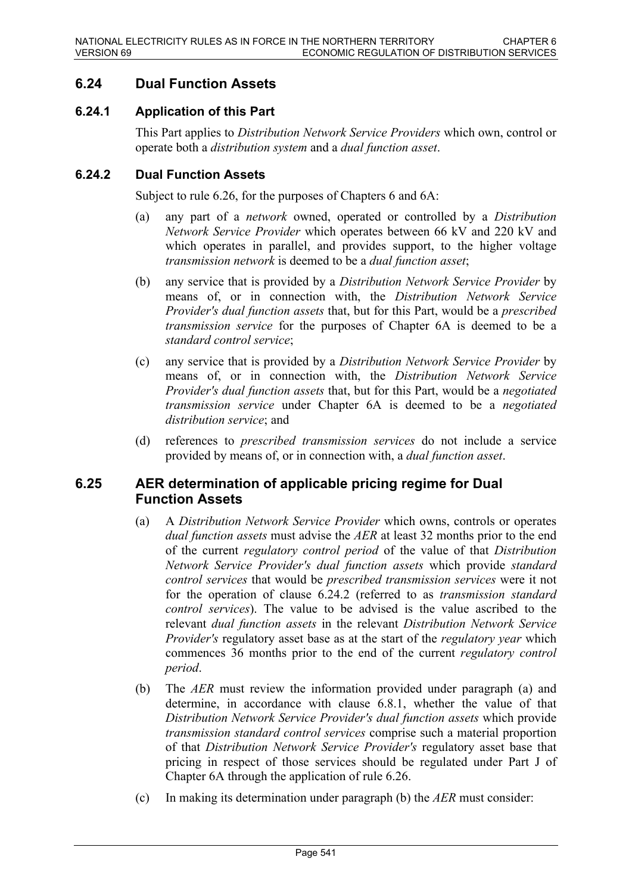## 6.24 Dual Function Assets

### 6.24.1 Application of this Part

This Part applies to *Distribution Network Service Providers* which own, control or operate both a *distribution system* and a *dual function asset*.

### 6.24.2 Dual Function Assets

Subject to rule 6.26, for the purposes of Chapters 6 and 6A:

(a) any part of a *network* owned, operated or controlled by a *Distribution Network Service Provider* which operates between 66 kV and 220 kV and which operates in parallel, and provides support, to the higher voltage *transmission network* is deemed to be a *dual function asset*;

(b) any service that is provided by a *Distribution Network Service Provider* by means of, or in connection with, the *Distribution Network Service Provider's dual function assets* that, but for this Part, would be a *prescribed transmission service* for the purposes of Chapter 6A is deemed to be a *standard control service*;

(c) any service that is provided by a *Distribution Network Service Provider* by means of, or in connection with, the *Distribution Network Service Provider's dual function assets* that, but for this Part, would be a *negotiated transmission service* under Chapter 6A is deemed to be a *negotiated distribution service*; and

(d) references to *prescribed transmission services* do not include a service provided by means of, or in connection with, a *dual function asset*.

## 6.25 AER determination of applicable pricing regime for Dual Function Assets

(a) A *Distribution Network Service Provider* which owns, controls or operates *dual function assets* must advise the *AER* at least 32 months prior to the end of the current *regulatory control period* of the value of that *Distribution Network Service Provider's dual function assets* which provide *standard control services* that would be *prescribed transmission services* were it not for the operation of clause 6.24.2 (referred to as *transmission standard control services*). The value to be advised is the value ascribed to the relevant *dual function assets* in the relevant *Distribution Network Service Provider's* regulatory asset base as at the start of the *regulatory year* which commences 36 months prior to the end of the current *regulatory control period*.

(b) The *AER* must review the information provided under paragraph (a) and determine, in accordance with clause 6.8.1, whether the value of that *Distribution Network Service Provider's dual function assets* which provide *transmission standard control services* comprise such a material proportion of that *Distribution Network Service Provider's* regulatory asset base that pricing in respect of those services should be regulated under Part J of Chapter 6A through the application of rule 6.26.

(c) In making its determination under paragraph (b) the *AER* must consider: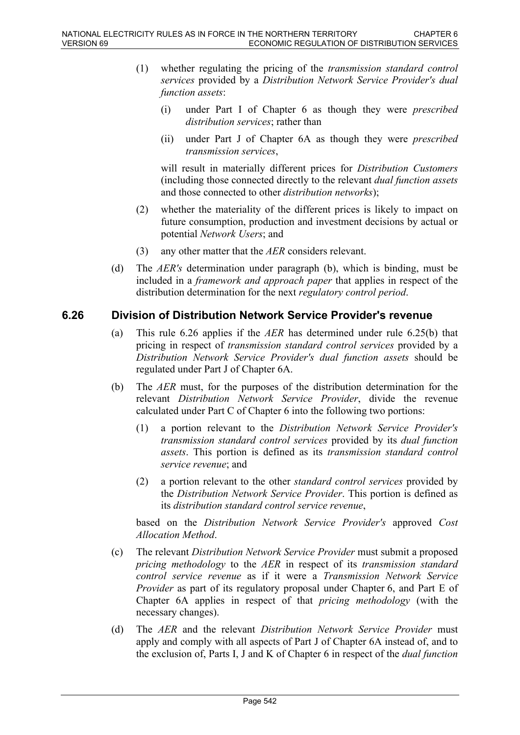(1) whether regulating the pricing of the *transmission standard control services* provided by a *Distribution Network Service Provider's dual function assets*:

   (i) under Part I of Chapter 6 as though they were *prescribed distribution services*; rather than

   (ii) under Part J of Chapter 6A as though they were *prescribed transmission services*,

   will result in materially different prices for *Distribution Customers* (including those connected directly to the relevant *dual function assets* and those connected to other *distribution networks*);

(2) whether the materiality of the different prices is likely to impact on future consumption, production and investment decisions by actual or potential *Network Users*; and

(3) any other matter that the *AER* considers relevant.

(d) The *AER's* determination under paragraph (b), which is binding, must be included in a *framework and approach paper* that applies in respect of the distribution determination for the next *regulatory control period*.

## 6.26 Division of Distribution Network Service Provider's revenue

(a) This rule 6.26 applies if the *AER* has determined under rule 6.25(b) that pricing in respect of *transmission standard control services* provided by a *Distribution Network Service Provider's dual function assets* should be regulated under Part J of Chapter 6A.

(b) The *AER* must, for the purposes of the distribution determination for the relevant *Distribution Network Service Provider*, divide the revenue calculated under Part C of Chapter 6 into the following two portions:

   (1) a portion relevant to the *Distribution Network Service Provider's transmission standard control services* provided by its *dual function assets*. This portion is defined as its *transmission standard control service revenue*; and

   (2) a portion relevant to the other *standard control services* provided by the *Distribution Network Service Provider*. This portion is defined as its *distribution standard control service revenue*,

   based on the *Distribution Network Service Provider's* approved *Cost Allocation Method*.

(c) The relevant *Distribution Network Service Provider* must submit a proposed *pricing methodology* to the *AER* in respect of its *transmission standard control service revenue* as if it were a *Transmission Network Service Provider* as part of its regulatory proposal under Chapter 6, and Part E of Chapter 6A applies in respect of that *pricing methodology* (with the necessary changes).

(d) The *AER* and the relevant *Distribution Network Service Provider* must apply and comply with all aspects of Part J of Chapter 6A instead of, and to the exclusion of, Parts I, J and K of Chapter 6 in respect of the *dual function*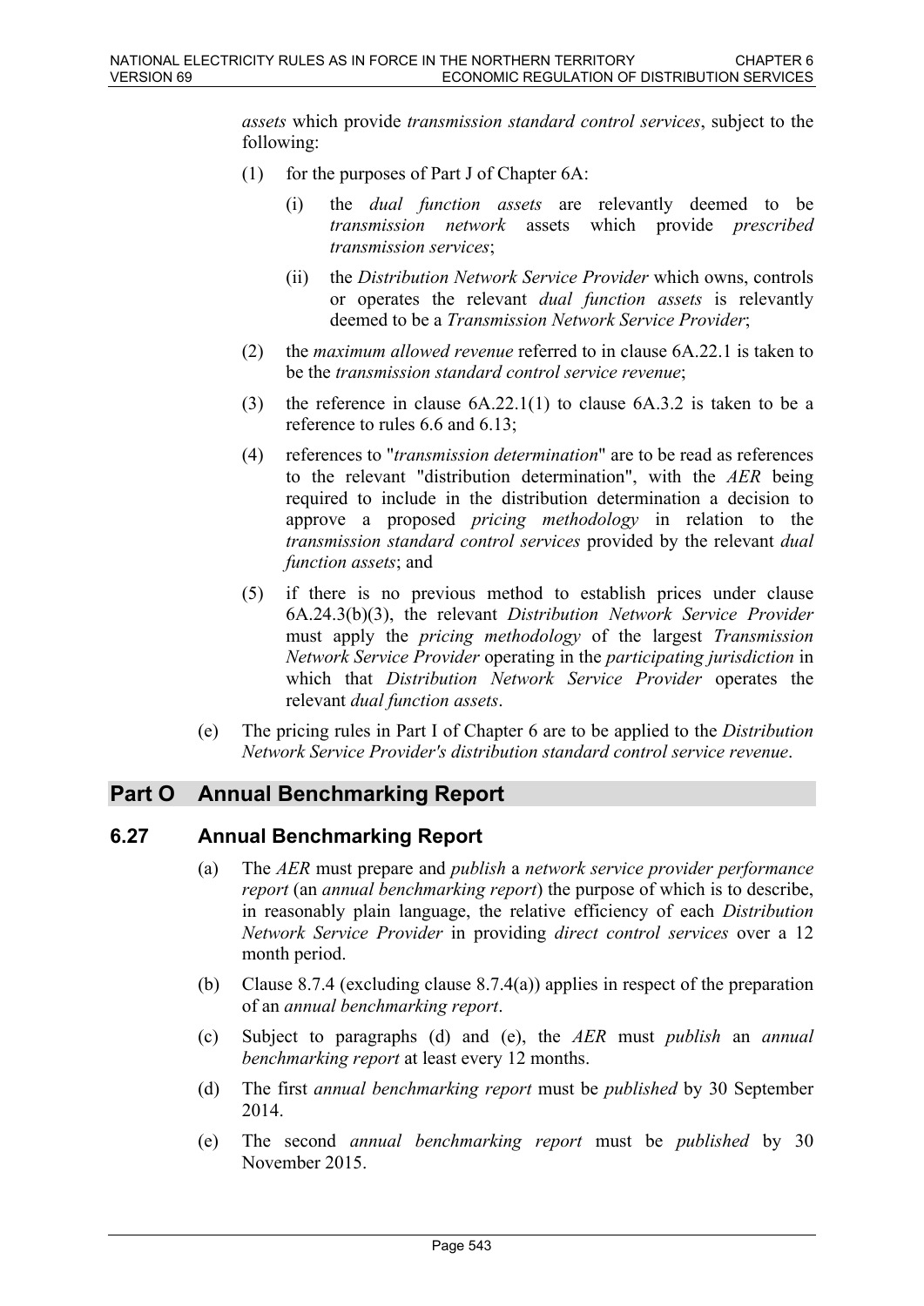*assets* which provide *transmission standard control services*, subject to the following:

(1) for the purposes of Part J of Chapter 6A:

(i) the *dual function assets* are relevantly deemed to be *transmission network* assets which provide *prescribed transmission services*;

(ii) the *Distribution Network Service Provider* which owns, controls or operates the relevant *dual function assets* is relevantly deemed to be a *Transmission Network Service Provider*;

(2) the *maximum allowed revenue* referred to in clause 6A.22.1 is taken to be the *transmission standard control service revenue*;

(3) the reference in clause 6A.22.1(1) to clause 6A.3.2 is taken to be a reference to rules 6.6 and 6.13;

(4) references to "*transmission determination*" are to be read as references to the relevant "distribution determination", with the *AER* being required to include in the distribution determination a decision to approve a proposed *pricing methodology* in relation to the *transmission standard control services* provided by the relevant *dual function assets*; and

(5) if there is no previous method to establish prices under clause 6A.24.3(b)(3), the relevant *Distribution Network Service Provider* must apply the *pricing methodology* of the largest *Transmission Network Service Provider* operating in the *participating jurisdiction* in which that *Distribution Network Service Provider* operates the relevant *dual function assets*.

(e) The pricing rules in Part I of Chapter 6 are to be applied to the *Distribution Network Service Provider's distribution standard control service revenue*.

## Part O Annual Benchmarking Report

### 6.27 Annual Benchmarking Report

(a) The *AER* must prepare and *publish* a *network service provider performance report* (an *annual benchmarking report*) the purpose of which is to describe, in reasonably plain language, the relative efficiency of each *Distribution Network Service Provider* in providing *direct control services* over a 12 month period.

(b) Clause 8.7.4 (excluding clause 8.7.4(a)) applies in respect of the preparation of an *annual benchmarking report*.

(c) Subject to paragraphs (d) and (e), the *AER* must *publish* an *annual benchmarking report* at least every 12 months.

(d) The first *annual benchmarking report* must be *published* by 30 September 2014.

(e) The second *annual benchmarking report* must be *published* by 30 November 2015.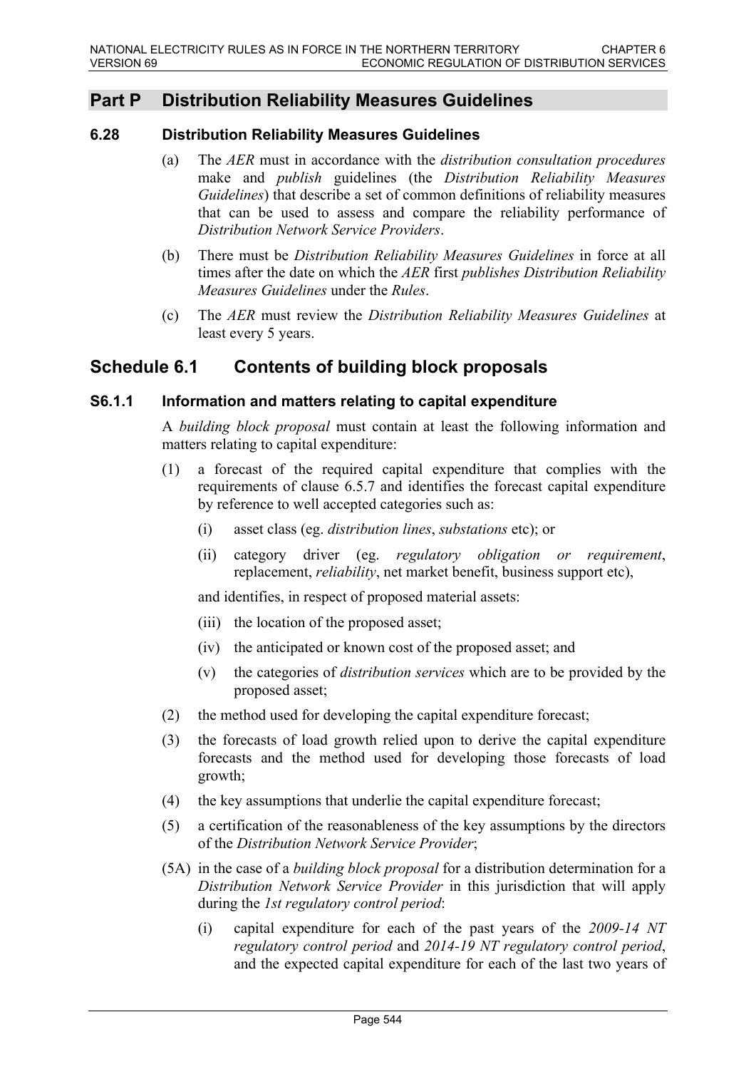## Part P Distribution Reliability Measures Guidelines

### 6.28 Distribution Reliability Measures Guidelines

(a) The *AER* must in accordance with the *distribution consultation procedures* make and *publish* guidelines (the *Distribution Reliability Measures Guidelines*) that describe a set of common definitions of reliability measures that can be used to assess and compare the reliability performance of *Distribution Network Service Providers*.

(b) There must be *Distribution Reliability Measures Guidelines* in force at all times after the date on which the *AER* first *publishes Distribution Reliability Measures Guidelines* under the *Rules*.

(c) The *AER* must review the *Distribution Reliability Measures Guidelines* at least every 5 years.

## Schedule 6.1 Contents of building block proposals

### S6.1.1 Information and matters relating to capital expenditure

A *building block proposal* must contain at least the following information and matters relating to capital expenditure:

(1) a forecast of the required capital expenditure that complies with the requirements of clause 6.5.7 and identifies the forecast capital expenditure by reference to well accepted categories such as:

  (i) asset class (eg. *distribution lines*, *substations* etc); or

  (ii) category driver (eg. *regulatory obligation or requirement*, replacement, *reliability*, net market benefit, business support etc),

  and identifies, in respect of proposed material assets:

  (iii) the location of the proposed asset;

  (iv) the anticipated or known cost of the proposed asset; and

  (v) the categories of *distribution services* which are to be provided by the proposed asset;

(2) the method used for developing the capital expenditure forecast;

(3) the forecasts of load growth relied upon to derive the capital expenditure forecasts and the method used for developing those forecasts of load growth;

(4) the key assumptions that underlie the capital expenditure forecast;

(5) a certification of the reasonableness of the key assumptions by the directors of the *Distribution Network Service Provider*;

(5A) in the case of a *building block proposal* for a distribution determination for a *Distribution Network Service Provider* in this jurisdiction that will apply during the *1st regulatory control period*:

  (i) capital expenditure for each of the past years of the *2009-14 NT regulatory control period* and *2014-19 NT regulatory control period*, and the expected capital expenditure for each of the last two years of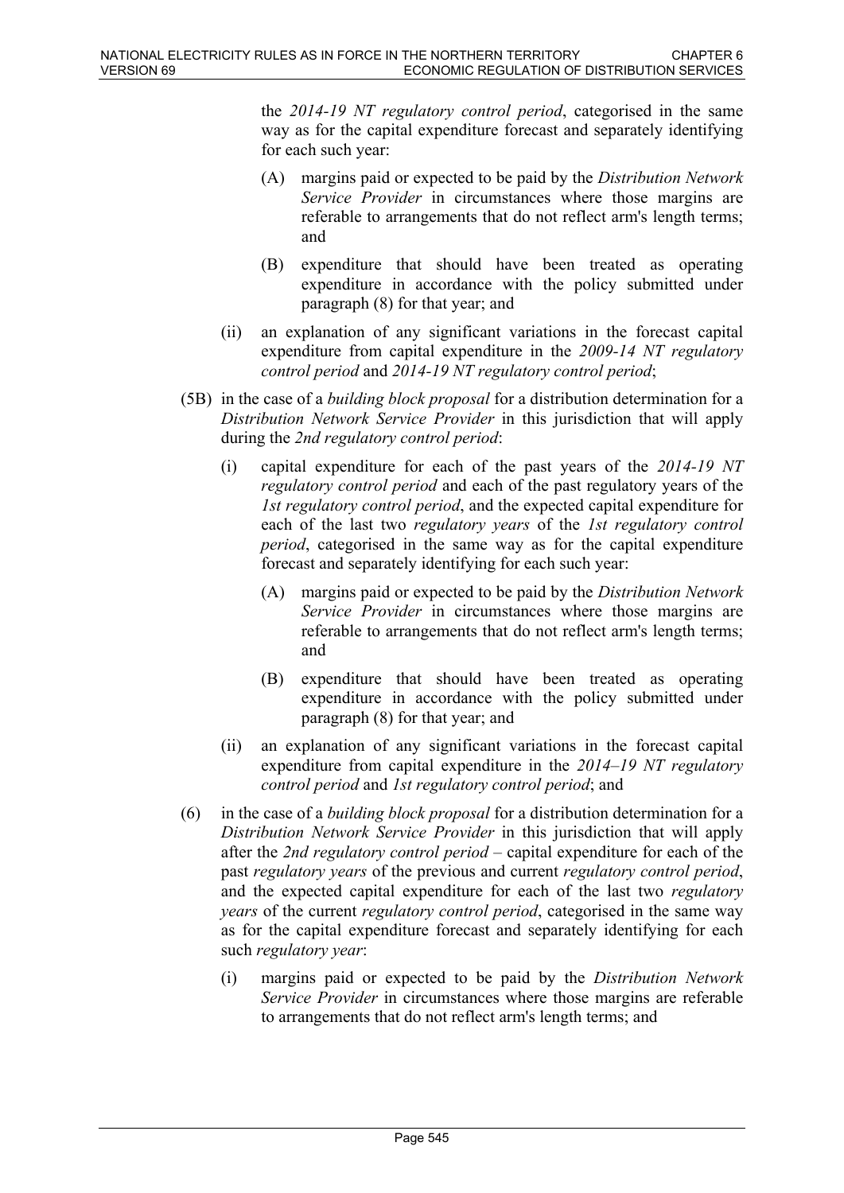the *2014-19 NT regulatory control period*, categorised in the same way as for the capital expenditure forecast and separately identifying for each such year:

(A) margins paid or expected to be paid by the *Distribution Network Service Provider* in circumstances where those margins are referable to arrangements that do not reflect arm's length terms; and

(B) expenditure that should have been treated as operating expenditure in accordance with the policy submitted under paragraph (8) for that year; and

(ii) an explanation of any significant variations in the forecast capital expenditure from capital expenditure in the *2009-14 NT regulatory control period* and *2014-19 NT regulatory control period*;

(5B) in the case of a *building block proposal* for a distribution determination for a *Distribution Network Service Provider* in this jurisdiction that will apply during the *2nd regulatory control period*:

(i) capital expenditure for each of the past years of the *2014-19 NT regulatory control period* and each of the past regulatory years of the *1st regulatory control period*, and the expected capital expenditure for each of the last two *regulatory years* of the *1st regulatory control period*, categorised in the same way as for the capital expenditure forecast and separately identifying for each such year:

(A) margins paid or expected to be paid by the *Distribution Network Service Provider* in circumstances where those margins are referable to arrangements that do not reflect arm's length terms; and

(B) expenditure that should have been treated as operating expenditure in accordance with the policy submitted under paragraph (8) for that year; and

(ii) an explanation of any significant variations in the forecast capital expenditure from capital expenditure in the *2014–19 NT regulatory control period* and *1st regulatory control period*; and

(6) in the case of a *building block proposal* for a distribution determination for a *Distribution Network Service Provider* in this jurisdiction that will apply after the *2nd regulatory control period* – capital expenditure for each of the past *regulatory years* of the previous and current *regulatory control period*, and the expected capital expenditure for each of the last two *regulatory years* of the current *regulatory control period*, categorised in the same way as for the capital expenditure forecast and separately identifying for each such *regulatory year*:

(i) margins paid or expected to be paid by the *Distribution Network Service Provider* in circumstances where those margins are referable to arrangements that do not reflect arm's length terms; and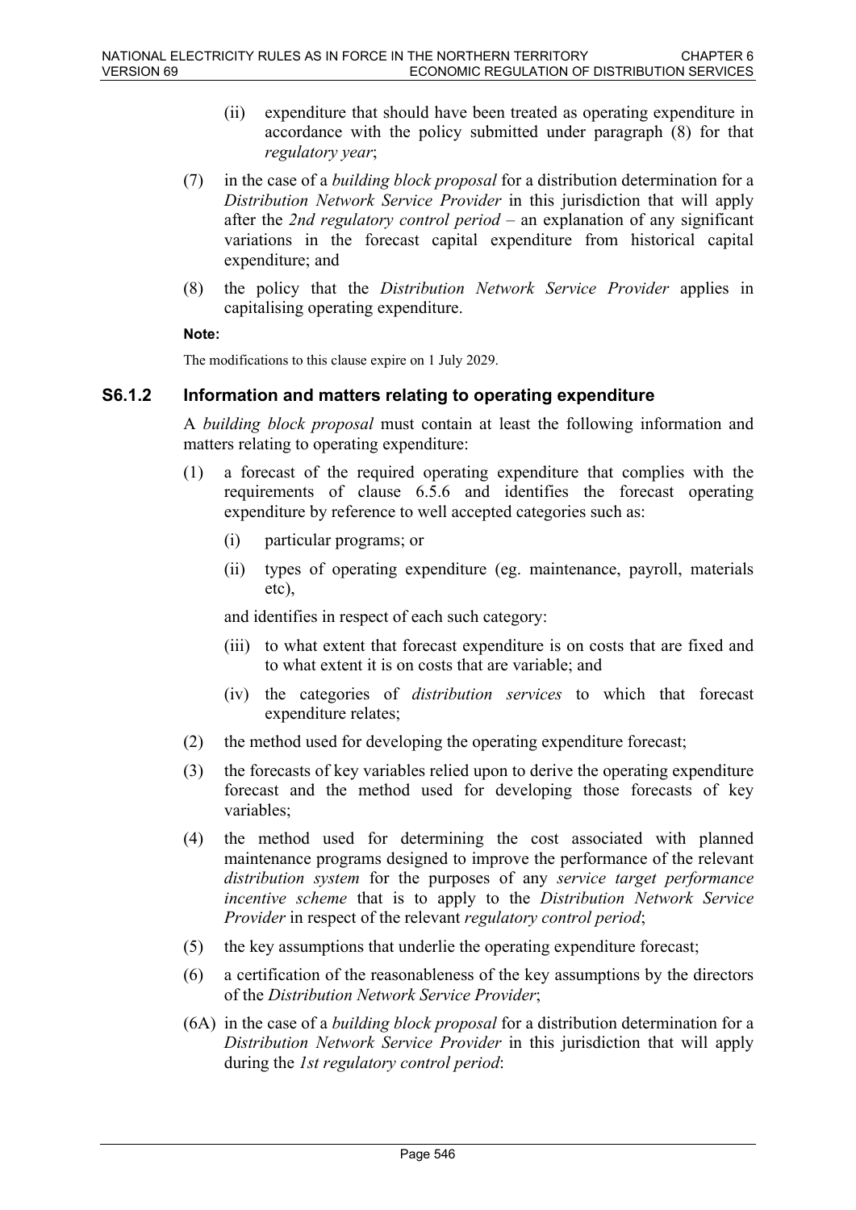(ii) expenditure that should have been treated as operating expenditure in accordance with the policy submitted under paragraph (8) for that *regulatory year*;

(7) in the case of a *building block proposal* for a distribution determination for a *Distribution Network Service Provider* in this jurisdiction that will apply after the *2nd regulatory control period* – an explanation of any significant variations in the forecast capital expenditure from historical capital expenditure; and

(8) the policy that the *Distribution Network Service Provider* applies in capitalising operating expenditure.

**Note:**

The modifications to this clause expire on 1 July 2029.

### S6.1.2 Information and matters relating to operating expenditure

A *building block proposal* must contain at least the following information and matters relating to operating expenditure:

(1) a forecast of the required operating expenditure that complies with the requirements of clause 6.5.6 and identifies the forecast operating expenditure by reference to well accepted categories such as:

(i) particular programs; or

(ii) types of operating expenditure (eg. maintenance, payroll, materials etc),

and identifies in respect of each such category:

(iii) to what extent that forecast expenditure is on costs that are fixed and to what extent it is on costs that are variable; and

(iv) the categories of *distribution services* to which that forecast expenditure relates;

(2) the method used for developing the operating expenditure forecast;

(3) the forecasts of key variables relied upon to derive the operating expenditure forecast and the method used for developing those forecasts of key variables;

(4) the method used for determining the cost associated with planned maintenance programs designed to improve the performance of the relevant *distribution system* for the purposes of any *service target performance incentive scheme* that is to apply to the *Distribution Network Service Provider* in respect of the relevant *regulatory control period*;

(5) the key assumptions that underlie the operating expenditure forecast;

(6) a certification of the reasonableness of the key assumptions by the directors of the *Distribution Network Service Provider*;

(6A) in the case of a *building block proposal* for a distribution determination for a *Distribution Network Service Provider* in this jurisdiction that will apply during the *1st regulatory control period*: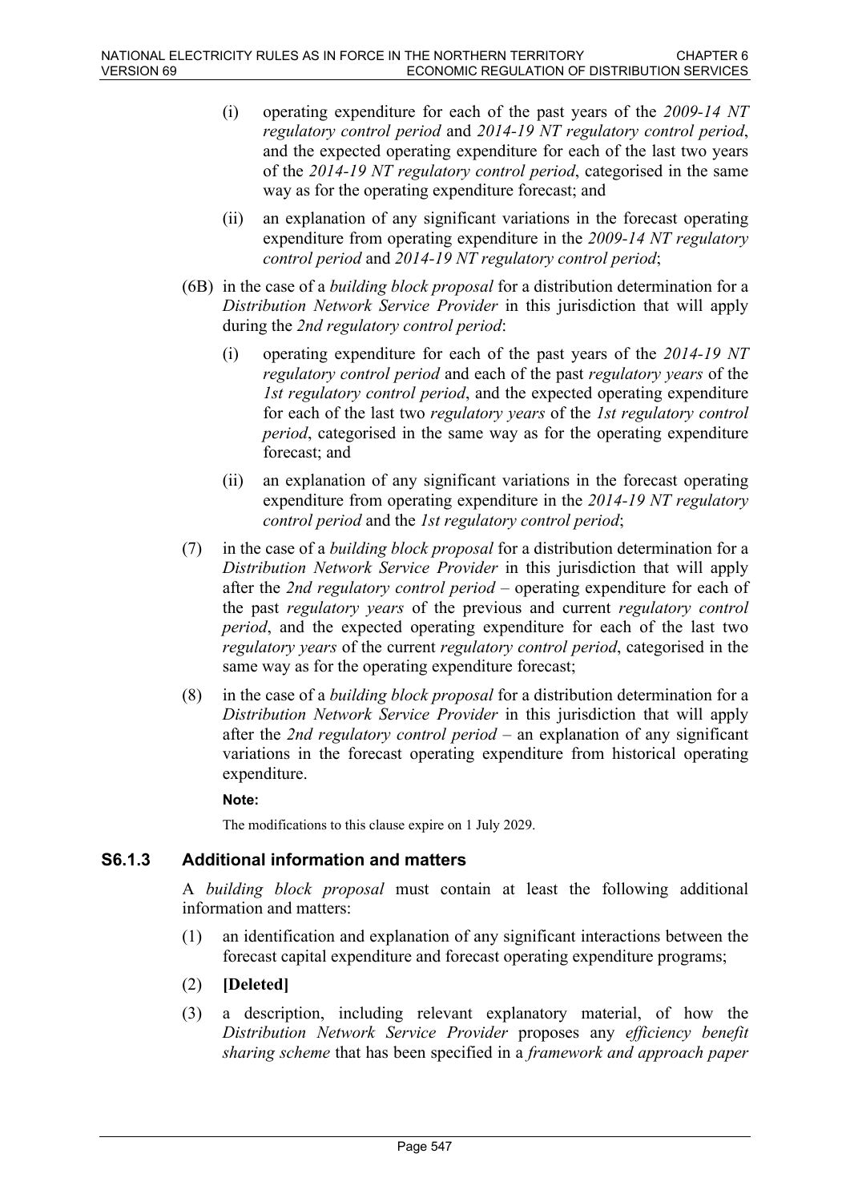(i) operating expenditure for each of the past years of the *2009-14 NT regulatory control period* and *2014-19 NT regulatory control period*, and the expected operating expenditure for each of the last two years of the *2014-19 NT regulatory control period*, categorised in the same way as for the operating expenditure forecast; and

(ii) an explanation of any significant variations in the forecast operating expenditure from operating expenditure in the *2009-14 NT regulatory control period* and *2014-19 NT regulatory control period*;

(6B) in the case of a *building block proposal* for a distribution determination for a *Distribution Network Service Provider* in this jurisdiction that will apply during the *2nd regulatory control period*:

(i) operating expenditure for each of the past years of the *2014-19 NT regulatory control period* and each of the past *regulatory years* of the *1st regulatory control period*, and the expected operating expenditure for each of the last two *regulatory years* of the *1st regulatory control period*, categorised in the same way as for the operating expenditure forecast; and

(ii) an explanation of any significant variations in the forecast operating expenditure from operating expenditure in the *2014-19 NT regulatory control period* and the *1st regulatory control period*;

(7) in the case of a *building block proposal* for a distribution determination for a *Distribution Network Service Provider* in this jurisdiction that will apply after the *2nd regulatory control period* – operating expenditure for each of the past *regulatory years* of the previous and current *regulatory control period*, and the expected operating expenditure for each of the last two *regulatory years* of the current *regulatory control period*, categorised in the same way as for the operating expenditure forecast;

(8) in the case of a *building block proposal* for a distribution determination for a *Distribution Network Service Provider* in this jurisdiction that will apply after the *2nd regulatory control period* – an explanation of any significant variations in the forecast operating expenditure from historical operating expenditure.

**Note:**

The modifications to this clause expire on 1 July 2029.

### S6.1.3 Additional information and matters

A *building block proposal* must contain at least the following additional information and matters:

(1) an identification and explanation of any significant interactions between the forecast capital expenditure and forecast operating expenditure programs;

(2) **[Deleted]**

(3) a description, including relevant explanatory material, of how the *Distribution Network Service Provider* proposes any *efficiency benefit sharing scheme* that has been specified in a *framework and approach paper*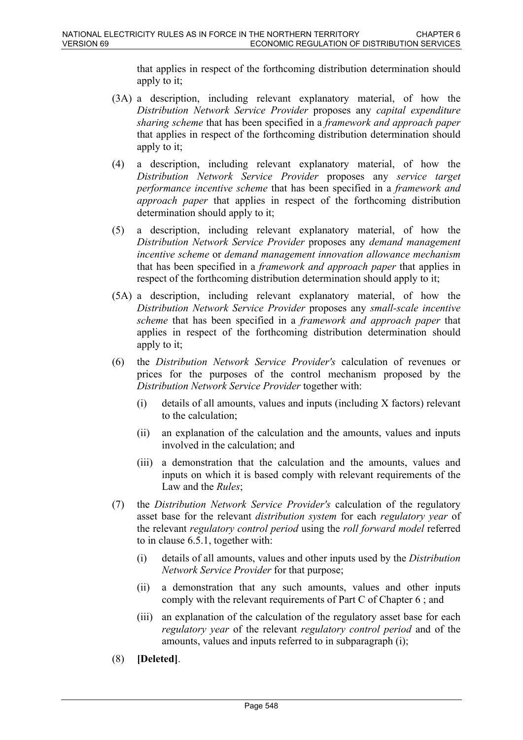that applies in respect of the forthcoming distribution determination should apply to it;

(3A) a description, including relevant explanatory material, of how the *Distribution Network Service Provider* proposes any *capital expenditure sharing scheme* that has been specified in a *framework and approach paper* that applies in respect of the forthcoming distribution determination should apply to it;

(4) a description, including relevant explanatory material, of how the *Distribution Network Service Provider* proposes any *service target performance incentive scheme* that has been specified in a *framework and approach paper* that applies in respect of the forthcoming distribution determination should apply to it;

(5) a description, including relevant explanatory material, of how the *Distribution Network Service Provider* proposes any *demand management incentive scheme* or *demand management innovation allowance mechanism* that has been specified in a *framework and approach paper* that applies in respect of the forthcoming distribution determination should apply to it;

(5A) a description, including relevant explanatory material, of how the *Distribution Network Service Provider* proposes any *small-scale incentive scheme* that has been specified in a *framework and approach paper* that applies in respect of the forthcoming distribution determination should apply to it;

(6) the *Distribution Network Service Provider's* calculation of revenues or prices for the purposes of the control mechanism proposed by the *Distribution Network Service Provider* together with:

   (i) details of all amounts, values and inputs (including X factors) relevant to the calculation;

   (ii) an explanation of the calculation and the amounts, values and inputs involved in the calculation; and

   (iii) a demonstration that the calculation and the amounts, values and inputs on which it is based comply with relevant requirements of the Law and the *Rules*;

(7) the *Distribution Network Service Provider's* calculation of the regulatory asset base for the relevant *distribution system* for each *regulatory year* of the relevant *regulatory control period* using the *roll forward model* referred to in clause 6.5.1, together with:

   (i) details of all amounts, values and other inputs used by the *Distribution Network Service Provider* for that purpose;

   (ii) a demonstration that any such amounts, values and other inputs comply with the relevant requirements of Part C of Chapter 6 ; and

   (iii) an explanation of the calculation of the regulatory asset base for each *regulatory year* of the relevant *regulatory control period* and of the amounts, values and inputs referred to in subparagraph (i);

(8) **[Deleted]**.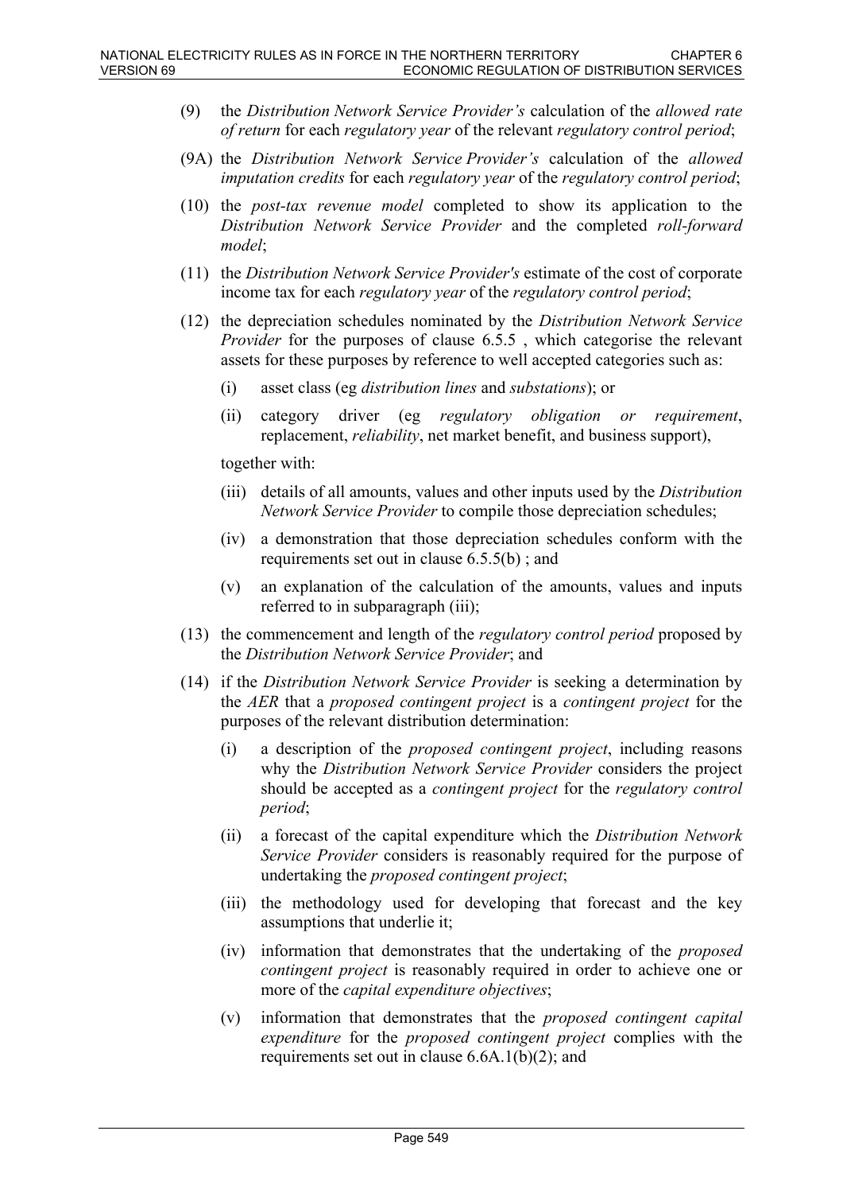(9) the *Distribution Network Service Provider's* calculation of the *allowed rate of return* for each *regulatory year* of the relevant *regulatory control period*;

(9A) the *Distribution Network Service Provider's* calculation of the *allowed imputation credits* for each *regulatory year* of the *regulatory control period*;

(10) the *post-tax revenue model* completed to show its application to the *Distribution Network Service Provider* and the completed *roll-forward model*;

(11) the *Distribution Network Service Provider's* estimate of the cost of corporate income tax for each *regulatory year* of the *regulatory control period*;

(12) the depreciation schedules nominated by the *Distribution Network Service Provider* for the purposes of clause 6.5.5 , which categorise the relevant assets for these purposes by reference to well accepted categories such as:

   (i) asset class (eg *distribution lines* and *substations*); or

   (ii) category driver (eg *regulatory obligation or requirement*, replacement, *reliability*, net market benefit, and business support),

   together with:

   (iii) details of all amounts, values and other inputs used by the *Distribution Network Service Provider* to compile those depreciation schedules;

   (iv) a demonstration that those depreciation schedules conform with the requirements set out in clause 6.5.5(b) ; and

   (v) an explanation of the calculation of the amounts, values and inputs referred to in subparagraph (iii);

(13) the commencement and length of the *regulatory control period* proposed by the *Distribution Network Service Provider*; and

(14) if the *Distribution Network Service Provider* is seeking a determination by the *AER* that a *proposed contingent project* is a *contingent project* for the purposes of the relevant distribution determination:

   (i) a description of the *proposed contingent project*, including reasons why the *Distribution Network Service Provider* considers the project should be accepted as a *contingent project* for the *regulatory control period*;

   (ii) a forecast of the capital expenditure which the *Distribution Network Service Provider* considers is reasonably required for the purpose of undertaking the *proposed contingent project*;

   (iii) the methodology used for developing that forecast and the key assumptions that underlie it;

   (iv) information that demonstrates that the undertaking of the *proposed contingent project* is reasonably required in order to achieve one or more of the *capital expenditure objectives*;

   (v) information that demonstrates that the *proposed contingent capital expenditure* for the *proposed contingent project* complies with the requirements set out in clause 6.6A.1(b)(2); and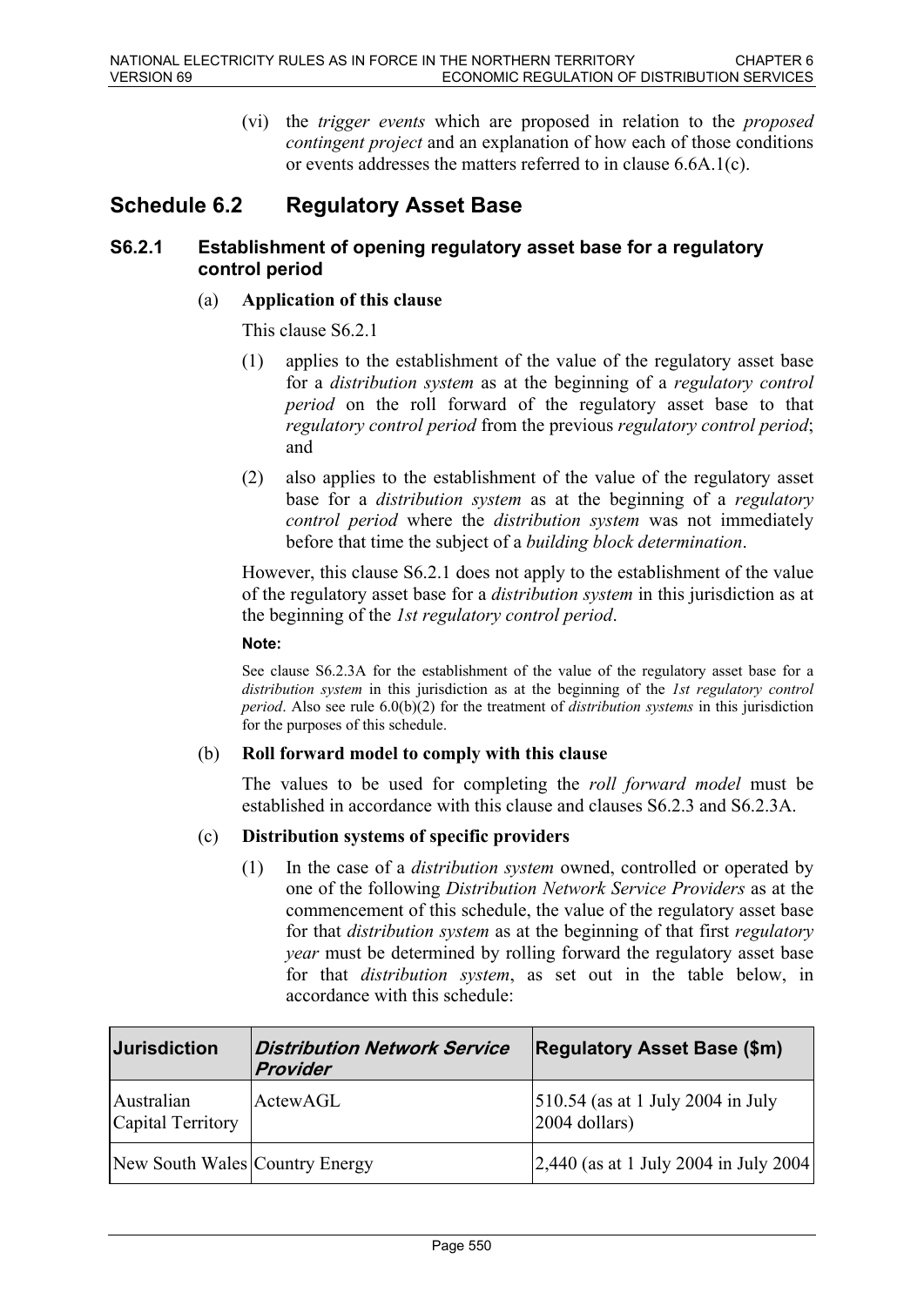(vi) the *trigger events* which are proposed in relation to the *proposed contingent project* and an explanation of how each of those conditions or events addresses the matters referred to in clause 6.6A.1(c).

## Schedule 6.2 Regulatory Asset Base

### S6.2.1 Establishment of opening regulatory asset base for a regulatory control period

(a) **Application of this clause**

This clause S6.2.1

(1) applies to the establishment of the value of the regulatory asset base for a *distribution system* as at the beginning of a *regulatory control period* on the roll forward of the regulatory asset base to that *regulatory control period* from the previous *regulatory control period*; and

(2) also applies to the establishment of the value of the regulatory asset base for a *distribution system* as at the beginning of a *regulatory control period* where the *distribution system* was not immediately before that time the subject of a *building block determination*.

However, this clause S6.2.1 does not apply to the establishment of the value of the regulatory asset base for a *distribution system* in this jurisdiction as at the beginning of the *1st regulatory control period*.

**Note:**

See clause S6.2.3A for the establishment of the value of the regulatory asset base for a *distribution system* in this jurisdiction as at the beginning of the *1st regulatory control period*. Also see rule 6.0(b)(2) for the treatment of *distribution systems* in this jurisdiction for the purposes of this schedule.

(b) **Roll forward model to comply with this clause**

The values to be used for completing the *roll forward model* must be established in accordance with this clause and clauses S6.2.3 and S6.2.3A.

(c) **Distribution systems of specific providers**

(1) In the case of a *distribution system* owned, controlled or operated by one of the following *Distribution Network Service Providers* as at the commencement of this schedule, the value of the regulatory asset base for that *distribution system* as at the beginning of that first *regulatory year* must be determined by rolling forward the regulatory asset base for that *distribution system*, as set out in the table below, in accordance with this schedule:

| Jurisdiction | *Distribution Network Service Provider* | Regulatory Asset Base ($m) |
|---|---|---|
| Australian Capital Territory | ActewAGL | 510.54 (as at 1 July 2004 in July 2004 dollars) |
| New South Wales | Country Energy | 2,440 (as at 1 July 2004 in July 2004 |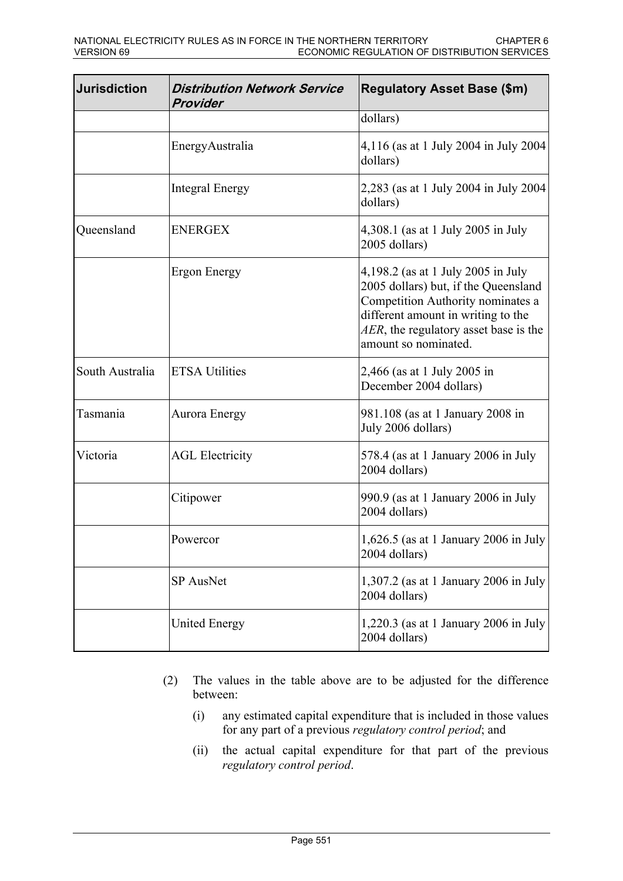| Jurisdiction | *Distribution Network Service Provider* | Regulatory Asset Base ($m) |
| --- | --- | --- |
| | | dollars) |
| | EnergyAustralia | 4,116 (as at 1 July 2004 in July 2004 dollars) |
| | Integral Energy | 2,283 (as at 1 July 2004 in July 2004 dollars) |
| Queensland | ENERGEX | 4,308.1 (as at 1 July 2005 in July 2005 dollars) |
| | Ergon Energy | 4,198.2 (as at 1 July 2005 in July 2005 dollars) but, if the Queensland Competition Authority nominates a different amount in writing to the *AER*, the regulatory asset base is the amount so nominated. |
| South Australia | ETSA Utilities | 2,466 (as at 1 July 2005 in December 2004 dollars) |
| Tasmania | Aurora Energy | 981.108 (as at 1 January 2008 in July 2006 dollars) |
| Victoria | AGL Electricity | 578.4 (as at 1 January 2006 in July 2004 dollars) |
| | Citipower | 990.9 (as at 1 January 2006 in July 2004 dollars) |
| | Powercor | 1,626.5 (as at 1 January 2006 in July 2004 dollars) |
| | SP AusNet | 1,307.2 (as at 1 January 2006 in July 2004 dollars) |
| | United Energy | 1,220.3 (as at 1 January 2006 in July 2004 dollars) |

(2) The values in the table above are to be adjusted for the difference between:

(i) any estimated capital expenditure that is included in those values for any part of a previous *regulatory control period*; and

(ii) the actual capital expenditure for that part of the previous *regulatory control period*.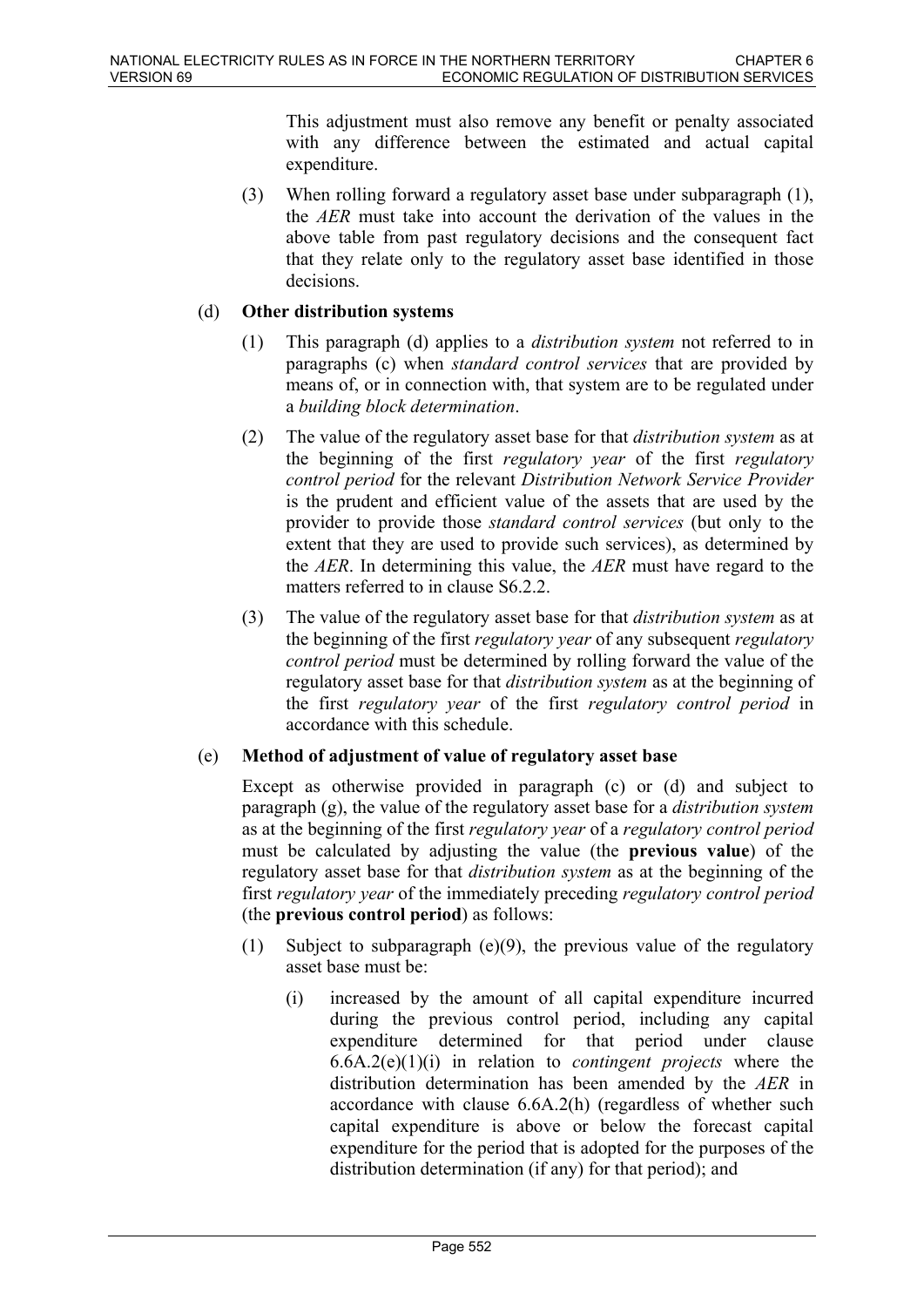This adjustment must also remove any benefit or penalty associated with any difference between the estimated and actual capital expenditure.

(3) When rolling forward a regulatory asset base under subparagraph (1), the *AER* must take into account the derivation of the values in the above table from past regulatory decisions and the consequent fact that they relate only to the regulatory asset base identified in those decisions.

(d) **Other distribution systems**

(1) This paragraph (d) applies to a *distribution system* not referred to in paragraphs (c) when *standard control services* that are provided by means of, or in connection with, that system are to be regulated under a *building block determination*.

(2) The value of the regulatory asset base for that *distribution system* as at the beginning of the first *regulatory year* of the first *regulatory control period* for the relevant *Distribution Network Service Provider* is the prudent and efficient value of the assets that are used by the provider to provide those *standard control services* (but only to the extent that they are used to provide such services), as determined by the *AER*. In determining this value, the *AER* must have regard to the matters referred to in clause S6.2.2.

(3) The value of the regulatory asset base for that *distribution system* as at the beginning of the first *regulatory year* of any subsequent *regulatory control period* must be determined by rolling forward the value of the regulatory asset base for that *distribution system* as at the beginning of the first *regulatory year* of the first *regulatory control period* in accordance with this schedule.

(e) **Method of adjustment of value of regulatory asset base**

Except as otherwise provided in paragraph (c) or (d) and subject to paragraph (g), the value of the regulatory asset base for a *distribution system* as at the beginning of the first *regulatory year* of a *regulatory control period* must be calculated by adjusting the value (the **previous value**) of the regulatory asset base for that *distribution system* as at the beginning of the first *regulatory year* of the immediately preceding *regulatory control period* (the **previous control period**) as follows:

(1) Subject to subparagraph (e)(9), the previous value of the regulatory asset base must be:

(i) increased by the amount of all capital expenditure incurred during the previous control period, including any capital expenditure determined for that period under clause 6.6A.2(e)(1)(i) in relation to *contingent projects* where the distribution determination has been amended by the *AER* in accordance with clause 6.6A.2(h) (regardless of whether such capital expenditure is above or below the forecast capital expenditure for the period that is adopted for the purposes of the distribution determination (if any) for that period); and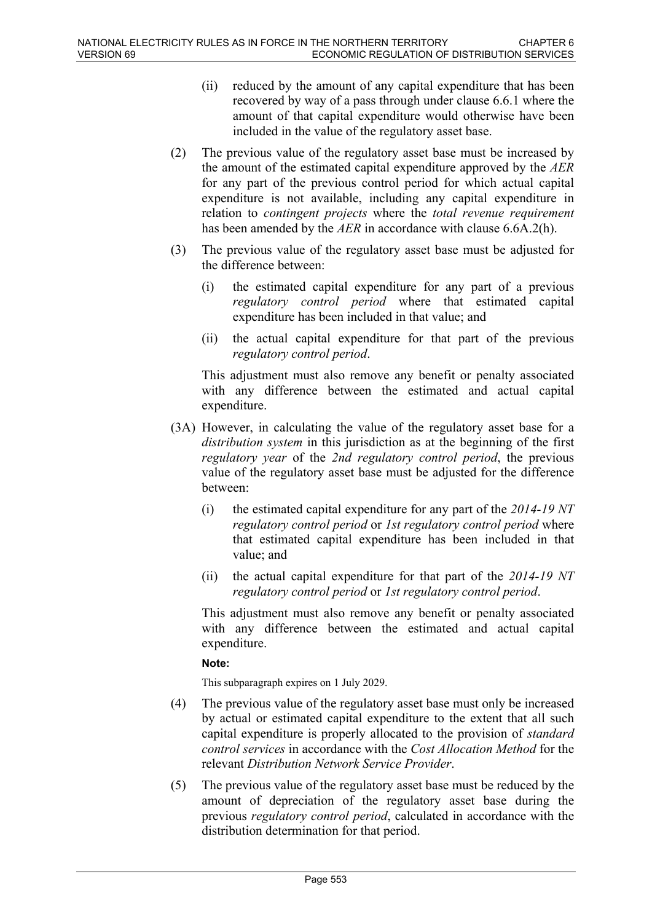(ii) reduced by the amount of any capital expenditure that has been recovered by way of a pass through under clause 6.6.1 where the amount of that capital expenditure would otherwise have been included in the value of the regulatory asset base.

(2) The previous value of the regulatory asset base must be increased by the amount of the estimated capital expenditure approved by the *AER* for any part of the previous control period for which actual capital expenditure is not available, including any capital expenditure in relation to *contingent projects* where the *total revenue requirement* has been amended by the *AER* in accordance with clause 6.6A.2(h).

(3) The previous value of the regulatory asset base must be adjusted for the difference between:

(i) the estimated capital expenditure for any part of a previous *regulatory control period* where that estimated capital expenditure has been included in that value; and

(ii) the actual capital expenditure for that part of the previous *regulatory control period*.

This adjustment must also remove any benefit or penalty associated with any difference between the estimated and actual capital expenditure.

(3A) However, in calculating the value of the regulatory asset base for a *distribution system* in this jurisdiction as at the beginning of the first *regulatory year* of the *2nd regulatory control period*, the previous value of the regulatory asset base must be adjusted for the difference between:

(i) the estimated capital expenditure for any part of the *2014-19 NT regulatory control period* or *1st regulatory control period* where that estimated capital expenditure has been included in that value; and

(ii) the actual capital expenditure for that part of the *2014-19 NT regulatory control period* or *1st regulatory control period*.

This adjustment must also remove any benefit or penalty associated with any difference between the estimated and actual capital expenditure.

**Note:**

This subparagraph expires on 1 July 2029.

(4) The previous value of the regulatory asset base must only be increased by actual or estimated capital expenditure to the extent that all such capital expenditure is properly allocated to the provision of *standard control services* in accordance with the *Cost Allocation Method* for the relevant *Distribution Network Service Provider*.

(5) The previous value of the regulatory asset base must be reduced by the amount of depreciation of the regulatory asset base during the previous *regulatory control period*, calculated in accordance with the distribution determination for that period.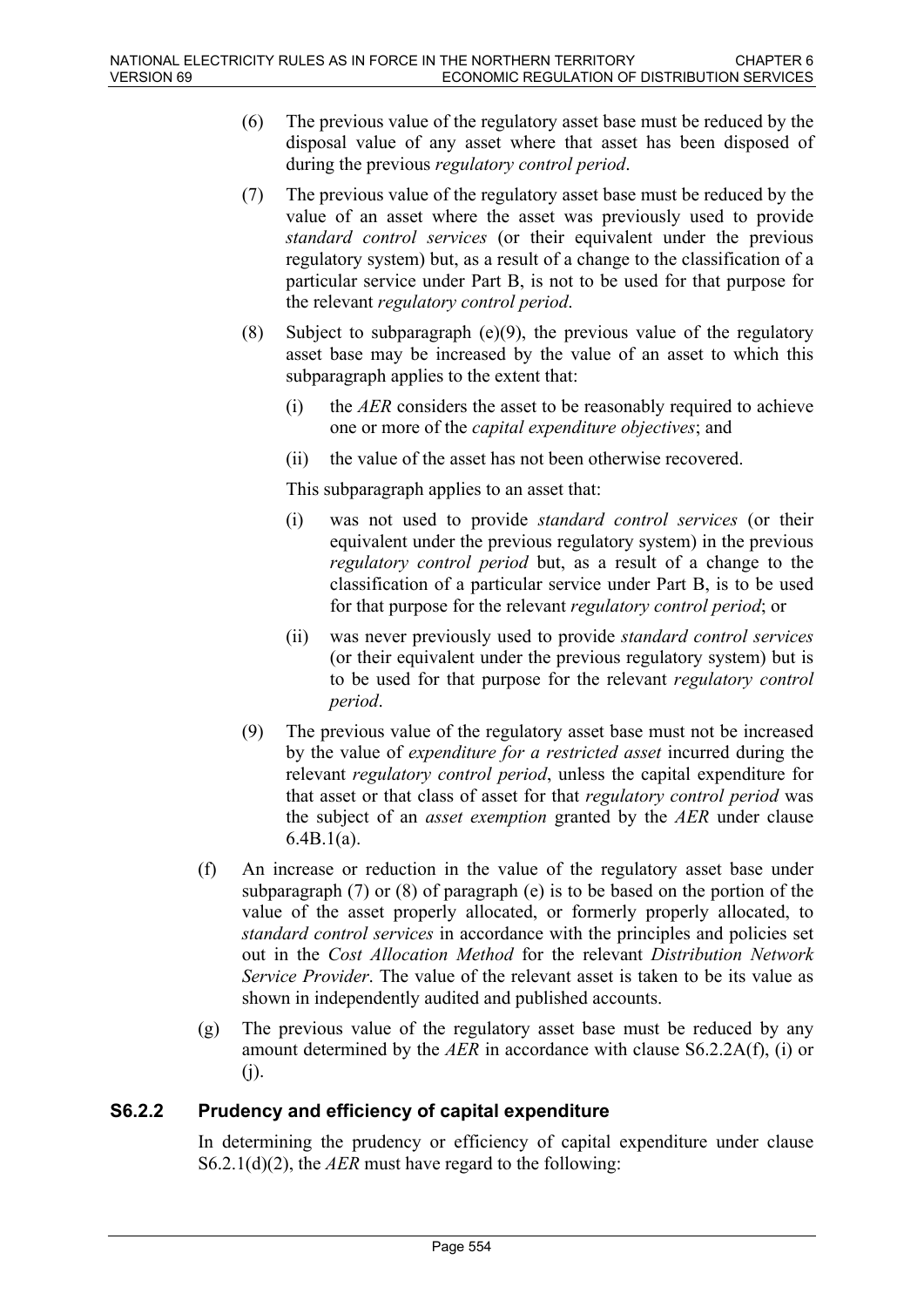(6) The previous value of the regulatory asset base must be reduced by the disposal value of any asset where that asset has been disposed of during the previous *regulatory control period*.

(7) The previous value of the regulatory asset base must be reduced by the value of an asset where the asset was previously used to provide *standard control services* (or their equivalent under the previous regulatory system) but, as a result of a change to the classification of a particular service under Part B, is not to be used for that purpose for the relevant *regulatory control period*.

(8) Subject to subparagraph (e)(9), the previous value of the regulatory asset base may be increased by the value of an asset to which this subparagraph applies to the extent that:

   (i) the *AER* considers the asset to be reasonably required to achieve one or more of the *capital expenditure objectives*; and

   (ii) the value of the asset has not been otherwise recovered.

   This subparagraph applies to an asset that:

   (i) was not used to provide *standard control services* (or their equivalent under the previous regulatory system) in the previous *regulatory control period* but, as a result of a change to the classification of a particular service under Part B, is to be used for that purpose for the relevant *regulatory control period*; or

   (ii) was never previously used to provide *standard control services* (or their equivalent under the previous regulatory system) but is to be used for that purpose for the relevant *regulatory control period*.

(9) The previous value of the regulatory asset base must not be increased by the value of *expenditure for a restricted asset* incurred during the relevant *regulatory control period*, unless the capital expenditure for that asset or that class of asset for that *regulatory control period* was the subject of an *asset exemption* granted by the *AER* under clause 6.4B.1(a).

(f) An increase or reduction in the value of the regulatory asset base under subparagraph (7) or (8) of paragraph (e) is to be based on the portion of the value of the asset properly allocated, or formerly properly allocated, to *standard control services* in accordance with the principles and policies set out in the *Cost Allocation Method* for the relevant *Distribution Network Service Provider*. The value of the relevant asset is taken to be its value as shown in independently audited and published accounts.

(g) The previous value of the regulatory asset base must be reduced by any amount determined by the *AER* in accordance with clause S6.2.2A(f), (i) or (j).

### S6.2.2 Prudency and efficiency of capital expenditure

In determining the prudency or efficiency of capital expenditure under clause S6.2.1(d)(2), the *AER* must have regard to the following: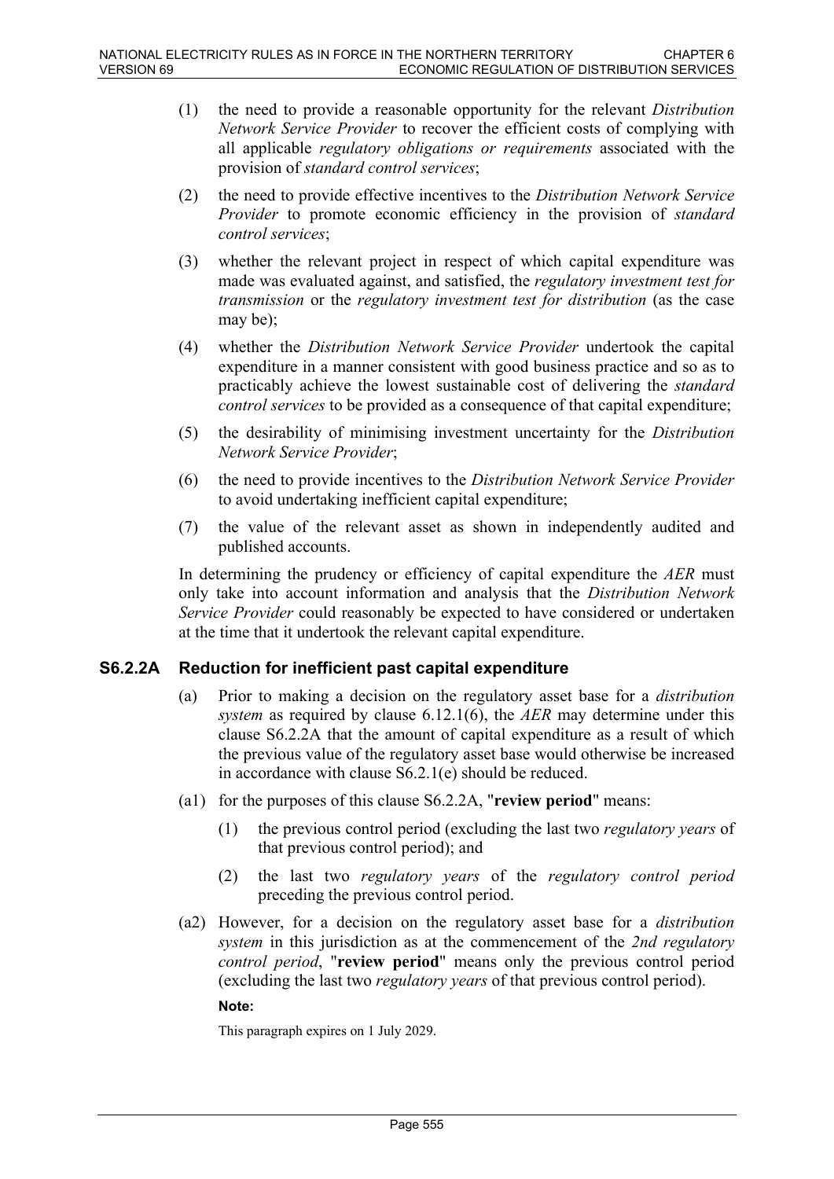(1) the need to provide a reasonable opportunity for the relevant *Distribution Network Service Provider* to recover the efficient costs of complying with all applicable *regulatory obligations or requirements* associated with the provision of *standard control services*;

(2) the need to provide effective incentives to the *Distribution Network Service Provider* to promote economic efficiency in the provision of *standard control services*;

(3) whether the relevant project in respect of which capital expenditure was made was evaluated against, and satisfied, the *regulatory investment test for transmission* or the *regulatory investment test for distribution* (as the case may be);

(4) whether the *Distribution Network Service Provider* undertook the capital expenditure in a manner consistent with good business practice and so as to practicably achieve the lowest sustainable cost of delivering the *standard control services* to be provided as a consequence of that capital expenditure;

(5) the desirability of minimising investment uncertainty for the *Distribution Network Service Provider*;

(6) the need to provide incentives to the *Distribution Network Service Provider* to avoid undertaking inefficient capital expenditure;

(7) the value of the relevant asset as shown in independently audited and published accounts.

In determining the prudency or efficiency of capital expenditure the *AER* must only take into account information and analysis that the *Distribution Network Service Provider* could reasonably be expected to have considered or undertaken at the time that it undertook the relevant capital expenditure.

## S6.2.2A Reduction for inefficient past capital expenditure

(a) Prior to making a decision on the regulatory asset base for a *distribution system* as required by clause 6.12.1(6), the *AER* may determine under this clause S6.2.2A that the amount of capital expenditure as a result of which the previous value of the regulatory asset base would otherwise be increased in accordance with clause S6.2.1(e) should be reduced.

(a1) for the purposes of this clause S6.2.2A, "**review period**" means:

(1) the previous control period (excluding the last two *regulatory years* of that previous control period); and

(2) the last two *regulatory years* of the *regulatory control period* preceding the previous control period.

(a2) However, for a decision on the regulatory asset base for a *distribution system* in this jurisdiction as at the commencement of the *2nd regulatory control period*, "**review period**" means only the previous control period (excluding the last two *regulatory years* of that previous control period).

**Note:**

This paragraph expires on 1 July 2029.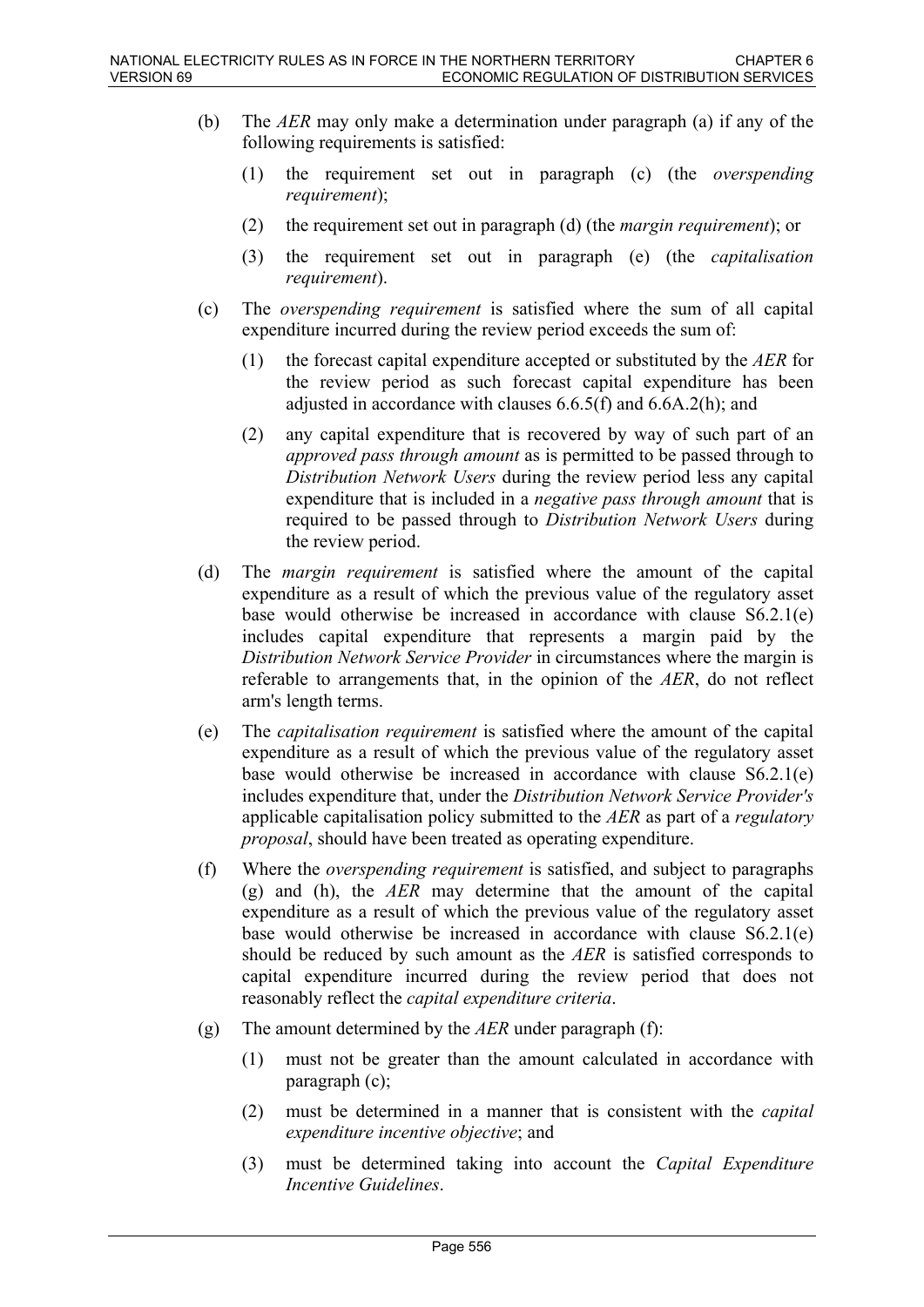(b) The *AER* may only make a determination under paragraph (a) if any of the following requirements is satisfied:

   (1) the requirement set out in paragraph (c) (the *overspending requirement*);

   (2) the requirement set out in paragraph (d) (the *margin requirement*); or

   (3) the requirement set out in paragraph (e) (the *capitalisation requirement*).

(c) The *overspending requirement* is satisfied where the sum of all capital expenditure incurred during the review period exceeds the sum of:

   (1) the forecast capital expenditure accepted or substituted by the *AER* for the review period as such forecast capital expenditure has been adjusted in accordance with clauses 6.6.5(f) and 6.6A.2(h); and

   (2) any capital expenditure that is recovered by way of such part of an *approved pass through amount* as is permitted to be passed through to *Distribution Network Users* during the review period less any capital expenditure that is included in a *negative pass through amount* that is required to be passed through to *Distribution Network Users* during the review period.

(d) The *margin requirement* is satisfied where the amount of the capital expenditure as a result of which the previous value of the regulatory asset base would otherwise be increased in accordance with clause S6.2.1(e) includes capital expenditure that represents a margin paid by the *Distribution Network Service Provider* in circumstances where the margin is referable to arrangements that, in the opinion of the *AER*, do not reflect arm's length terms.

(e) The *capitalisation requirement* is satisfied where the amount of the capital expenditure as a result of which the previous value of the regulatory asset base would otherwise be increased in accordance with clause S6.2.1(e) includes expenditure that, under the *Distribution Network Service Provider's* applicable capitalisation policy submitted to the *AER* as part of a *regulatory proposal*, should have been treated as operating expenditure.

(f) Where the *overspending requirement* is satisfied, and subject to paragraphs (g) and (h), the *AER* may determine that the amount of the capital expenditure as a result of which the previous value of the regulatory asset base would otherwise be increased in accordance with clause S6.2.1(e) should be reduced by such amount as the *AER* is satisfied corresponds to capital expenditure incurred during the review period that does not reasonably reflect the *capital expenditure criteria*.

(g) The amount determined by the *AER* under paragraph (f):

   (1) must not be greater than the amount calculated in accordance with paragraph (c);

   (2) must be determined in a manner that is consistent with the *capital expenditure incentive objective*; and

   (3) must be determined taking into account the *Capital Expenditure Incentive Guidelines*.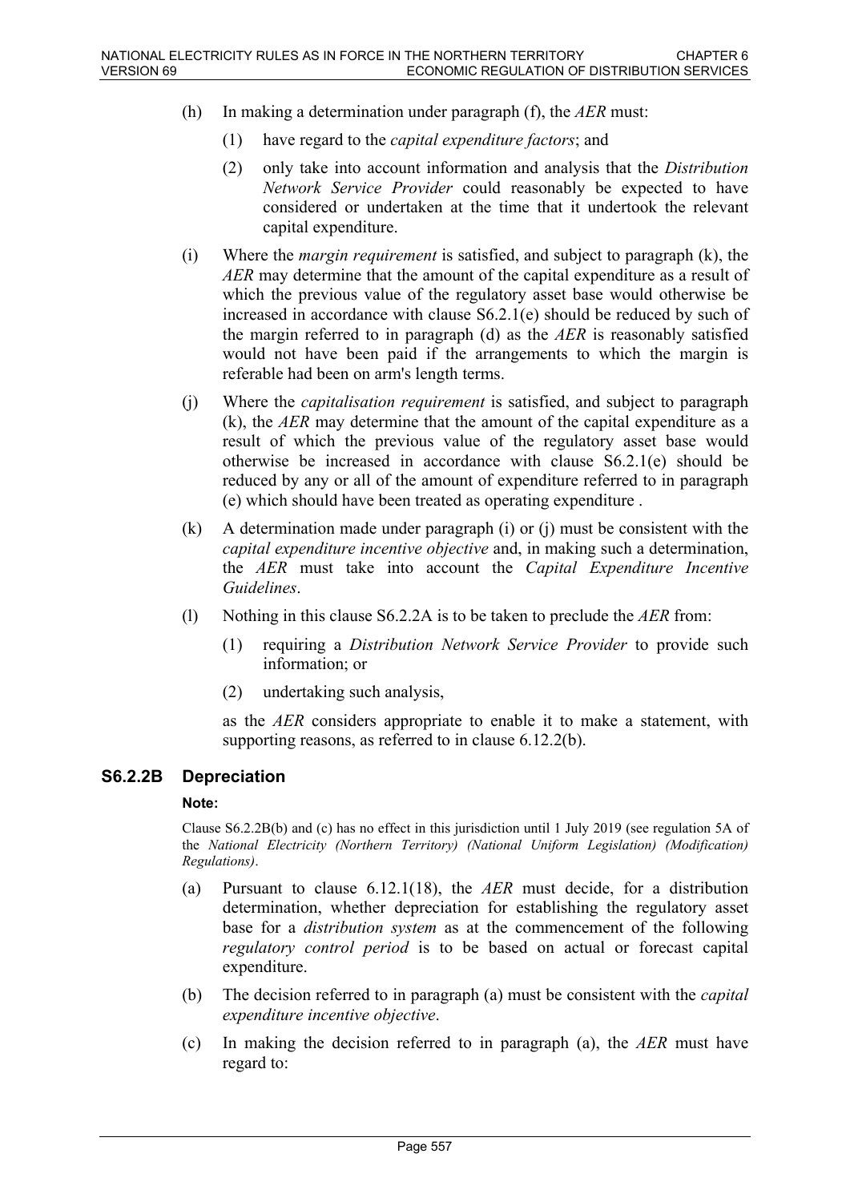(h) In making a determination under paragraph (f), the *AER* must:

(1) have regard to the *capital expenditure factors*; and

(2) only take into account information and analysis that the *Distribution Network Service Provider* could reasonably be expected to have considered or undertaken at the time that it undertook the relevant capital expenditure.

(i) Where the *margin requirement* is satisfied, and subject to paragraph (k), the *AER* may determine that the amount of the capital expenditure as a result of which the previous value of the regulatory asset base would otherwise be increased in accordance with clause S6.2.1(e) should be reduced by such of the margin referred to in paragraph (d) as the *AER* is reasonably satisfied would not have been paid if the arrangements to which the margin is referable had been on arm's length terms.

(j) Where the *capitalisation requirement* is satisfied, and subject to paragraph (k), the *AER* may determine that the amount of the capital expenditure as a result of which the previous value of the regulatory asset base would otherwise be increased in accordance with clause S6.2.1(e) should be reduced by any or all of the amount of expenditure referred to in paragraph (e) which should have been treated as operating expenditure .

(k) A determination made under paragraph (i) or (j) must be consistent with the *capital expenditure incentive objective* and, in making such a determination, the *AER* must take into account the *Capital Expenditure Incentive Guidelines*.

(l) Nothing in this clause S6.2.2A is to be taken to preclude the *AER* from:

(1) requiring a *Distribution Network Service Provider* to provide such information; or

(2) undertaking such analysis,

as the *AER* considers appropriate to enable it to make a statement, with supporting reasons, as referred to in clause 6.12.2(b).

## S6.2.2B Depreciation

**Note:**

Clause S6.2.2B(b) and (c) has no effect in this jurisdiction until 1 July 2019 (see regulation 5A of the *National Electricity (Northern Territory) (National Uniform Legislation) (Modification) Regulations)*.

(a) Pursuant to clause 6.12.1(18), the *AER* must decide, for a distribution determination, whether depreciation for establishing the regulatory asset base for a *distribution system* as at the commencement of the following *regulatory control period* is to be based on actual or forecast capital expenditure.

(b) The decision referred to in paragraph (a) must be consistent with the *capital expenditure incentive objective*.

(c) In making the decision referred to in paragraph (a), the *AER* must have regard to: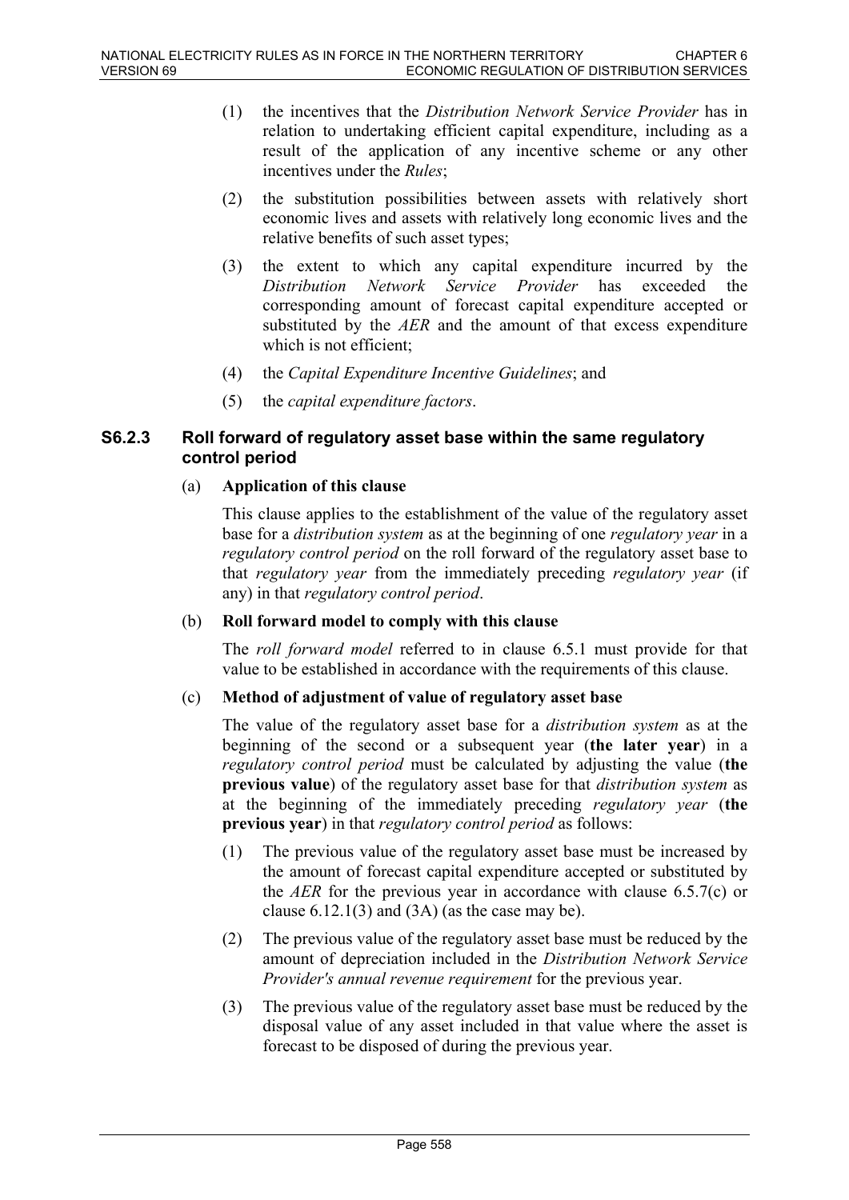(1) the incentives that the *Distribution Network Service Provider* has in relation to undertaking efficient capital expenditure, including as a result of the application of any incentive scheme or any other incentives under the *Rules*;

(2) the substitution possibilities between assets with relatively short economic lives and assets with relatively long economic lives and the relative benefits of such asset types;

(3) the extent to which any capital expenditure incurred by the *Distribution Network Service Provider* has exceeded the corresponding amount of forecast capital expenditure accepted or substituted by the *AER* and the amount of that excess expenditure which is not efficient;

(4) the *Capital Expenditure Incentive Guidelines*; and

(5) the *capital expenditure factors*.

### S6.2.3 Roll forward of regulatory asset base within the same regulatory control period

(a) **Application of this clause**

This clause applies to the establishment of the value of the regulatory asset base for a *distribution system* as at the beginning of one *regulatory year* in a *regulatory control period* on the roll forward of the regulatory asset base to that *regulatory year* from the immediately preceding *regulatory year* (if any) in that *regulatory control period*.

(b) **Roll forward model to comply with this clause**

The *roll forward model* referred to in clause 6.5.1 must provide for that value to be established in accordance with the requirements of this clause.

(c) **Method of adjustment of value of regulatory asset base**

The value of the regulatory asset base for a *distribution system* as at the beginning of the second or a subsequent year (**the later year**) in a *regulatory control period* must be calculated by adjusting the value (**the previous value**) of the regulatory asset base for that *distribution system* as at the beginning of the immediately preceding *regulatory year* (**the previous year**) in that *regulatory control period* as follows:

(1) The previous value of the regulatory asset base must be increased by the amount of forecast capital expenditure accepted or substituted by the *AER* for the previous year in accordance with clause 6.5.7(c) or clause 6.12.1(3) and (3A) (as the case may be).

(2) The previous value of the regulatory asset base must be reduced by the amount of depreciation included in the *Distribution Network Service Provider's annual revenue requirement* for the previous year.

(3) The previous value of the regulatory asset base must be reduced by the disposal value of any asset included in that value where the asset is forecast to be disposed of during the previous year.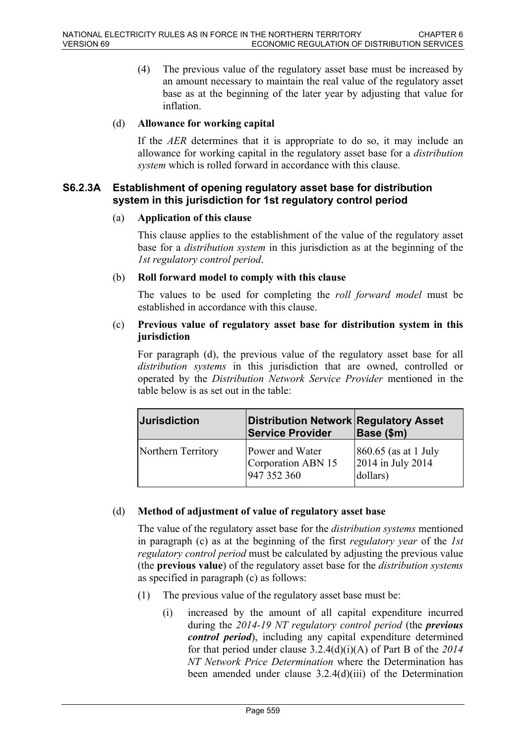(4) The previous value of the regulatory asset base must be increased by an amount necessary to maintain the real value of the regulatory asset base as at the beginning of the later year by adjusting that value for inflation.

(d) **Allowance for working capital**

If the *AER* determines that it is appropriate to do so, it may include an allowance for working capital in the regulatory asset base for a *distribution system* which is rolled forward in accordance with this clause.

### S6.2.3A Establishment of opening regulatory asset base for distribution system in this jurisdiction for 1st regulatory control period

(a) **Application of this clause**

This clause applies to the establishment of the value of the regulatory asset base for a *distribution system* in this jurisdiction as at the beginning of the *1st regulatory control period*.

(b) **Roll forward model to comply with this clause**

The values to be used for completing the *roll forward model* must be established in accordance with this clause.

(c) **Previous value of regulatory asset base for distribution system in this jurisdiction**

For paragraph (d), the previous value of the regulatory asset base for all *distribution systems* in this jurisdiction that are owned, controlled or operated by the *Distribution Network Service Provider* mentioned in the table below is as set out in the table:

| Jurisdiction | Distribution Network Service Provider | Regulatory Asset Base ($m) |
|---|---|---|
| Northern Territory | Power and Water Corporation ABN 15 947 352 360 | 860.65 (as at 1 July 2014 in July 2014 dollars) |

(d) **Method of adjustment of value of regulatory asset base**

The value of the regulatory asset base for the *distribution systems* mentioned in paragraph (c) as at the beginning of the first *regulatory year* of the *1st regulatory control period* must be calculated by adjusting the previous value (the **previous value**) of the regulatory asset base for the *distribution systems* as specified in paragraph (c) as follows:

(1) The previous value of the regulatory asset base must be:

(i) increased by the amount of all capital expenditure incurred during the *2014-19 NT regulatory control period* (the ***previous control period***), including any capital expenditure determined for that period under clause 3.2.4(d)(i)(A) of Part B of the *2014 NT Network Price Determination* where the Determination has been amended under clause 3.2.4(d)(iii) of the Determination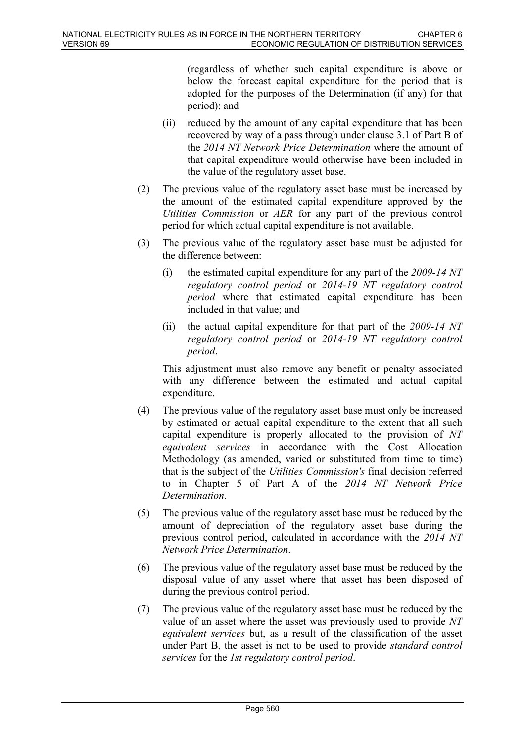(regardless of whether such capital expenditure is above or below the forecast capital expenditure for the period that is adopted for the purposes of the Determination (if any) for that period); and

(ii) reduced by the amount of any capital expenditure that has been recovered by way of a pass through under clause 3.1 of Part B of the *2014 NT Network Price Determination* where the amount of that capital expenditure would otherwise have been included in the value of the regulatory asset base.

(2) The previous value of the regulatory asset base must be increased by the amount of the estimated capital expenditure approved by the *Utilities Commission* or *AER* for any part of the previous control period for which actual capital expenditure is not available.

(3) The previous value of the regulatory asset base must be adjusted for the difference between:

(i) the estimated capital expenditure for any part of the *2009-14 NT regulatory control period* or *2014-19 NT regulatory control period* where that estimated capital expenditure has been included in that value; and

(ii) the actual capital expenditure for that part of the *2009-14 NT regulatory control period* or *2014-19 NT regulatory control period*.

This adjustment must also remove any benefit or penalty associated with any difference between the estimated and actual capital expenditure.

(4) The previous value of the regulatory asset base must only be increased by estimated or actual capital expenditure to the extent that all such capital expenditure is properly allocated to the provision of *NT equivalent services* in accordance with the Cost Allocation Methodology (as amended, varied or substituted from time to time) that is the subject of the *Utilities Commission's* final decision referred to in Chapter 5 of Part A of the *2014 NT Network Price Determination*.

(5) The previous value of the regulatory asset base must be reduced by the amount of depreciation of the regulatory asset base during the previous control period, calculated in accordance with the *2014 NT Network Price Determination*.

(6) The previous value of the regulatory asset base must be reduced by the disposal value of any asset where that asset has been disposed of during the previous control period.

(7) The previous value of the regulatory asset base must be reduced by the value of an asset where the asset was previously used to provide *NT equivalent services* but, as a result of the classification of the asset under Part B, the asset is not to be used to provide *standard control services* for the *1st regulatory control period*.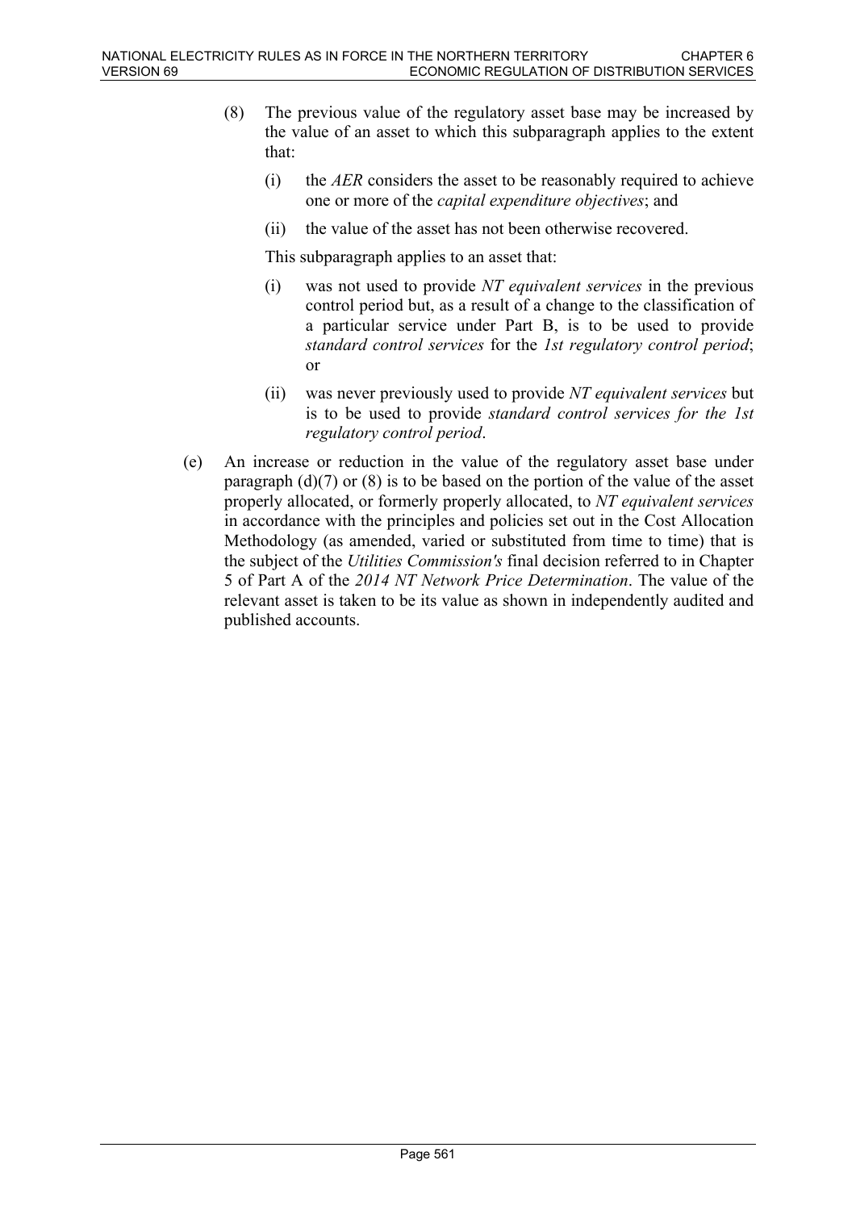(8) The previous value of the regulatory asset base may be increased by the value of an asset to which this subparagraph applies to the extent that:

   (i) the *AER* considers the asset to be reasonably required to achieve one or more of the *capital expenditure objectives*; and

   (ii) the value of the asset has not been otherwise recovered.

   This subparagraph applies to an asset that:

   (i) was not used to provide *NT equivalent services* in the previous control period but, as a result of a change to the classification of a particular service under Part B, is to be used to provide *standard control services* for the *1st regulatory control period*; or

   (ii) was never previously used to provide *NT equivalent services* but is to be used to provide *standard control services for the 1st regulatory control period*.

(e) An increase or reduction in the value of the regulatory asset base under paragraph (d)(7) or (8) is to be based on the portion of the value of the asset properly allocated, or formerly properly allocated, to *NT equivalent services* in accordance with the principles and policies set out in the Cost Allocation Methodology (as amended, varied or substituted from time to time) that is the subject of the *Utilities Commission's* final decision referred to in Chapter 5 of Part A of the *2014 NT Network Price Determination*. The value of the relevant asset is taken to be its value as shown in independently audited and published accounts.